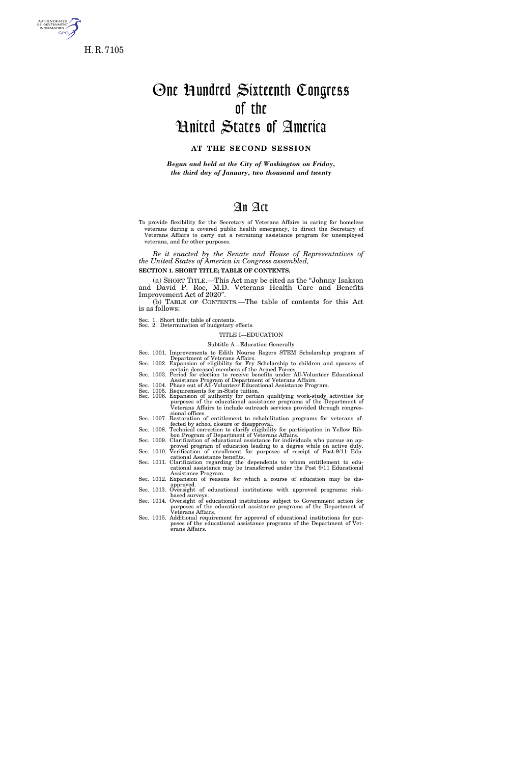H. R. 7105

# One Hundred Sixteenth Congress of the United States of America

**AT THE SECOND SESSION**

*Begun and held at the City of Washington on Friday, the third day of January, two thousand and twenty*

# An Act

To provide flexibility for the Secretary of Veterans Affairs in caring for homeless veterans during a covered public health emergency, to direct the Secretary of Veterans Affairs to carry out a retraining assistance program for unemployed veterans, and for other purposes.

*Be it enacted by the Senate and House of Representatives of the United States of America in Congress assembled,*

**SECTION 1. SHORT TITLE; TABLE OF CONTENTS.**

(a) SHORT TITLE.—This Act may be cited as the "Johnny Isakson and David P. Roe, M.D. Veterans Health Care and Benefits Improvement Act of 2020".

(b) TABLE OF CONTENTS.—The table of contents for this Act is as follows:

Sec. 1. Short title; table of contents.
Sec. 2. Determination of budgetary effects.

TITLE I—EDUCATION

Subtitle A—Education Generally

Sec. 1001. Improvements to Edith Nourse Rogers STEM Scholarship program of Department of Veterans Affairs.
Sec. 1002. Expansion of eligibility for Fry Scholarship to children and spouses of certain deceased members of the Armed Forces.
Sec. 1003. Period for election to receive benefits under All-Volunteer Educational Assistance Program of Department of Veterans Affairs.
Sec. 1004. Phase out of All-Volunteer Educational Assistance Program.
Sec. 1005. Requirements for in-State tuition.
Sec. 1006. Expansion of authority for certain qualifying work-study activities for purposes of the educational assistance programs of the Department of Veterans Affairs to include outreach services provided through congressional offices.
Sec. 1007. Restoration of entitlement to rehabilitation programs for veterans affected by school closure or disapproval.
Sec. 1008. Technical correction to clarify eligibility for participation in Yellow Ribbon Program of Department of Veterans Affairs.
Sec. 1009. Clarification of educational assistance for individuals who pursue an approved program of education leading to a degree while on active duty.
Sec. 1010. Verification of enrollment for purposes of receipt of Post-9/11 Educational Assistance benefits.
Sec. 1011. Clarification regarding the dependents to whom entitlement to educational assistance may be transferred under the Post 9/11 Educational Assistance Program.
Sec. 1012. Expansion of reasons for which a course of education may be disapproved.
Sec. 1013. Oversight of educational institutions with approved programs: risk-based surveys.
Sec. 1014. Oversight of educational institutions subject to Government action for purposes of the educational assistance programs of the Department of Veterans Affairs.
Sec. 1015. Additional requirement for approval of educational institutions for purposes of the educational assistance programs of the Department of Veterans Affairs.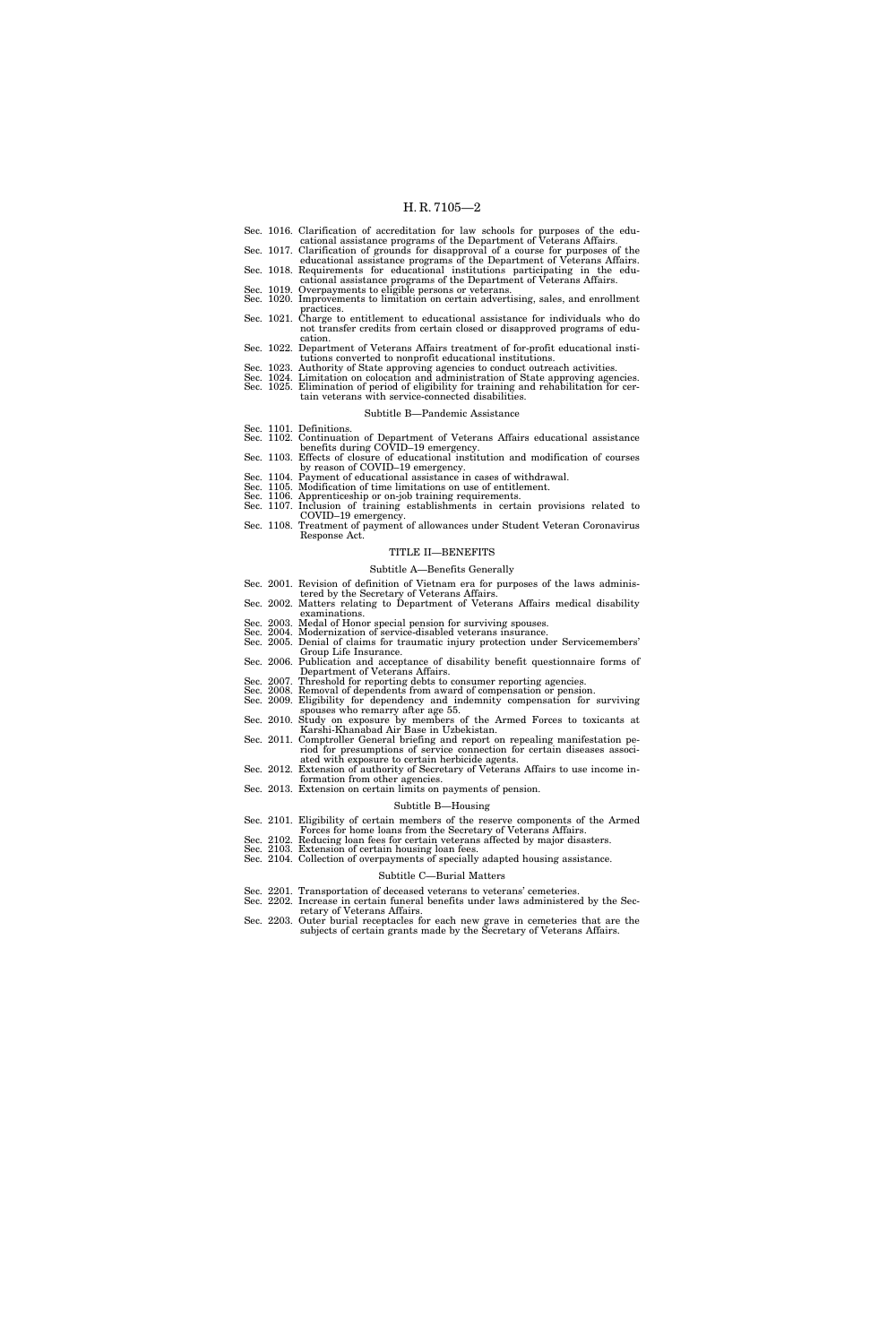Sec. 1016. Clarification of accreditation for law schools for purposes of the educational assistance programs of the Department of Veterans Affairs.
Sec. 1017. Clarification of grounds for disapproval of a course for purposes of the educational assistance programs of the Department of Veterans Affairs.
Sec. 1018. Requirements for educational institutions participating in the educational assistance programs of the Department of Veterans Affairs.
Sec. 1019. Overpayments to eligible persons or veterans.
Sec. 1020. Improvements to limitation on certain advertising, sales, and enrollment practices.
Sec. 1021. Charge to entitlement to educational assistance for individuals who do not transfer credits from certain closed or disapproved programs of education.
Sec. 1022. Department of Veterans Affairs treatment of for-profit educational institutions converted to nonprofit educational institutions.
Sec. 1023. Authority of State approving agencies to conduct outreach activities.
Sec. 1024. Limitation on colocation and administration of State approving agencies.
Sec. 1025. Elimination of period of eligibility for training and rehabilitation for certain veterans with service-connected disabilities.

### Subtitle B—Pandemic Assistance

Sec. 1101. Definitions.
Sec. 1102. Continuation of Department of Veterans Affairs educational assistance benefits during COVID–19 emergency.
Sec. 1103. Effects of closure of educational institution and modification of courses by reason of COVID–19 emergency.
Sec. 1104. Payment of educational assistance in cases of withdrawal.
Sec. 1105. Modification of time limitations on use of entitlement.
Sec. 1106. Apprenticeship or on-job training requirements.
Sec. 1107. Inclusion of training establishments in certain provisions related to COVID–19 emergency.
Sec. 1108. Treatment of payment of allowances under Student Veteran Coronavirus Response Act.

## TITLE II—BENEFITS

### Subtitle A—Benefits Generally

Sec. 2001. Revision of definition of Vietnam era for purposes of the laws administered by the Secretary of Veterans Affairs.
Sec. 2002. Matters relating to Department of Veterans Affairs medical disability examinations.
Sec. 2003. Medal of Honor special pension for surviving spouses.
Sec. 2004. Modernization of service-disabled veterans insurance.
Sec. 2005. Denial of claims for traumatic injury protection under Servicemembers' Group Life Insurance.
Sec. 2006. Publication and acceptance of disability benefit questionnaire forms of Department of Veterans Affairs.
Sec. 2007. Threshold for reporting debts to consumer reporting agencies.
Sec. 2008. Removal of dependents from award of compensation or pension.
Sec. 2009. Eligibility for dependency and indemnity compensation for surviving spouses who remarry after age 55.
Sec. 2010. Study on exposure by members of the Armed Forces to toxicants at Karshi-Khanabad Air Base in Uzbekistan.
Sec. 2011. Comptroller General briefing and report on repealing manifestation period for presumptions of service connection for certain diseases associated with exposure to certain herbicide agents.
Sec. 2012. Extension of authority of Secretary of Veterans Affairs to use income information from other agencies.
Sec. 2013. Extension on certain limits on payments of pension.

### Subtitle B—Housing

Sec. 2101. Eligibility of certain members of the reserve components of the Armed Forces for home loans from the Secretary of Veterans Affairs.
Sec. 2102. Reducing loan fees for certain veterans affected by major disasters.
Sec. 2103. Extension of certain housing loan fees.
Sec. 2104. Collection of overpayments of specially adapted housing assistance.

### Subtitle C—Burial Matters

Sec. 2201. Transportation of deceased veterans to veterans' cemeteries.
Sec. 2202. Increase in certain funeral benefits under laws administered by the Secretary of Veterans Affairs.
Sec. 2203. Outer burial receptacles for each new grave in cemeteries that are the subjects of certain grants made by the Secretary of Veterans Affairs.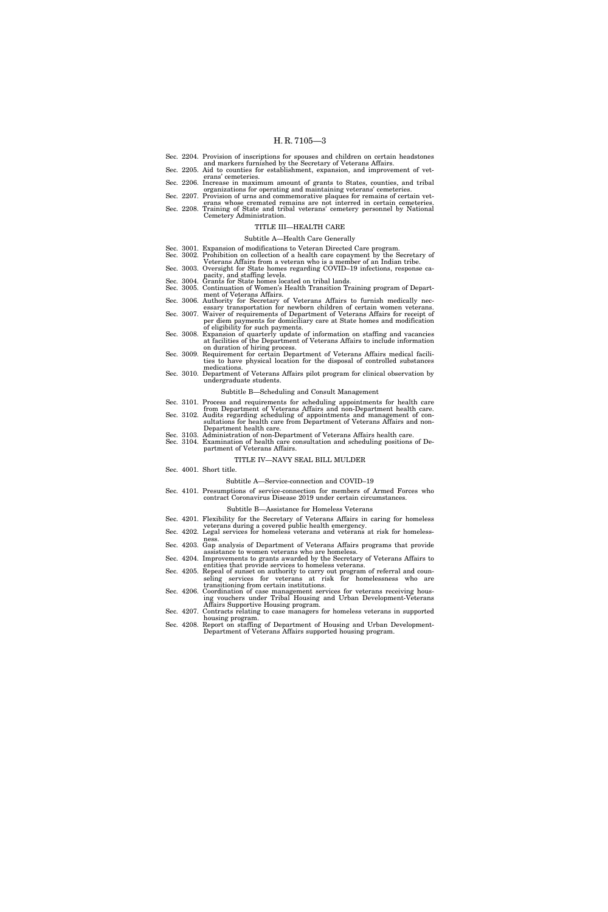Sec. 2204. Provision of inscriptions for spouses and children on certain headstones and markers furnished by the Secretary of Veterans Affairs.
Sec. 2205. Aid to counties for establishment, expansion, and improvement of veterans' cemeteries.
Sec. 2206. Increase in maximum amount of grants to States, counties, and tribal organizations for operating and maintaining veterans' cemeteries.
Sec. 2207. Provision of urns and commemorative plaques for remains of certain veterans whose cremated remains are not interred in certain cemeteries.
Sec. 2208. Training of State and tribal veterans' cemetery personnel by National Cemetery Administration.

## TITLE III—HEALTH CARE

### Subtitle A—Health Care Generally

Sec. 3001. Expansion of modifications to Veteran Directed Care program.
Sec. 3002. Prohibition on collection of a health care copayment by the Secretary of Veterans Affairs from a veteran who is a member of an Indian tribe.
Sec. 3003. Oversight for State homes regarding COVID–19 infections, response capacity, and staffing levels.
Sec. 3004. Grants for State homes located on tribal lands.
Sec. 3005. Continuation of Women's Health Transition Training program of Department of Veterans Affairs.
Sec. 3006. Authority for Secretary of Veterans Affairs to furnish medically necessary transportation for newborn children of certain women veterans.
Sec. 3007. Waiver of requirements of Department of Veterans Affairs for receipt of per diem payments for domiciliary care at State homes and modification of eligibility for such payments.
Sec. 3008. Expansion of quarterly update of information on staffing and vacancies at facilities of the Department of Veterans Affairs to include information on duration of hiring process.
Sec. 3009. Requirement for certain Department of Veterans Affairs medical facilities to have physical location for the disposal of controlled substances medications.
Sec. 3010. Department of Veterans Affairs pilot program for clinical observation by undergraduate students.

### Subtitle B—Scheduling and Consult Management

Sec. 3101. Process and requirements for scheduling appointments for health care from Department of Veterans Affairs and non-Department health care.
Sec. 3102. Audits regarding scheduling of appointments and management of consultations for health care from Department of Veterans Affairs and non-Department health care.
Sec. 3103. Administration of non-Department of Veterans Affairs health care.
Sec. 3104. Examination of health care consultation and scheduling positions of Department of Veterans Affairs.

## TITLE IV—NAVY SEAL BILL MULDER

Sec. 4001. Short title.

### Subtitle A—Service-connection and COVID–19

Sec. 4101. Presumptions of service-connection for members of Armed Forces who contract Coronavirus Disease 2019 under certain circumstances.

### Subtitle B—Assistance for Homeless Veterans

Sec. 4201. Flexibility for the Secretary of Veterans Affairs in caring for homeless veterans during a covered public health emergency.
Sec. 4202. Legal services for homeless veterans and veterans at risk for homelessness.
Sec. 4203. Gap analysis of Department of Veterans Affairs programs that provide assistance to women veterans who are homeless.
Sec. 4204. Improvements to grants awarded by the Secretary of Veterans Affairs to entities that provide services to homeless veterans.
Sec. 4205. Repeal of sunset on authority to carry out program of referral and counseling services for veterans at risk for homelessness who are transitioning from certain institutions.
Sec. 4206. Coordination of case management services for veterans receiving housing vouchers under Tribal Housing and Urban Development-Veterans Affairs Supportive Housing program.
Sec. 4207. Contracts relating to case managers for homeless veterans in supported housing program.
Sec. 4208. Report on staffing of Department of Housing and Urban Development-Department of Veterans Affairs supported housing program.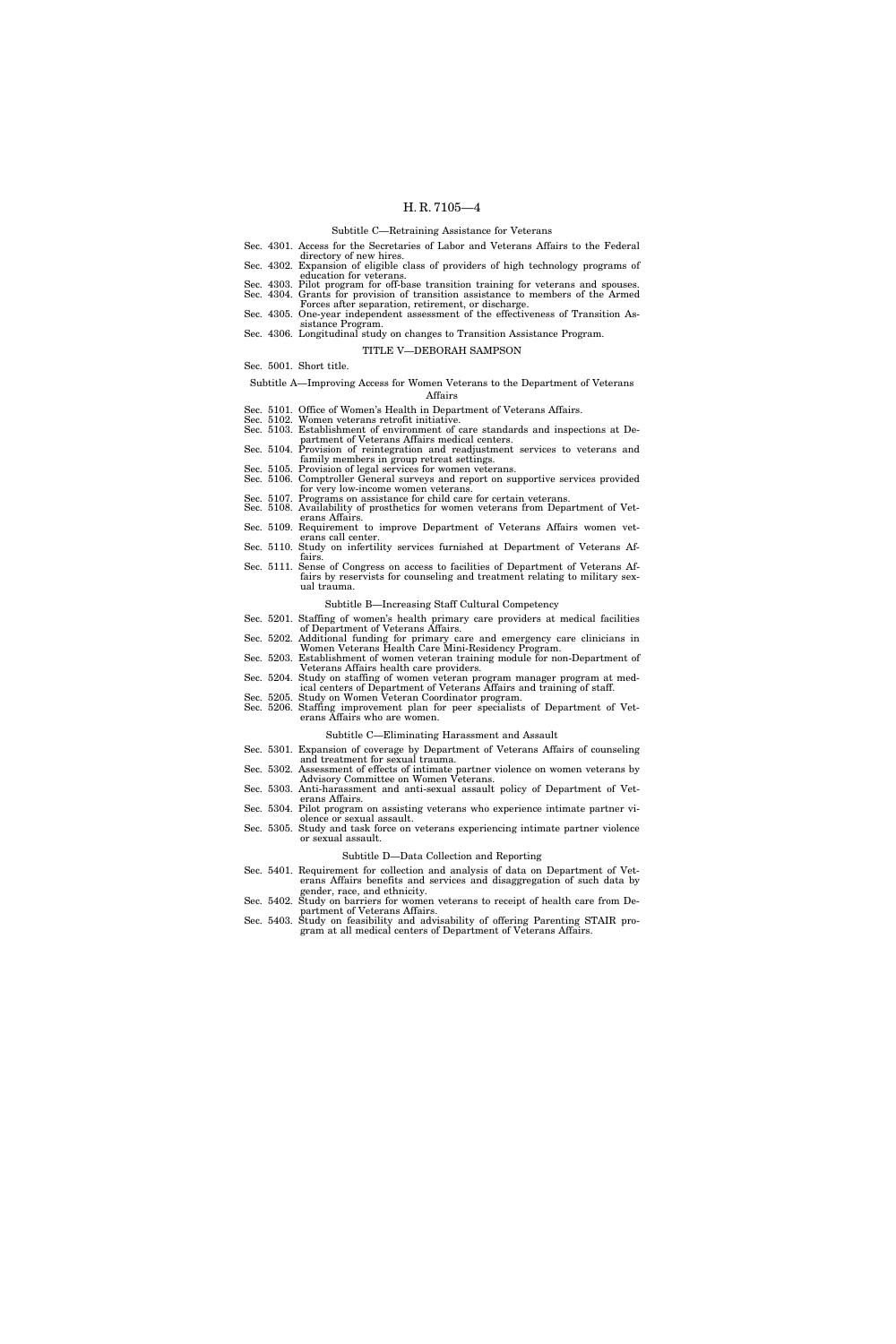### Subtitle C—Retraining Assistance for Veterans

Sec. 4301. Access for the Secretaries of Labor and Veterans Affairs to the Federal directory of new hires.
Sec. 4302. Expansion of eligible class of providers of high technology programs of education for veterans.
Sec. 4303. Pilot program for off-base transition training for veterans and spouses.
Sec. 4304. Grants for provision of transition assistance to members of the Armed Forces after separation, retirement, or discharge.
Sec. 4305. One-year independent assessment of the effectiveness of Transition Assistance Program.
Sec. 4306. Longitudinal study on changes to Transition Assistance Program.

## TITLE V—DEBORAH SAMPSON

Sec. 5001. Short title.

### Subtitle A—Improving Access for Women Veterans to the Department of Veterans Affairs

Sec. 5101. Office of Women's Health in Department of Veterans Affairs.
Sec. 5102. Women veterans retrofit initiative.
Sec. 5103. Establishment of environment of care standards and inspections at Department of Veterans Affairs medical centers.
Sec. 5104. Provision of reintegration and readjustment services to veterans and family members in group retreat settings.
Sec. 5105. Provision of legal services for women veterans.
Sec. 5106. Comptroller General surveys and report on supportive services provided for very low-income women veterans.
Sec. 5107. Programs on assistance for child care for certain veterans.
Sec. 5108. Availability of prosthetics for women veterans from Department of Veterans Affairs.
Sec. 5109. Requirement to improve Department of Veterans Affairs women veterans call center.
Sec. 5110. Study on infertility services furnished at Department of Veterans Affairs.
Sec. 5111. Sense of Congress on access to facilities of Department of Veterans Affairs by reservists for counseling and treatment relating to military sexual trauma.

### Subtitle B—Increasing Staff Cultural Competency

Sec. 5201. Staffing of women's health primary care providers at medical facilities of Department of Veterans Affairs.
Sec. 5202. Additional funding for primary care and emergency care clinicians in Women Veterans Health Care Mini-Residency Program.
Sec. 5203. Establishment of women veteran training module for non-Department of Veterans Affairs health care providers.
Sec. 5204. Study on staffing of women veteran program manager program at medical centers of Department of Veterans Affairs and training of staff.
Sec. 5205. Study on Women Veteran Coordinator program.
Sec. 5206. Staffing improvement plan for peer specialists of Department of Veterans Affairs who are women.

### Subtitle C—Eliminating Harassment and Assault

Sec. 5301. Expansion of coverage by Department of Veterans Affairs of counseling and treatment for sexual trauma.
Sec. 5302. Assessment of effects of intimate partner violence on women veterans by Advisory Committee on Women Veterans.
Sec. 5303. Anti-harassment and anti-sexual assault policy of Department of Veterans Affairs.
Sec. 5304. Pilot program on assisting veterans who experience intimate partner violence or sexual assault.
Sec. 5305. Study and task force on veterans experiencing intimate partner violence or sexual assault.

### Subtitle D—Data Collection and Reporting

Sec. 5401. Requirement for collection and analysis of data on Department of Veterans Affairs benefits and services and disaggregation of such data by gender, race, and ethnicity.
Sec. 5402. Study on barriers for women veterans to receipt of health care from Department of Veterans Affairs.
Sec. 5403. Study on feasibility and advisability of offering Parenting STAIR program at all medical centers of Department of Veterans Affairs.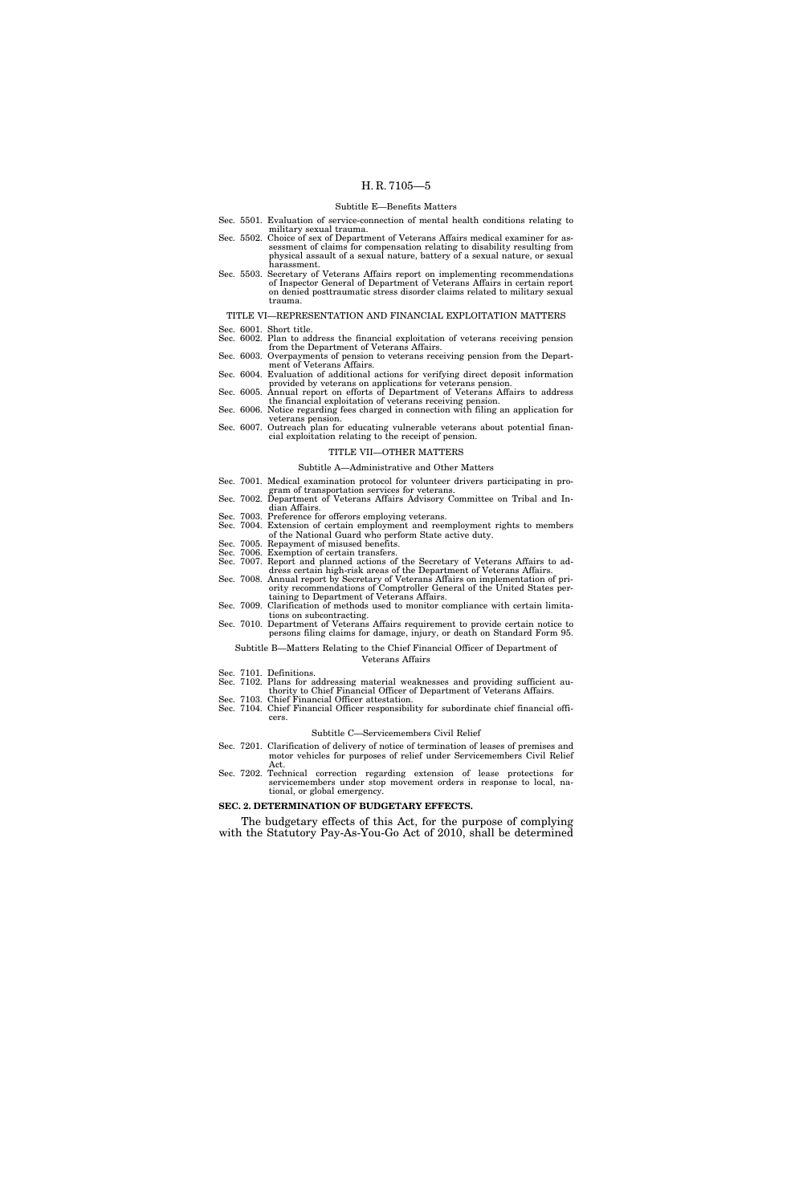Subtitle E—Benefits Matters

Sec. 5501. Evaluation of service-connection of mental health conditions relating to military sexual trauma.
Sec. 5502. Choice of sex of Department of Veterans Affairs medical examiner for assessment of claims for compensation relating to disability resulting from physical assault of a sexual nature, battery of a sexual nature, or sexual harassment.
Sec. 5503. Secretary of Veterans Affairs report on implementing recommendations of Inspector General of Department of Veterans Affairs in certain report on denied posttraumatic stress disorder claims related to military sexual trauma.

TITLE VI—REPRESENTATION AND FINANCIAL EXPLOITATION MATTERS

Sec. 6001. Short title.
Sec. 6002. Plan to address the financial exploitation of veterans receiving pension from the Department of Veterans Affairs.
Sec. 6003. Overpayments of pension to veterans receiving pension from the Department of Veterans Affairs.
Sec. 6004. Evaluation of additional actions for verifying direct deposit information provided by veterans on applications for veterans pension.
Sec. 6005. Annual report on efforts of Department of Veterans Affairs to address the financial exploitation of veterans receiving pension.
Sec. 6006. Notice regarding fees charged in connection with filing an application for veterans pension.
Sec. 6007. Outreach plan for educating vulnerable veterans about potential financial exploitation relating to the receipt of pension.

TITLE VII—OTHER MATTERS

Subtitle A—Administrative and Other Matters

Sec. 7001. Medical examination protocol for volunteer drivers participating in program of transportation services for veterans.
Sec. 7002. Department of Veterans Affairs Advisory Committee on Tribal and Indian Affairs.
Sec. 7003. Preference for offerors employing veterans.
Sec. 7004. Extension of certain employment and reemployment rights to members of the National Guard who perform State active duty.
Sec. 7005. Repayment of misused benefits.
Sec. 7006. Exemption of certain transfers.
Sec. 7007. Report and planned actions of the Secretary of Veterans Affairs to address certain high-risk areas of the Department of Veterans Affairs.
Sec. 7008. Annual report by Secretary of Veterans Affairs on implementation of priority recommendations of Comptroller General of the United States pertaining to Department of Veterans Affairs.
Sec. 7009. Clarification of methods used to monitor compliance with certain limitations on subcontracting.
Sec. 7010. Department of Veterans Affairs requirement to provide certain notice to persons filing claims for damage, injury, or death on Standard Form 95.

Subtitle B—Matters Relating to the Chief Financial Officer of Department of Veterans Affairs

Sec. 7101. Definitions.
Sec. 7102. Plans for addressing material weaknesses and providing sufficient authority to Chief Financial Officer of Department of Veterans Affairs.
Sec. 7103. Chief Financial Officer attestation.
Sec. 7104. Chief Financial Officer responsibility for subordinate chief financial officers.

Subtitle C—Servicemembers Civil Relief

Sec. 7201. Clarification of delivery of notice of termination of leases of premises and motor vehicles for purposes of relief under Servicemembers Civil Relief Act.
Sec. 7202. Technical correction regarding extension of lease protections for servicemembers under stop movement orders in response to local, national, or global emergency.

**SEC. 2. DETERMINATION OF BUDGETARY EFFECTS.**

The budgetary effects of this Act, for the purpose of complying with the Statutory Pay-As-You-Go Act of 2010, shall be determined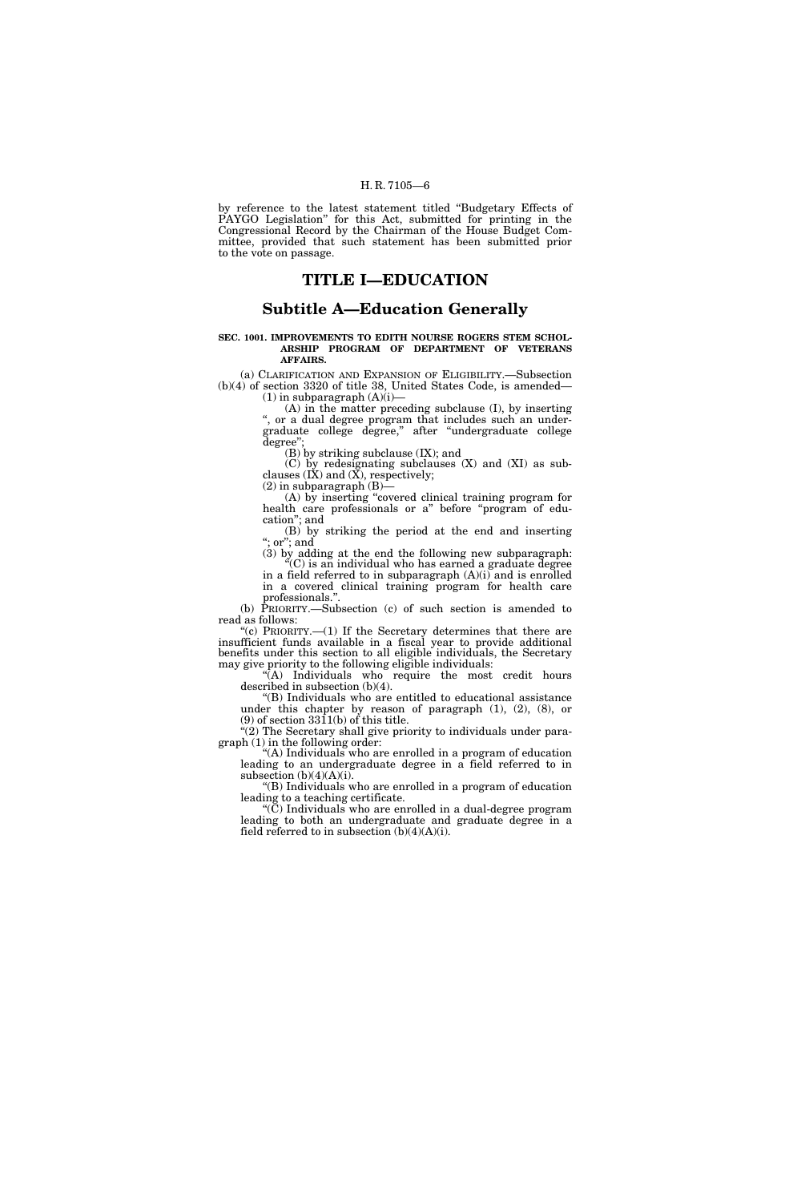by reference to the latest statement titled "Budgetary Effects of PAYGO Legislation" for this Act, submitted for printing in the Congressional Record by the Chairman of the House Budget Committee, provided that such statement has been submitted prior to the vote on passage.

# TITLE I—EDUCATION

## Subtitle A—Education Generally

**SEC. 1001. IMPROVEMENTS TO EDITH NOURSE ROGERS STEM SCHOLARSHIP PROGRAM OF DEPARTMENT OF VETERANS AFFAIRS.**

(a) CLARIFICATION AND EXPANSION OF ELIGIBILITY.—Subsection (b)(4) of section 3320 of title 38, United States Code, is amended—

(1) in subparagraph (A)(i)—

(A) in the matter preceding subclause (I), by inserting ", or a dual degree program that includes such an undergraduate college degree," after "undergraduate college degree";

(B) by striking subclause (IX); and

(C) by redesignating subclauses (X) and (XI) as subclauses (IX) and (X), respectively;

(2) in subparagraph (B)—

(A) by inserting "covered clinical training program for health care professionals or a" before "program of education"; and

(B) by striking the period at the end and inserting "; or"; and

(3) by adding at the end the following new subparagraph:

"(C) is an individual who has earned a graduate degree in a field referred to in subparagraph (A)(i) and is enrolled in a covered clinical training program for health care professionals.".

(b) PRIORITY.—Subsection (c) of such section is amended to read as follows:

"(c) PRIORITY.—(1) If the Secretary determines that there are insufficient funds available in a fiscal year to provide additional benefits under this section to all eligible individuals, the Secretary may give priority to the following eligible individuals:

"(A) Individuals who require the most credit hours described in subsection (b)(4).

"(B) Individuals who are entitled to educational assistance under this chapter by reason of paragraph (1), (2), (8), or (9) of section 3311(b) of this title.

"(2) The Secretary shall give priority to individuals under paragraph (1) in the following order:

"(A) Individuals who are enrolled in a program of education leading to an undergraduate degree in a field referred to in subsection (b)(4)(A)(i).

"(B) Individuals who are enrolled in a program of education leading to a teaching certificate.

"(C) Individuals who are enrolled in a dual-degree program leading to both an undergraduate and graduate degree in a field referred to in subsection (b)(4)(A)(i).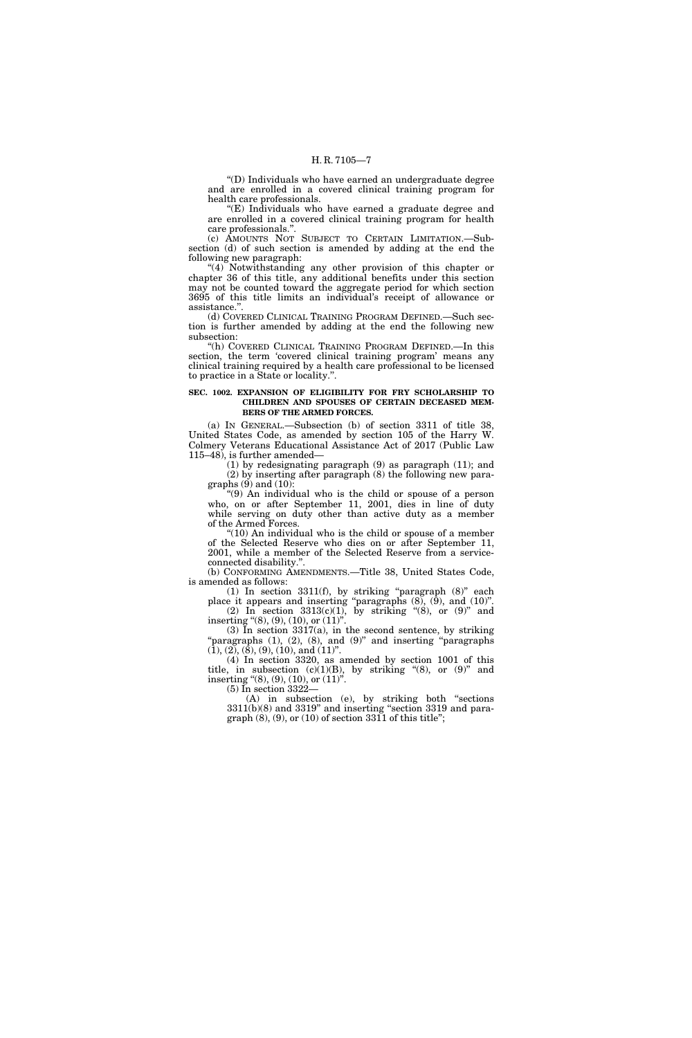"(D) Individuals who have earned an undergraduate degree and are enrolled in a covered clinical training program for health care professionals.

"(E) Individuals who have earned a graduate degree and are enrolled in a covered clinical training program for health care professionals.".

(c) AMOUNTS NOT SUBJECT TO CERTAIN LIMITATION.—Subsection (d) of such section is amended by adding at the end the following new paragraph:

"(4) Notwithstanding any other provision of this chapter or chapter 36 of this title, any additional benefits under this section may not be counted toward the aggregate period for which section 3695 of this title limits an individual's receipt of allowance or assistance.".

(d) COVERED CLINICAL TRAINING PROGRAM DEFINED.—Such section is further amended by adding at the end the following new subsection:

"(h) COVERED CLINICAL TRAINING PROGRAM DEFINED.—In this section, the term 'covered clinical training program' means any clinical training required by a health care professional to be licensed to practice in a State or locality.".

**SEC. 1002. EXPANSION OF ELIGIBILITY FOR FRY SCHOLARSHIP TO CHILDREN AND SPOUSES OF CERTAIN DECEASED MEMBERS OF THE ARMED FORCES.**

(a) IN GENERAL.—Subsection (b) of section 3311 of title 38, United States Code, as amended by section 105 of the Harry W. Colmery Veterans Educational Assistance Act of 2017 (Public Law 115–48), is further amended—

(1) by redesignating paragraph (9) as paragraph (11); and

(2) by inserting after paragraph (8) the following new paragraphs (9) and (10):

"(9) An individual who is the child or spouse of a person who, on or after September 11, 2001, dies in line of duty while serving on duty other than active duty as a member of the Armed Forces.

"(10) An individual who is the child or spouse of a member of the Selected Reserve who dies on or after September 11, 2001, while a member of the Selected Reserve from a service-connected disability.".

(b) CONFORMING AMENDMENTS.—Title 38, United States Code, is amended as follows:

(1) In section 3311(f), by striking "paragraph (8)" each place it appears and inserting "paragraphs (8), (9), and (10)".

(2) In section 3313(c)(1), by striking "(8), or (9)" and inserting "(8), (9), (10), or (11)".

(3) In section 3317(a), in the second sentence, by striking "paragraphs (1), (2), (8), and (9)" and inserting "paragraphs (1), (2), (8), (9), (10), and (11)".

(4) In section 3320, as amended by section 1001 of this title, in subsection (c)(1)(B), by striking "(8), or (9)" and inserting "(8), (9), (10), or (11)".

(5) In section 3322—

(A) in subsection (e), by striking both "sections 3311(b)(8) and 3319" and inserting "section 3319 and paragraph (8), (9), or (10) of section 3311 of this title";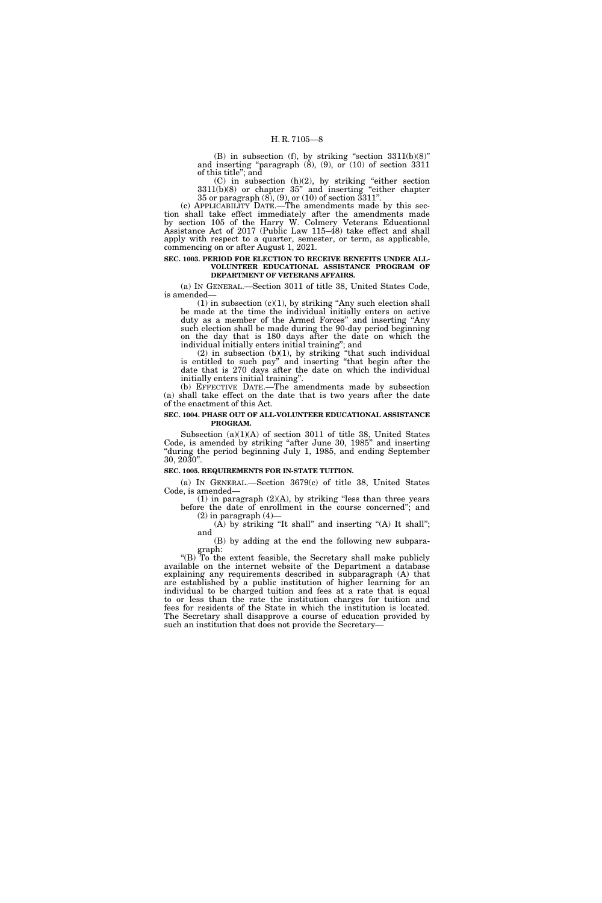(B) in subsection (f), by striking "section 3311(b)(8)" and inserting "paragraph (8), (9), or (10) of section 3311 of this title"; and

(C) in subsection (h)(2), by striking "either section 3311(b)(8) or chapter 35" and inserting "either chapter 35 or paragraph (8), (9), or (10) of section 3311".

(c) APPLICABILITY DATE.—The amendments made by this section shall take effect immediately after the amendments made by section 105 of the Harry W. Colmery Veterans Educational Assistance Act of 2017 (Public Law 115–48) take effect and shall apply with respect to a quarter, semester, or term, as applicable, commencing on or after August 1, 2021.

**SEC. 1003. PERIOD FOR ELECTION TO RECEIVE BENEFITS UNDER ALL-VOLUNTEER EDUCATIONAL ASSISTANCE PROGRAM OF DEPARTMENT OF VETERANS AFFAIRS.**

(a) IN GENERAL.—Section 3011 of title 38, United States Code, is amended—

(1) in subsection (c)(1), by striking "Any such election shall be made at the time the individual initially enters on active duty as a member of the Armed Forces" and inserting "Any such election shall be made during the 90-day period beginning on the day that is 180 days after the date on which the individual initially enters initial training"; and

(2) in subsection (b)(1), by striking "that such individual is entitled to such pay" and inserting "that begin after the date that is 270 days after the date on which the individual initially enters initial training".

(b) EFFECTIVE DATE.—The amendments made by subsection (a) shall take effect on the date that is two years after the date of the enactment of this Act.

**SEC. 1004. PHASE OUT OF ALL-VOLUNTEER EDUCATIONAL ASSISTANCE PROGRAM.**

Subsection (a)(1)(A) of section 3011 of title 38, United States Code, is amended by striking "after June 30, 1985" and inserting "during the period beginning July 1, 1985, and ending September 30, 2030".

**SEC. 1005. REQUIREMENTS FOR IN-STATE TUITION.**

(a) IN GENERAL.—Section 3679(c) of title 38, United States Code, is amended—

(1) in paragraph (2)(A), by striking "less than three years before the date of enrollment in the course concerned"; and

(2) in paragraph (4)—

(A) by striking "It shall" and inserting "(A) It shall"; and

(B) by adding at the end the following new subparagraph:

"(B) To the extent feasible, the Secretary shall make publicly available on the internet website of the Department a database explaining any requirements described in subparagraph (A) that are established by a public institution of higher learning for an individual to be charged tuition and fees at a rate that is equal to or less than the rate the institution charges for tuition and fees for residents of the State in which the institution is located. The Secretary shall disapprove a course of education provided by such an institution that does not provide the Secretary—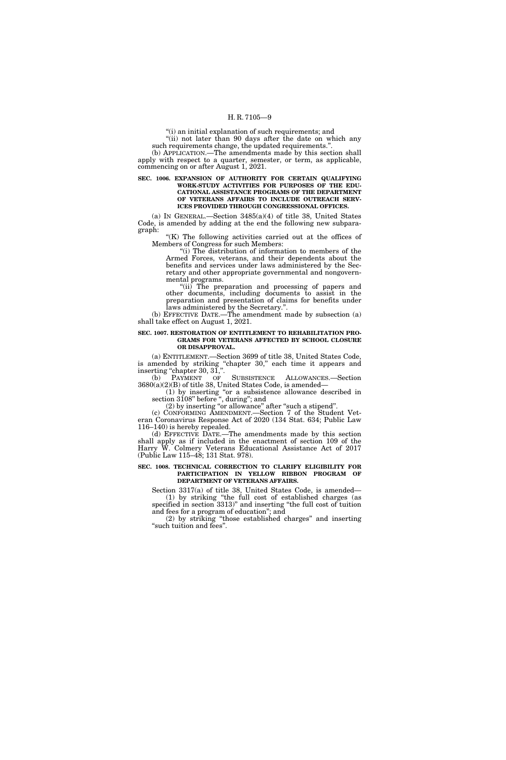"(i) an initial explanation of such requirements; and

"(ii) not later than 90 days after the date on which any such requirements change, the updated requirements.".

(b) APPLICATION.—The amendments made by this section shall apply with respect to a quarter, semester, or term, as applicable, commencing on or after August 1, 2021.

**SEC. 1006. EXPANSION OF AUTHORITY FOR CERTAIN QUALIFYING WORK-STUDY ACTIVITIES FOR PURPOSES OF THE EDUCATIONAL ASSISTANCE PROGRAMS OF THE DEPARTMENT OF VETERANS AFFAIRS TO INCLUDE OUTREACH SERVICES PROVIDED THROUGH CONGRESSIONAL OFFICES.**

(a) IN GENERAL.—Section 3485(a)(4) of title 38, United States Code, is amended by adding at the end the following new subparagraph:

"(K) The following activities carried out at the offices of Members of Congress for such Members:

"(i) The distribution of information to members of the Armed Forces, veterans, and their dependents about the benefits and services under laws administered by the Secretary and other appropriate governmental and nongovernmental programs.

"(ii) The preparation and processing of papers and other documents, including documents to assist in the preparation and presentation of claims for benefits under laws administered by the Secretary.".

(b) EFFECTIVE DATE.—The amendment made by subsection (a) shall take effect on August 1, 2021.

**SEC. 1007. RESTORATION OF ENTITLEMENT TO REHABILITATION PROGRAMS FOR VETERANS AFFECTED BY SCHOOL CLOSURE OR DISAPPROVAL.**

(a) ENTITLEMENT.—Section 3699 of title 38, United States Code, is amended by striking "chapter 30," each time it appears and inserting "chapter 30, 31,".

(b) PAYMENT OF SUBSISTENCE ALLOWANCES.—Section 3680(a)(2)(B) of title 38, United States Code, is amended—

(1) by inserting "or a subsistence allowance described in section 3108" before ", during"; and

(2) by inserting "or allowance" after "such a stipend".

(c) CONFORMING AMENDMENT.—Section 7 of the Student Veteran Coronavirus Response Act of 2020 (134 Stat. 634; Public Law 116–140) is hereby repealed.

(d) EFFECTIVE DATE.—The amendments made by this section shall apply as if included in the enactment of section 109 of the Harry W. Colmery Veterans Educational Assistance Act of 2017 (Public Law 115–48; 131 Stat. 978).

**SEC. 1008. TECHNICAL CORRECTION TO CLARIFY ELIGIBILITY FOR PARTICIPATION IN YELLOW RIBBON PROGRAM OF DEPARTMENT OF VETERANS AFFAIRS.**

Section 3317(a) of title 38, United States Code, is amended—

(1) by striking "the full cost of established charges (as specified in section 3313)" and inserting "the full cost of tuition and fees for a program of education"; and

(2) by striking "those established charges" and inserting "such tuition and fees".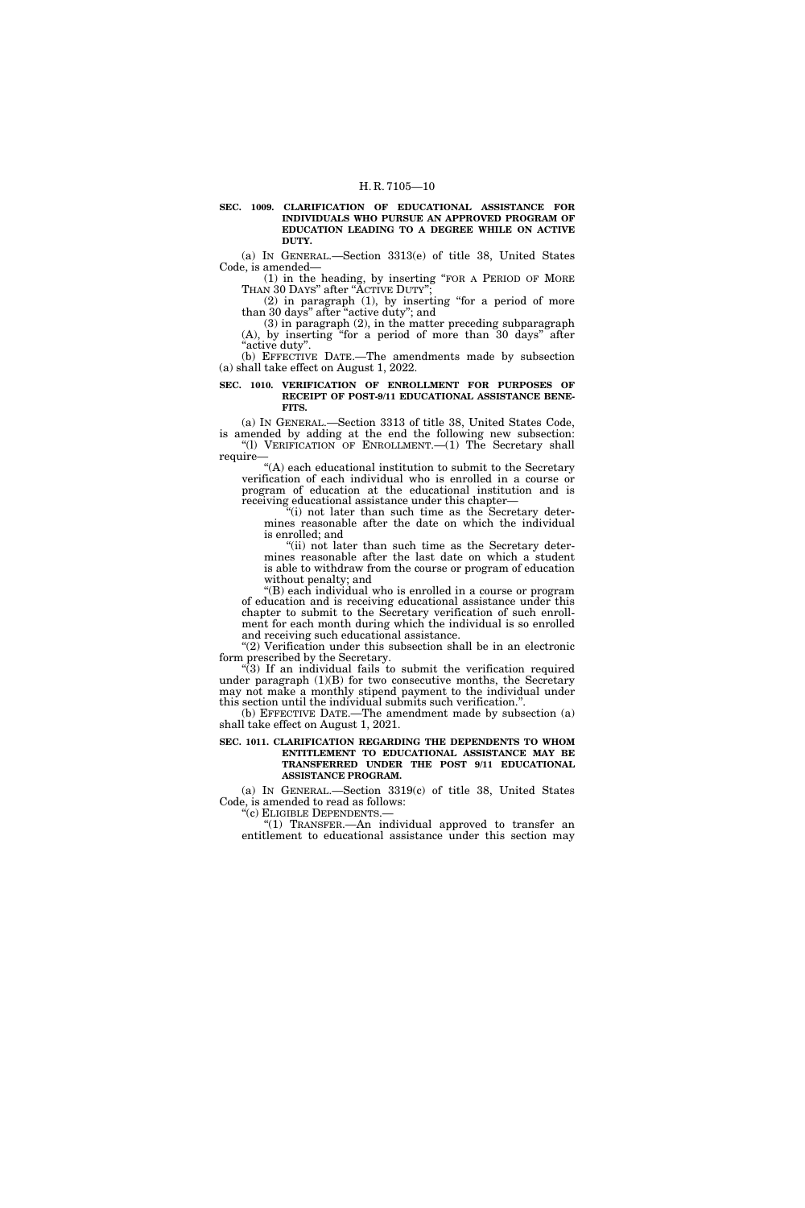**SEC. 1009. CLARIFICATION OF EDUCATIONAL ASSISTANCE FOR INDIVIDUALS WHO PURSUE AN APPROVED PROGRAM OF EDUCATION LEADING TO A DEGREE WHILE ON ACTIVE DUTY.**

(a) IN GENERAL.—Section 3313(e) of title 38, United States Code, is amended—

(1) in the heading, by inserting "FOR A PERIOD OF MORE THAN 30 DAYS" after "ACTIVE DUTY";

(2) in paragraph (1), by inserting "for a period of more than 30 days" after "active duty"; and

(3) in paragraph (2), in the matter preceding subparagraph (A), by inserting "for a period of more than 30 days" after "active duty".

(b) EFFECTIVE DATE.—The amendments made by subsection (a) shall take effect on August 1, 2022.

**SEC. 1010. VERIFICATION OF ENROLLMENT FOR PURPOSES OF RECEIPT OF POST-9/11 EDUCATIONAL ASSISTANCE BENEFITS.**

(a) IN GENERAL.—Section 3313 of title 38, United States Code, is amended by adding at the end the following new subsection:

"(l) VERIFICATION OF ENROLLMENT.—(1) The Secretary shall require—

"(A) each educational institution to submit to the Secretary verification of each individual who is enrolled in a course or program of education at the educational institution and is receiving educational assistance under this chapter—

"(i) not later than such time as the Secretary determines reasonable after the date on which the individual is enrolled; and

"(ii) not later than such time as the Secretary determines reasonable after the last date on which a student is able to withdraw from the course or program of education without penalty; and

"(B) each individual who is enrolled in a course or program of education and is receiving educational assistance under this chapter to submit to the Secretary verification of such enrollment for each month during which the individual is so enrolled and receiving such educational assistance.

"(2) Verification under this subsection shall be in an electronic form prescribed by the Secretary.

"(3) If an individual fails to submit the verification required under paragraph (1)(B) for two consecutive months, the Secretary may not make a monthly stipend payment to the individual under this section until the individual submits such verification.".

(b) EFFECTIVE DATE.—The amendment made by subsection (a) shall take effect on August 1, 2021.

**SEC. 1011. CLARIFICATION REGARDING THE DEPENDENTS TO WHOM ENTITLEMENT TO EDUCATIONAL ASSISTANCE MAY BE TRANSFERRED UNDER THE POST 9/11 EDUCATIONAL ASSISTANCE PROGRAM.**

(a) IN GENERAL.—Section 3319(c) of title 38, United States Code, is amended to read as follows:

"(c) ELIGIBLE DEPENDENTS.—

"(1) TRANSFER.—An individual approved to transfer an entitlement to educational assistance under this section may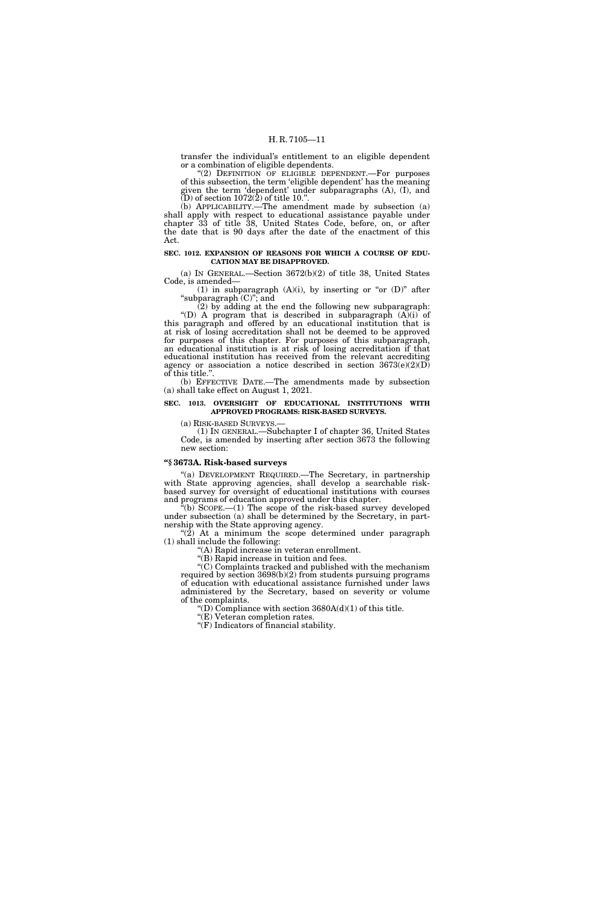transfer the individual's entitlement to an eligible dependent or a combination of eligible dependents.

"(2) DEFINITION OF ELIGIBLE DEPENDENT.—For purposes of this subsection, the term 'eligible dependent' has the meaning given the term 'dependent' under subparagraphs (A), (I), and (D) of section 1072(2) of title 10.".

(b) APPLICABILITY.—The amendment made by subsection (a) shall apply with respect to educational assistance payable under chapter 33 of title 38, United States Code, before, on, or after the date that is 90 days after the date of the enactment of this Act.

**SEC. 1012. EXPANSION OF REASONS FOR WHICH A COURSE OF EDUCATION MAY BE DISAPPROVED.**

(a) IN GENERAL.—Section 3672(b)(2) of title 38, United States Code, is amended—

(1) in subparagraph (A)(i), by inserting "or (D)" after "subparagraph (C)"; and

(2) by adding at the end the following new subparagraph:

"(D) A program that is described in subparagraph (A)(i) of this paragraph and offered by an educational institution that is at risk of losing accreditation shall not be deemed to be approved for purposes of this chapter. For purposes of this subparagraph, an educational institution is at risk of losing accreditation if that educational institution has received from the relevant accrediting agency or association a notice described in section 3673(e)(2)(D) of this title.".

(b) EFFECTIVE DATE.—The amendments made by subsection (a) shall take effect on August 1, 2021.

**SEC. 1013. OVERSIGHT OF EDUCATIONAL INSTITUTIONS WITH APPROVED PROGRAMS: RISK-BASED SURVEYS.**

(a) RISK-BASED SURVEYS.—

(1) IN GENERAL.—Subchapter I of chapter 36, United States Code, is amended by inserting after section 3673 the following new section:

**"§ 3673A. Risk-based surveys**

"(a) DEVELOPMENT REQUIRED.—The Secretary, in partnership with State approving agencies, shall develop a searchable risk-based survey for oversight of educational institutions with courses and programs of education approved under this chapter.

"(b) SCOPE.—(1) The scope of the risk-based survey developed under subsection (a) shall be determined by the Secretary, in partnership with the State approving agency.

"(2) At a minimum the scope determined under paragraph (1) shall include the following:

"(A) Rapid increase in veteran enrollment.

"(B) Rapid increase in tuition and fees.

"(C) Complaints tracked and published with the mechanism required by section 3698(b)(2) from students pursuing programs of education with educational assistance furnished under laws administered by the Secretary, based on severity or volume of the complaints.

"(D) Compliance with section 3680A(d)(1) of this title.

"(E) Veteran completion rates.

"(F) Indicators of financial stability.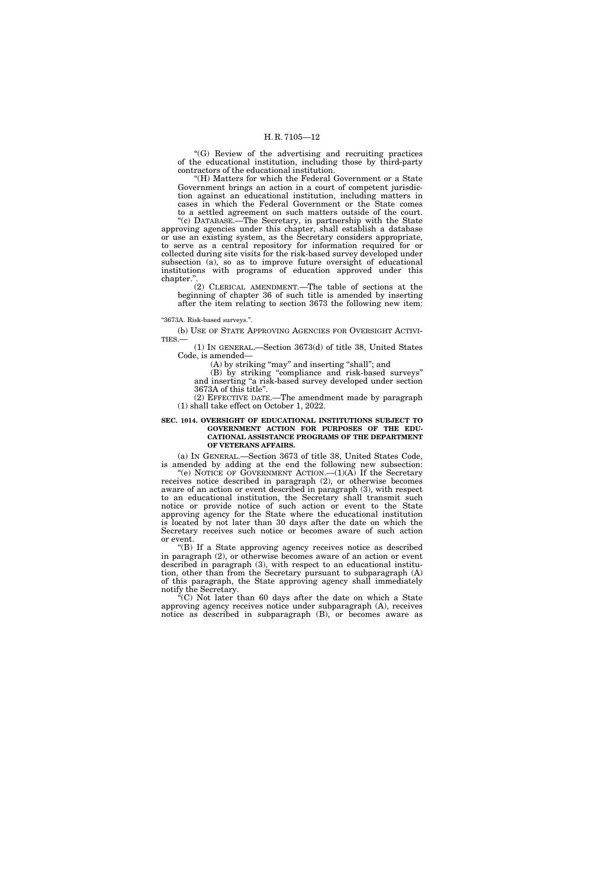"(G) Review of the advertising and recruiting practices of the educational institution, including those by third-party contractors of the educational institution.

"(H) Matters for which the Federal Government or a State Government brings an action in a court of competent jurisdiction against an educational institution, including matters in cases in which the Federal Government or the State comes to a settled agreement on such matters outside of the court.

"(c) DATABASE.—The Secretary, in partnership with the State approving agencies under this chapter, shall establish a database or use an existing system, as the Secretary considers appropriate, to serve as a central repository for information required for or collected during site visits for the risk-based survey developed under subsection (a), so as to improve future oversight of educational institutions with programs of education approved under this chapter.".

(2) CLERICAL AMENDMENT.—The table of sections at the beginning of chapter 36 of such title is amended by inserting after the item relating to section 3673 the following new item:

"3673A. Risk-based surveys.".

(b) USE OF STATE APPROVING AGENCIES FOR OVERSIGHT ACTIVITIES.—

(1) IN GENERAL.—Section 3673(d) of title 38, United States Code, is amended—

(A) by striking "may" and inserting "shall"; and

(B) by striking "compliance and risk-based surveys" and inserting "a risk-based survey developed under section 3673A of this title".

(2) EFFECTIVE DATE.—The amendment made by paragraph (1) shall take effect on October 1, 2022.

**SEC. 1014. OVERSIGHT OF EDUCATIONAL INSTITUTIONS SUBJECT TO GOVERNMENT ACTION FOR PURPOSES OF THE EDUCATIONAL ASSISTANCE PROGRAMS OF THE DEPARTMENT OF VETERANS AFFAIRS.**

(a) IN GENERAL.—Section 3673 of title 38, United States Code, is amended by adding at the end the following new subsection:

"(e) NOTICE OF GOVERNMENT ACTION.—(1)(A) If the Secretary receives notice described in paragraph (2), or otherwise becomes aware of an action or event described in paragraph (3), with respect to an educational institution, the Secretary shall transmit such notice or provide notice of such action or event to the State approving agency for the State where the educational institution is located by not later than 30 days after the date on which the Secretary receives such notice or becomes aware of such action or event.

"(B) If a State approving agency receives notice as described in paragraph (2), or otherwise becomes aware of an action or event described in paragraph (3), with respect to an educational institution, other than from the Secretary pursuant to subparagraph (A) of this paragraph, the State approving agency shall immediately notify the Secretary.

"(C) Not later than 60 days after the date on which a State approving agency receives notice under subparagraph (A), receives notice as described in subparagraph (B), or becomes aware as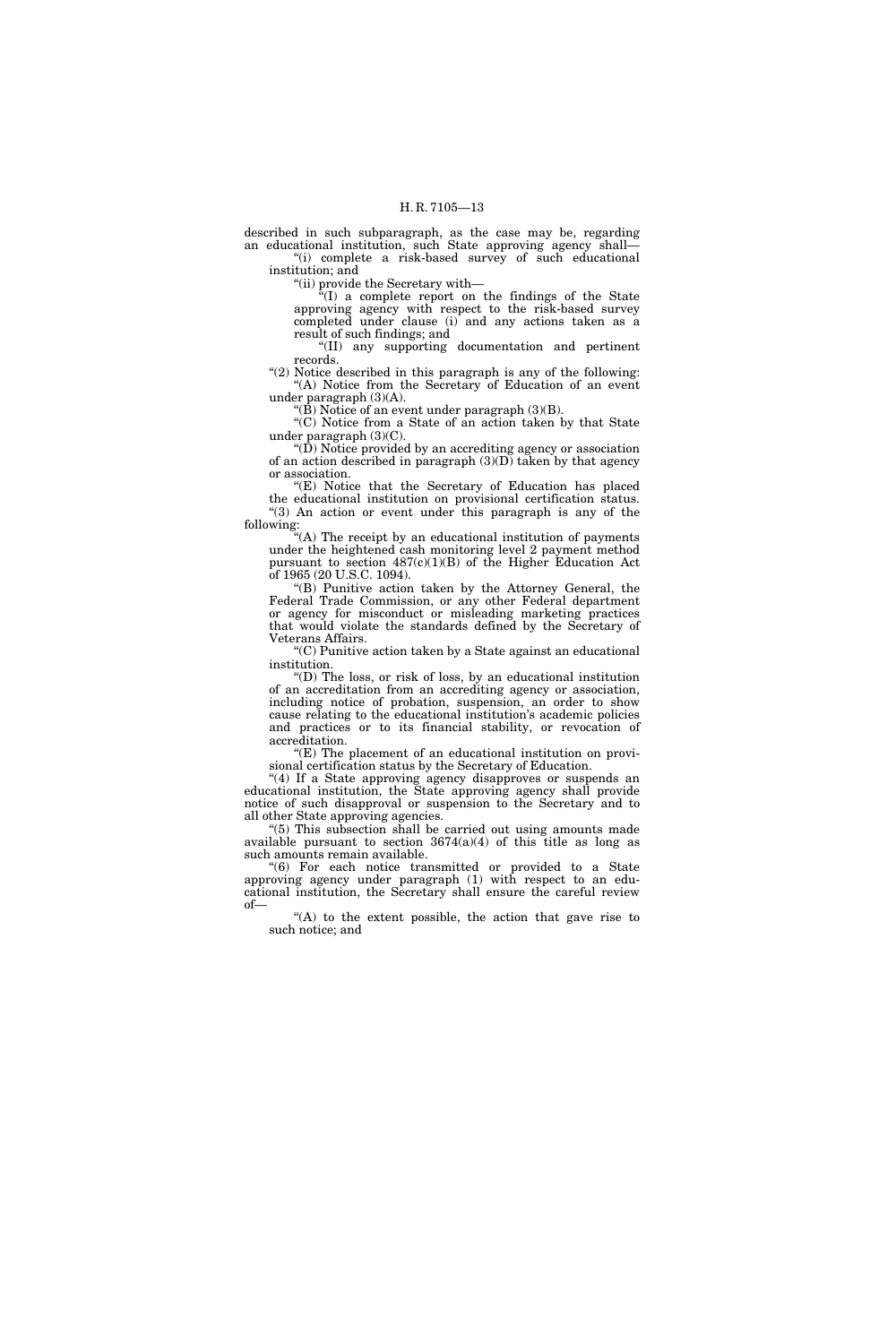described in such subparagraph, as the case may be, regarding an educational institution, such State approving agency shall—

"(i) complete a risk-based survey of such educational institution; and

"(ii) provide the Secretary with—

"(I) a complete report on the findings of the State approving agency with respect to the risk-based survey completed under clause (i) and any actions taken as a result of such findings; and

"(II) any supporting documentation and pertinent records.

"(2) Notice described in this paragraph is any of the following:

"(A) Notice from the Secretary of Education of an event under paragraph (3)(A).

"(B) Notice of an event under paragraph (3)(B).

"(C) Notice from a State of an action taken by that State under paragraph (3)(C).

"(D) Notice provided by an accrediting agency or association of an action described in paragraph (3)(D) taken by that agency or association.

"(E) Notice that the Secretary of Education has placed the educational institution on provisional certification status.

"(3) An action or event under this paragraph is any of the following:

"(A) The receipt by an educational institution of payments under the heightened cash monitoring level 2 payment method pursuant to section 487(c)(1)(B) of the Higher Education Act of 1965 (20 U.S.C. 1094).

"(B) Punitive action taken by the Attorney General, the Federal Trade Commission, or any other Federal department or agency for misconduct or misleading marketing practices that would violate the standards defined by the Secretary of Veterans Affairs.

"(C) Punitive action taken by a State against an educational institution.

"(D) The loss, or risk of loss, by an educational institution of an accreditation from an accrediting agency or association, including notice of probation, suspension, an order to show cause relating to the educational institution's academic policies and practices or to its financial stability, or revocation of accreditation.

"(E) The placement of an educational institution on provisional certification status by the Secretary of Education.

"(4) If a State approving agency disapproves or suspends an educational institution, the State approving agency shall provide notice of such disapproval or suspension to the Secretary and to all other State approving agencies.

"(5) This subsection shall be carried out using amounts made available pursuant to section 3674(a)(4) of this title as long as such amounts remain available.

"(6) For each notice transmitted or provided to a State approving agency under paragraph (1) with respect to an educational institution, the Secretary shall ensure the careful review of—

"(A) to the extent possible, the action that gave rise to such notice; and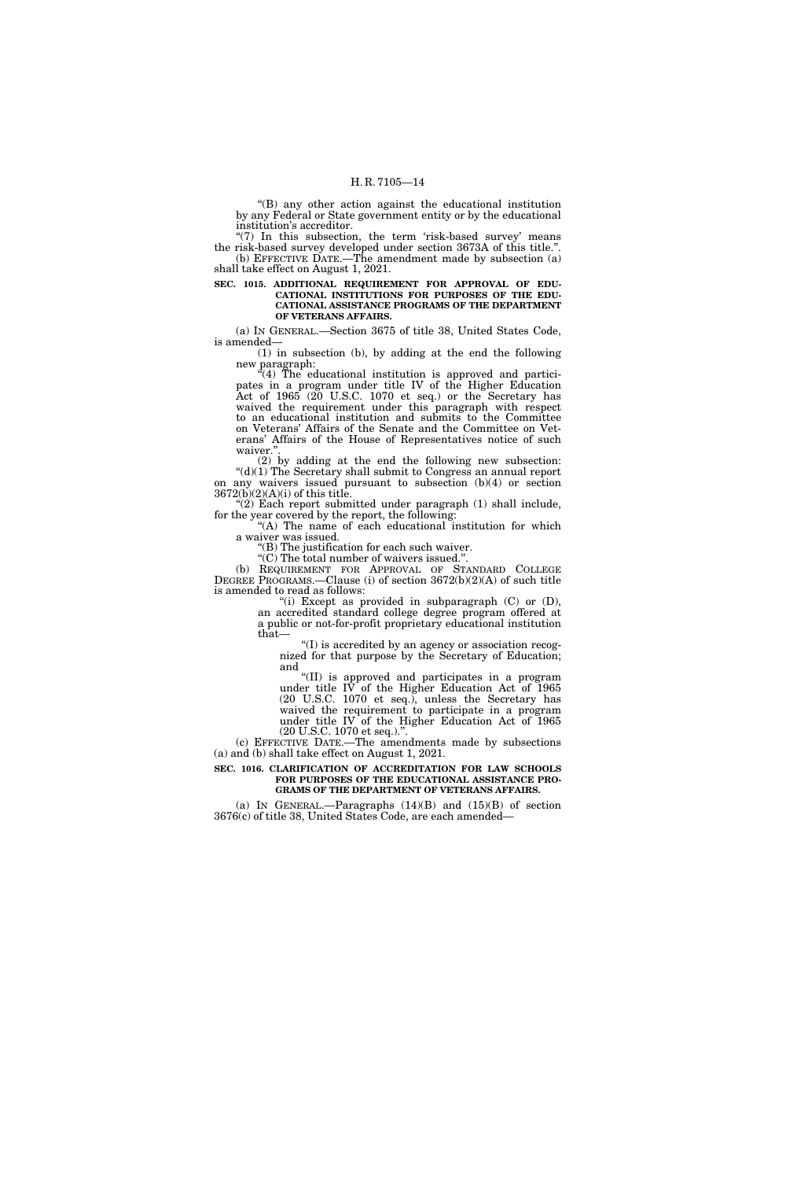"(B) any other action against the educational institution by any Federal or State government entity or by the educational institution's accreditor.

"(7) In this subsection, the term 'risk-based survey' means the risk-based survey developed under section 3673A of this title.".

(b) EFFECTIVE DATE.—The amendment made by subsection (a) shall take effect on August 1, 2021.

**SEC. 1015. ADDITIONAL REQUIREMENT FOR APPROVAL OF EDUCATIONAL INSTITUTIONS FOR PURPOSES OF THE EDUCATIONAL ASSISTANCE PROGRAMS OF THE DEPARTMENT OF VETERANS AFFAIRS.**

(a) IN GENERAL.—Section 3675 of title 38, United States Code, is amended—

(1) in subsection (b), by adding at the end the following new paragraph:

"(4) The educational institution is approved and participates in a program under title IV of the Higher Education Act of 1965 (20 U.S.C. 1070 et seq.) or the Secretary has waived the requirement under this paragraph with respect to an educational institution and submits to the Committee on Veterans' Affairs of the Senate and the Committee on Veterans' Affairs of the House of Representatives notice of such waiver.".

(2) by adding at the end the following new subsection:

"(d)(1) The Secretary shall submit to Congress an annual report on any waivers issued pursuant to subsection (b)(4) or section 3672(b)(2)(A)(i) of this title.

"(2) Each report submitted under paragraph (1) shall include, for the year covered by the report, the following:

"(A) The name of each educational institution for which a waiver was issued.

"(B) The justification for each such waiver.

"(C) The total number of waivers issued.".

(b) REQUIREMENT FOR APPROVAL OF STANDARD COLLEGE DEGREE PROGRAMS.—Clause (i) of section 3672(b)(2)(A) of such title is amended to read as follows:

"(i) Except as provided in subparagraph (C) or (D), an accredited standard college degree program offered at a public or not-for-profit proprietary educational institution that—

"(I) is accredited by an agency or association recognized for that purpose by the Secretary of Education; and

"(II) is approved and participates in a program under title IV of the Higher Education Act of 1965 (20 U.S.C. 1070 et seq.), unless the Secretary has waived the requirement to participate in a program under title IV of the Higher Education Act of 1965 (20 U.S.C. 1070 et seq.).".

(c) EFFECTIVE DATE.—The amendments made by subsections (a) and (b) shall take effect on August 1, 2021.

**SEC. 1016. CLARIFICATION OF ACCREDITATION FOR LAW SCHOOLS FOR PURPOSES OF THE EDUCATIONAL ASSISTANCE PROGRAMS OF THE DEPARTMENT OF VETERANS AFFAIRS.**

(a) IN GENERAL.—Paragraphs (14)(B) and (15)(B) of section 3676(c) of title 38, United States Code, are each amended—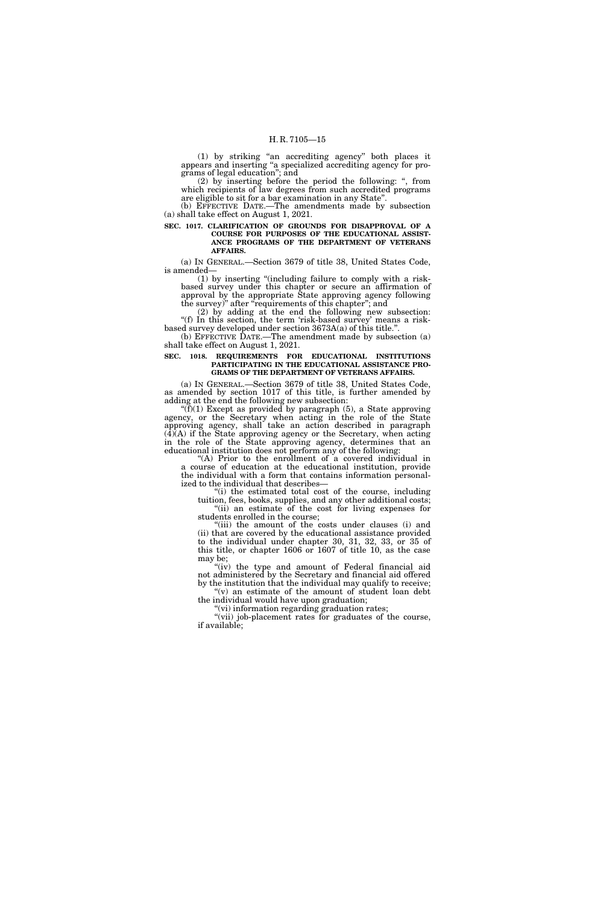(1) by striking "an accrediting agency" both places it appears and inserting "a specialized accrediting agency for programs of legal education"; and

(2) by inserting before the period the following: ", from which recipients of law degrees from such accredited programs are eligible to sit for a bar examination in any State".

(b) EFFECTIVE DATE.—The amendments made by subsection (a) shall take effect on August 1, 2021.

**SEC. 1017. CLARIFICATION OF GROUNDS FOR DISAPPROVAL OF A COURSE FOR PURPOSES OF THE EDUCATIONAL ASSISTANCE PROGRAMS OF THE DEPARTMENT OF VETERANS AFFAIRS.**

(a) IN GENERAL.—Section 3679 of title 38, United States Code, is amended—

(1) by inserting "(including failure to comply with a risk-based survey under this chapter or secure an affirmation of approval by the appropriate State approving agency following the survey)" after "requirements of this chapter"; and

(2) by adding at the end the following new subsection:

"(f) In this section, the term 'risk-based survey' means a risk-based survey developed under section 3673A(a) of this title.".

(b) EFFECTIVE DATE.—The amendment made by subsection (a) shall take effect on August 1, 2021.

**SEC. 1018. REQUIREMENTS FOR EDUCATIONAL INSTITUTIONS PARTICIPATING IN THE EDUCATIONAL ASSISTANCE PROGRAMS OF THE DEPARTMENT OF VETERANS AFFAIRS.**

(a) IN GENERAL.—Section 3679 of title 38, United States Code, as amended by section 1017 of this title, is further amended by adding at the end the following new subsection:

"(f)(1) Except as provided by paragraph (5), a State approving agency, or the Secretary when acting in the role of the State approving agency, shall take an action described in paragraph (4)(A) if the State approving agency or the Secretary, when acting in the role of the State approving agency, determines that an educational institution does not perform any of the following:

"(A) Prior to the enrollment of a covered individual in a course of education at the educational institution, provide the individual with a form that contains information personalized to the individual that describes—

"(i) the estimated total cost of the course, including tuition, fees, books, supplies, and any other additional costs;

"(ii) an estimate of the cost for living expenses for students enrolled in the course;

"(iii) the amount of the costs under clauses (i) and (ii) that are covered by the educational assistance provided to the individual under chapter 30, 31, 32, 33, or 35 of this title, or chapter 1606 or 1607 of title 10, as the case may be;

"(iv) the type and amount of Federal financial aid not administered by the Secretary and financial aid offered by the institution that the individual may qualify to receive;

"(v) an estimate of the amount of student loan debt the individual would have upon graduation;

"(vi) information regarding graduation rates;

"(vii) job-placement rates for graduates of the course, if available;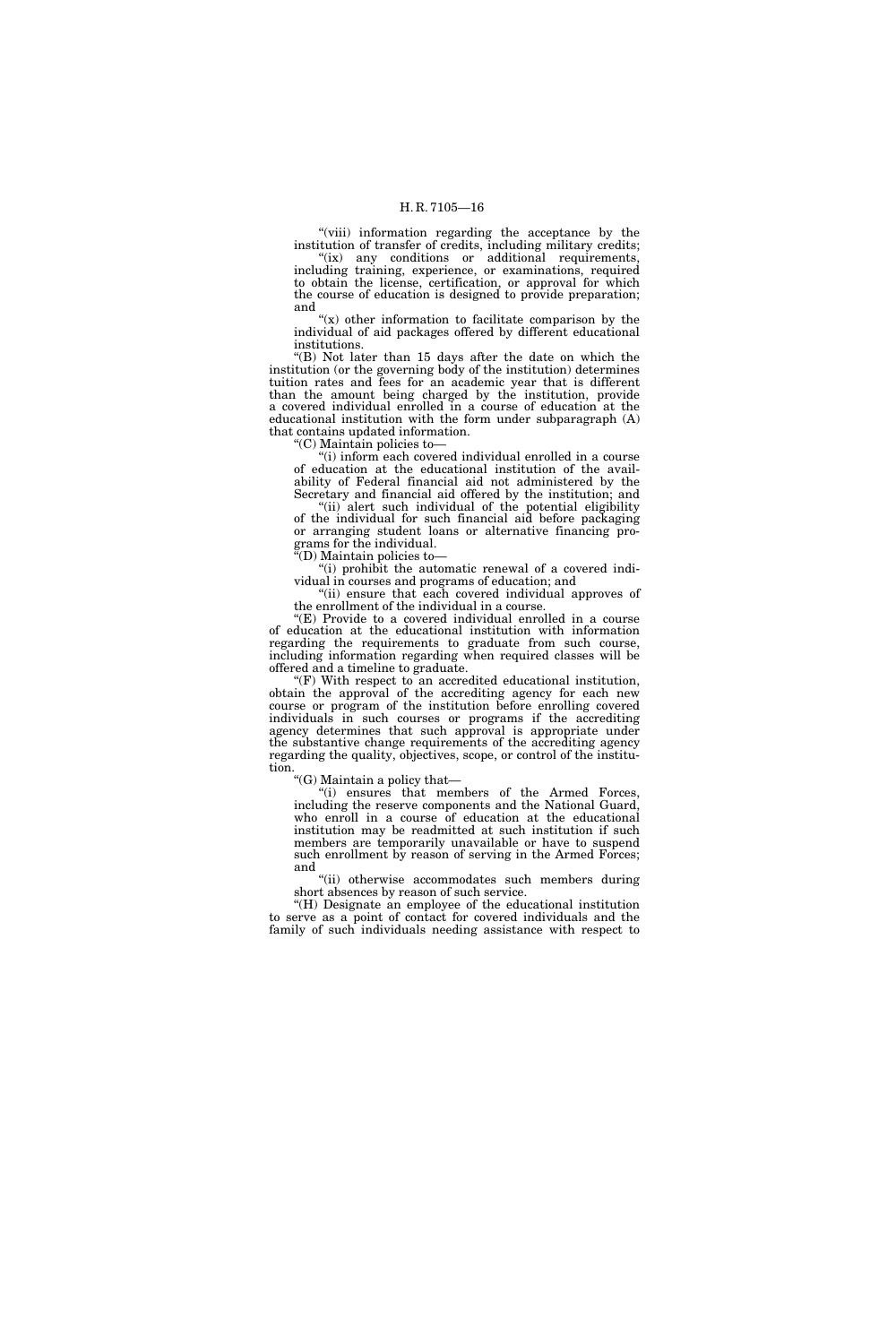"(viii) information regarding the acceptance by the institution of transfer of credits, including military credits;

"(ix) any conditions or additional requirements, including training, experience, or examinations, required to obtain the license, certification, or approval for which the course of education is designed to provide preparation; and

"(x) other information to facilitate comparison by the individual of aid packages offered by different educational institutions.

"(B) Not later than 15 days after the date on which the institution (or the governing body of the institution) determines tuition rates and fees for an academic year that is different than the amount being charged by the institution, provide a covered individual enrolled in a course of education at the educational institution with the form under subparagraph (A) that contains updated information.

"(C) Maintain policies to—

"(i) inform each covered individual enrolled in a course of education at the educational institution of the availability of Federal financial aid not administered by the Secretary and financial aid offered by the institution; and

"(ii) alert such individual of the potential eligibility of the individual for such financial aid before packaging or arranging student loans or alternative financing programs for the individual.

"(D) Maintain policies to—

"(i) prohibit the automatic renewal of a covered individual in courses and programs of education; and

"(ii) ensure that each covered individual approves of the enrollment of the individual in a course.

"(E) Provide to a covered individual enrolled in a course of education at the educational institution with information regarding the requirements to graduate from such course, including information regarding when required classes will be offered and a timeline to graduate.

"(F) With respect to an accredited educational institution, obtain the approval of the accrediting agency for each new course or program of the institution before enrolling covered individuals in such courses or programs if the accrediting agency determines that such approval is appropriate under the substantive change requirements of the accrediting agency regarding the quality, objectives, scope, or control of the institution.

"(G) Maintain a policy that—

"(i) ensures that members of the Armed Forces, including the reserve components and the National Guard, who enroll in a course of education at the educational institution may be readmitted at such institution if such members are temporarily unavailable or have to suspend such enrollment by reason of serving in the Armed Forces; and

"(ii) otherwise accommodates such members during short absences by reason of such service.

"(H) Designate an employee of the educational institution to serve as a point of contact for covered individuals and the family of such individuals needing assistance with respect to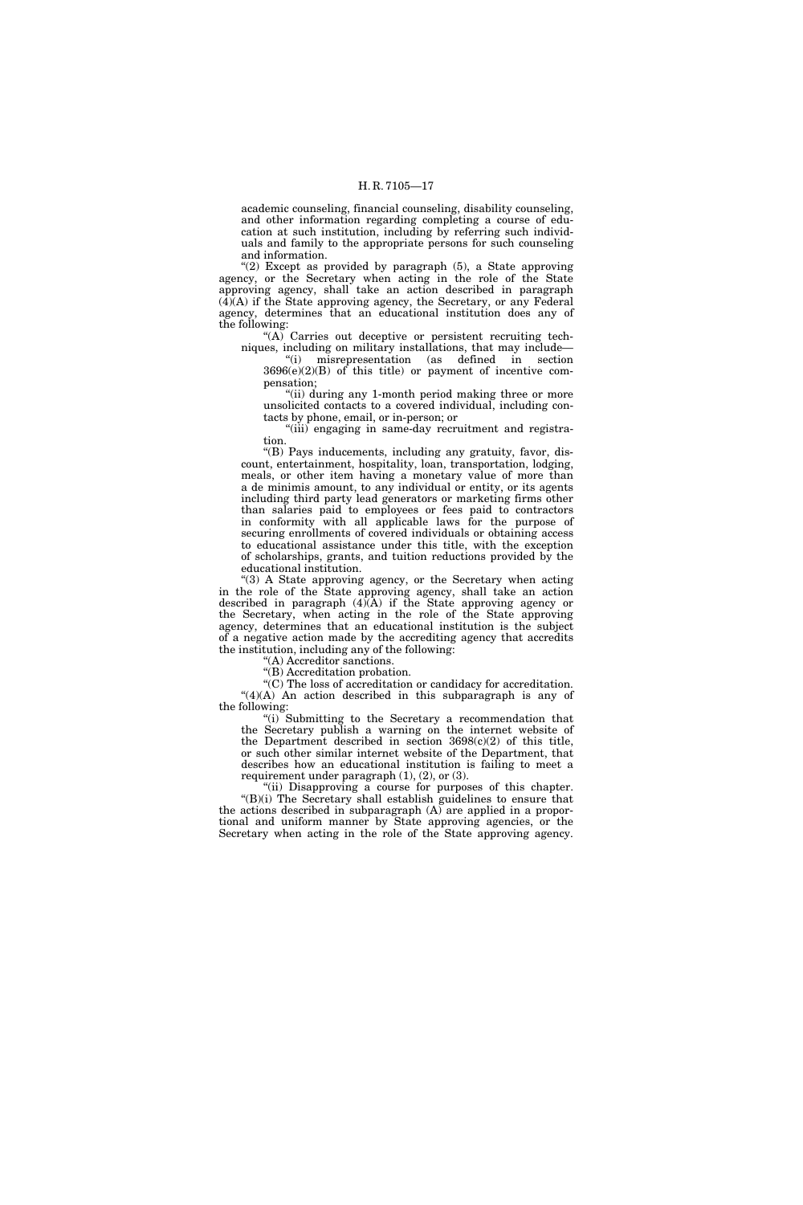academic counseling, financial counseling, disability counseling, and other information regarding completing a course of education at such institution, including by referring such individuals and family to the appropriate persons for such counseling and information.

"(2) Except as provided by paragraph (5), a State approving agency, or the Secretary when acting in the role of the State approving agency, shall take an action described in paragraph (4)(A) if the State approving agency, the Secretary, or any Federal agency, determines that an educational institution does any of the following:

"(A) Carries out deceptive or persistent recruiting techniques, including on military installations, that may include—

"(i) misrepresentation (as defined in section 3696(e)(2)(B) of this title) or payment of incentive compensation;

"(ii) during any 1-month period making three or more unsolicited contacts to a covered individual, including contacts by phone, email, or in-person; or

"(iii) engaging in same-day recruitment and registration.

"(B) Pays inducements, including any gratuity, favor, discount, entertainment, hospitality, loan, transportation, lodging, meals, or other item having a monetary value of more than a de minimis amount, to any individual or entity, or its agents including third party lead generators or marketing firms other than salaries paid to employees or fees paid to contractors in conformity with all applicable laws for the purpose of securing enrollments of covered individuals or obtaining access to educational assistance under this title, with the exception of scholarships, grants, and tuition reductions provided by the educational institution.

"(3) A State approving agency, or the Secretary when acting in the role of the State approving agency, shall take an action described in paragraph (4)(A) if the State approving agency or the Secretary, when acting in the role of the State approving agency, determines that an educational institution is the subject of a negative action made by the accrediting agency that accredits the institution, including any of the following:

"(A) Accreditor sanctions.

"(B) Accreditation probation.

"(C) The loss of accreditation or candidacy for accreditation.

"(4)(A) An action described in this subparagraph is any of the following:

"(i) Submitting to the Secretary a recommendation that the Secretary publish a warning on the internet website of the Department described in section 3698(c)(2) of this title, or such other similar internet website of the Department, that describes how an educational institution is failing to meet a requirement under paragraph (1), (2), or (3).

"(ii) Disapproving a course for purposes of this chapter.

"(B)(i) The Secretary shall establish guidelines to ensure that the actions described in subparagraph (A) are applied in a proportional and uniform manner by State approving agencies, or the Secretary when acting in the role of the State approving agency.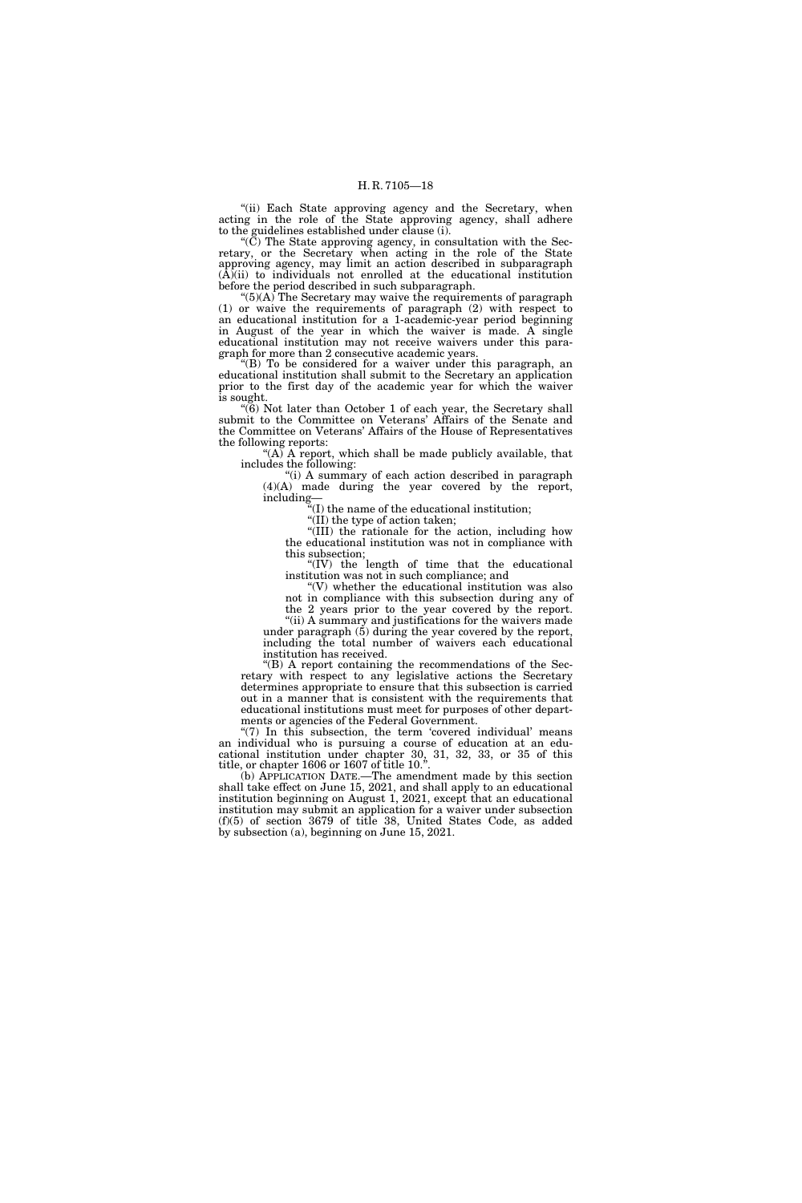"(ii) Each State approving agency and the Secretary, when acting in the role of the State approving agency, shall adhere to the guidelines established under clause (i).

"(C) The State approving agency, in consultation with the Secretary, or the Secretary when acting in the role of the State approving agency, may limit an action described in subparagraph (A)(ii) to individuals not enrolled at the educational institution before the period described in such subparagraph.

"(5)(A) The Secretary may waive the requirements of paragraph (1) or waive the requirements of paragraph (2) with respect to an educational institution for a 1-academic-year period beginning in August of the year in which the waiver is made. A single educational institution may not receive waivers under this paragraph for more than 2 consecutive academic years.

"(B) To be considered for a waiver under this paragraph, an educational institution shall submit to the Secretary an application prior to the first day of the academic year for which the waiver is sought.

"(6) Not later than October 1 of each year, the Secretary shall submit to the Committee on Veterans' Affairs of the Senate and the Committee on Veterans' Affairs of the House of Representatives the following reports:

"(A) A report, which shall be made publicly available, that includes the following:

"(i) A summary of each action described in paragraph (4)(A) made during the year covered by the report, including—

"(I) the name of the educational institution;

"(II) the type of action taken;

"(III) the rationale for the action, including how the educational institution was not in compliance with this subsection;

"(IV) the length of time that the educational institution was not in such compliance; and

"(V) whether the educational institution was also not in compliance with this subsection during any of the 2 years prior to the year covered by the report.

"(ii) A summary and justifications for the waivers made under paragraph (5) during the year covered by the report, including the total number of waivers each educational institution has received.

"(B) A report containing the recommendations of the Secretary with respect to any legislative actions the Secretary determines appropriate to ensure that this subsection is carried out in a manner that is consistent with the requirements that educational institutions must meet for purposes of other departments or agencies of the Federal Government.

"(7) In this subsection, the term 'covered individual' means an individual who is pursuing a course of education at an educational institution under chapter 30, 31, 32, 33, or 35 of this title, or chapter 1606 or 1607 of title 10.".

(b) APPLICATION DATE.—The amendment made by this section shall take effect on June 15, 2021, and shall apply to an educational institution beginning on August 1, 2021, except that an educational institution may submit an application for a waiver under subsection (f)(5) of section 3679 of title 38, United States Code, as added by subsection (a), beginning on June 15, 2021.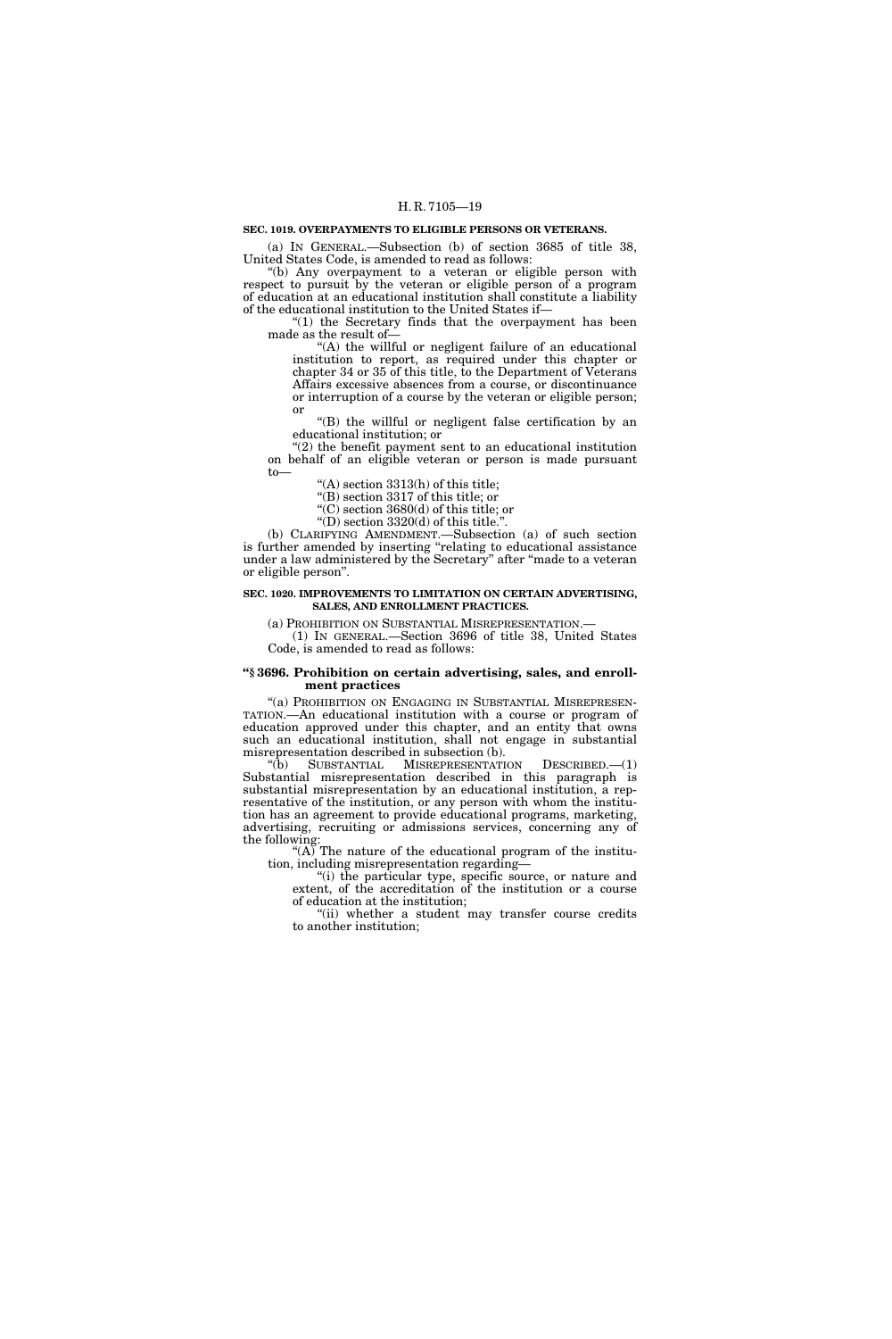**SEC. 1019. OVERPAYMENTS TO ELIGIBLE PERSONS OR VETERANS.**

(a) IN GENERAL.—Subsection (b) of section 3685 of title 38, United States Code, is amended to read as follows:

"(b) Any overpayment to a veteran or eligible person with respect to pursuit by the veteran or eligible person of a program of education at an educational institution shall constitute a liability of the educational institution to the United States if—

"(1) the Secretary finds that the overpayment has been made as the result of—

"(A) the willful or negligent failure of an educational institution to report, as required under this chapter or chapter 34 or 35 of this title, to the Department of Veterans Affairs excessive absences from a course, or discontinuance or interruption of a course by the veteran or eligible person; or

"(B) the willful or negligent false certification by an educational institution; or

"(2) the benefit payment sent to an educational institution on behalf of an eligible veteran or person is made pursuant to—

"(A) section 3313(h) of this title;

"(B) section 3317 of this title; or

"(C) section 3680(d) of this title; or

"(D) section 3320(d) of this title.".

(b) CLARIFYING AMENDMENT.—Subsection (a) of such section is further amended by inserting "relating to educational assistance under a law administered by the Secretary" after "made to a veteran or eligible person".

**SEC. 1020. IMPROVEMENTS TO LIMITATION ON CERTAIN ADVERTISING, SALES, AND ENROLLMENT PRACTICES.**

(a) PROHIBITION ON SUBSTANTIAL MISREPRESENTATION.—

(1) IN GENERAL.—Section 3696 of title 38, United States Code, is amended to read as follows:

**"§ 3696. Prohibition on certain advertising, sales, and enrollment practices**

"(a) PROHIBITION ON ENGAGING IN SUBSTANTIAL MISREPRESENTATION.—An educational institution with a course or program of education approved under this chapter, and an entity that owns such an educational institution, shall not engage in substantial misrepresentation described in subsection (b).

"(b) SUBSTANTIAL MISREPRESENTATION DESCRIBED.—(1) Substantial misrepresentation described in this paragraph is substantial misrepresentation by an educational institution, a representative of the institution, or any person with whom the institution has an agreement to provide educational programs, marketing, advertising, recruiting or admissions services, concerning any of the following:

"(A) The nature of the educational program of the institution, including misrepresentation regarding—

"(i) the particular type, specific source, or nature and extent, of the accreditation of the institution or a course of education at the institution;

"(ii) whether a student may transfer course credits to another institution;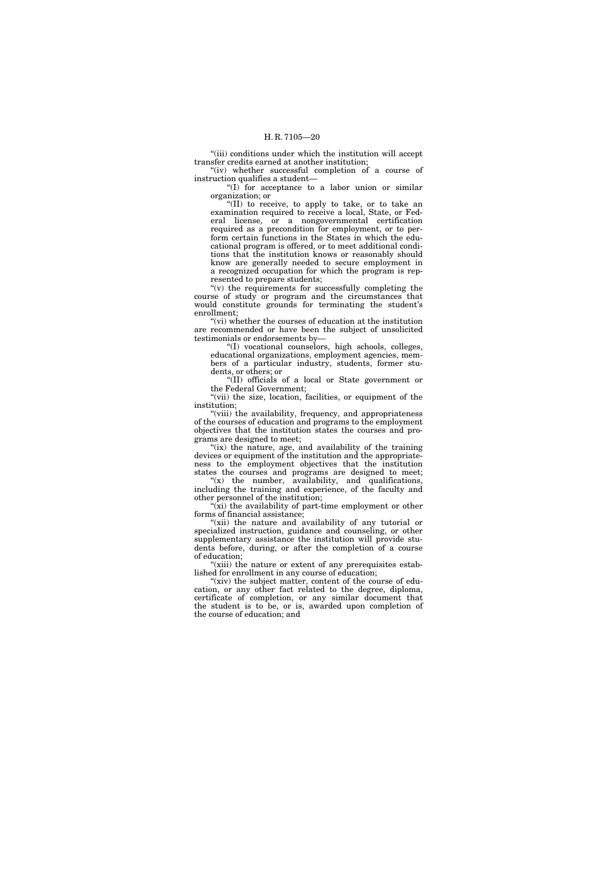"(iii) conditions under which the institution will accept transfer credits earned at another institution;

"(iv) whether successful completion of a course of instruction qualifies a student—

"(I) for acceptance to a labor union or similar organization; or

"(II) to receive, to apply to take, or to take an examination required to receive a local, State, or Federal license, or a nongovernmental certification required as a precondition for employment, or to perform certain functions in the States in which the educational program is offered, or to meet additional conditions that the institution knows or reasonably should know are generally needed to secure employment in a recognized occupation for which the program is represented to prepare students;

"(v) the requirements for successfully completing the course of study or program and the circumstances that would constitute grounds for terminating the student's enrollment;

"(vi) whether the courses of education at the institution are recommended or have been the subject of unsolicited testimonials or endorsements by—

"(I) vocational counselors, high schools, colleges, educational organizations, employment agencies, members of a particular industry, students, former students, or others; or

"(II) officials of a local or State government or the Federal Government;

"(vii) the size, location, facilities, or equipment of the institution;

"(viii) the availability, frequency, and appropriateness of the courses of education and programs to the employment objectives that the institution states the courses and programs are designed to meet;

"(ix) the nature, age, and availability of the training devices or equipment of the institution and the appropriateness to the employment objectives that the institution states the courses and programs are designed to meet;

"(x) the number, availability, and qualifications, including the training and experience, of the faculty and other personnel of the institution;

"(xi) the availability of part-time employment or other forms of financial assistance;

"(xii) the nature and availability of any tutorial or specialized instruction, guidance and counseling, or other supplementary assistance the institution will provide students before, during, or after the completion of a course of education;

"(xiii) the nature or extent of any prerequisites established for enrollment in any course of education;

"(xiv) the subject matter, content of the course of education, or any other fact related to the degree, diploma, certificate of completion, or any similar document that the student is to be, or is, awarded upon completion of the course of education; and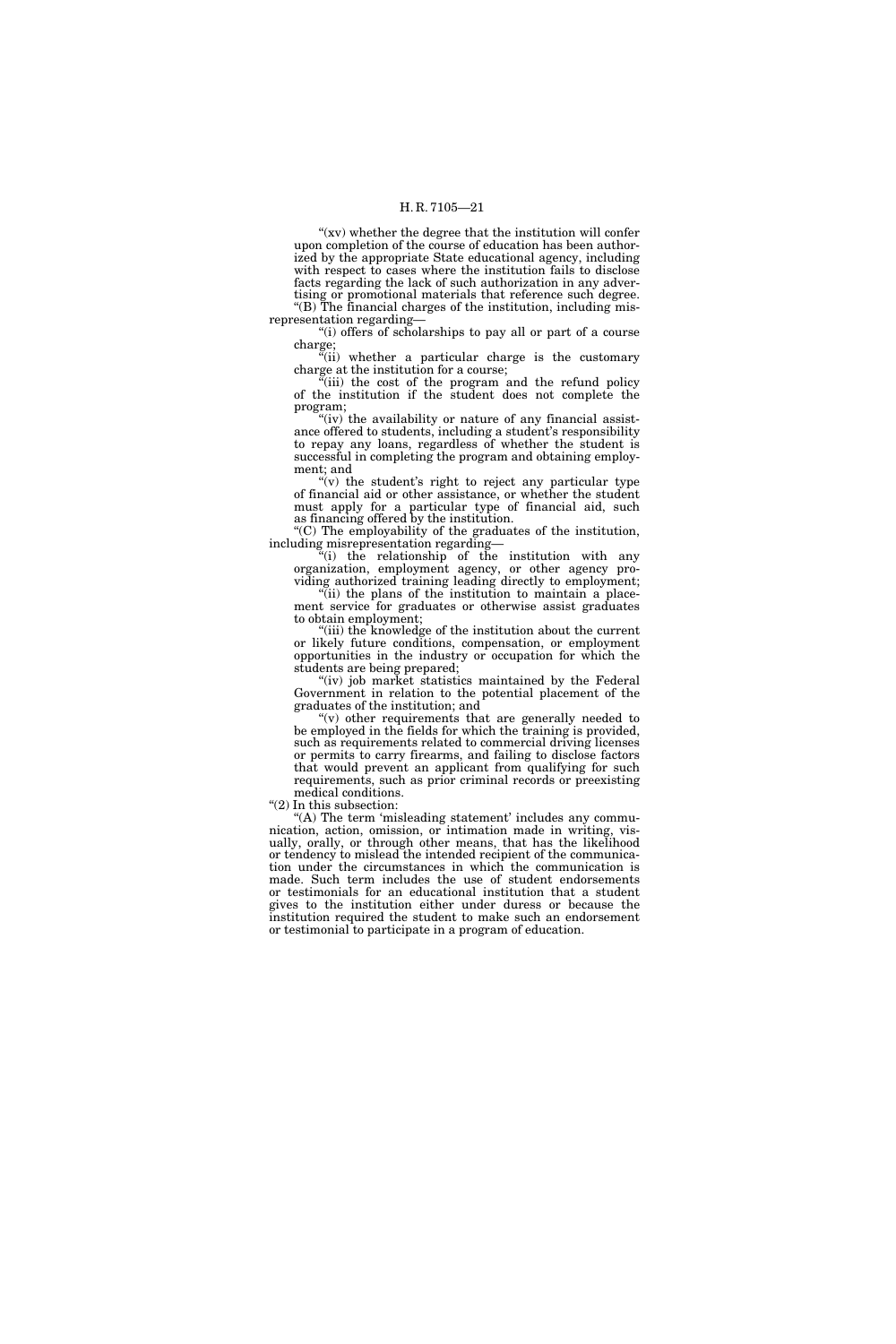"(xv) whether the degree that the institution will confer upon completion of the course of education has been authorized by the appropriate State educational agency, including with respect to cases where the institution fails to disclose facts regarding the lack of such authorization in any advertising or promotional materials that reference such degree.

"(B) The financial charges of the institution, including misrepresentation regarding—

"(i) offers of scholarships to pay all or part of a course charge;

"(ii) whether a particular charge is the customary charge at the institution for a course;

"(iii) the cost of the program and the refund policy of the institution if the student does not complete the program;

"(iv) the availability or nature of any financial assistance offered to students, including a student's responsibility to repay any loans, regardless of whether the student is successful in completing the program and obtaining employment; and

"(v) the student's right to reject any particular type of financial aid or other assistance, or whether the student must apply for a particular type of financial aid, such as financing offered by the institution.

"(C) The employability of the graduates of the institution, including misrepresentation regarding—

"(i) the relationship of the institution with any organization, employment agency, or other agency providing authorized training leading directly to employment;

"(ii) the plans of the institution to maintain a placement service for graduates or otherwise assist graduates to obtain employment;

"(iii) the knowledge of the institution about the current or likely future conditions, compensation, or employment opportunities in the industry or occupation for which the students are being prepared;

"(iv) job market statistics maintained by the Federal Government in relation to the potential placement of the graduates of the institution; and

"(v) other requirements that are generally needed to be employed in the fields for which the training is provided, such as requirements related to commercial driving licenses or permits to carry firearms, and failing to disclose factors that would prevent an applicant from qualifying for such requirements, such as prior criminal records or preexisting medical conditions.

"(2) In this subsection:

"(A) The term 'misleading statement' includes any communication, action, omission, or intimation made in writing, visually, orally, or through other means, that has the likelihood or tendency to mislead the intended recipient of the communication under the circumstances in which the communication is made. Such term includes the use of student endorsements or testimonials for an educational institution that a student gives to the institution either under duress or because the institution required the student to make such an endorsement or testimonial to participate in a program of education.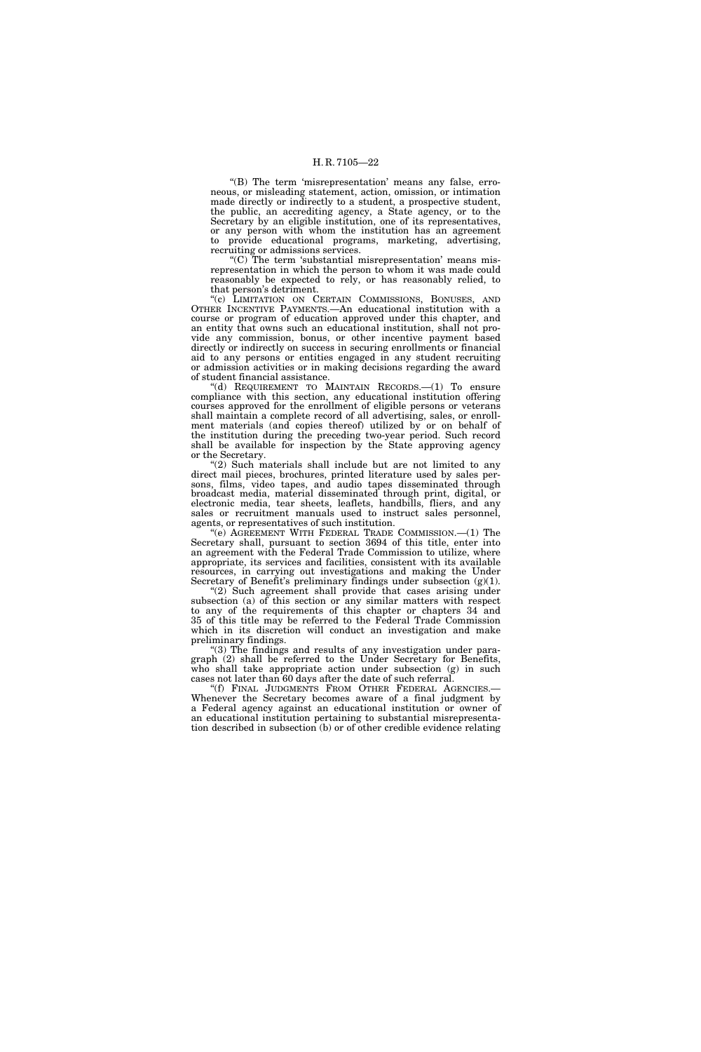"(B) The term 'misrepresentation' means any false, erroneous, or misleading statement, action, omission, or intimation made directly or indirectly to a student, a prospective student, the public, an accrediting agency, a State agency, or to the Secretary by an eligible institution, one of its representatives, or any person with whom the institution has an agreement to provide educational programs, marketing, advertising, recruiting or admissions services.

"(C) The term 'substantial misrepresentation' means misrepresentation in which the person to whom it was made could reasonably be expected to rely, or has reasonably relied, to that person's detriment.

"(c) LIMITATION ON CERTAIN COMMISSIONS, BONUSES, AND OTHER INCENTIVE PAYMENTS.—An educational institution with a course or program of education approved under this chapter, and an entity that owns such an educational institution, shall not provide any commission, bonus, or other incentive payment based directly or indirectly on success in securing enrollments or financial aid to any persons or entities engaged in any student recruiting or admission activities or in making decisions regarding the award of student financial assistance.

"(d) REQUIREMENT TO MAINTAIN RECORDS.—(1) To ensure compliance with this section, any educational institution offering courses approved for the enrollment of eligible persons or veterans shall maintain a complete record of all advertising, sales, or enrollment materials (and copies thereof) utilized by or on behalf of the institution during the preceding two-year period. Such record shall be available for inspection by the State approving agency or the Secretary.

"(2) Such materials shall include but are not limited to any direct mail pieces, brochures, printed literature used by sales persons, films, video tapes, and audio tapes disseminated through broadcast media, material disseminated through print, digital, or electronic media, tear sheets, leaflets, handbills, fliers, and any sales or recruitment manuals used to instruct sales personnel, agents, or representatives of such institution.

"(e) AGREEMENT WITH FEDERAL TRADE COMMISSION.—(1) The Secretary shall, pursuant to section 3694 of this title, enter into an agreement with the Federal Trade Commission to utilize, where appropriate, its services and facilities, consistent with its available resources, in carrying out investigations and making the Under Secretary of Benefit's preliminary findings under subsection (g)(1).

"(2) Such agreement shall provide that cases arising under subsection (a) of this section or any similar matters with respect to any of the requirements of this chapter or chapters 34 and 35 of this title may be referred to the Federal Trade Commission which in its discretion will conduct an investigation and make preliminary findings.

"(3) The findings and results of any investigation under paragraph (2) shall be referred to the Under Secretary for Benefits, who shall take appropriate action under subsection (g) in such cases not later than 60 days after the date of such referral.

"(f) FINAL JUDGMENTS FROM OTHER FEDERAL AGENCIES.—Whenever the Secretary becomes aware of a final judgment by a Federal agency against an educational institution or owner of an educational institution pertaining to substantial misrepresentation described in subsection (b) or of other credible evidence relating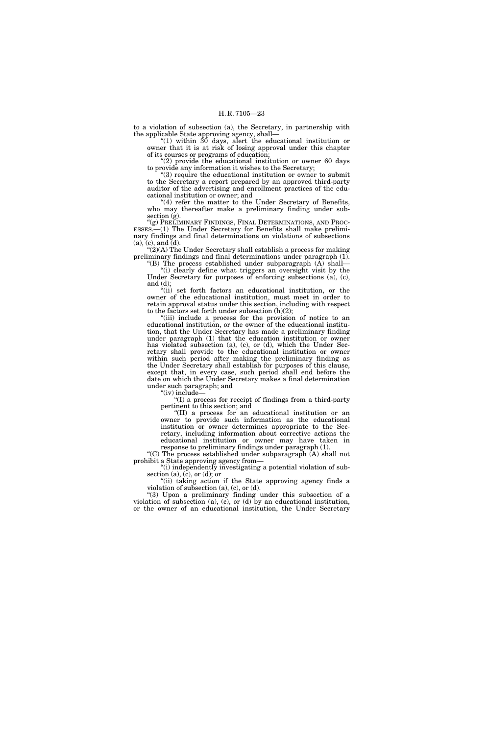to a violation of subsection (a), the Secretary, in partnership with the applicable State approving agency, shall—

"(1) within 30 days, alert the educational institution or owner that it is at risk of losing approval under this chapter of its courses or programs of education;

"(2) provide the educational institution or owner 60 days to provide any information it wishes to the Secretary;

"(3) require the educational institution or owner to submit to the Secretary a report prepared by an approved third-party auditor of the advertising and enrollment practices of the educational institution or owner; and

"(4) refer the matter to the Under Secretary of Benefits, who may thereafter make a preliminary finding under subsection (g).

"(g) PRELIMINARY FINDINGS, FINAL DETERMINATIONS, AND PROCESSES.—(1) The Under Secretary for Benefits shall make preliminary findings and final determinations on violations of subsections (a), (c), and (d).

"(2)(A) The Under Secretary shall establish a process for making preliminary findings and final determinations under paragraph (1).

"(B) The process established under subparagraph (A) shall—

"(i) clearly define what triggers an oversight visit by the Under Secretary for purposes of enforcing subsections (a), (c), and (d);

"(ii) set forth factors an educational institution, or the owner of the educational institution, must meet in order to retain approval status under this section, including with respect to the factors set forth under subsection (h)(2);

"(iii) include a process for the provision of notice to an educational institution, or the owner of the educational institution, that the Under Secretary has made a preliminary finding under paragraph (1) that the education institution or owner has violated subsection (a), (c), or (d), which the Under Secretary shall provide to the educational institution or owner within such period after making the preliminary finding as the Under Secretary shall establish for purposes of this clause, except that, in every case, such period shall end before the date on which the Under Secretary makes a final determination under such paragraph; and

"(iv) include—

"(I) a process for receipt of findings from a third-party pertinent to this section; and

"(II) a process for an educational institution or an owner to provide such information as the educational institution or owner determines appropriate to the Secretary, including information about corrective actions the educational institution or owner may have taken in response to preliminary findings under paragraph (1).

"(C) The process established under subparagraph (A) shall not prohibit a State approving agency from—

"(i) independently investigating a potential violation of subsection (a), (c), or (d); or

"(ii) taking action if the State approving agency finds a violation of subsection (a), (c), or (d).

"(3) Upon a preliminary finding under this subsection of a violation of subsection (a), (c), or (d) by an educational institution, or the owner of an educational institution, the Under Secretary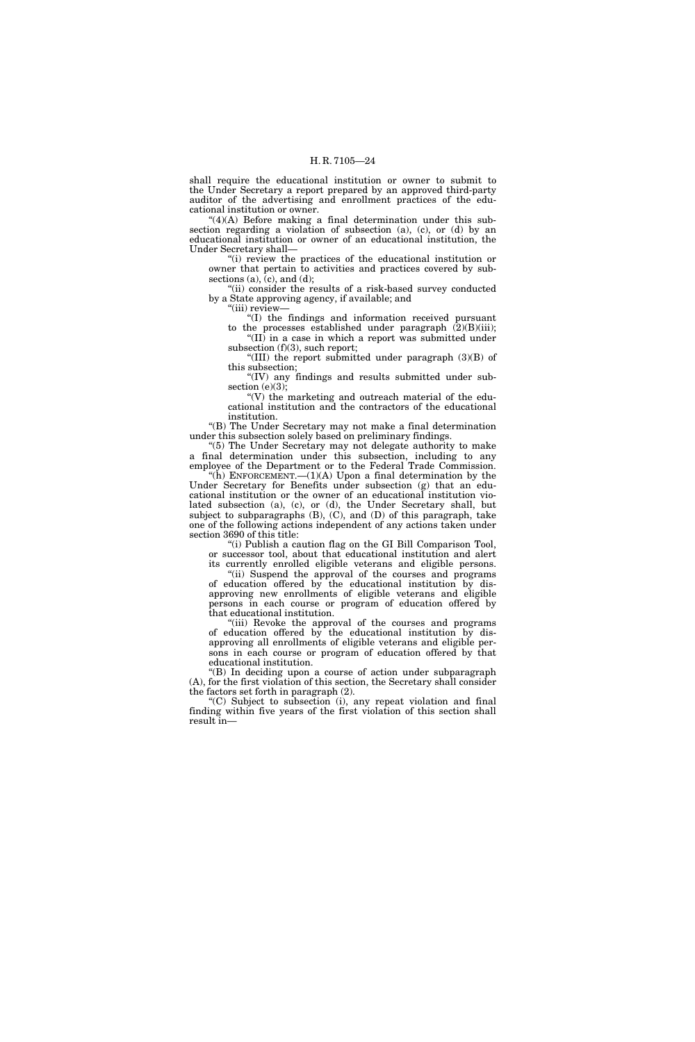shall require the educational institution or owner to submit to the Under Secretary a report prepared by an approved third-party auditor of the advertising and enrollment practices of the educational institution or owner.

"(4)(A) Before making a final determination under this subsection regarding a violation of subsection (a), (c), or (d) by an educational institution or owner of an educational institution, the Under Secretary shall—

"(i) review the practices of the educational institution or owner that pertain to activities and practices covered by subsections (a), (c), and (d);

"(ii) consider the results of a risk-based survey conducted by a State approving agency, if available; and

"(iii) review—

"(I) the findings and information received pursuant to the processes established under paragraph (2)(B)(iii);

"(II) in a case in which a report was submitted under subsection (f)(3), such report;

"(III) the report submitted under paragraph (3)(B) of this subsection;

"(IV) any findings and results submitted under subsection (e)(3);

"(V) the marketing and outreach material of the educational institution and the contractors of the educational institution.

"(B) The Under Secretary may not make a final determination under this subsection solely based on preliminary findings.

"(5) The Under Secretary may not delegate authority to make a final determination under this subsection, including to any employee of the Department or to the Federal Trade Commission.

"(h) ENFORCEMENT.—(1)(A) Upon a final determination by the Under Secretary for Benefits under subsection (g) that an educational institution or the owner of an educational institution violated subsection (a), (c), or (d), the Under Secretary shall, but subject to subparagraphs (B), (C), and (D) of this paragraph, take one of the following actions independent of any actions taken under section 3690 of this title:

"(i) Publish a caution flag on the GI Bill Comparison Tool, or successor tool, about that educational institution and alert its currently enrolled eligible veterans and eligible persons.

"(ii) Suspend the approval of the courses and programs of education offered by the educational institution by disapproving new enrollments of eligible veterans and eligible persons in each course or program of education offered by that educational institution.

"(iii) Revoke the approval of the courses and programs of education offered by the educational institution by disapproving all enrollments of eligible veterans and eligible persons in each course or program of education offered by that educational institution.

"(B) In deciding upon a course of action under subparagraph (A), for the first violation of this section, the Secretary shall consider the factors set forth in paragraph (2).

"(C) Subject to subsection (i), any repeat violation and final finding within five years of the first violation of this section shall result in—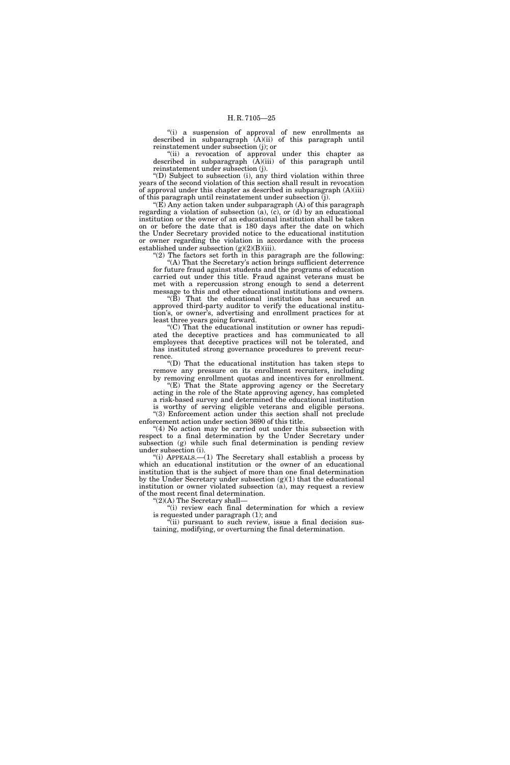"(i) a suspension of approval of new enrollments as described in subparagraph (A)(ii) of this paragraph until reinstatement under subsection (j); or

"(ii) a revocation of approval under this chapter as described in subparagraph (A)(iii) of this paragraph until reinstatement under subsection (j).

"(D) Subject to subsection (i), any third violation within three years of the second violation of this section shall result in revocation of approval under this chapter as described in subparagraph (A)(iii) of this paragraph until reinstatement under subsection (j).

"(E) Any action taken under subparagraph (A) of this paragraph regarding a violation of subsection (a), (c), or (d) by an educational institution or the owner of an educational institution shall be taken on or before the date that is 180 days after the date on which the Under Secretary provided notice to the educational institution or owner regarding the violation in accordance with the process established under subsection (g)(2)(B)(iii).

"(2) The factors set forth in this paragraph are the following:

"(A) That the Secretary's action brings sufficient deterrence for future fraud against students and the programs of education carried out under this title. Fraud against veterans must be met with a repercussion strong enough to send a deterrent message to this and other educational institutions and owners.

"(B) That the educational institution has secured an approved third-party auditor to verify the educational institution's, or owner's, advertising and enrollment practices for at least three years going forward.

"(C) That the educational institution or owner has repudiated the deceptive practices and has communicated to all employees that deceptive practices will not be tolerated, and has instituted strong governance procedures to prevent recurrence.

"(D) That the educational institution has taken steps to remove any pressure on its enrollment recruiters, including by removing enrollment quotas and incentives for enrollment.

"(E) That the State approving agency or the Secretary acting in the role of the State approving agency, has completed a risk-based survey and determined the educational institution is worthy of serving eligible veterans and eligible persons.

"(3) Enforcement action under this section shall not preclude enforcement action under section 3690 of this title.

"(4) No action may be carried out under this subsection with respect to a final determination by the Under Secretary under subsection (g) while such final determination is pending review under subsection (i).

"(i) APPEALS.—(1) The Secretary shall establish a process by which an educational institution or the owner of an educational institution that is the subject of more than one final determination by the Under Secretary under subsection (g)(1) that the educational institution or owner violated subsection (a), may request a review of the most recent final determination.

"(2)(A) The Secretary shall—

"(i) review each final determination for which a review is requested under paragraph (1); and

"(ii) pursuant to such review, issue a final decision sustaining, modifying, or overturning the final determination.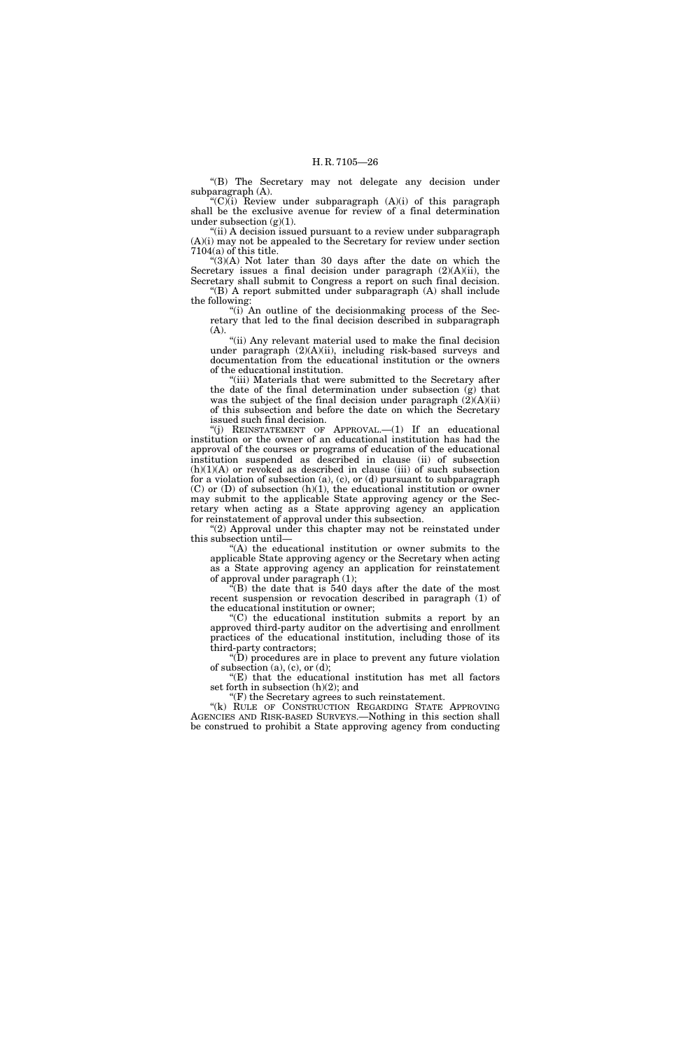"(B) The Secretary may not delegate any decision under subparagraph (A).

"(C)(i) Review under subparagraph (A)(i) of this paragraph shall be the exclusive avenue for review of a final determination under subsection (g)(1).

"(ii) A decision issued pursuant to a review under subparagraph (A)(i) may not be appealed to the Secretary for review under section 7104(a) of this title.

"(3)(A) Not later than 30 days after the date on which the Secretary issues a final decision under paragraph (2)(A)(ii), the Secretary shall submit to Congress a report on such final decision.

"(B) A report submitted under subparagraph (A) shall include the following:

"(i) An outline of the decisionmaking process of the Secretary that led to the final decision described in subparagraph (A).

"(ii) Any relevant material used to make the final decision under paragraph (2)(A)(ii), including risk-based surveys and documentation from the educational institution or the owners of the educational institution.

"(iii) Materials that were submitted to the Secretary after the date of the final determination under subsection (g) that was the subject of the final decision under paragraph (2)(A)(ii) of this subsection and before the date on which the Secretary issued such final decision.

"(j) REINSTATEMENT OF APPROVAL.—(1) If an educational institution or the owner of an educational institution has had the approval of the courses or programs of education of the educational institution suspended as described in clause (ii) of subsection (h)(1)(A) or revoked as described in clause (iii) of such subsection for a violation of subsection (a), (c), or (d) pursuant to subparagraph (C) or (D) of subsection (h)(1), the educational institution or owner may submit to the applicable State approving agency or the Secretary when acting as a State approving agency an application for reinstatement of approval under this subsection.

"(2) Approval under this chapter may not be reinstated under this subsection until—

"(A) the educational institution or owner submits to the applicable State approving agency or the Secretary when acting as a State approving agency an application for reinstatement of approval under paragraph (1);

"(B) the date that is 540 days after the date of the most recent suspension or revocation described in paragraph (1) of the educational institution or owner;

"(C) the educational institution submits a report by an approved third-party auditor on the advertising and enrollment practices of the educational institution, including those of its third-party contractors;

"(D) procedures are in place to prevent any future violation of subsection (a), (c), or (d);

"(E) that the educational institution has met all factors set forth in subsection (h)(2); and

"(F) the Secretary agrees to such reinstatement.

"(k) RULE OF CONSTRUCTION REGARDING STATE APPROVING AGENCIES AND RISK-BASED SURVEYS.—Nothing in this section shall be construed to prohibit a State approving agency from conducting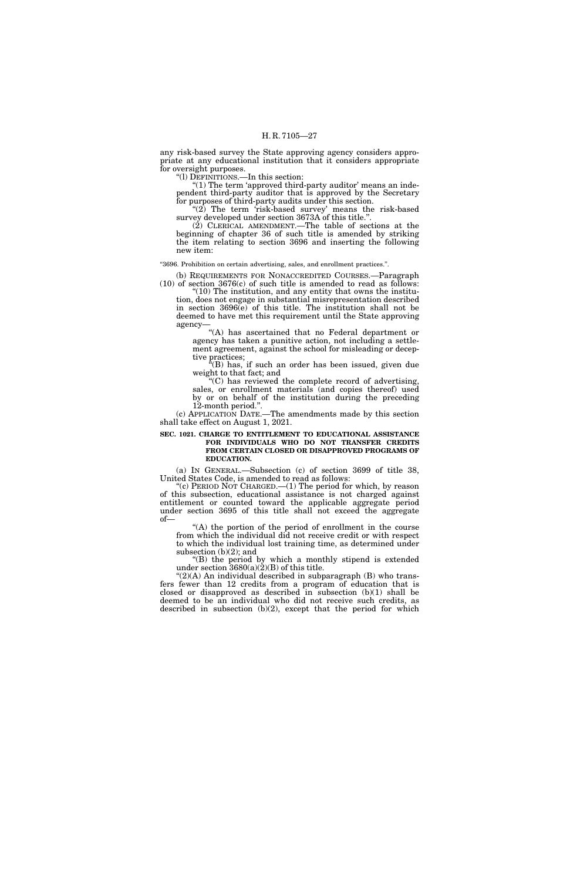any risk-based survey the State approving agency considers appropriate at any educational institution that it considers appropriate for oversight purposes.

"(l) DEFINITIONS.—In this section:

"(1) The term 'approved third-party auditor' means an independent third-party auditor that is approved by the Secretary for purposes of third-party audits under this section.

"(2) The term 'risk-based survey' means the risk-based survey developed under section 3673A of this title.".

(2) CLERICAL AMENDMENT.—The table of sections at the beginning of chapter 36 of such title is amended by striking the item relating to section 3696 and inserting the following new item:

"3696. Prohibition on certain advertising, sales, and enrollment practices.".

(b) REQUIREMENTS FOR NONACCREDITED COURSES.—Paragraph (10) of section 3676(c) of such title is amended to read as follows:

"(10) The institution, and any entity that owns the institution, does not engage in substantial misrepresentation described in section 3696(e) of this title. The institution shall not be deemed to have met this requirement until the State approving agency—

"(A) has ascertained that no Federal department or agency has taken a punitive action, not including a settlement agreement, against the school for misleading or deceptive practices;

"(B) has, if such an order has been issued, given due weight to that fact; and

"(C) has reviewed the complete record of advertising, sales, or enrollment materials (and copies thereof) used by or on behalf of the institution during the preceding 12-month period.".

(c) APPLICATION DATE.—The amendments made by this section shall take effect on August 1, 2021.

**SEC. 1021. CHARGE TO ENTITLEMENT TO EDUCATIONAL ASSISTANCE FOR INDIVIDUALS WHO DO NOT TRANSFER CREDITS FROM CERTAIN CLOSED OR DISAPPROVED PROGRAMS OF EDUCATION.**

(a) IN GENERAL.—Subsection (c) of section 3699 of title 38, United States Code, is amended to read as follows:

"(c) PERIOD NOT CHARGED.—(1) The period for which, by reason of this subsection, educational assistance is not charged against entitlement or counted toward the applicable aggregate period under section 3695 of this title shall not exceed the aggregate of—

"(A) the portion of the period of enrollment in the course from which the individual did not receive credit or with respect to which the individual lost training time, as determined under subsection (b)(2); and

"(B) the period by which a monthly stipend is extended under section 3680(a)(2)(B) of this title.

"(2)(A) An individual described in subparagraph (B) who transfers fewer than 12 credits from a program of education that is closed or disapproved as described in subsection (b)(1) shall be deemed to be an individual who did not receive such credits, as described in subsection (b)(2), except that the period for which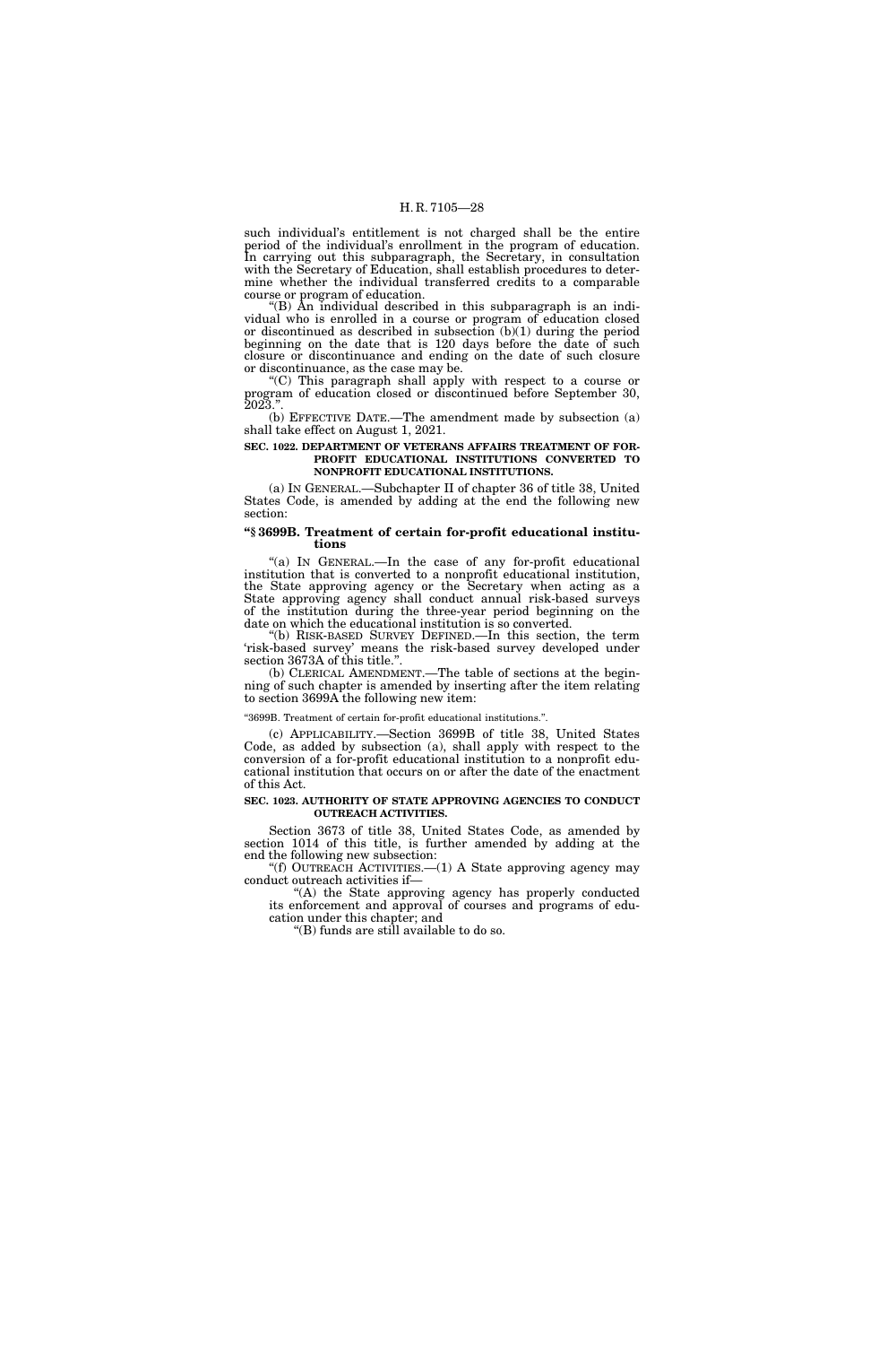such individual's entitlement is not charged shall be the entire period of the individual's enrollment in the program of education. In carrying out this subparagraph, the Secretary, in consultation with the Secretary of Education, shall establish procedures to determine whether the individual transferred credits to a comparable course or program of education.

"(B) An individual described in this subparagraph is an individual who is enrolled in a course or program of education closed or discontinued as described in subsection (b)(1) during the period beginning on the date that is 120 days before the date of such closure or discontinuance and ending on the date of such closure or discontinuance, as the case may be.

"(C) This paragraph shall apply with respect to a course or program of education closed or discontinued before September 30, 2023.".

(b) EFFECTIVE DATE.—The amendment made by subsection (a) shall take effect on August 1, 2021.

**SEC. 1022. DEPARTMENT OF VETERANS AFFAIRS TREATMENT OF FOR-PROFIT EDUCATIONAL INSTITUTIONS CONVERTED TO NONPROFIT EDUCATIONAL INSTITUTIONS.**

(a) IN GENERAL.—Subchapter II of chapter 36 of title 38, United States Code, is amended by adding at the end the following new section:

**"§ 3699B. Treatment of certain for-profit educational institutions**

"(a) IN GENERAL.—In the case of any for-profit educational institution that is converted to a nonprofit educational institution, the State approving agency or the Secretary when acting as a State approving agency shall conduct annual risk-based surveys of the institution during the three-year period beginning on the date on which the educational institution is so converted.

"(b) RISK-BASED SURVEY DEFINED.—In this section, the term 'risk-based survey' means the risk-based survey developed under section 3673A of this title.".

(b) CLERICAL AMENDMENT.—The table of sections at the beginning of such chapter is amended by inserting after the item relating to section 3699A the following new item:

"3699B. Treatment of certain for-profit educational institutions.".

(c) APPLICABILITY.—Section 3699B of title 38, United States Code, as added by subsection (a), shall apply with respect to the conversion of a for-profit educational institution to a nonprofit educational institution that occurs on or after the date of the enactment of this Act.

**SEC. 1023. AUTHORITY OF STATE APPROVING AGENCIES TO CONDUCT OUTREACH ACTIVITIES.**

Section 3673 of title 38, United States Code, as amended by section 1014 of this title, is further amended by adding at the end the following new subsection:

"(f) OUTREACH ACTIVITIES.—(1) A State approving agency may conduct outreach activities if—

"(A) the State approving agency has properly conducted its enforcement and approval of courses and programs of education under this chapter; and

"(B) funds are still available to do so.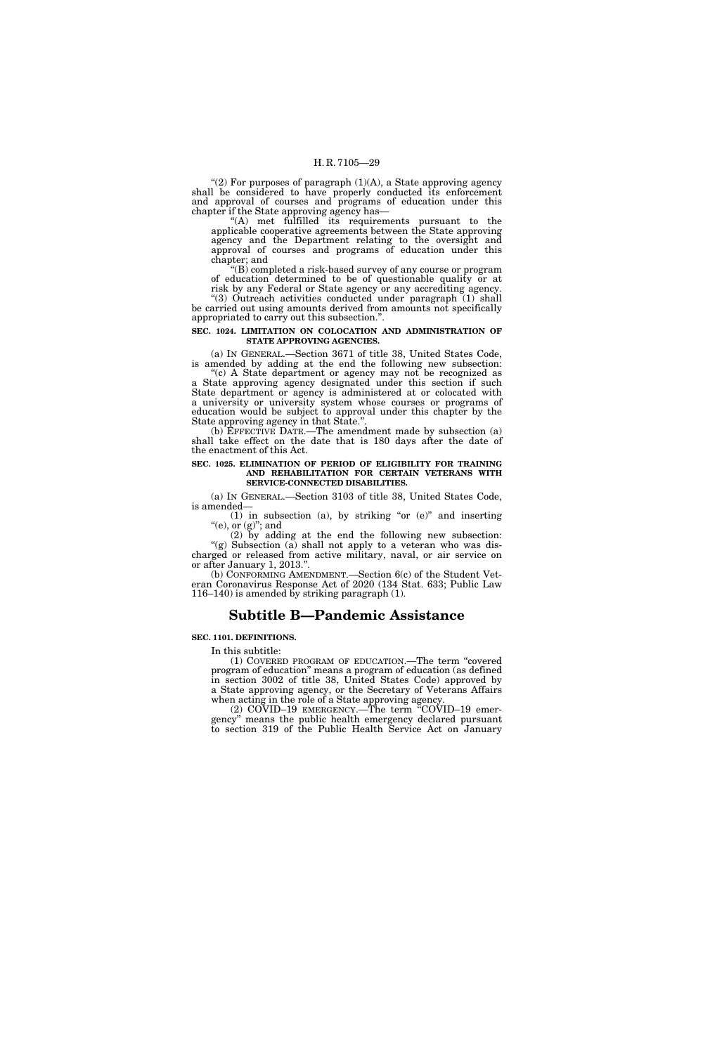"(2) For purposes of paragraph (1)(A), a State approving agency shall be considered to have properly conducted its enforcement and approval of courses and programs of education under this chapter if the State approving agency has—

"(A) met fulfilled its requirements pursuant to the applicable cooperative agreements between the State approving agency and the Department relating to the oversight and approval of courses and programs of education under this chapter; and

"(B) completed a risk-based survey of any course or program of education determined to be of questionable quality or at risk by any Federal or State agency or any accrediting agency.

"(3) Outreach activities conducted under paragraph (1) shall be carried out using amounts derived from amounts not specifically appropriated to carry out this subsection.".

**SEC. 1024. LIMITATION ON COLOCATION AND ADMINISTRATION OF STATE APPROVING AGENCIES.**

(a) IN GENERAL.—Section 3671 of title 38, United States Code, is amended by adding at the end the following new subsection:

"(c) A State department or agency may not be recognized as a State approving agency designated under this section if such State department or agency is administered at or colocated with a university or university system whose courses or programs of education would be subject to approval under this chapter by the State approving agency in that State.".

(b) EFFECTIVE DATE.—The amendment made by subsection (a) shall take effect on the date that is 180 days after the date of the enactment of this Act.

**SEC. 1025. ELIMINATION OF PERIOD OF ELIGIBILITY FOR TRAINING AND REHABILITATION FOR CERTAIN VETERANS WITH SERVICE-CONNECTED DISABILITIES.**

(a) IN GENERAL.—Section 3103 of title 38, United States Code, is amended—

(1) in subsection (a), by striking "or (e)" and inserting "(e), or (g)"; and

(2) by adding at the end the following new subsection:

"(g) Subsection (a) shall not apply to a veteran who was discharged or released from active military, naval, or air service on or after January 1, 2013.".

(b) CONFORMING AMENDMENT.—Section 6(c) of the Student Veteran Coronavirus Response Act of 2020 (134 Stat. 633; Public Law 116–140) is amended by striking paragraph (1).

## Subtitle B—Pandemic Assistance

**SEC. 1101. DEFINITIONS.**

In this subtitle:

(1) COVERED PROGRAM OF EDUCATION.—The term "covered program of education" means a program of education (as defined in section 3002 of title 38, United States Code) approved by a State approving agency, or the Secretary of Veterans Affairs when acting in the role of a State approving agency.

(2) COVID–19 EMERGENCY.—The term "COVID–19 emergency" means the public health emergency declared pursuant to section 319 of the Public Health Service Act on January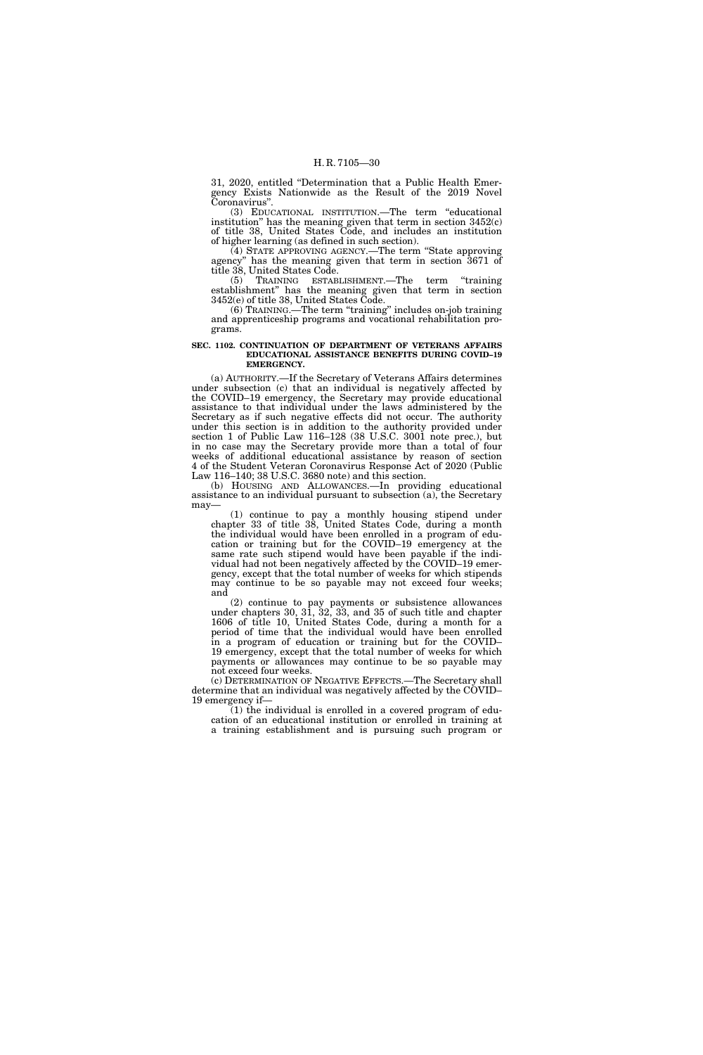31, 2020, entitled "Determination that a Public Health Emergency Exists Nationwide as the Result of the 2019 Novel Coronavirus".

(3) EDUCATIONAL INSTITUTION.—The term "educational institution" has the meaning given that term in section 3452(c) of title 38, United States Code, and includes an institution of higher learning (as defined in such section).

(4) STATE APPROVING AGENCY.—The term "State approving agency" has the meaning given that term in section 3671 of title 38, United States Code.

(5) TRAINING ESTABLISHMENT.—The term "training establishment" has the meaning given that term in section 3452(e) of title 38, United States Code.

(6) TRAINING.—The term "training" includes on-job training and apprenticeship programs and vocational rehabilitation programs.

**SEC. 1102. CONTINUATION OF DEPARTMENT OF VETERANS AFFAIRS EDUCATIONAL ASSISTANCE BENEFITS DURING COVID–19 EMERGENCY.**

(a) AUTHORITY.—If the Secretary of Veterans Affairs determines under subsection (c) that an individual is negatively affected by the COVID–19 emergency, the Secretary may provide educational assistance to that individual under the laws administered by the Secretary as if such negative effects did not occur. The authority under this section is in addition to the authority provided under section 1 of Public Law 116–128 (38 U.S.C. 3001 note prec.), but in no case may the Secretary provide more than a total of four weeks of additional educational assistance by reason of section 4 of the Student Veteran Coronavirus Response Act of 2020 (Public Law 116–140; 38 U.S.C. 3680 note) and this section.

(b) HOUSING AND ALLOWANCES.—In providing educational assistance to an individual pursuant to subsection (a), the Secretary may—

(1) continue to pay a monthly housing stipend under chapter 33 of title 38, United States Code, during a month the individual would have been enrolled in a program of education or training but for the COVID–19 emergency at the same rate such stipend would have been payable if the individual had not been negatively affected by the COVID–19 emergency, except that the total number of weeks for which stipends may continue to be so payable may not exceed four weeks; and

(2) continue to pay payments or subsistence allowances under chapters 30, 31, 32, 33, and 35 of such title and chapter 1606 of title 10, United States Code, during a month for a period of time that the individual would have been enrolled in a program of education or training but for the COVID–19 emergency, except that the total number of weeks for which payments or allowances may continue to be so payable may not exceed four weeks.

(c) DETERMINATION OF NEGATIVE EFFECTS.—The Secretary shall determine that an individual was negatively affected by the COVID–19 emergency if—

(1) the individual is enrolled in a covered program of education of an educational institution or enrolled in training at a training establishment and is pursuing such program or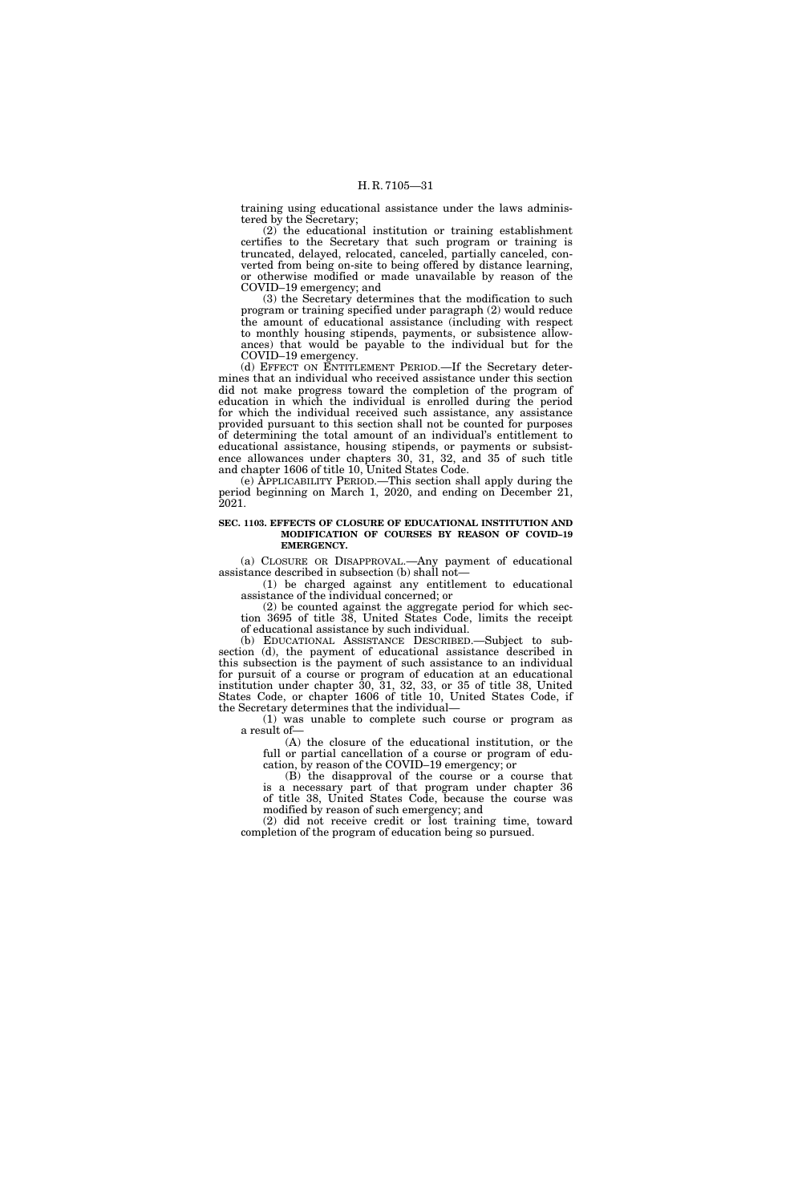training using educational assistance under the laws administered by the Secretary;

(2) the educational institution or training establishment certifies to the Secretary that such program or training is truncated, delayed, relocated, canceled, partially canceled, converted from being on-site to being offered by distance learning, or otherwise modified or made unavailable by reason of the COVID–19 emergency; and

(3) the Secretary determines that the modification to such program or training specified under paragraph (2) would reduce the amount of educational assistance (including with respect to monthly housing stipends, payments, or subsistence allowances) that would be payable to the individual but for the COVID–19 emergency.

(d) EFFECT ON ENTITLEMENT PERIOD.—If the Secretary determines that an individual who received assistance under this section did not make progress toward the completion of the program of education in which the individual is enrolled during the period for which the individual received such assistance, any assistance provided pursuant to this section shall not be counted for purposes of determining the total amount of an individual's entitlement to educational assistance, housing stipends, or payments or subsistence allowances under chapters 30, 31, 32, and 35 of such title and chapter 1606 of title 10, United States Code.

(e) APPLICABILITY PERIOD.—This section shall apply during the period beginning on March 1, 2020, and ending on December 21, 2021.

**SEC. 1103. EFFECTS OF CLOSURE OF EDUCATIONAL INSTITUTION AND MODIFICATION OF COURSES BY REASON OF COVID–19 EMERGENCY.**

(a) CLOSURE OR DISAPPROVAL.—Any payment of educational assistance described in subsection (b) shall not—

(1) be charged against any entitlement to educational assistance of the individual concerned; or

(2) be counted against the aggregate period for which section 3695 of title 38, United States Code, limits the receipt of educational assistance by such individual.

(b) EDUCATIONAL ASSISTANCE DESCRIBED.—Subject to subsection (d), the payment of educational assistance described in this subsection is the payment of such assistance to an individual for pursuit of a course or program of education at an educational institution under chapter 30, 31, 32, 33, or 35 of title 38, United States Code, or chapter 1606 of title 10, United States Code, if the Secretary determines that the individual—

(1) was unable to complete such course or program as a result of—

(A) the closure of the educational institution, or the full or partial cancellation of a course or program of education, by reason of the COVID–19 emergency; or

(B) the disapproval of the course or a course that is a necessary part of that program under chapter 36 of title 38, United States Code, because the course was modified by reason of such emergency; and

(2) did not receive credit or lost training time, toward completion of the program of education being so pursued.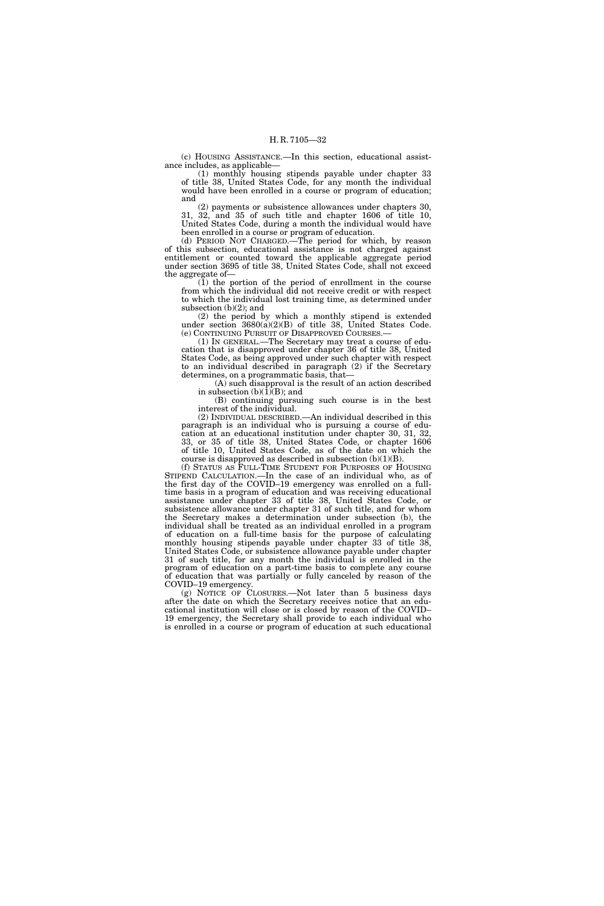(c) HOUSING ASSISTANCE.—In this section, educational assistance includes, as applicable—

(1) monthly housing stipends payable under chapter 33 of title 38, United States Code, for any month the individual would have been enrolled in a course or program of education; and

(2) payments or subsistence allowances under chapters 30, 31, 32, and 35 of such title and chapter 1606 of title 10, United States Code, during a month the individual would have been enrolled in a course or program of education.

(d) PERIOD NOT CHARGED.—The period for which, by reason of this subsection, educational assistance is not charged against entitlement or counted toward the applicable aggregate period under section 3695 of title 38, United States Code, shall not exceed the aggregate of—

(1) the portion of the period of enrollment in the course from which the individual did not receive credit or with respect to which the individual lost training time, as determined under subsection (b)(2); and

(2) the period by which a monthly stipend is extended under section 3680(a)(2)(B) of title 38, United States Code.

(e) CONTINUING PURSUIT OF DISAPPROVED COURSES.—

(1) IN GENERAL.—The Secretary may treat a course of education that is disapproved under chapter 36 of title 38, United States Code, as being approved under such chapter with respect to an individual described in paragraph (2) if the Secretary determines, on a programmatic basis, that—

(A) such disapproval is the result of an action described in subsection (b)(1)(B); and

(B) continuing pursuing such course is in the best interest of the individual.

(2) INDIVIDUAL DESCRIBED.—An individual described in this paragraph is an individual who is pursuing a course of education at an educational institution under chapter 30, 31, 32, 33, or 35 of title 38, United States Code, or chapter 1606 of title 10, United States Code, as of the date on which the course is disapproved as described in subsection (b)(1)(B).

(f) STATUS AS FULL-TIME STUDENT FOR PURPOSES OF HOUSING STIPEND CALCULATION.—In the case of an individual who, as of the first day of the COVID–19 emergency was enrolled on a full-time basis in a program of education and was receiving educational assistance under chapter 33 of title 38, United States Code, or subsistence allowance under chapter 31 of such title, and for whom the Secretary makes a determination under subsection (b), the individual shall be treated as an individual enrolled in a program of education on a full-time basis for the purpose of calculating monthly housing stipends payable under chapter 33 of title 38, United States Code, or subsistence allowance payable under chapter 31 of such title, for any month the individual is enrolled in the program of education on a part-time basis to complete any course of education that was partially or fully canceled by reason of the COVID–19 emergency.

(g) NOTICE OF CLOSURES.—Not later than 5 business days after the date on which the Secretary receives notice that an educational institution will close or is closed by reason of the COVID–19 emergency, the Secretary shall provide to each individual who is enrolled in a course or program of education at such educational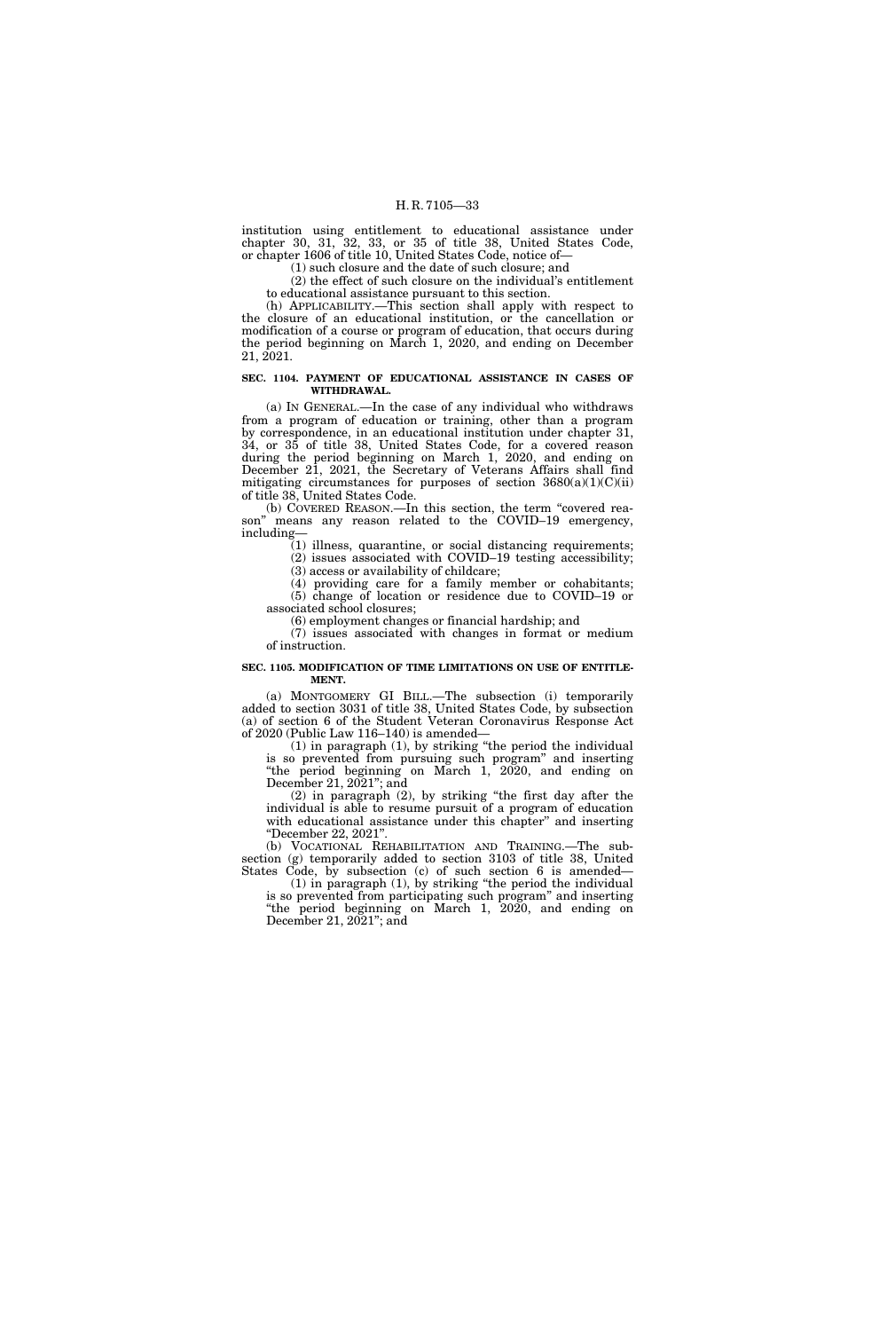institution using entitlement to educational assistance under chapter 30, 31, 32, 33, or 35 of title 38, United States Code, or chapter 1606 of title 10, United States Code, notice of—

(1) such closure and the date of such closure; and

(2) the effect of such closure on the individual's entitlement to educational assistance pursuant to this section.

(h) APPLICABILITY.—This section shall apply with respect to the closure of an educational institution, or the cancellation or modification of a course or program of education, that occurs during the period beginning on March 1, 2020, and ending on December 21, 2021.

**SEC. 1104. PAYMENT OF EDUCATIONAL ASSISTANCE IN CASES OF WITHDRAWAL.**

(a) IN GENERAL.—In the case of any individual who withdraws from a program of education or training, other than a program by correspondence, in an educational institution under chapter 31, 34, or 35 of title 38, United States Code, for a covered reason during the period beginning on March 1, 2020, and ending on December 21, 2021, the Secretary of Veterans Affairs shall find mitigating circumstances for purposes of section 3680(a)(1)(C)(ii) of title 38, United States Code.

(b) COVERED REASON.—In this section, the term "covered reason" means any reason related to the COVID–19 emergency, including—

(1) illness, quarantine, or social distancing requirements;

(2) issues associated with COVID–19 testing accessibility;

(3) access or availability of childcare;

(4) providing care for a family member or cohabitants;

(5) change of location or residence due to COVID–19 or associated school closures;

(6) employment changes or financial hardship; and

(7) issues associated with changes in format or medium of instruction.

**SEC. 1105. MODIFICATION OF TIME LIMITATIONS ON USE OF ENTITLEMENT.**

(a) MONTGOMERY GI BILL.—The subsection (i) temporarily added to section 3031 of title 38, United States Code, by subsection (a) of section 6 of the Student Veteran Coronavirus Response Act of 2020 (Public Law 116–140) is amended—

(1) in paragraph (1), by striking "the period the individual is so prevented from pursuing such program" and inserting "the period beginning on March 1, 2020, and ending on December 21, 2021"; and

(2) in paragraph (2), by striking "the first day after the individual is able to resume pursuit of a program of education with educational assistance under this chapter" and inserting "December 22, 2021".

(b) VOCATIONAL REHABILITATION AND TRAINING.—The subsection (g) temporarily added to section 3103 of title 38, United States Code, by subsection (c) of such section 6 is amended—

(1) in paragraph (1), by striking "the period the individual is so prevented from participating such program" and inserting "the period beginning on March 1, 2020, and ending on December 21, 2021"; and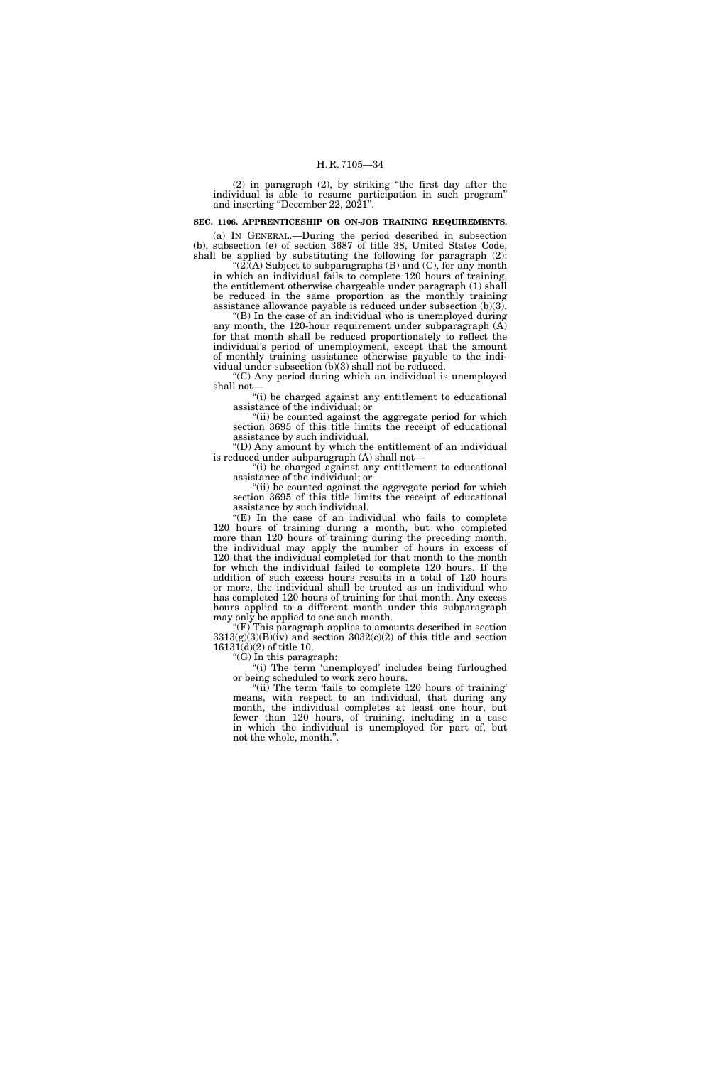(2) in paragraph (2), by striking "the first day after the individual is able to resume participation in such program" and inserting "December 22, 2021".

**SEC. 1106. APPRENTICESHIP OR ON-JOB TRAINING REQUIREMENTS.**

(a) IN GENERAL.—During the period described in subsection (b), subsection (e) of section 3687 of title 38, United States Code, shall be applied by substituting the following for paragraph (2):

"(2)(A) Subject to subparagraphs (B) and (C), for any month in which an individual fails to complete 120 hours of training, the entitlement otherwise chargeable under paragraph (1) shall be reduced in the same proportion as the monthly training assistance allowance payable is reduced under subsection (b)(3).

"(B) In the case of an individual who is unemployed during any month, the 120-hour requirement under subparagraph (A) for that month shall be reduced proportionately to reflect the individual's period of unemployment, except that the amount of monthly training assistance otherwise payable to the individual under subsection (b)(3) shall not be reduced.

"(C) Any period during which an individual is unemployed shall not—

"(i) be charged against any entitlement to educational assistance of the individual; or

"(ii) be counted against the aggregate period for which section 3695 of this title limits the receipt of educational assistance by such individual.

"(D) Any amount by which the entitlement of an individual is reduced under subparagraph (A) shall not—

"(i) be charged against any entitlement to educational assistance of the individual; or

"(ii) be counted against the aggregate period for which section 3695 of this title limits the receipt of educational assistance by such individual.

"(E) In the case of an individual who fails to complete 120 hours of training during a month, but who completed more than 120 hours of training during the preceding month, the individual may apply the number of hours in excess of 120 that the individual completed for that month to the month for which the individual failed to complete 120 hours. If the addition of such excess hours results in a total of 120 hours or more, the individual shall be treated as an individual who has completed 120 hours of training for that month. Any excess hours applied to a different month under this subparagraph may only be applied to one such month.

"(F) This paragraph applies to amounts described in section 3313(g)(3)(B)(iv) and section 3032(c)(2) of this title and section 16131(d)(2) of title 10.

"(G) In this paragraph:

"(i) The term 'unemployed' includes being furloughed or being scheduled to work zero hours.

"(ii) The term 'fails to complete 120 hours of training' means, with respect to an individual, that during any month, the individual completes at least one hour, but fewer than 120 hours, of training, including in a case in which the individual is unemployed for part of, but not the whole, month.".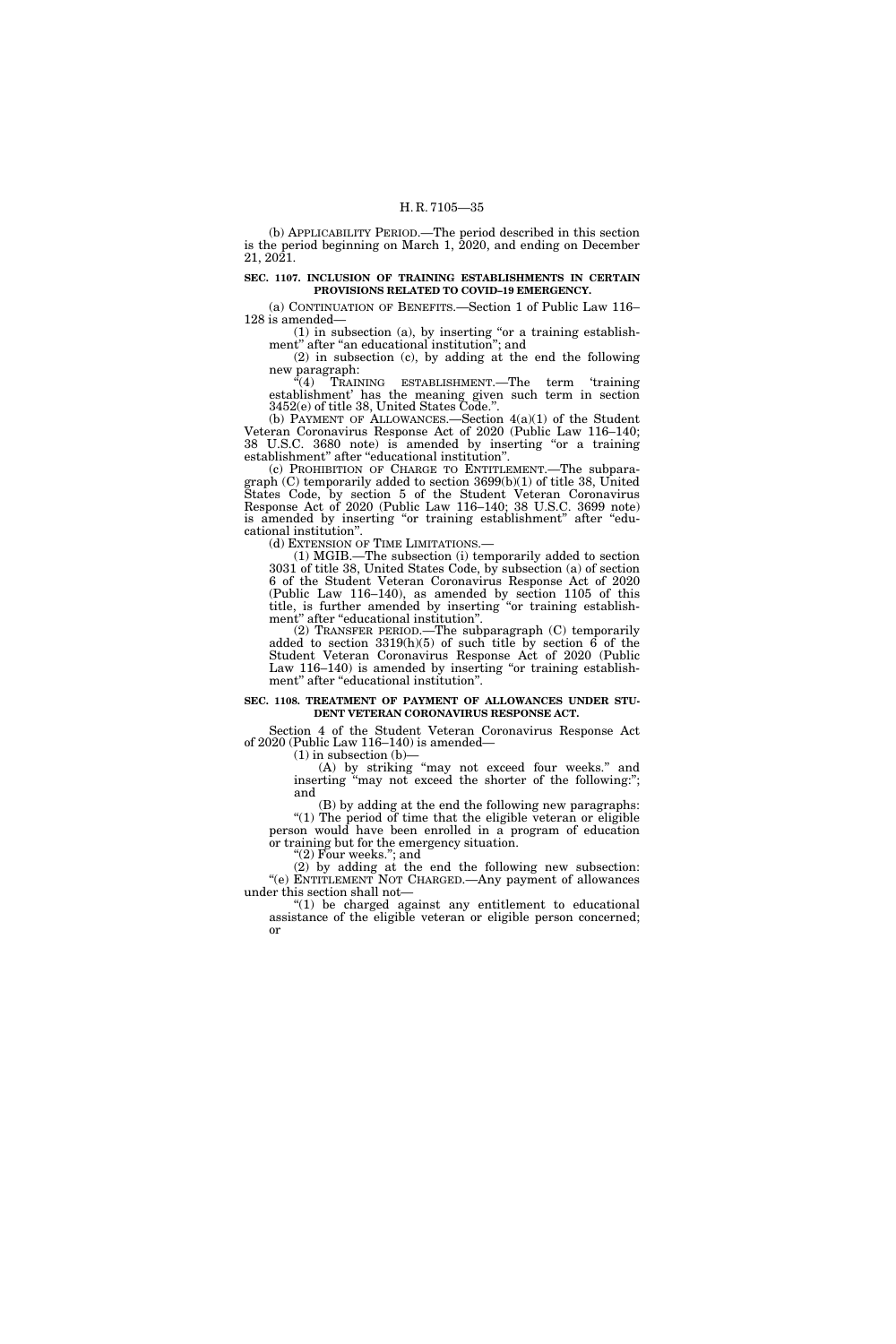(b) APPLICABILITY PERIOD.—The period described in this section is the period beginning on March 1, 2020, and ending on December 21, 2021.

**SEC. 1107. INCLUSION OF TRAINING ESTABLISHMENTS IN CERTAIN PROVISIONS RELATED TO COVID–19 EMERGENCY.**

(a) CONTINUATION OF BENEFITS.—Section 1 of Public Law 116–128 is amended—

(1) in subsection (a), by inserting "or a training establishment" after "an educational institution"; and

(2) in subsection (c), by adding at the end the following new paragraph:

"(4) TRAINING ESTABLISHMENT.—The term 'training establishment' has the meaning given such term in section 3452(e) of title 38, United States Code.".

(b) PAYMENT OF ALLOWANCES.—Section 4(a)(1) of the Student Veteran Coronavirus Response Act of 2020 (Public Law 116–140; 38 U.S.C. 3680 note) is amended by inserting "or a training establishment" after "educational institution".

(c) PROHIBITION OF CHARGE TO ENTITLEMENT.—The subparagraph (C) temporarily added to section 3699(b)(1) of title 38, United States Code, by section 5 of the Student Veteran Coronavirus Response Act of 2020 (Public Law 116–140; 38 U.S.C. 3699 note) is amended by inserting "or training establishment" after "educational institution".

(d) EXTENSION OF TIME LIMITATIONS.—

(1) MGIB.—The subsection (i) temporarily added to section 3031 of title 38, United States Code, by subsection (a) of section 6 of the Student Veteran Coronavirus Response Act of 2020 (Public Law 116–140), as amended by section 1105 of this title, is further amended by inserting "or training establishment" after "educational institution".

(2) TRANSFER PERIOD.—The subparagraph (C) temporarily added to section 3319(h)(5) of such title by section 6 of the Student Veteran Coronavirus Response Act of 2020 (Public Law 116–140) is amended by inserting "or training establishment" after "educational institution".

**SEC. 1108. TREATMENT OF PAYMENT OF ALLOWANCES UNDER STUDENT VETERAN CORONAVIRUS RESPONSE ACT.**

Section 4 of the Student Veteran Coronavirus Response Act of 2020 (Public Law 116–140) is amended—

(1) in subsection (b)—

(A) by striking "may not exceed four weeks." and inserting "may not exceed the shorter of the following:"; and

(B) by adding at the end the following new paragraphs:

"(1) The period of time that the eligible veteran or eligible person would have been enrolled in a program of education or training but for the emergency situation.

"(2) Four weeks."; and

(2) by adding at the end the following new subsection:

"(e) ENTITLEMENT NOT CHARGED.—Any payment of allowances under this section shall not—

"(1) be charged against any entitlement to educational assistance of the eligible veteran or eligible person concerned; or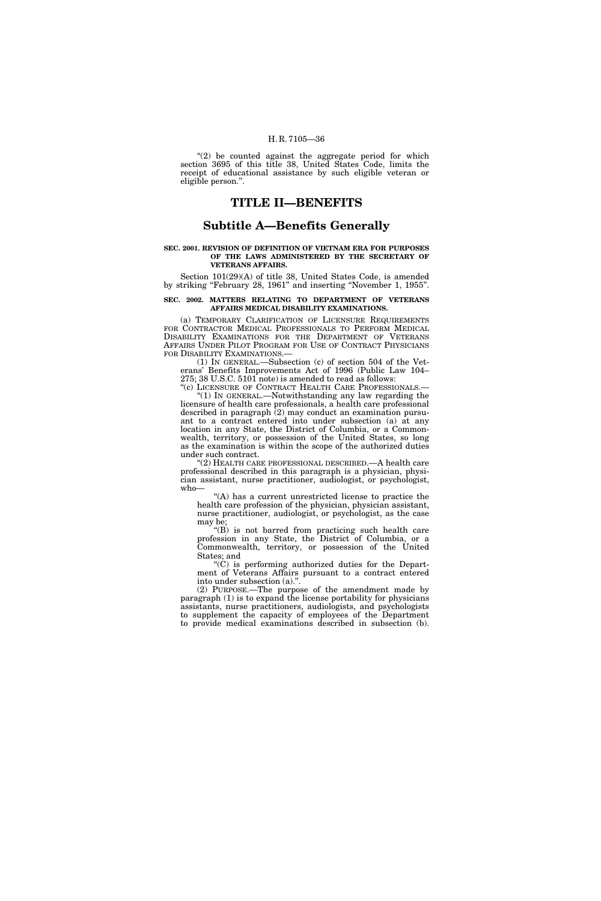"(2) be counted against the aggregate period for which section 3695 of this title 38, United States Code, limits the receipt of educational assistance by such eligible veteran or eligible person.".

# TITLE II—BENEFITS

## Subtitle A—Benefits Generally

**SEC. 2001. REVISION OF DEFINITION OF VIETNAM ERA FOR PURPOSES OF THE LAWS ADMINISTERED BY THE SECRETARY OF VETERANS AFFAIRS.**

Section 101(29)(A) of title 38, United States Code, is amended by striking "February 28, 1961" and inserting "November 1, 1955".

**SEC. 2002. MATTERS RELATING TO DEPARTMENT OF VETERANS AFFAIRS MEDICAL DISABILITY EXAMINATIONS.**

(a) TEMPORARY CLARIFICATION OF LICENSURE REQUIREMENTS FOR CONTRACTOR MEDICAL PROFESSIONALS TO PERFORM MEDICAL DISABILITY EXAMINATIONS FOR THE DEPARTMENT OF VETERANS AFFAIRS UNDER PILOT PROGRAM FOR USE OF CONTRACT PHYSICIANS FOR DISABILITY EXAMINATIONS.—

(1) IN GENERAL.—Subsection (c) of section 504 of the Veterans' Benefits Improvements Act of 1996 (Public Law 104–275; 38 U.S.C. 5101 note) is amended to read as follows:

"(c) LICENSURE OF CONTRACT HEALTH CARE PROFESSIONALS.—

"(1) IN GENERAL.—Notwithstanding any law regarding the licensure of health care professionals, a health care professional described in paragraph (2) may conduct an examination pursuant to a contract entered into under subsection (a) at any location in any State, the District of Columbia, or a Commonwealth, territory, or possession of the United States, so long as the examination is within the scope of the authorized duties under such contract.

"(2) HEALTH CARE PROFESSIONAL DESCRIBED.—A health care professional described in this paragraph is a physician, physician assistant, nurse practitioner, audiologist, or psychologist, who—

"(A) has a current unrestricted license to practice the health care profession of the physician, physician assistant, nurse practitioner, audiologist, or psychologist, as the case may be;

"(B) is not barred from practicing such health care profession in any State, the District of Columbia, or a Commonwealth, territory, or possession of the United States; and

"(C) is performing authorized duties for the Department of Veterans Affairs pursuant to a contract entered into under subsection (a).".

(2) PURPOSE.—The purpose of the amendment made by paragraph (1) is to expand the license portability for physicians assistants, nurse practitioners, audiologists, and psychologists to supplement the capacity of employees of the Department to provide medical examinations described in subsection (b).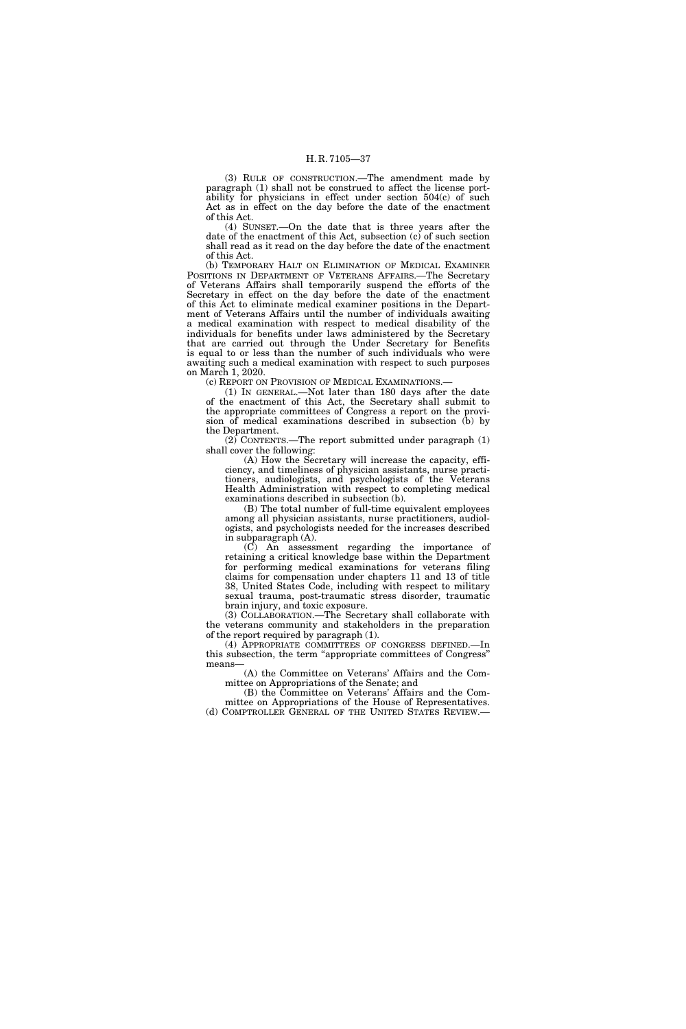(3) RULE OF CONSTRUCTION.—The amendment made by paragraph (1) shall not be construed to affect the license portability for physicians in effect under section 504(c) of such Act as in effect on the day before the date of the enactment of this Act.

(4) SUNSET.—On the date that is three years after the date of the enactment of this Act, subsection (c) of such section shall read as it read on the day before the date of the enactment of this Act.

(b) TEMPORARY HALT ON ELIMINATION OF MEDICAL EXAMINER POSITIONS IN DEPARTMENT OF VETERANS AFFAIRS.—The Secretary of Veterans Affairs shall temporarily suspend the efforts of the Secretary in effect on the day before the date of the enactment of this Act to eliminate medical examiner positions in the Department of Veterans Affairs until the number of individuals awaiting a medical examination with respect to medical disability of the individuals for benefits under laws administered by the Secretary that are carried out through the Under Secretary for Benefits is equal to or less than the number of such individuals who were awaiting such a medical examination with respect to such purposes on March 1, 2020.

(c) REPORT ON PROVISION OF MEDICAL EXAMINATIONS.—

(1) IN GENERAL.—Not later than 180 days after the date of the enactment of this Act, the Secretary shall submit to the appropriate committees of Congress a report on the provision of medical examinations described in subsection (b) by the Department.

(2) CONTENTS.—The report submitted under paragraph (1) shall cover the following:

(A) How the Secretary will increase the capacity, efficiency, and timeliness of physician assistants, nurse practitioners, audiologists, and psychologists of the Veterans Health Administration with respect to completing medical examinations described in subsection (b).

(B) The total number of full-time equivalent employees among all physician assistants, nurse practitioners, audiologists, and psychologists needed for the increases described in subparagraph (A).

(C) An assessment regarding the importance of retaining a critical knowledge base within the Department for performing medical examinations for veterans filing claims for compensation under chapters 11 and 13 of title 38, United States Code, including with respect to military sexual trauma, post-traumatic stress disorder, traumatic brain injury, and toxic exposure.

(3) COLLABORATION.—The Secretary shall collaborate with the veterans community and stakeholders in the preparation of the report required by paragraph (1).

(4) APPROPRIATE COMMITTEES OF CONGRESS DEFINED.—In this subsection, the term "appropriate committees of Congress" means—

(A) the Committee on Veterans' Affairs and the Committee on Appropriations of the Senate; and

(B) the Committee on Veterans' Affairs and the Committee on Appropriations of the House of Representatives.

(d) COMPTROLLER GENERAL OF THE UNITED STATES REVIEW.—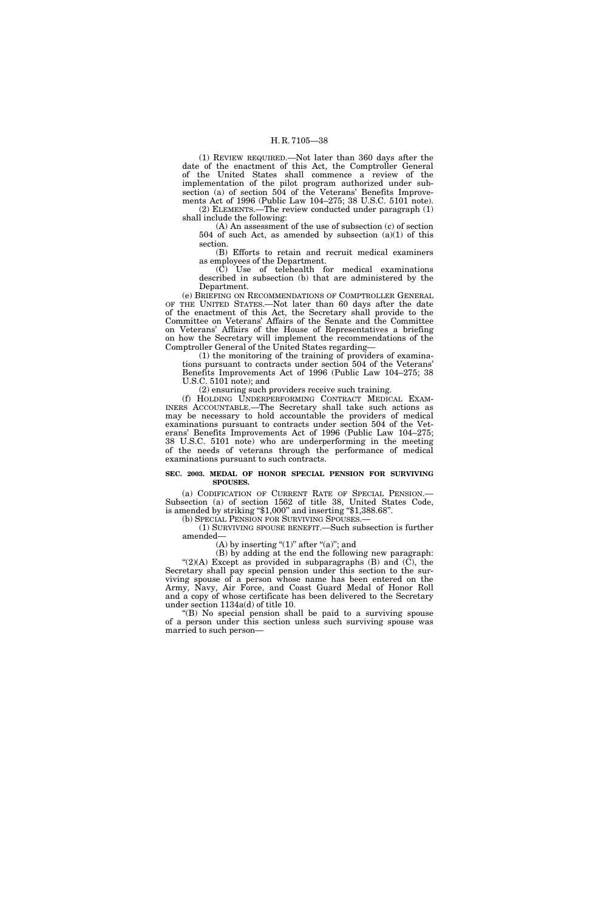(1) REVIEW REQUIRED.—Not later than 360 days after the date of the enactment of this Act, the Comptroller General of the United States shall commence a review of the implementation of the pilot program authorized under subsection (a) of section 504 of the Veterans' Benefits Improvements Act of 1996 (Public Law 104–275; 38 U.S.C. 5101 note).

(2) ELEMENTS.—The review conducted under paragraph (1) shall include the following:

(A) An assessment of the use of subsection (c) of section 504 of such Act, as amended by subsection (a)(1) of this section.

(B) Efforts to retain and recruit medical examiners as employees of the Department.

(C) Use of telehealth for medical examinations described in subsection (b) that are administered by the Department.

(e) BRIEFING ON RECOMMENDATIONS OF COMPTROLLER GENERAL OF THE UNITED STATES.—Not later than 60 days after the date of the enactment of this Act, the Secretary shall provide to the Committee on Veterans' Affairs of the Senate and the Committee on Veterans' Affairs of the House of Representatives a briefing on how the Secretary will implement the recommendations of the Comptroller General of the United States regarding—

(1) the monitoring of the training of providers of examinations pursuant to contracts under section 504 of the Veterans' Benefits Improvements Act of 1996 (Public Law 104–275; 38 U.S.C. 5101 note); and

(2) ensuring such providers receive such training.

(f) HOLDING UNDERPERFORMING CONTRACT MEDICAL EXAMINERS ACCOUNTABLE.—The Secretary shall take such actions as may be necessary to hold accountable the providers of medical examinations pursuant to contracts under section 504 of the Veterans' Benefits Improvements Act of 1996 (Public Law 104–275; 38 U.S.C. 5101 note) who are underperforming in the meeting of the needs of veterans through the performance of medical examinations pursuant to such contracts.

**SEC. 2003. MEDAL OF HONOR SPECIAL PENSION FOR SURVIVING SPOUSES.**

(a) CODIFICATION OF CURRENT RATE OF SPECIAL PENSION.—Subsection (a) of section 1562 of title 38, United States Code, is amended by striking "$1,000" and inserting "$1,388.68".

(b) SPECIAL PENSION FOR SURVIVING SPOUSES.—

(1) SURVIVING SPOUSE BENEFIT.—Such subsection is further amended—

(A) by inserting "(1)" after "(a)"; and

(B) by adding at the end the following new paragraph:

"(2)(A) Except as provided in subparagraphs (B) and (C), the Secretary shall pay special pension under this section to the surviving spouse of a person whose name has been entered on the Army, Navy, Air Force, and Coast Guard Medal of Honor Roll and a copy of whose certificate has been delivered to the Secretary under section 1134a(d) of title 10.

"(B) No special pension shall be paid to a surviving spouse of a person under this section unless such surviving spouse was married to such person—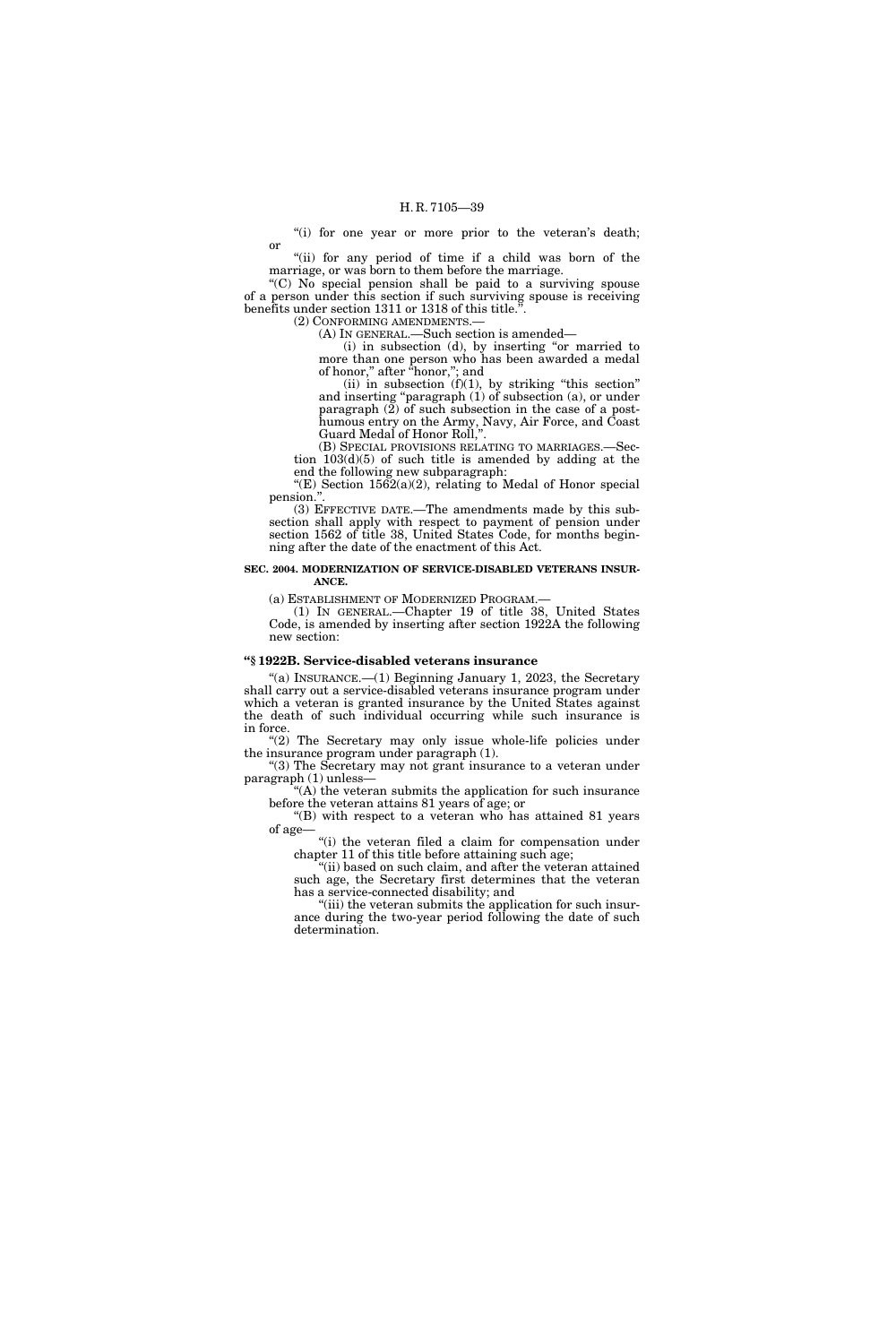"(i) for one year or more prior to the veteran's death; or

"(ii) for any period of time if a child was born of the marriage, or was born to them before the marriage.

"(C) No special pension shall be paid to a surviving spouse of a person under this section if such surviving spouse is receiving benefits under section 1311 or 1318 of this title.".

(2) CONFORMING AMENDMENTS.—

(A) IN GENERAL.—Such section is amended—

(i) in subsection (d), by inserting "or married to more than one person who has been awarded a medal of honor," after "honor,"; and

(ii) in subsection (f)(1), by striking "this section" and inserting "paragraph (1) of subsection (a), or under paragraph (2) of such subsection in the case of a posthumous entry on the Army, Navy, Air Force, and Coast Guard Medal of Honor Roll,".

(B) SPECIAL PROVISIONS RELATING TO MARRIAGES.—Section 103(d)(5) of such title is amended by adding at the end the following new subparagraph:

"(E) Section 1562(a)(2), relating to Medal of Honor special pension.".

(3) EFFECTIVE DATE.—The amendments made by this subsection shall apply with respect to payment of pension under section 1562 of title 38, United States Code, for months beginning after the date of the enactment of this Act.

**SEC. 2004. MODERNIZATION OF SERVICE-DISABLED VETERANS INSURANCE.**

(a) ESTABLISHMENT OF MODERNIZED PROGRAM.—

(1) IN GENERAL.—Chapter 19 of title 38, United States Code, is amended by inserting after section 1922A the following new section:

**"§ 1922B. Service-disabled veterans insurance**

"(a) INSURANCE.—(1) Beginning January 1, 2023, the Secretary shall carry out a service-disabled veterans insurance program under which a veteran is granted insurance by the United States against the death of such individual occurring while such insurance is in force.

"(2) The Secretary may only issue whole-life policies under the insurance program under paragraph (1).

"(3) The Secretary may not grant insurance to a veteran under paragraph (1) unless—

"(A) the veteran submits the application for such insurance before the veteran attains 81 years of age; or

"(B) with respect to a veteran who has attained 81 years of age—

"(i) the veteran filed a claim for compensation under chapter 11 of this title before attaining such age;

"(ii) based on such claim, and after the veteran attained such age, the Secretary first determines that the veteran has a service-connected disability; and

"(iii) the veteran submits the application for such insurance during the two-year period following the date of such determination.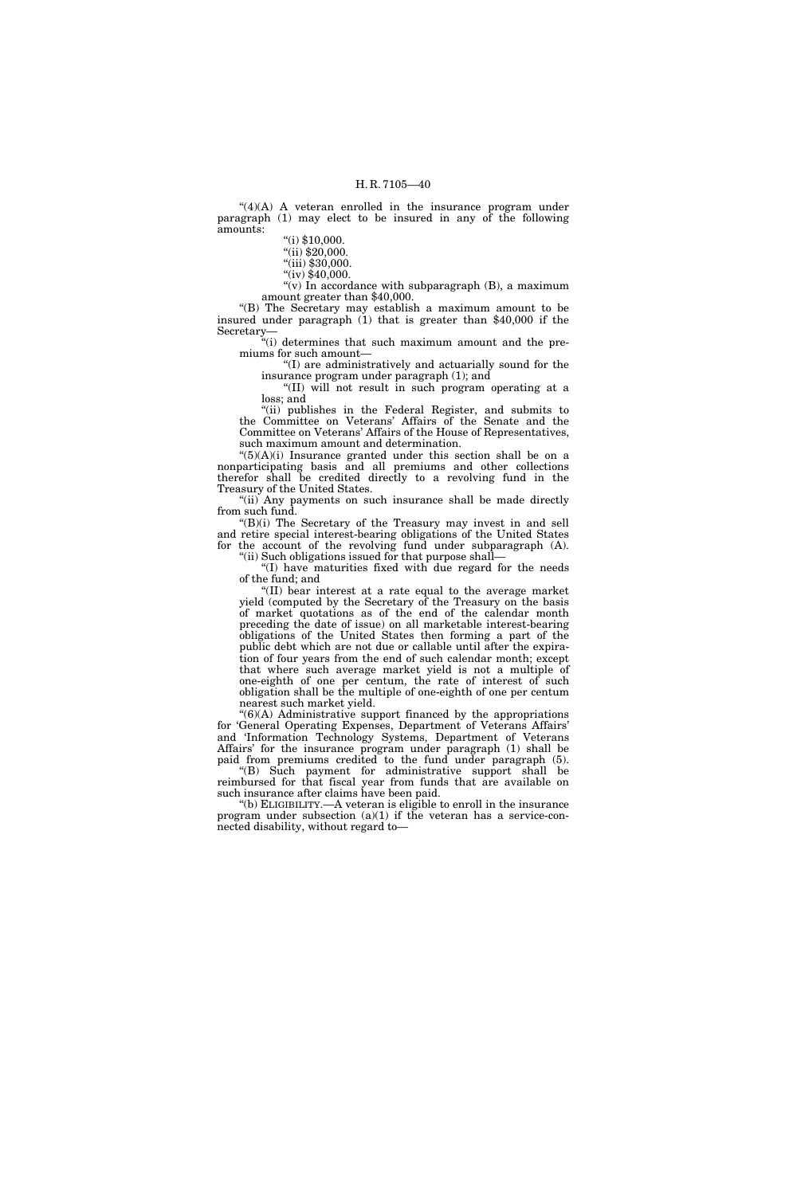"(4)(A) A veteran enrolled in the insurance program under paragraph (1) may elect to be insured in any of the following amounts:

"(i) $10,000.

"(ii) $20,000.

"(iii) $30,000.

"(iv) $40,000.

"(v) In accordance with subparagraph (B), a maximum amount greater than $40,000.

"(B) The Secretary may establish a maximum amount to be insured under paragraph (1) that is greater than $40,000 if the Secretary—

"(i) determines that such maximum amount and the premiums for such amount—

"(I) are administratively and actuarially sound for the insurance program under paragraph (1); and

"(II) will not result in such program operating at a loss; and

"(ii) publishes in the Federal Register, and submits to the Committee on Veterans' Affairs of the Senate and the Committee on Veterans' Affairs of the House of Representatives, such maximum amount and determination.

"(5)(A)(i) Insurance granted under this section shall be on a nonparticipating basis and all premiums and other collections therefor shall be credited directly to a revolving fund in the Treasury of the United States.

"(ii) Any payments on such insurance shall be made directly from such fund.

"(B)(i) The Secretary of the Treasury may invest in and sell and retire special interest-bearing obligations of the United States for the account of the revolving fund under subparagraph (A).

"(ii) Such obligations issued for that purpose shall—

"(I) have maturities fixed with due regard for the needs of the fund; and

"(II) bear interest at a rate equal to the average market yield (computed by the Secretary of the Treasury on the basis of market quotations as of the end of the calendar month preceding the date of issue) on all marketable interest-bearing obligations of the United States then forming a part of the public debt which are not due or callable until after the expiration of four years from the end of such calendar month; except that where such average market yield is not a multiple of one-eighth of one per centum, the rate of interest of such obligation shall be the multiple of one-eighth of one per centum nearest such market yield.

"(6)(A) Administrative support financed by the appropriations for 'General Operating Expenses, Department of Veterans Affairs' and 'Information Technology Systems, Department of Veterans Affairs' for the insurance program under paragraph (1) shall be paid from premiums credited to the fund under paragraph (5).

"(B) Such payment for administrative support shall be reimbursed for that fiscal year from funds that are available on such insurance after claims have been paid.

"(b) ELIGIBILITY.—A veteran is eligible to enroll in the insurance program under subsection (a)(1) if the veteran has a service-connected disability, without regard to—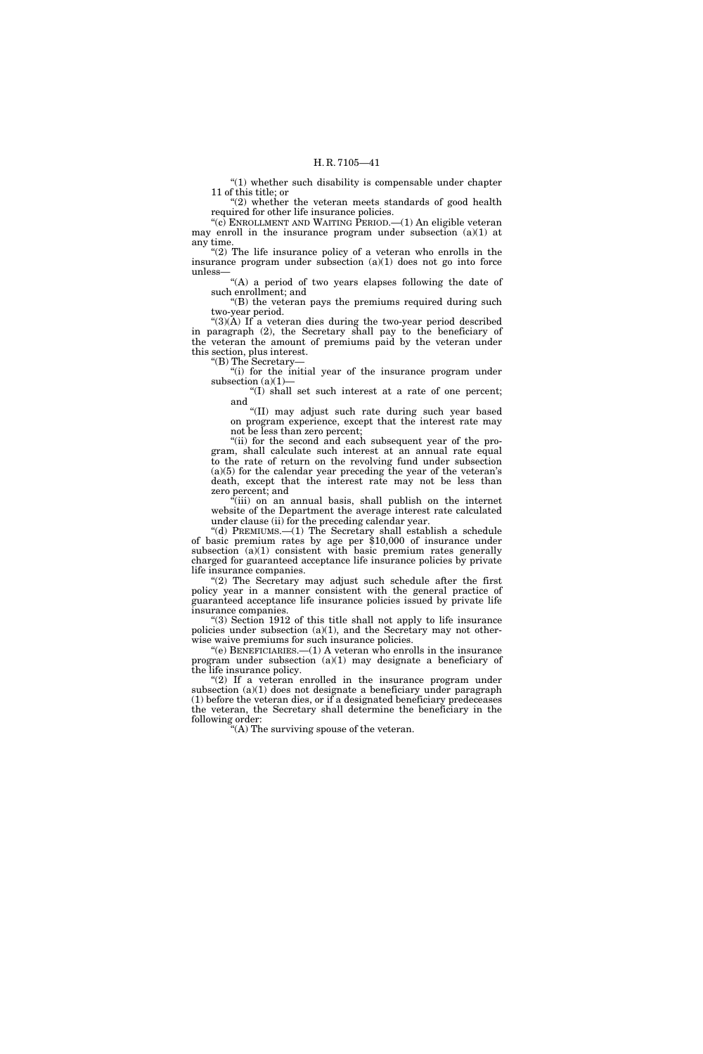"(1) whether such disability is compensable under chapter 11 of this title; or

"(2) whether the veteran meets standards of good health required for other life insurance policies.

"(c) ENROLLMENT AND WAITING PERIOD.—(1) An eligible veteran may enroll in the insurance program under subsection (a)(1) at any time.

"(2) The life insurance policy of a veteran who enrolls in the insurance program under subsection (a)(1) does not go into force unless—

"(A) a period of two years elapses following the date of such enrollment; and

"(B) the veteran pays the premiums required during such two-year period.

"(3)(A) If a veteran dies during the two-year period described in paragraph (2), the Secretary shall pay to the beneficiary of the veteran the amount of premiums paid by the veteran under this section, plus interest.

"(B) The Secretary—

"(i) for the initial year of the insurance program under subsection (a)(1)—

"(I) shall set such interest at a rate of one percent; and

"(II) may adjust such rate during such year based on program experience, except that the interest rate may not be less than zero percent;

"(ii) for the second and each subsequent year of the program, shall calculate such interest at an annual rate equal to the rate of return on the revolving fund under subsection (a)(5) for the calendar year preceding the year of the veteran's death, except that the interest rate may not be less than zero percent; and

"(iii) on an annual basis, shall publish on the internet website of the Department the average interest rate calculated under clause (ii) for the preceding calendar year.

"(d) PREMIUMS.—(1) The Secretary shall establish a schedule of basic premium rates by age per $10,000 of insurance under subsection (a)(1) consistent with basic premium rates generally charged for guaranteed acceptance life insurance policies by private life insurance companies.

"(2) The Secretary may adjust such schedule after the first policy year in a manner consistent with the general practice of guaranteed acceptance life insurance policies issued by private life insurance companies.

"(3) Section 1912 of this title shall not apply to life insurance policies under subsection (a)(1), and the Secretary may not otherwise waive premiums for such insurance policies.

"(e) BENEFICIARIES.—(1) A veteran who enrolls in the insurance program under subsection (a)(1) may designate a beneficiary of the life insurance policy.

"(2) If a veteran enrolled in the insurance program under subsection (a)(1) does not designate a beneficiary under paragraph (1) before the veteran dies, or if a designated beneficiary predeceases the veteran, the Secretary shall determine the beneficiary in the following order:

"(A) The surviving spouse of the veteran.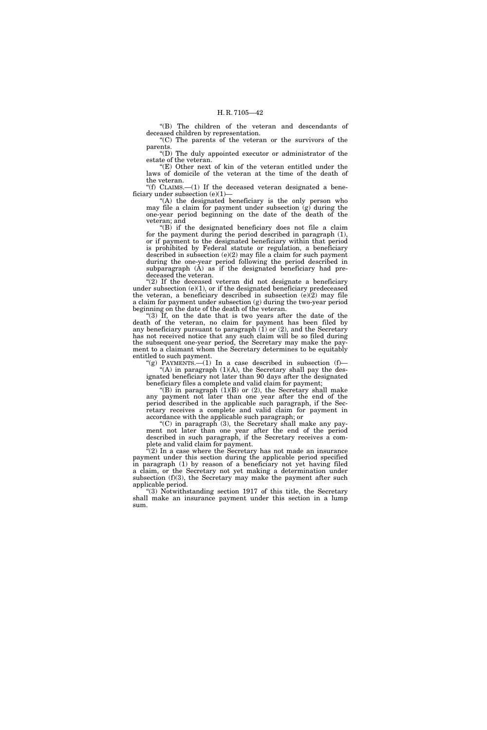"(B) The children of the veteran and descendants of deceased children by representation.

"(C) The parents of the veteran or the survivors of the parents.

"(D) The duly appointed executor or administrator of the estate of the veteran.

"(E) Other next of kin of the veteran entitled under the laws of domicile of the veteran at the time of the death of the veteran.

"(f) CLAIMS.—(1) If the deceased veteran designated a beneficiary under subsection (e)(1)—

"(A) the designated beneficiary is the only person who may file a claim for payment under subsection (g) during the one-year period beginning on the date of the death of the veteran; and

"(B) if the designated beneficiary does not file a claim for the payment during the period described in paragraph (1), or if payment to the designated beneficiary within that period is prohibited by Federal statute or regulation, a beneficiary described in subsection (e)(2) may file a claim for such payment during the one-year period following the period described in subparagraph (A) as if the designated beneficiary had predeceased the veteran.

"(2) If the deceased veteran did not designate a beneficiary under subsection (e)(1), or if the designated beneficiary predeceased the veteran, a beneficiary described in subsection (e)(2) may file a claim for payment under subsection (g) during the two-year period beginning on the date of the death of the veteran.

"(3) If, on the date that is two years after the date of the death of the veteran, no claim for payment has been filed by any beneficiary pursuant to paragraph (1) or (2), and the Secretary has not received notice that any such claim will be so filed during the subsequent one-year period, the Secretary may make the payment to a claimant whom the Secretary determines to be equitably entitled to such payment.

"(g) PAYMENTS.—(1) In a case described in subsection (f)—

"(A) in paragraph (1)(A), the Secretary shall pay the designated beneficiary not later than 90 days after the designated beneficiary files a complete and valid claim for payment;

"(B) in paragraph (1)(B) or (2), the Secretary shall make any payment not later than one year after the end of the period described in the applicable such paragraph, if the Secretary receives a complete and valid claim for payment in accordance with the applicable such paragraph; or

"(C) in paragraph (3), the Secretary shall make any payment not later than one year after the end of the period described in such paragraph, if the Secretary receives a complete and valid claim for payment.

"(2) In a case where the Secretary has not made an insurance payment under this section during the applicable period specified in paragraph (1) by reason of a beneficiary not yet having filed a claim, or the Secretary not yet making a determination under subsection (f)(3), the Secretary may make the payment after such applicable period.

"(3) Notwithstanding section 1917 of this title, the Secretary shall make an insurance payment under this section in a lump sum.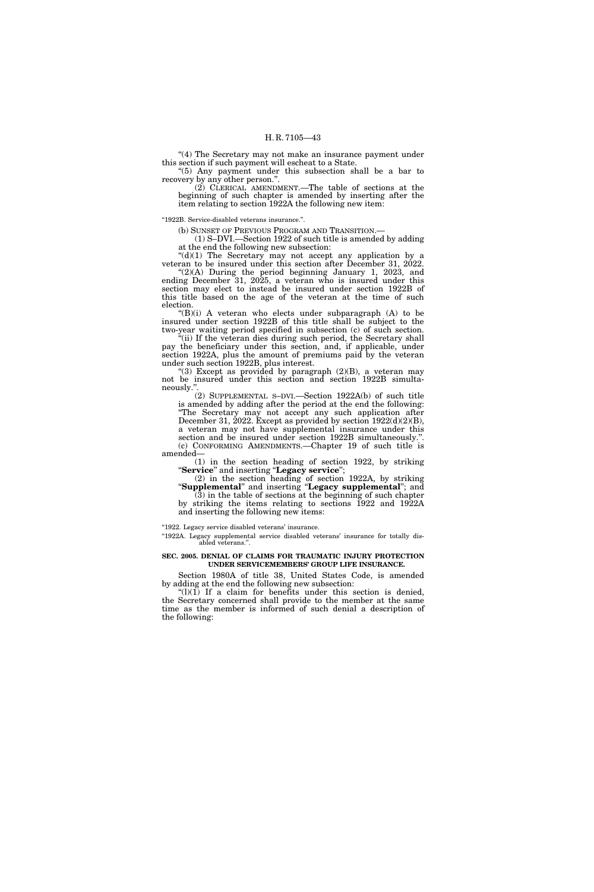"(4) The Secretary may not make an insurance payment under this section if such payment will escheat to a State.

"(5) Any payment under this subsection shall be a bar to recovery by any other person.".

(2) CLERICAL AMENDMENT.—The table of sections at the beginning of such chapter is amended by inserting after the item relating to section 1922A the following new item:

"1922B. Service-disabled veterans insurance.".

(b) SUNSET OF PREVIOUS PROGRAM AND TRANSITION.—

(1) S–DVI.—Section 1922 of such title is amended by adding at the end the following new subsection:

"(d)(1) The Secretary may not accept any application by a veteran to be insured under this section after December 31, 2022.

"(2)(A) During the period beginning January 1, 2023, and ending December 31, 2025, a veteran who is insured under this section may elect to instead be insured under section 1922B of this title based on the age of the veteran at the time of such election.

"(B)(i) A veteran who elects under subparagraph (A) to be insured under section 1922B of this title shall be subject to the two-year waiting period specified in subsection (c) of such section.

"(ii) If the veteran dies during such period, the Secretary shall pay the beneficiary under this section, and, if applicable, under section 1922A, plus the amount of premiums paid by the veteran under such section 1922B, plus interest.

"(3) Except as provided by paragraph (2)(B), a veteran may not be insured under this section and section 1922B simultaneously.".

(2) SUPPLEMENTAL S–DVI.—Section 1922A(b) of such title is amended by adding after the period at the end the following: "The Secretary may not accept any such application after December 31, 2022. Except as provided by section 1922(d)(2)(B), a veteran may not have supplemental insurance under this section and be insured under section 1922B simultaneously.".

(c) CONFORMING AMENDMENTS.—Chapter 19 of such title is amended—

(1) in the section heading of section 1922, by striking "**Service**" and inserting "**Legacy service**";

(2) in the section heading of section 1922A, by striking "**Supplemental**" and inserting "**Legacy supplemental**"; and

(3) in the table of sections at the beginning of such chapter by striking the items relating to sections 1922 and 1922A and inserting the following new items:

"1922. Legacy service disabled veterans' insurance.

"1922A. Legacy supplemental service disabled veterans' insurance for totally disabled veterans.".

### SEC. 2005. DENIAL OF CLAIMS FOR TRAUMATIC INJURY PROTECTION UNDER SERVICEMEMBERS' GROUP LIFE INSURANCE.

Section 1980A of title 38, United States Code, is amended by adding at the end the following new subsection:

"(l)(1) If a claim for benefits under this section is denied, the Secretary concerned shall provide to the member at the same time as the member is informed of such denial a description of the following: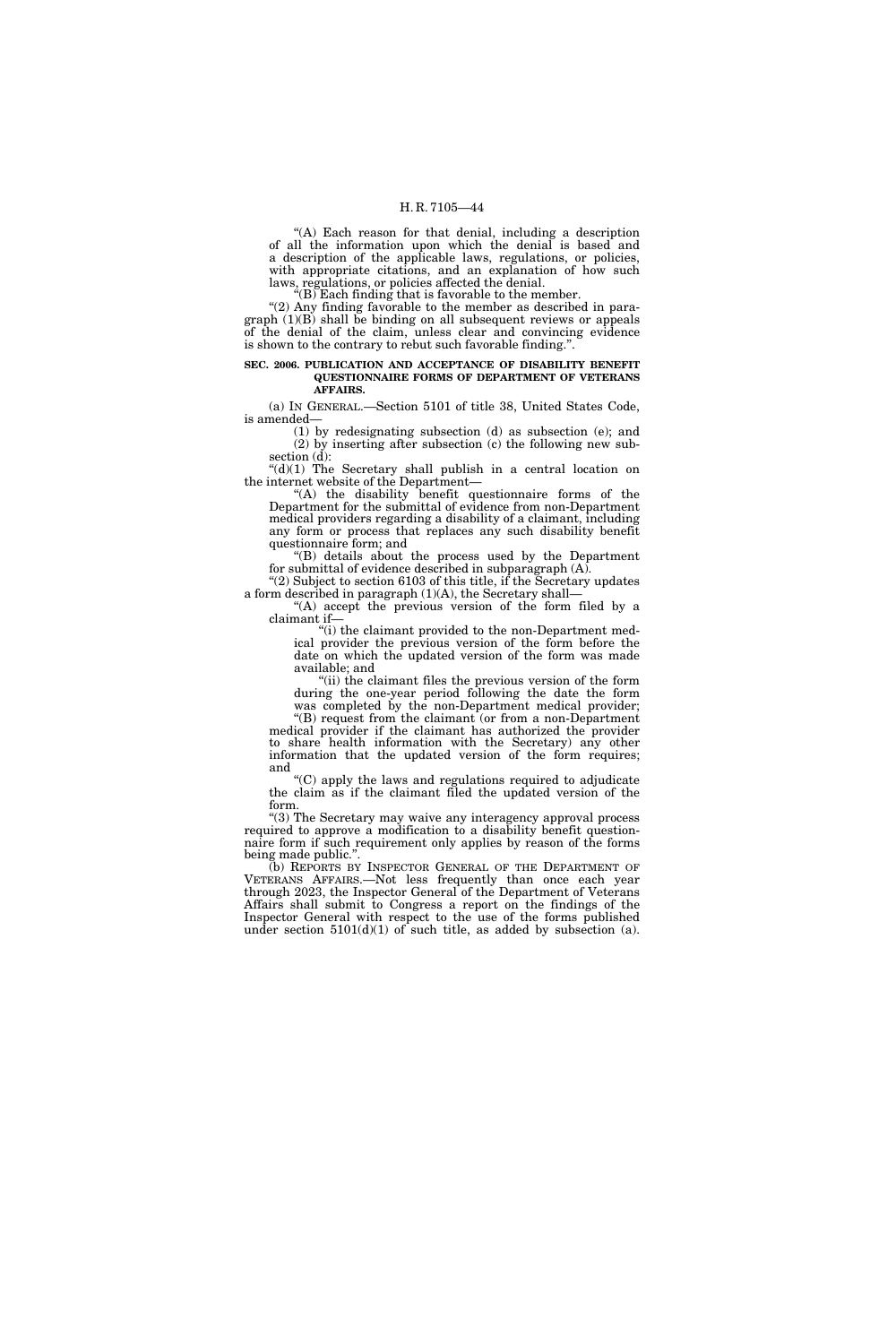"(A) Each reason for that denial, including a description of all the information upon which the denial is based and a description of the applicable laws, regulations, or policies, with appropriate citations, and an explanation of how such laws, regulations, or policies affected the denial.

"(B) Each finding that is favorable to the member.

"(2) Any finding favorable to the member as described in paragraph (1)(B) shall be binding on all subsequent reviews or appeals of the denial of the claim, unless clear and convincing evidence is shown to the contrary to rebut such favorable finding.".

**SEC. 2006. PUBLICATION AND ACCEPTANCE OF DISABILITY BENEFIT QUESTIONNAIRE FORMS OF DEPARTMENT OF VETERANS AFFAIRS.**

(a) IN GENERAL.—Section 5101 of title 38, United States Code, is amended—

(1) by redesignating subsection (d) as subsection (e); and

(2) by inserting after subsection (c) the following new subsection (d):

"(d)(1) The Secretary shall publish in a central location on the internet website of the Department—

"(A) the disability benefit questionnaire forms of the Department for the submittal of evidence from non-Department medical providers regarding a disability of a claimant, including any form or process that replaces any such disability benefit questionnaire form; and

"(B) details about the process used by the Department for submittal of evidence described in subparagraph (A).

"(2) Subject to section 6103 of this title, if the Secretary updates a form described in paragraph (1)(A), the Secretary shall—

"(A) accept the previous version of the form filed by a claimant if—

"(i) the claimant provided to the non-Department medical provider the previous version of the form before the date on which the updated version of the form was made available; and

"(ii) the claimant files the previous version of the form during the one-year period following the date the form was completed by the non-Department medical provider;

"(B) request from the claimant (or from a non-Department medical provider if the claimant has authorized the provider to share health information with the Secretary) any other information that the updated version of the form requires; and

"(C) apply the laws and regulations required to adjudicate the claim as if the claimant filed the updated version of the form.

"(3) The Secretary may waive any interagency approval process required to approve a modification to a disability benefit questionnaire form if such requirement only applies by reason of the forms being made public.".

(b) REPORTS BY INSPECTOR GENERAL OF THE DEPARTMENT OF VETERANS AFFAIRS.—Not less frequently than once each year through 2023, the Inspector General of the Department of Veterans Affairs shall submit to Congress a report on the findings of the Inspector General with respect to the use of the forms published under section 5101(d)(1) of such title, as added by subsection (a).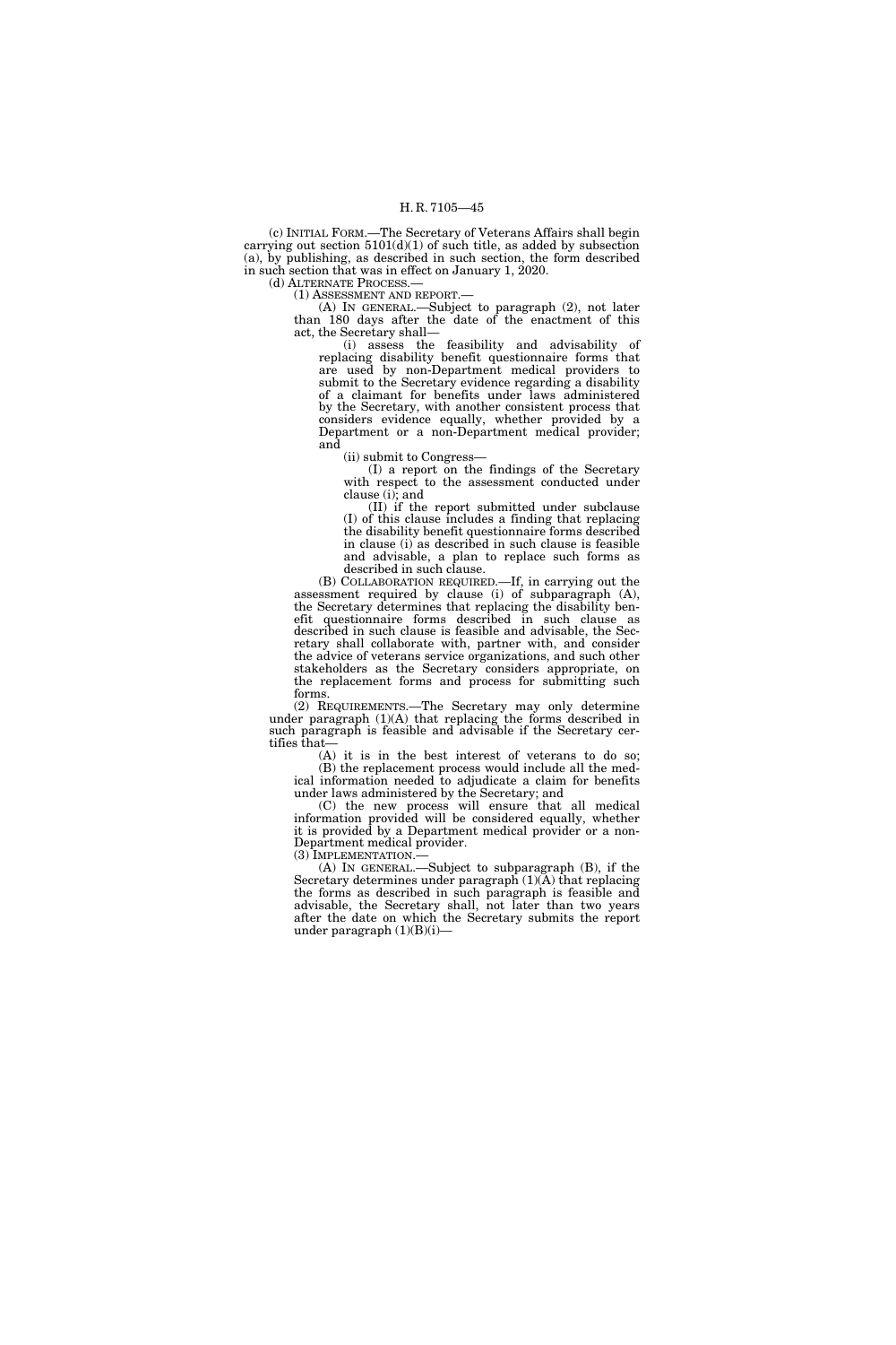(c) INITIAL FORM.—The Secretary of Veterans Affairs shall begin carrying out section 5101(d)(1) of such title, as added by subsection (a), by publishing, as described in such section, the form described in such section that was in effect on January 1, 2020.

(d) ALTERNATE PROCESS.—

(1) ASSESSMENT AND REPORT.—

(A) IN GENERAL.—Subject to paragraph (2), not later than 180 days after the date of the enactment of this act, the Secretary shall—

(i) assess the feasibility and advisability of replacing disability benefit questionnaire forms that are used by non-Department medical providers to submit to the Secretary evidence regarding a disability of a claimant for benefits under laws administered by the Secretary, with another consistent process that considers evidence equally, whether provided by a Department or a non-Department medical provider; and

(ii) submit to Congress—

(I) a report on the findings of the Secretary with respect to the assessment conducted under clause (i); and

(II) if the report submitted under subclause (I) of this clause includes a finding that replacing the disability benefit questionnaire forms described in clause (i) as described in such clause is feasible and advisable, a plan to replace such forms as described in such clause.

(B) COLLABORATION REQUIRED.—If, in carrying out the assessment required by clause (i) of subparagraph (A), the Secretary determines that replacing the disability benefit questionnaire forms described in such clause as described in such clause is feasible and advisable, the Secretary shall collaborate with, partner with, and consider the advice of veterans service organizations, and such other stakeholders as the Secretary considers appropriate, on the replacement forms and process for submitting such forms.

(2) REQUIREMENTS.—The Secretary may only determine under paragraph (1)(A) that replacing the forms described in such paragraph is feasible and advisable if the Secretary certifies that—

(A) it is in the best interest of veterans to do so;

(B) the replacement process would include all the medical information needed to adjudicate a claim for benefits under laws administered by the Secretary; and

(C) the new process will ensure that all medical information provided will be considered equally, whether it is provided by a Department medical provider or a non-Department medical provider.

(3) IMPLEMENTATION.—

(A) IN GENERAL.—Subject to subparagraph (B), if the Secretary determines under paragraph (1)(A) that replacing the forms as described in such paragraph is feasible and advisable, the Secretary shall, not later than two years after the date on which the Secretary submits the report under paragraph (1)(B)(i)—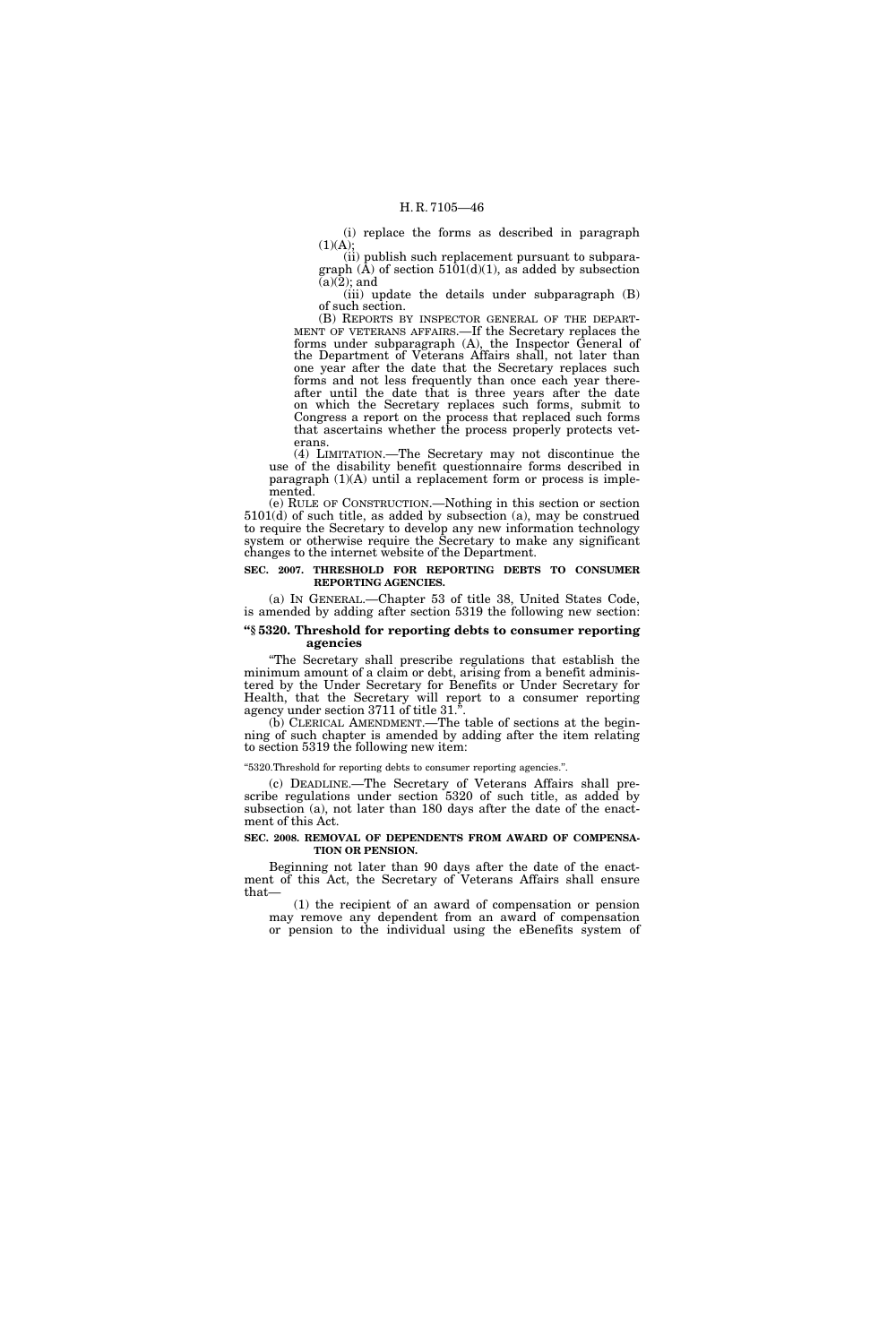(i) replace the forms as described in paragraph (1)(A);

(ii) publish such replacement pursuant to subparagraph (A) of section 5101(d)(1), as added by subsection (a)(2); and

(iii) update the details under subparagraph (B) of such section.

(B) REPORTS BY INSPECTOR GENERAL OF THE DEPARTMENT OF VETERANS AFFAIRS.—If the Secretary replaces the forms under subparagraph (A), the Inspector General of the Department of Veterans Affairs shall, not later than one year after the date that the Secretary replaces such forms and not less frequently than once each year thereafter until the date that is three years after the date on which the Secretary replaces such forms, submit to Congress a report on the process that replaced such forms that ascertains whether the process properly protects veterans.

(4) LIMITATION.—The Secretary may not discontinue the use of the disability benefit questionnaire forms described in paragraph (1)(A) until a replacement form or process is implemented.

(e) RULE OF CONSTRUCTION.—Nothing in this section or section 5101(d) of such title, as added by subsection (a), may be construed to require the Secretary to develop any new information technology system or otherwise require the Secretary to make any significant changes to the internet website of the Department.

**SEC. 2007. THRESHOLD FOR REPORTING DEBTS TO CONSUMER REPORTING AGENCIES.**

(a) IN GENERAL.—Chapter 53 of title 38, United States Code, is amended by adding after section 5319 the following new section:

**"§ 5320. Threshold for reporting debts to consumer reporting agencies**

"The Secretary shall prescribe regulations that establish the minimum amount of a claim or debt, arising from a benefit administered by the Under Secretary for Benefits or Under Secretary for Health, that the Secretary will report to a consumer reporting agency under section 3711 of title 31.".

(b) CLERICAL AMENDMENT.—The table of sections at the beginning of such chapter is amended by adding after the item relating to section 5319 the following new item:

"5320.Threshold for reporting debts to consumer reporting agencies.".

(c) DEADLINE.—The Secretary of Veterans Affairs shall prescribe regulations under section 5320 of such title, as added by subsection (a), not later than 180 days after the date of the enactment of this Act.

**SEC. 2008. REMOVAL OF DEPENDENTS FROM AWARD OF COMPENSATION OR PENSION.**

Beginning not later than 90 days after the date of the enactment of this Act, the Secretary of Veterans Affairs shall ensure that—

(1) the recipient of an award of compensation or pension may remove any dependent from an award of compensation or pension to the individual using the eBenefits system of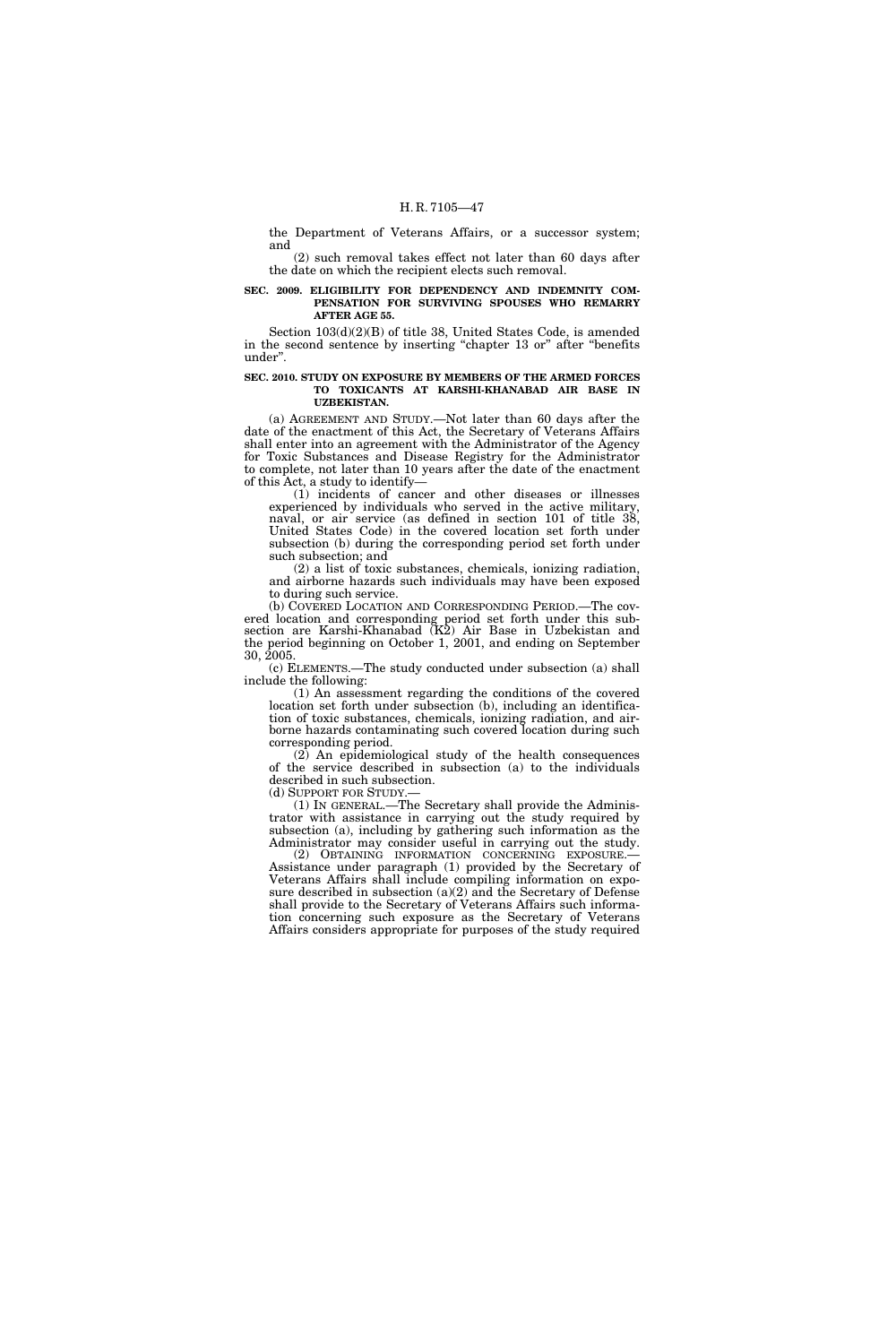the Department of Veterans Affairs, or a successor system; and

(2) such removal takes effect not later than 60 days after the date on which the recipient elects such removal.

**SEC. 2009. ELIGIBILITY FOR DEPENDENCY AND INDEMNITY COMPENSATION FOR SURVIVING SPOUSES WHO REMARRY AFTER AGE 55.**

Section 103(d)(2)(B) of title 38, United States Code, is amended in the second sentence by inserting "chapter 13 or" after "benefits under".

**SEC. 2010. STUDY ON EXPOSURE BY MEMBERS OF THE ARMED FORCES TO TOXICANTS AT KARSHI-KHANABAD AIR BASE IN UZBEKISTAN.**

(a) AGREEMENT AND STUDY.—Not later than 60 days after the date of the enactment of this Act, the Secretary of Veterans Affairs shall enter into an agreement with the Administrator of the Agency for Toxic Substances and Disease Registry for the Administrator to complete, not later than 10 years after the date of the enactment of this Act, a study to identify—

(1) incidents of cancer and other diseases or illnesses experienced by individuals who served in the active military, naval, or air service (as defined in section 101 of title 38, United States Code) in the covered location set forth under subsection (b) during the corresponding period set forth under such subsection; and

(2) a list of toxic substances, chemicals, ionizing radiation, and airborne hazards such individuals may have been exposed to during such service.

(b) COVERED LOCATION AND CORRESPONDING PERIOD.—The covered location and corresponding period set forth under this subsection are Karshi-Khanabad (K2) Air Base in Uzbekistan and the period beginning on October 1, 2001, and ending on September 30, 2005.

(c) ELEMENTS.—The study conducted under subsection (a) shall include the following:

(1) An assessment regarding the conditions of the covered location set forth under subsection (b), including an identification of toxic substances, chemicals, ionizing radiation, and airborne hazards contaminating such covered location during such corresponding period.

(2) An epidemiological study of the health consequences of the service described in subsection (a) to the individuals described in such subsection.

(d) SUPPORT FOR STUDY.—

(1) IN GENERAL.—The Secretary shall provide the Administrator with assistance in carrying out the study required by subsection (a), including by gathering such information as the Administrator may consider useful in carrying out the study.

(2) OBTAINING INFORMATION CONCERNING EXPOSURE.—Assistance under paragraph (1) provided by the Secretary of Veterans Affairs shall include compiling information on exposure described in subsection (a)(2) and the Secretary of Defense shall provide to the Secretary of Veterans Affairs such information concerning such exposure as the Secretary of Veterans Affairs considers appropriate for purposes of the study required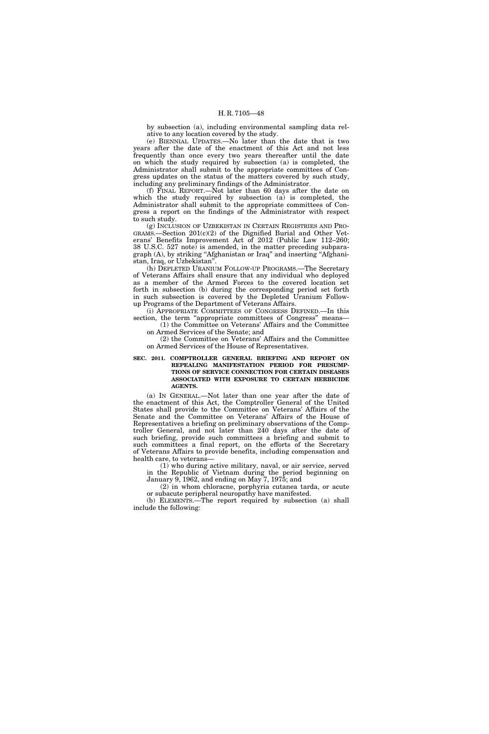by subsection (a), including environmental sampling data relative to any location covered by the study.

(e) BIENNIAL UPDATES.—No later than the date that is two years after the date of the enactment of this Act and not less frequently than once every two years thereafter until the date on which the study required by subsection (a) is completed, the Administrator shall submit to the appropriate committees of Congress updates on the status of the matters covered by such study, including any preliminary findings of the Administrator.

(f) FINAL REPORT.—Not later than 60 days after the date on which the study required by subsection (a) is completed, the Administrator shall submit to the appropriate committees of Congress a report on the findings of the Administrator with respect to such study.

(g) INCLUSION OF UZBEKISTAN IN CERTAIN REGISTRIES AND PROGRAMS.—Section 201(c)(2) of the Dignified Burial and Other Veterans' Benefits Improvement Act of 2012 (Public Law 112–260; 38 U.S.C. 527 note) is amended, in the matter preceding subparagraph (A), by striking "Afghanistan or Iraq" and inserting "Afghanistan, Iraq, or Uzbekistan".

(h) DEPLETED URANIUM FOLLOW-UP PROGRAMS.—The Secretary of Veterans Affairs shall ensure that any individual who deployed as a member of the Armed Forces to the covered location set forth in subsection (b) during the corresponding period set forth in such subsection is covered by the Depleted Uranium Follow-up Programs of the Department of Veterans Affairs.

(i) APPROPRIATE COMMITTEES OF CONGRESS DEFINED.—In this section, the term "appropriate committees of Congress" means—

(1) the Committee on Veterans' Affairs and the Committee on Armed Services of the Senate; and

(2) the Committee on Veterans' Affairs and the Committee on Armed Services of the House of Representatives.

**SEC. 2011. COMPTROLLER GENERAL BRIEFING AND REPORT ON REPEALING MANIFESTATION PERIOD FOR PRESUMPTIONS OF SERVICE CONNECTION FOR CERTAIN DISEASES ASSOCIATED WITH EXPOSURE TO CERTAIN HERBICIDE AGENTS.**

(a) IN GENERAL.—Not later than one year after the date of the enactment of this Act, the Comptroller General of the United States shall provide to the Committee on Veterans' Affairs of the Senate and the Committee on Veterans' Affairs of the House of Representatives a briefing on preliminary observations of the Comptroller General, and not later than 240 days after the date of such briefing, provide such committees a briefing and submit to such committees a final report, on the efforts of the Secretary of Veterans Affairs to provide benefits, including compensation and health care, to veterans—

(1) who during active military, naval, or air service, served in the Republic of Vietnam during the period beginning on January 9, 1962, and ending on May 7, 1975; and

(2) in whom chloracne, porphyria cutanea tarda, or acute or subacute peripheral neuropathy have manifested.

(b) ELEMENTS.—The report required by subsection (a) shall include the following: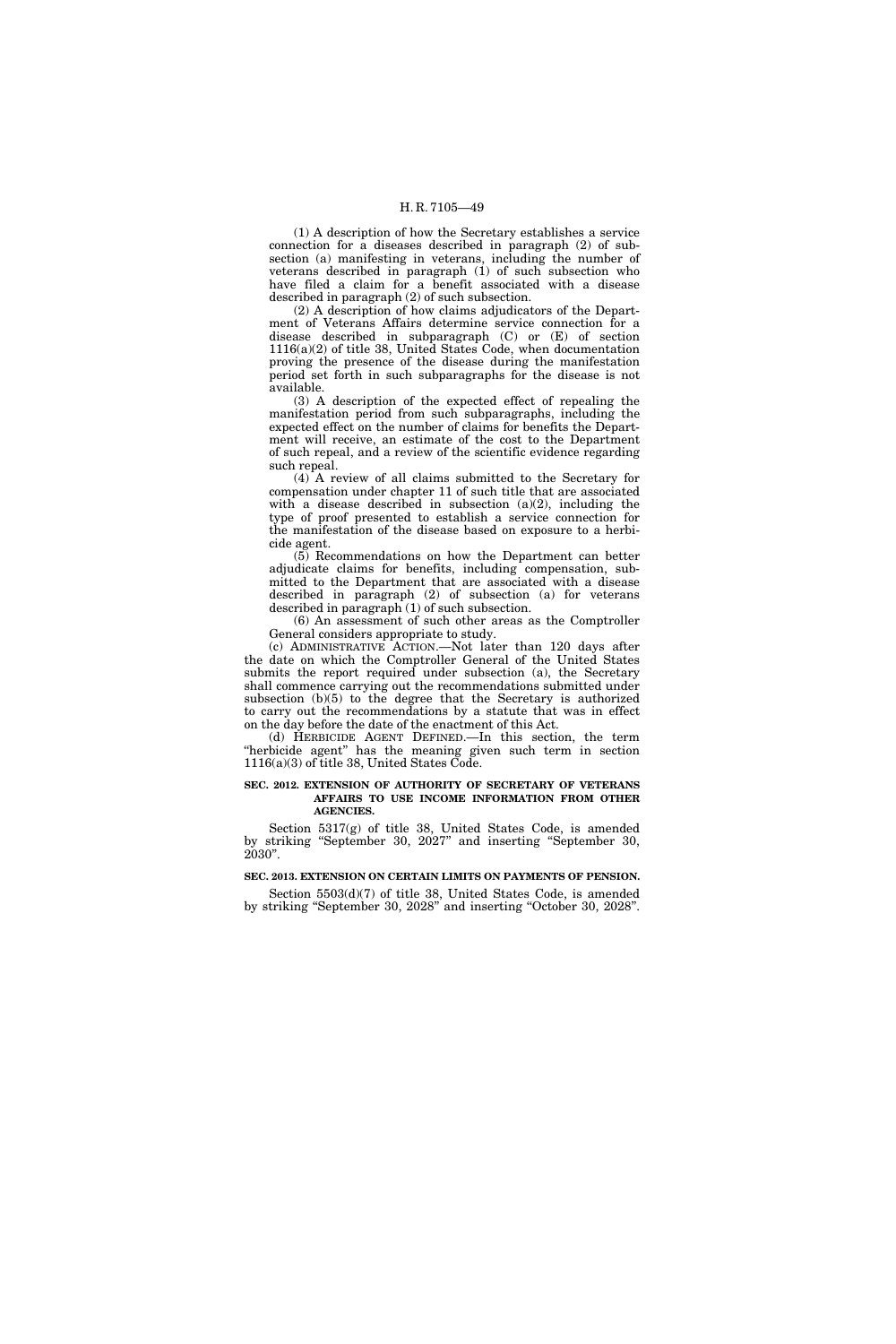(1) A description of how the Secretary establishes a service connection for a diseases described in paragraph (2) of subsection (a) manifesting in veterans, including the number of veterans described in paragraph (1) of such subsection who have filed a claim for a benefit associated with a disease described in paragraph (2) of such subsection.

(2) A description of how claims adjudicators of the Department of Veterans Affairs determine service connection for a disease described in subparagraph (C) or (E) of section 1116(a)(2) of title 38, United States Code, when documentation proving the presence of the disease during the manifestation period set forth in such subparagraphs for the disease is not available.

(3) A description of the expected effect of repealing the manifestation period from such subparagraphs, including the expected effect on the number of claims for benefits the Department will receive, an estimate of the cost to the Department of such repeal, and a review of the scientific evidence regarding such repeal.

(4) A review of all claims submitted to the Secretary for compensation under chapter 11 of such title that are associated with a disease described in subsection (a)(2), including the type of proof presented to establish a service connection for the manifestation of the disease based on exposure to a herbicide agent.

(5) Recommendations on how the Department can better adjudicate claims for benefits, including compensation, submitted to the Department that are associated with a disease described in paragraph (2) of subsection (a) for veterans described in paragraph (1) of such subsection.

(6) An assessment of such other areas as the Comptroller General considers appropriate to study.

(c) ADMINISTRATIVE ACTION.—Not later than 120 days after the date on which the Comptroller General of the United States submits the report required under subsection (a), the Secretary shall commence carrying out the recommendations submitted under subsection (b)(5) to the degree that the Secretary is authorized to carry out the recommendations by a statute that was in effect on the day before the date of the enactment of this Act.

(d) HERBICIDE AGENT DEFINED.—In this section, the term "herbicide agent" has the meaning given such term in section 1116(a)(3) of title 38, United States Code.

**SEC. 2012. EXTENSION OF AUTHORITY OF SECRETARY OF VETERANS AFFAIRS TO USE INCOME INFORMATION FROM OTHER AGENCIES.**

Section 5317(g) of title 38, United States Code, is amended by striking "September 30, 2027" and inserting "September 30, 2030".

**SEC. 2013. EXTENSION ON CERTAIN LIMITS ON PAYMENTS OF PENSION.**

Section 5503(d)(7) of title 38, United States Code, is amended by striking "September 30, 2028" and inserting "October 30, 2028".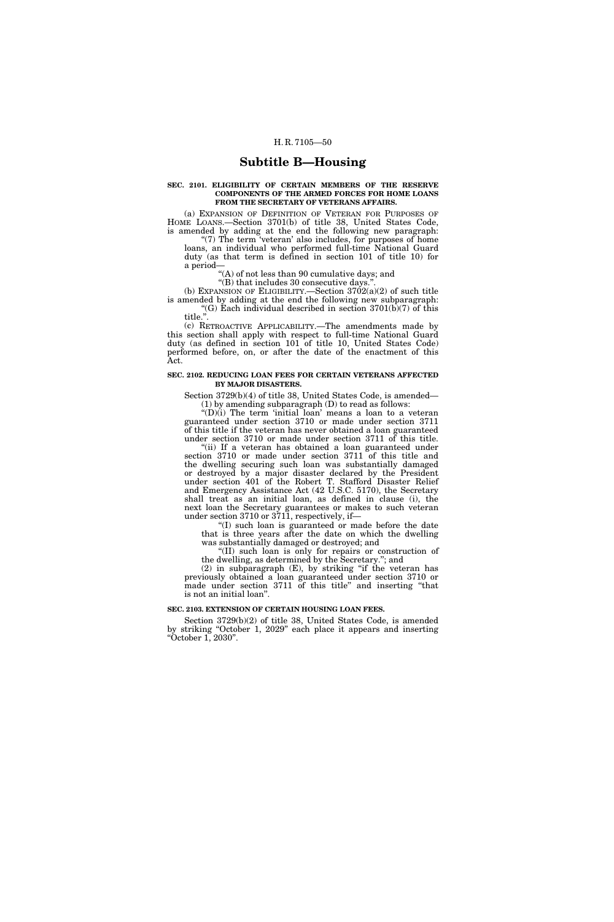## Subtitle B—Housing

**SEC. 2101. ELIGIBILITY OF CERTAIN MEMBERS OF THE RESERVE COMPONENTS OF THE ARMED FORCES FOR HOME LOANS FROM THE SECRETARY OF VETERANS AFFAIRS.**

(a) EXPANSION OF DEFINITION OF VETERAN FOR PURPOSES OF HOME LOANS.—Section 3701(b) of title 38, United States Code, is amended by adding at the end the following new paragraph:

"(7) The term 'veteran' also includes, for purposes of home loans, an individual who performed full-time National Guard duty (as that term is defined in section 101 of title 10) for a period—

"(A) of not less than 90 cumulative days; and

"(B) that includes 30 consecutive days.".

(b) EXPANSION OF ELIGIBILITY.—Section 3702(a)(2) of such title is amended by adding at the end the following new subparagraph:

"(G) Each individual described in section 3701(b)(7) of this title.".

(c) RETROACTIVE APPLICABILITY.—The amendments made by this section shall apply with respect to full-time National Guard duty (as defined in section 101 of title 10, United States Code) performed before, on, or after the date of the enactment of this Act.

**SEC. 2102. REDUCING LOAN FEES FOR CERTAIN VETERANS AFFECTED BY MAJOR DISASTERS.**

Section 3729(b)(4) of title 38, United States Code, is amended—

(1) by amending subparagraph (D) to read as follows:

"(D)(i) The term 'initial loan' means a loan to a veteran guaranteed under section 3710 or made under section 3711 of this title if the veteran has never obtained a loan guaranteed under section 3710 or made under section 3711 of this title.

"(ii) If a veteran has obtained a loan guaranteed under section 3710 or made under section 3711 of this title and the dwelling securing such loan was substantially damaged or destroyed by a major disaster declared by the President under section 401 of the Robert T. Stafford Disaster Relief and Emergency Assistance Act (42 U.S.C. 5170), the Secretary shall treat as an initial loan, as defined in clause (i), the next loan the Secretary guarantees or makes to such veteran under section 3710 or 3711, respectively, if—

"(I) such loan is guaranteed or made before the date that is three years after the date on which the dwelling was substantially damaged or destroyed; and

"(II) such loan is only for repairs or construction of the dwelling, as determined by the Secretary."; and

(2) in subparagraph (E), by striking "if the veteran has previously obtained a loan guaranteed under section 3710 or made under section 3711 of this title" and inserting "that is not an initial loan".

**SEC. 2103. EXTENSION OF CERTAIN HOUSING LOAN FEES.**

Section 3729(b)(2) of title 38, United States Code, is amended by striking "October 1, 2029" each place it appears and inserting "October 1, 2030".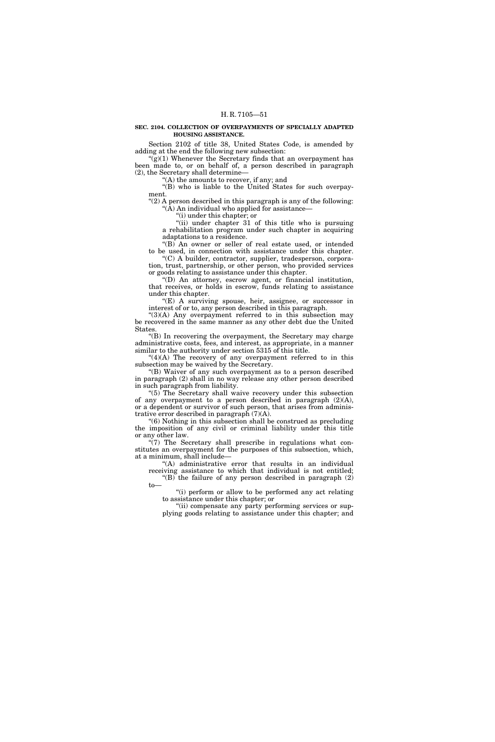**SEC. 2104. COLLECTION OF OVERPAYMENTS OF SPECIALLY ADAPTED HOUSING ASSISTANCE.**

Section 2102 of title 38, United States Code, is amended by adding at the end the following new subsection:

"(g)(1) Whenever the Secretary finds that an overpayment has been made to, or on behalf of, a person described in paragraph (2), the Secretary shall determine—

"(A) the amounts to recover, if any; and

"(B) who is liable to the United States for such overpayment.

"(2) A person described in this paragraph is any of the following:

"(A) An individual who applied for assistance—

"(i) under this chapter; or

"(ii) under chapter 31 of this title who is pursuing a rehabilitation program under such chapter in acquiring adaptations to a residence.

"(B) An owner or seller of real estate used, or intended to be used, in connection with assistance under this chapter.

"(C) A builder, contractor, supplier, tradesperson, corporation, trust, partnership, or other person, who provided services or goods relating to assistance under this chapter.

"(D) An attorney, escrow agent, or financial institution, that receives, or holds in escrow, funds relating to assistance under this chapter.

"(E) A surviving spouse, heir, assignee, or successor in interest of or to, any person described in this paragraph.

"(3)(A) Any overpayment referred to in this subsection may be recovered in the same manner as any other debt due the United States.

"(B) In recovering the overpayment, the Secretary may charge administrative costs, fees, and interest, as appropriate, in a manner similar to the authority under section 5315 of this title.

"(4)(A) The recovery of any overpayment referred to in this subsection may be waived by the Secretary.

"(B) Waiver of any such overpayment as to a person described in paragraph (2) shall in no way release any other person described in such paragraph from liability.

"(5) The Secretary shall waive recovery under this subsection of any overpayment to a person described in paragraph (2)(A), or a dependent or survivor of such person, that arises from administrative error described in paragraph (7)(A).

"(6) Nothing in this subsection shall be construed as precluding the imposition of any civil or criminal liability under this title or any other law.

"(7) The Secretary shall prescribe in regulations what constitutes an overpayment for the purposes of this subsection, which, at a minimum, shall include—

"(A) administrative error that results in an individual receiving assistance to which that individual is not entitled;

"(B) the failure of any person described in paragraph (2) to—

"(i) perform or allow to be performed any act relating to assistance under this chapter; or

"(ii) compensate any party performing services or supplying goods relating to assistance under this chapter; and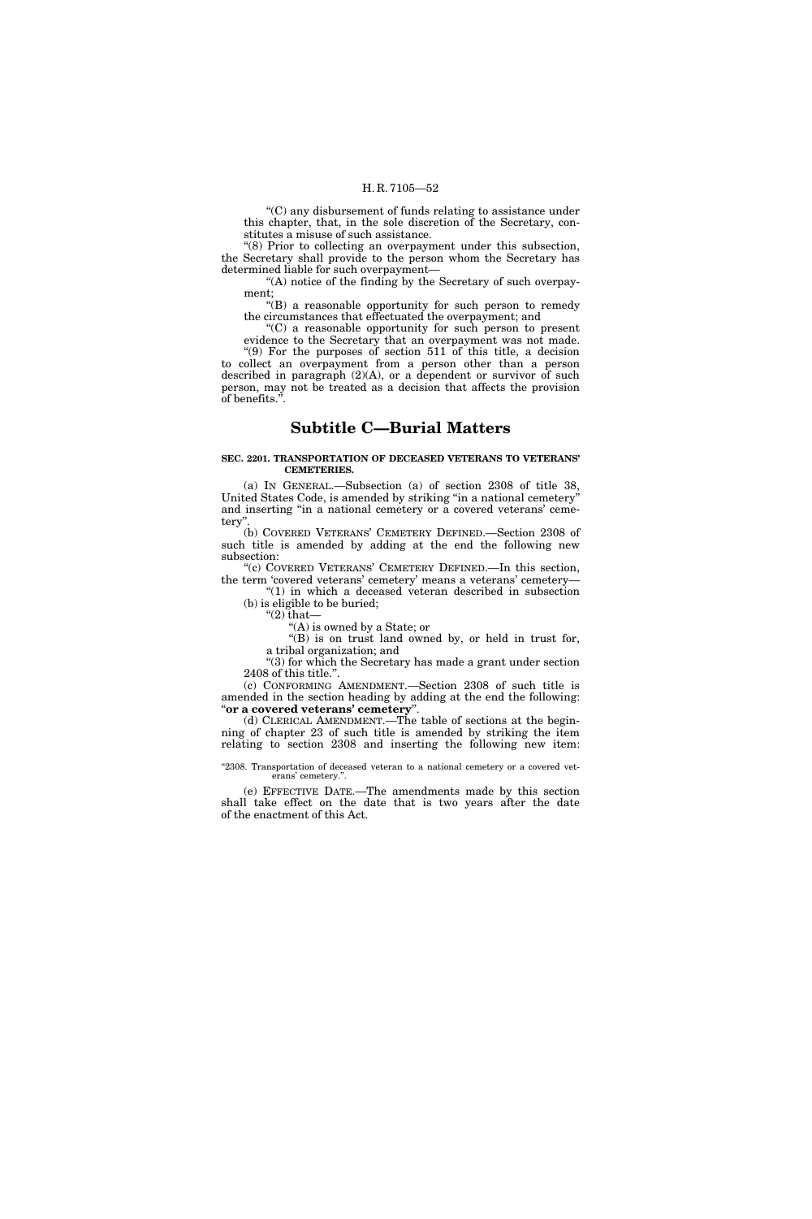"(C) any disbursement of funds relating to assistance under this chapter, that, in the sole discretion of the Secretary, constitutes a misuse of such assistance.

"(8) Prior to collecting an overpayment under this subsection, the Secretary shall provide to the person whom the Secretary has determined liable for such overpayment—

"(A) notice of the finding by the Secretary of such overpayment;

"(B) a reasonable opportunity for such person to remedy the circumstances that effectuated the overpayment; and

"(C) a reasonable opportunity for such person to present evidence to the Secretary that an overpayment was not made.

"(9) For the purposes of section 511 of this title, a decision to collect an overpayment from a person other than a person described in paragraph (2)(A), or a dependent or survivor of such person, may not be treated as a decision that affects the provision of benefits.".

## Subtitle C—Burial Matters

**SEC. 2201. TRANSPORTATION OF DECEASED VETERANS TO VETERANS' CEMETERIES.**

(a) IN GENERAL.—Subsection (a) of section 2308 of title 38, United States Code, is amended by striking "in a national cemetery" and inserting "in a national cemetery or a covered veterans' cemetery".

(b) COVERED VETERANS' CEMETERY DEFINED.—Section 2308 of such title is amended by adding at the end the following new subsection:

"(c) COVERED VETERANS' CEMETERY DEFINED.—In this section, the term 'covered veterans' cemetery' means a veterans' cemetery—

"(1) in which a deceased veteran described in subsection (b) is eligible to be buried;

"(2) that—

"(A) is owned by a State; or

"(B) is on trust land owned by, or held in trust for, a tribal organization; and

"(3) for which the Secretary has made a grant under section 2408 of this title.".

(c) CONFORMING AMENDMENT.—Section 2308 of such title is amended in the section heading by adding at the end the following: "**or a covered veterans' cemetery**".

(d) CLERICAL AMENDMENT.—The table of sections at the beginning of chapter 23 of such title is amended by striking the item relating to section 2308 and inserting the following new item:

"2308. Transportation of deceased veteran to a national cemetery or a covered veterans' cemetery.".

(e) EFFECTIVE DATE.—The amendments made by this section shall take effect on the date that is two years after the date of the enactment of this Act.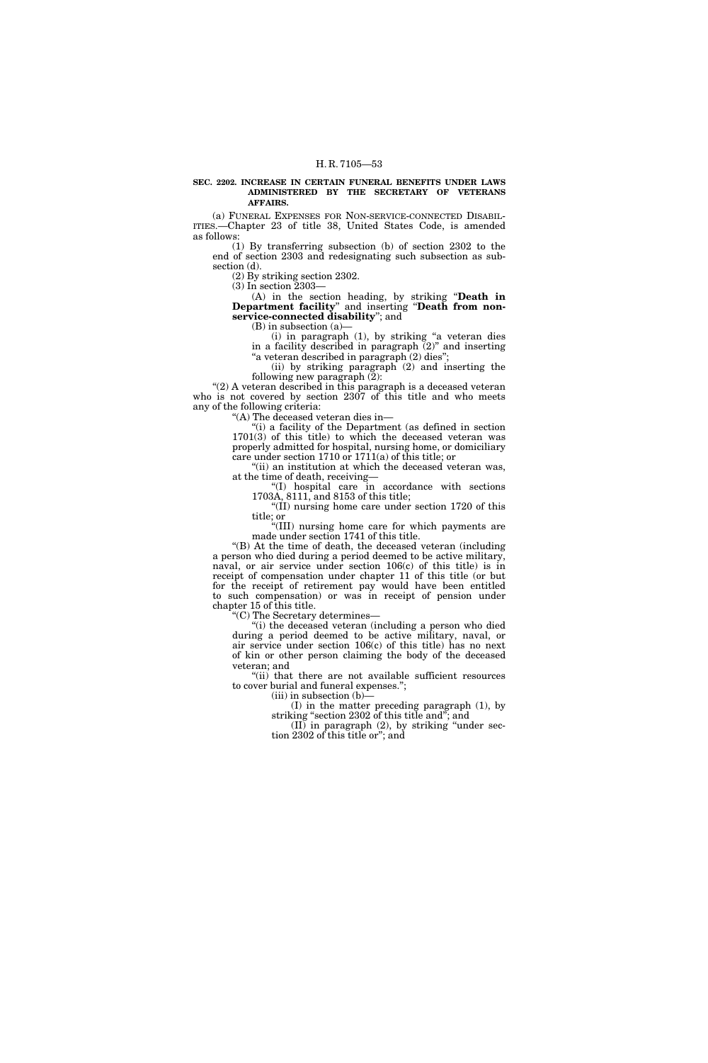**SEC. 2202. INCREASE IN CERTAIN FUNERAL BENEFITS UNDER LAWS ADMINISTERED BY THE SECRETARY OF VETERANS AFFAIRS.**

(a) FUNERAL EXPENSES FOR NON-SERVICE-CONNECTED DISABILITIES.—Chapter 23 of title 38, United States Code, is amended as follows:

(1) By transferring subsection (b) of section 2302 to the end of section 2303 and redesignating such subsection as subsection (d).

(2) By striking section 2302.

(3) In section 2303—

(A) in the section heading, by striking "**Death in Department facility**" and inserting "**Death from non-service-connected disability**"; and

(B) in subsection (a)—

(i) in paragraph (1), by striking "a veteran dies in a facility described in paragraph (2)" and inserting "a veteran described in paragraph (2) dies";

(ii) by striking paragraph (2) and inserting the following new paragraph (2):

"(2) A veteran described in this paragraph is a deceased veteran who is not covered by section 2307 of this title and who meets any of the following criteria:

"(A) The deceased veteran dies in—

"(i) a facility of the Department (as defined in section 1701(3) of this title) to which the deceased veteran was properly admitted for hospital, nursing home, or domiciliary care under section 1710 or 1711(a) of this title; or

"(ii) an institution at which the deceased veteran was, at the time of death, receiving—

"(I) hospital care in accordance with sections 1703A, 8111, and 8153 of this title;

"(II) nursing home care under section 1720 of this title; or

"(III) nursing home care for which payments are made under section 1741 of this title.

"(B) At the time of death, the deceased veteran (including a person who died during a period deemed to be active military, naval, or air service under section 106(c) of this title) is in receipt of compensation under chapter 11 of this title (or but for the receipt of retirement pay would have been entitled to such compensation) or was in receipt of pension under chapter 15 of this title.

"(C) The Secretary determines—

"(i) the deceased veteran (including a person who died during a period deemed to be active military, naval, or air service under section 106(c) of this title) has no next of kin or other person claiming the body of the deceased veteran; and

"(ii) that there are not available sufficient resources to cover burial and funeral expenses.";

(iii) in subsection (b)—

(I) in the matter preceding paragraph (1), by striking "section 2302 of this title and"; and

(II) in paragraph (2), by striking "under section 2302 of this title or"; and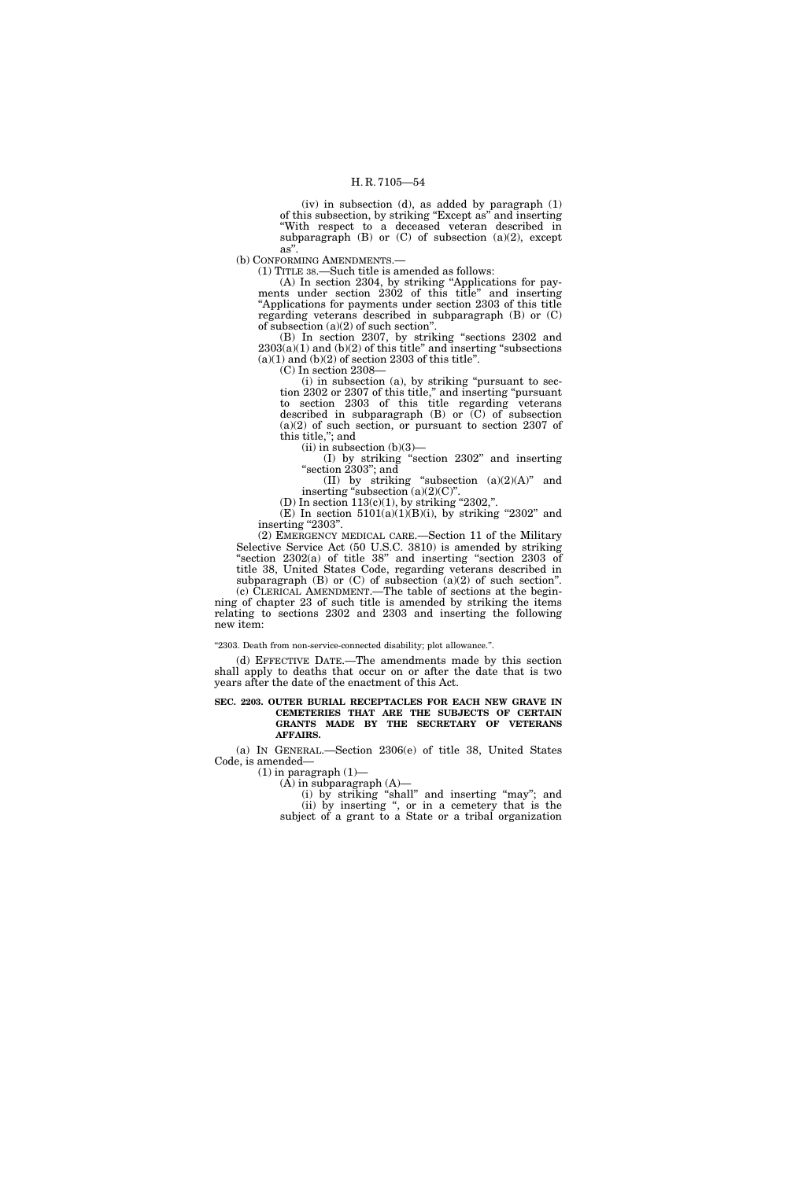(iv) in subsection (d), as added by paragraph (1) of this subsection, by striking "Except as" and inserting "With respect to a deceased veteran described in subparagraph (B) or (C) of subsection (a)(2), except as".

(b) CONFORMING AMENDMENTS.—

(1) TITLE 38.—Such title is amended as follows:

(A) In section 2304, by striking "Applications for payments under section 2302 of this title" and inserting "Applications for payments under section 2303 of this title regarding veterans described in subparagraph (B) or (C) of subsection (a)(2) of such section".

(B) In section 2307, by striking "sections 2302 and 2303(a)(1) and (b)(2) of this title" and inserting "subsections (a)(1) and (b)(2) of section 2303 of this title".

(C) In section 2308—

(i) in subsection (a), by striking "pursuant to section 2302 or 2307 of this title," and inserting "pursuant to section 2303 of this title regarding veterans described in subparagraph (B) or (C) of subsection (a)(2) of such section, or pursuant to section 2307 of this title,"; and

(ii) in subsection (b)(3)—

(I) by striking "section 2302" and inserting "section 2303"; and

(II) by striking "subsection (a)(2)(A)" and inserting "subsection (a)(2)(C)".

(D) In section 113(c)(1), by striking "2302,".

(E) In section 5101(a)(1)(B)(i), by striking "2302" and inserting "2303".

(2) EMERGENCY MEDICAL CARE.—Section 11 of the Military Selective Service Act (50 U.S.C. 3810) is amended by striking "section 2302(a) of title 38" and inserting "section 2303 of title 38, United States Code, regarding veterans described in subparagraph (B) or (C) of subsection (a)(2) of such section".

(c) CLERICAL AMENDMENT.—The table of sections at the beginning of chapter 23 of such title is amended by striking the items relating to sections 2302 and 2303 and inserting the following new item:

"2303. Death from non-service-connected disability; plot allowance.".

(d) EFFECTIVE DATE.—The amendments made by this section shall apply to deaths that occur on or after the date that is two years after the date of the enactment of this Act.

**SEC. 2203. OUTER BURIAL RECEPTACLES FOR EACH NEW GRAVE IN CEMETERIES THAT ARE THE SUBJECTS OF CERTAIN GRANTS MADE BY THE SECRETARY OF VETERANS AFFAIRS.**

(a) IN GENERAL.—Section 2306(e) of title 38, United States Code, is amended—

(1) in paragraph (1)—

(A) in subparagraph (A)—

(i) by striking "shall" and inserting "may"; and

(ii) by inserting ", or in a cemetery that is the subject of a grant to a State or a tribal organization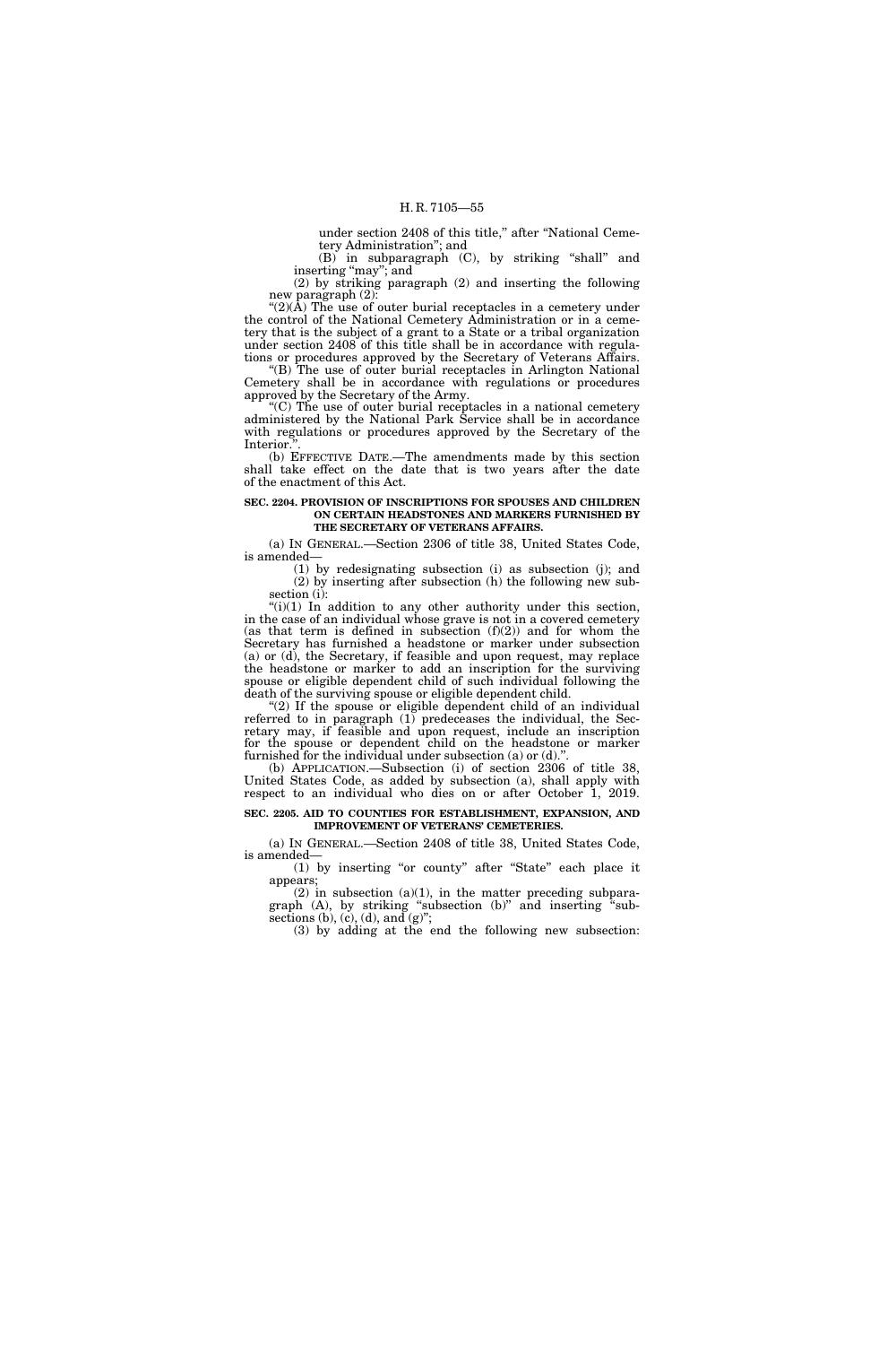under section 2408 of this title," after "National Cemetery Administration"; and

(B) in subparagraph (C), by striking "shall" and inserting "may"; and

(2) by striking paragraph (2) and inserting the following new paragraph (2):

"(2)(A) The use of outer burial receptacles in a cemetery under the control of the National Cemetery Administration or in a cemetery that is the subject of a grant to a State or a tribal organization under section 2408 of this title shall be in accordance with regulations or procedures approved by the Secretary of Veterans Affairs.

"(B) The use of outer burial receptacles in Arlington National Cemetery shall be in accordance with regulations or procedures approved by the Secretary of the Army.

"(C) The use of outer burial receptacles in a national cemetery administered by the National Park Service shall be in accordance with regulations or procedures approved by the Secretary of the Interior.".

(b) EFFECTIVE DATE.—The amendments made by this section shall take effect on the date that is two years after the date of the enactment of this Act.

**SEC. 2204. PROVISION OF INSCRIPTIONS FOR SPOUSES AND CHILDREN ON CERTAIN HEADSTONES AND MARKERS FURNISHED BY THE SECRETARY OF VETERANS AFFAIRS.**

(a) IN GENERAL.—Section 2306 of title 38, United States Code, is amended—

(1) by redesignating subsection (i) as subsection (j); and

(2) by inserting after subsection (h) the following new subsection (i):

"(i)(1) In addition to any other authority under this section, in the case of an individual whose grave is not in a covered cemetery (as that term is defined in subsection (f)(2)) and for whom the Secretary has furnished a headstone or marker under subsection (a) or (d), the Secretary, if feasible and upon request, may replace the headstone or marker to add an inscription for the surviving spouse or eligible dependent child of such individual following the death of the surviving spouse or eligible dependent child.

"(2) If the spouse or eligible dependent child of an individual referred to in paragraph (1) predeceases the individual, the Secretary may, if feasible and upon request, include an inscription for the spouse or dependent child on the headstone or marker furnished for the individual under subsection (a) or (d).".

(b) APPLICATION.—Subsection (i) of section 2306 of title 38, United States Code, as added by subsection (a), shall apply with respect to an individual who dies on or after October 1, 2019.

**SEC. 2205. AID TO COUNTIES FOR ESTABLISHMENT, EXPANSION, AND IMPROVEMENT OF VETERANS' CEMETERIES.**

(a) IN GENERAL.—Section 2408 of title 38, United States Code, is amended—

(1) by inserting "or county" after "State" each place it appears;

(2) in subsection (a)(1), in the matter preceding subparagraph (A), by striking "subsection (b)" and inserting "subsections (b), (c), (d), and (g)";

(3) by adding at the end the following new subsection: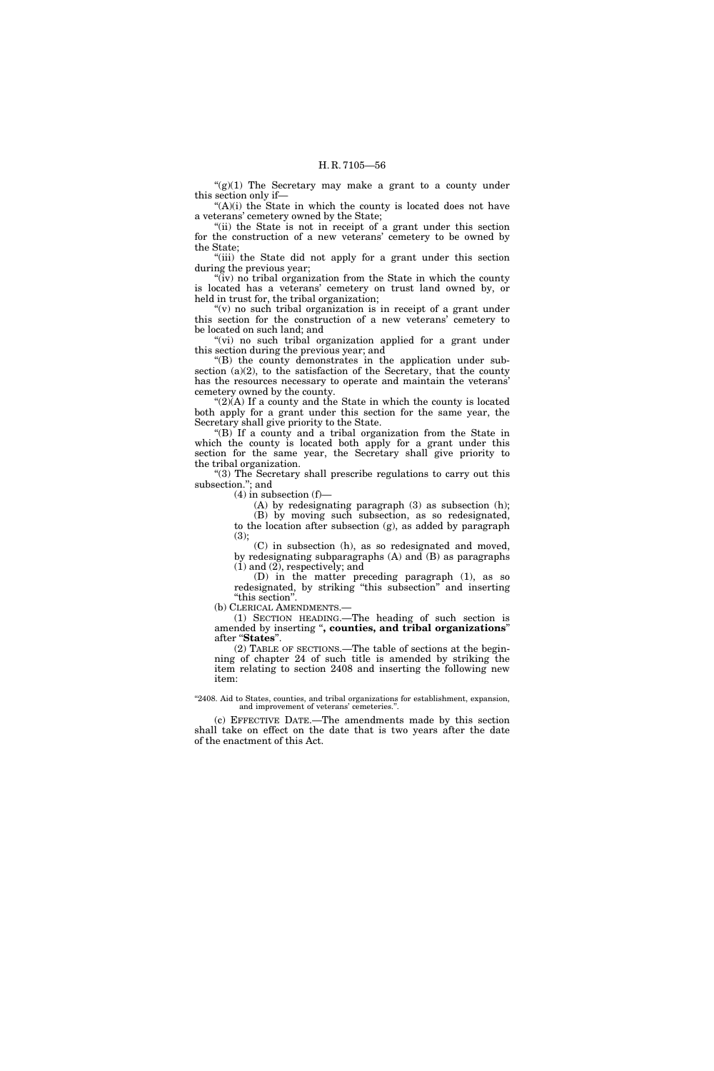"(g)(1) The Secretary may make a grant to a county under this section only if—

"(A)(i) the State in which the county is located does not have a veterans' cemetery owned by the State;

"(ii) the State is not in receipt of a grant under this section for the construction of a new veterans' cemetery to be owned by the State;

"(iii) the State did not apply for a grant under this section during the previous year;

"(iv) no tribal organization from the State in which the county is located has a veterans' cemetery on trust land owned by, or held in trust for, the tribal organization;

"(v) no such tribal organization is in receipt of a grant under this section for the construction of a new veterans' cemetery to be located on such land; and

"(vi) no such tribal organization applied for a grant under this section during the previous year; and

"(B) the county demonstrates in the application under subsection (a)(2), to the satisfaction of the Secretary, that the county has the resources necessary to operate and maintain the veterans' cemetery owned by the county.

"(2)(A) If a county and the State in which the county is located both apply for a grant under this section for the same year, the Secretary shall give priority to the State.

"(B) If a county and a tribal organization from the State in which the county is located both apply for a grant under this section for the same year, the Secretary shall give priority to the tribal organization.

"(3) The Secretary shall prescribe regulations to carry out this subsection."; and

(4) in subsection (f)—

(A) by redesignating paragraph (3) as subsection (h);

(B) by moving such subsection, as so redesignated, to the location after subsection (g), as added by paragraph (3);

(C) in subsection (h), as so redesignated and moved, by redesignating subparagraphs (A) and (B) as paragraphs (1) and (2), respectively; and

(D) in the matter preceding paragraph (1), as so redesignated, by striking "this subsection" and inserting "this section".

(b) CLERICAL AMENDMENTS.—

(1) SECTION HEADING.—The heading of such section is amended by inserting "**, counties, and tribal organizations**" after "**States**".

(2) TABLE OF SECTIONS.—The table of sections at the beginning of chapter 24 of such title is amended by striking the item relating to section 2408 and inserting the following new item:

"2408. Aid to States, counties, and tribal organizations for establishment, expansion, and improvement of veterans' cemeteries.".

(c) EFFECTIVE DATE.—The amendments made by this section shall take on effect on the date that is two years after the date of the enactment of this Act.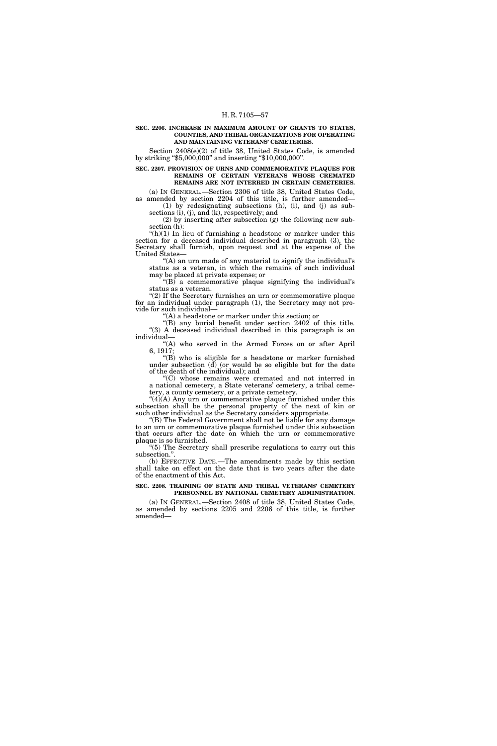**SEC. 2206. INCREASE IN MAXIMUM AMOUNT OF GRANTS TO STATES, COUNTIES, AND TRIBAL ORGANIZATIONS FOR OPERATING AND MAINTAINING VETERANS' CEMETERIES.**

Section 2408(e)(2) of title 38, United States Code, is amended by striking "$5,000,000" and inserting "$10,000,000".

**SEC. 2207. PROVISION OF URNS AND COMMEMORATIVE PLAQUES FOR REMAINS OF CERTAIN VETERANS WHOSE CREMATED REMAINS ARE NOT INTERRED IN CERTAIN CEMETERIES.**

(a) IN GENERAL.—Section 2306 of title 38, United States Code, as amended by section 2204 of this title, is further amended—

(1) by redesignating subsections (h), (i), and (j) as subsections (i), (j), and (k), respectively; and

(2) by inserting after subsection (g) the following new subsection (h):

"(h)(1) In lieu of furnishing a headstone or marker under this section for a deceased individual described in paragraph (3), the Secretary shall furnish, upon request and at the expense of the United States—

"(A) an urn made of any material to signify the individual's status as a veteran, in which the remains of such individual may be placed at private expense; or

"(B) a commemorative plaque signifying the individual's status as a veteran.

"(2) If the Secretary furnishes an urn or commemorative plaque for an individual under paragraph (1), the Secretary may not provide for such individual—

"(A) a headstone or marker under this section; or

"(B) any burial benefit under section 2402 of this title.

"(3) A deceased individual described in this paragraph is an individual—

"(A) who served in the Armed Forces on or after April 6, 1917;

"(B) who is eligible for a headstone or marker furnished under subsection (d) (or would be so eligible but for the date of the death of the individual); and

"(C) whose remains were cremated and not interred in a national cemetery, a State veterans' cemetery, a tribal cemetery, a county cemetery, or a private cemetery.

"(4)(A) Any urn or commemorative plaque furnished under this subsection shall be the personal property of the next of kin or such other individual as the Secretary considers appropriate.

"(B) The Federal Government shall not be liable for any damage to an urn or commemorative plaque furnished under this subsection that occurs after the date on which the urn or commemorative plaque is so furnished.

"(5) The Secretary shall prescribe regulations to carry out this subsection.".

(b) EFFECTIVE DATE.—The amendments made by this section shall take on effect on the date that is two years after the date of the enactment of this Act.

**SEC. 2208. TRAINING OF STATE AND TRIBAL VETERANS' CEMETERY PERSONNEL BY NATIONAL CEMETERY ADMINISTRATION.**

(a) IN GENERAL.—Section 2408 of title 38, United States Code, as amended by sections 2205 and 2206 of this title, is further amended—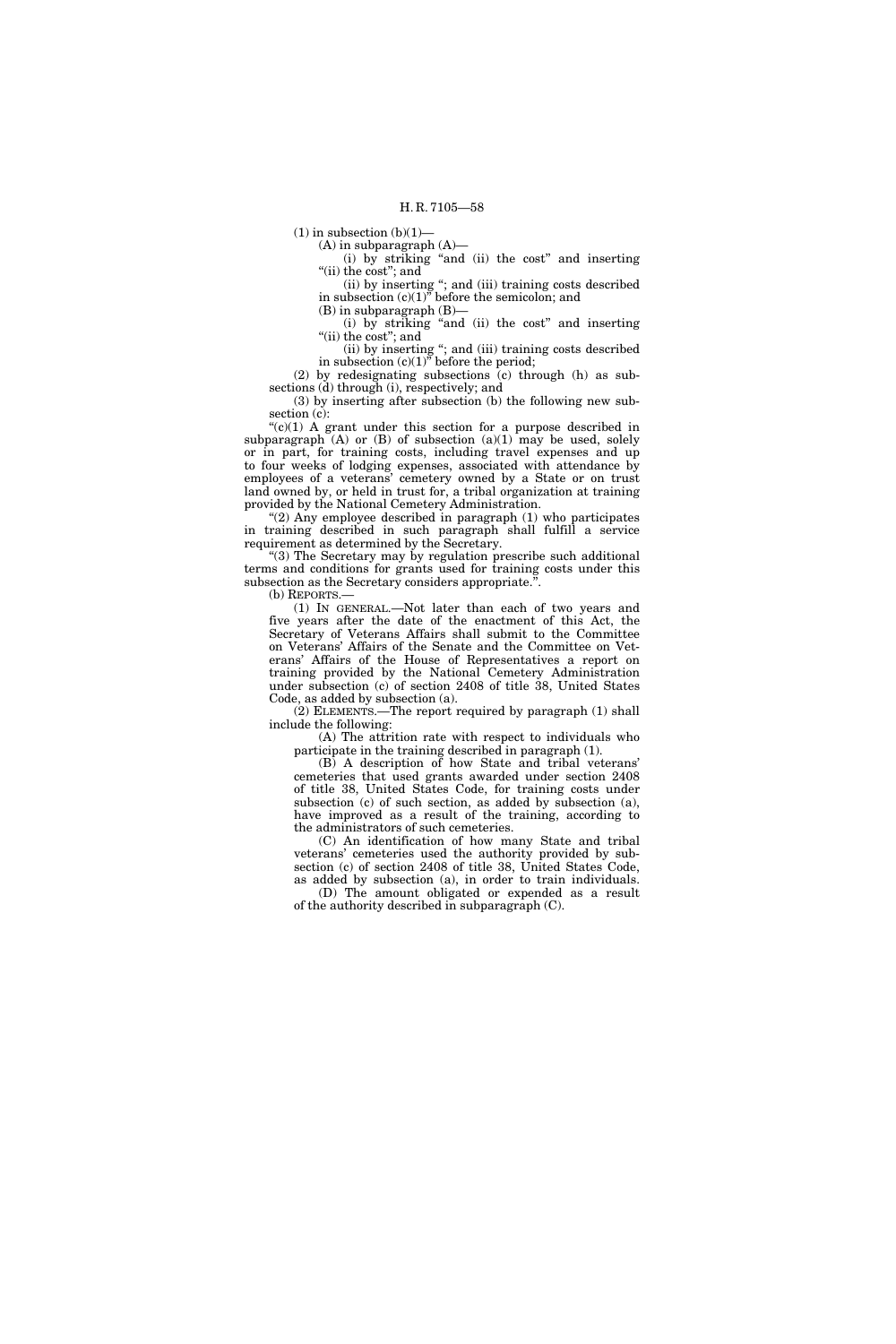(1) in subsection (b)(1)—

(A) in subparagraph (A)—

(i) by striking "and (ii) the cost" and inserting "(ii) the cost"; and

(ii) by inserting "; and (iii) training costs described in subsection (c)(1)" before the semicolon; and

(B) in subparagraph (B)—

(i) by striking "and (ii) the cost" and inserting "(ii) the cost"; and

(ii) by inserting "; and (iii) training costs described in subsection (c)(1)" before the period;

(2) by redesignating subsections (c) through (h) as subsections (d) through (i), respectively; and

(3) by inserting after subsection (b) the following new subsection (c):

"(c)(1) A grant under this section for a purpose described in subparagraph (A) or (B) of subsection (a)(1) may be used, solely or in part, for training costs, including travel expenses and up to four weeks of lodging expenses, associated with attendance by employees of a veterans' cemetery owned by a State or on trust land owned by, or held in trust for, a tribal organization at training provided by the National Cemetery Administration.

"(2) Any employee described in paragraph (1) who participates in training described in such paragraph shall fulfill a service requirement as determined by the Secretary.

"(3) The Secretary may by regulation prescribe such additional terms and conditions for grants used for training costs under this subsection as the Secretary considers appropriate.".

(b) REPORTS.—

(1) IN GENERAL.—Not later than each of two years and five years after the date of the enactment of this Act, the Secretary of Veterans Affairs shall submit to the Committee on Veterans' Affairs of the Senate and the Committee on Veterans' Affairs of the House of Representatives a report on training provided by the National Cemetery Administration under subsection (c) of section 2408 of title 38, United States Code, as added by subsection (a).

(2) ELEMENTS.—The report required by paragraph (1) shall include the following:

(A) The attrition rate with respect to individuals who participate in the training described in paragraph (1).

(B) A description of how State and tribal veterans' cemeteries that used grants awarded under section 2408 of title 38, United States Code, for training costs under subsection (c) of such section, as added by subsection (a), have improved as a result of the training, according to the administrators of such cemeteries.

(C) An identification of how many State and tribal veterans' cemeteries used the authority provided by subsection (c) of section 2408 of title 38, United States Code, as added by subsection (a), in order to train individuals.

(D) The amount obligated or expended as a result of the authority described in subparagraph (C).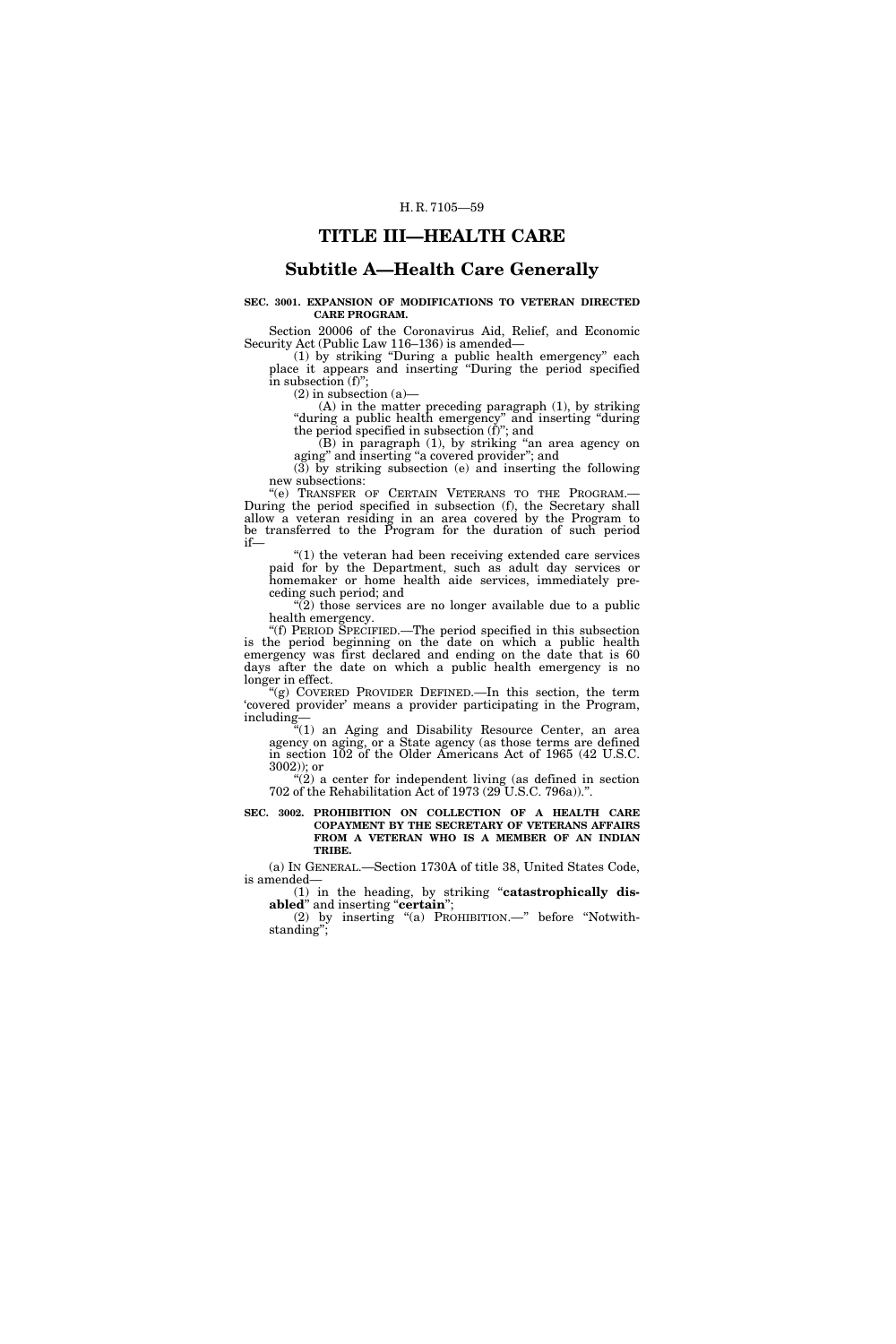# TITLE III—HEALTH CARE

## Subtitle A—Health Care Generally

**SEC. 3001. EXPANSION OF MODIFICATIONS TO VETERAN DIRECTED CARE PROGRAM.**

Section 20006 of the Coronavirus Aid, Relief, and Economic Security Act (Public Law 116–136) is amended—

(1) by striking "During a public health emergency" each place it appears and inserting "During the period specified in subsection (f)";

(2) in subsection (a)—

(A) in the matter preceding paragraph (1), by striking "during a public health emergency" and inserting "during the period specified in subsection (f)"; and

(B) in paragraph (1), by striking "an area agency on aging" and inserting "a covered provider"; and

(3) by striking subsection (e) and inserting the following new subsections:

"(e) TRANSFER OF CERTAIN VETERANS TO THE PROGRAM.—During the period specified in subsection (f), the Secretary shall allow a veteran residing in an area covered by the Program to be transferred to the Program for the duration of such period if—

"(1) the veteran had been receiving extended care services paid for by the Department, such as adult day services or homemaker or home health aide services, immediately preceding such period; and

"(2) those services are no longer available due to a public health emergency.

"(f) PERIOD SPECIFIED.—The period specified in this subsection is the period beginning on the date on which a public health emergency was first declared and ending on the date that is 60 days after the date on which a public health emergency is no longer in effect.

"(g) COVERED PROVIDER DEFINED.—In this section, the term 'covered provider' means a provider participating in the Program, including—

"(1) an Aging and Disability Resource Center, an area agency on aging, or a State agency (as those terms are defined in section 102 of the Older Americans Act of 1965 (42 U.S.C. 3002)); or

"(2) a center for independent living (as defined in section 702 of the Rehabilitation Act of 1973 (29 U.S.C. 796a)).".

**SEC. 3002. PROHIBITION ON COLLECTION OF A HEALTH CARE COPAYMENT BY THE SECRETARY OF VETERANS AFFAIRS FROM A VETERAN WHO IS A MEMBER OF AN INDIAN TRIBE.**

(a) IN GENERAL.—Section 1730A of title 38, United States Code, is amended—

(1) in the heading, by striking "**catastrophically disabled**" and inserting "**certain**";

(2) by inserting "(a) PROHIBITION.—" before "Notwithstanding";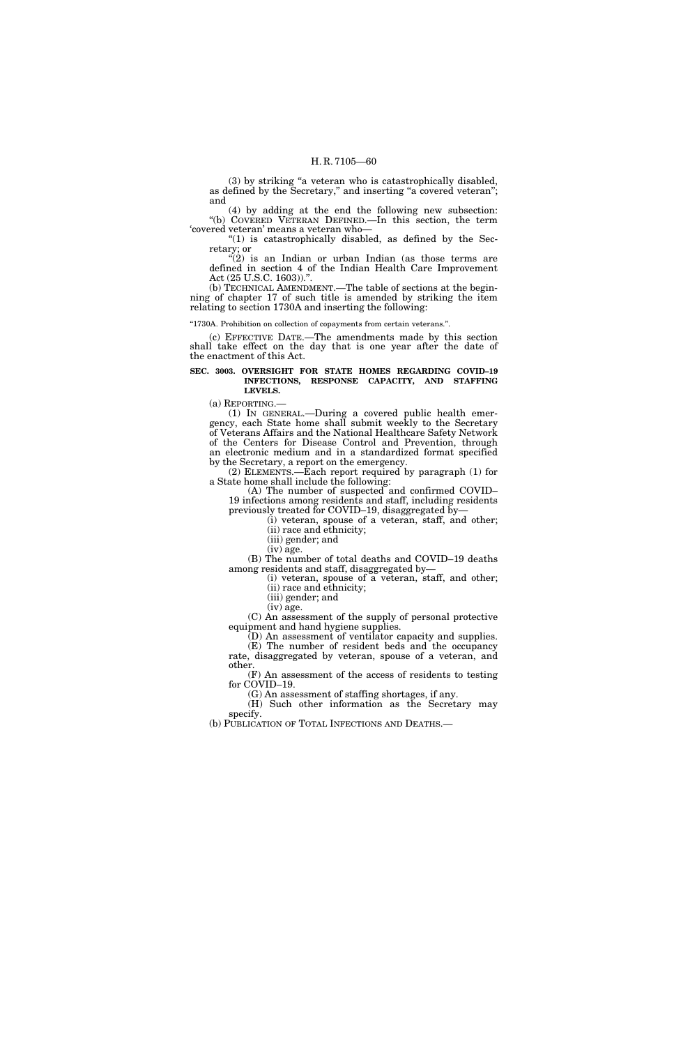(3) by striking "a veteran who is catastrophically disabled, as defined by the Secretary," and inserting "a covered veteran"; and

(4) by adding at the end the following new subsection:

"(b) COVERED VETERAN DEFINED.—In this section, the term 'covered veteran' means a veteran who—

"(1) is catastrophically disabled, as defined by the Secretary; or

"(2) is an Indian or urban Indian (as those terms are defined in section 4 of the Indian Health Care Improvement Act (25 U.S.C. 1603)).".

(b) TECHNICAL AMENDMENT.—The table of sections at the beginning of chapter 17 of such title is amended by striking the item relating to section 1730A and inserting the following:

"1730A. Prohibition on collection of copayments from certain veterans.".

(c) EFFECTIVE DATE.—The amendments made by this section shall take effect on the day that is one year after the date of the enactment of this Act.

**SEC. 3003. OVERSIGHT FOR STATE HOMES REGARDING COVID–19 INFECTIONS, RESPONSE CAPACITY, AND STAFFING LEVELS.**

(a) REPORTING.—

(1) IN GENERAL.—During a covered public health emergency, each State home shall submit weekly to the Secretary of Veterans Affairs and the National Healthcare Safety Network of the Centers for Disease Control and Prevention, through an electronic medium and in a standardized format specified by the Secretary, a report on the emergency.

(2) ELEMENTS.—Each report required by paragraph (1) for a State home shall include the following:

(A) The number of suspected and confirmed COVID–19 infections among residents and staff, including residents previously treated for COVID–19, disaggregated by—

(i) veteran, spouse of a veteran, staff, and other;

(ii) race and ethnicity;

(iii) gender; and

(iv) age.

(B) The number of total deaths and COVID–19 deaths among residents and staff, disaggregated by—

(i) veteran, spouse of a veteran, staff, and other;

(ii) race and ethnicity;

(iii) gender; and

(iv) age.

(C) An assessment of the supply of personal protective equipment and hand hygiene supplies.

(D) An assessment of ventilator capacity and supplies.

(E) The number of resident beds and the occupancy rate, disaggregated by veteran, spouse of a veteran, and other.

(F) An assessment of the access of residents to testing for COVID–19.

(G) An assessment of staffing shortages, if any.

(H) Such other information as the Secretary may specify.

(b) PUBLICATION OF TOTAL INFECTIONS AND DEATHS.—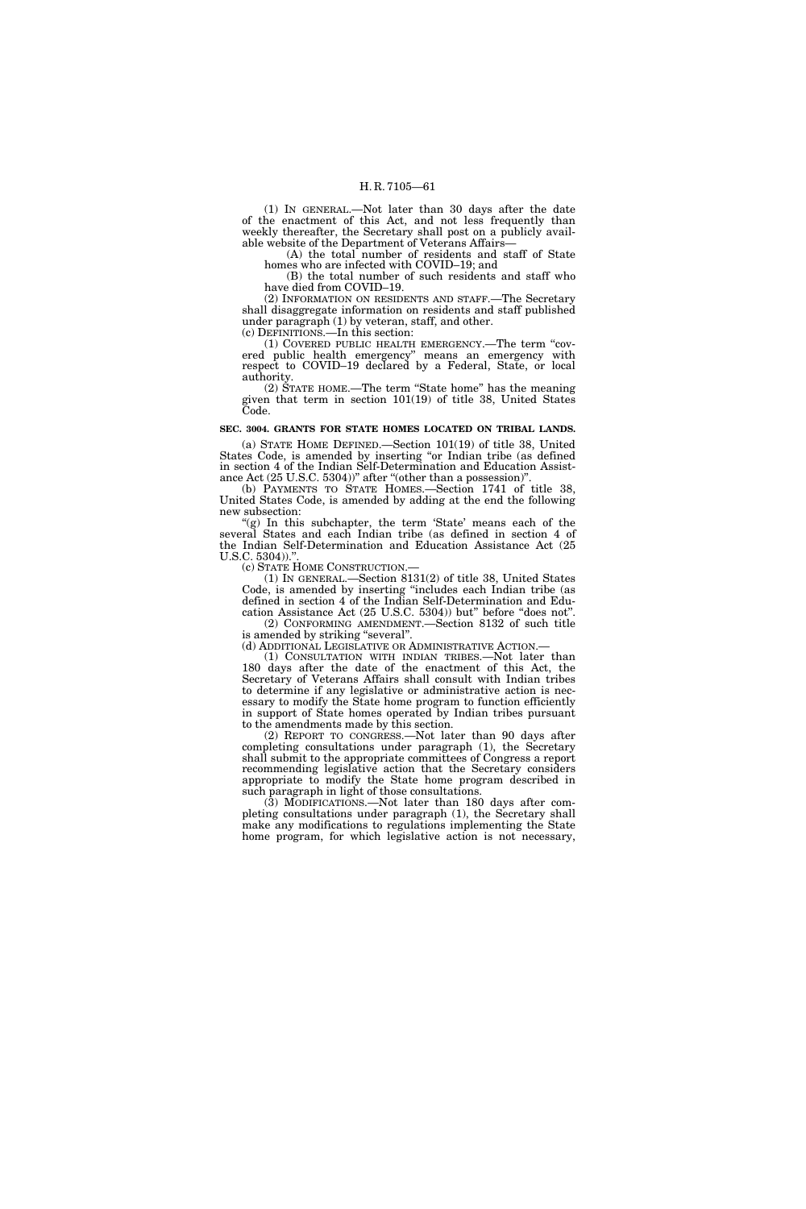(1) IN GENERAL.—Not later than 30 days after the date of the enactment of this Act, and not less frequently than weekly thereafter, the Secretary shall post on a publicly available website of the Department of Veterans Affairs—

(A) the total number of residents and staff of State homes who are infected with COVID–19; and

(B) the total number of such residents and staff who have died from COVID–19.

(2) INFORMATION ON RESIDENTS AND STAFF.—The Secretary shall disaggregate information on residents and staff published under paragraph (1) by veteran, staff, and other.

(c) DEFINITIONS.—In this section:

(1) COVERED PUBLIC HEALTH EMERGENCY.—The term "covered public health emergency" means an emergency with respect to COVID–19 declared by a Federal, State, or local authority.

(2) STATE HOME.—The term "State home" has the meaning given that term in section 101(19) of title 38, United States Code.

**SEC. 3004. GRANTS FOR STATE HOMES LOCATED ON TRIBAL LANDS.**

(a) STATE HOME DEFINED.—Section 101(19) of title 38, United States Code, is amended by inserting "or Indian tribe (as defined in section 4 of the Indian Self-Determination and Education Assistance Act (25 U.S.C. 5304))" after "(other than a possession)".

(b) PAYMENTS TO STATE HOMES.—Section 1741 of title 38, United States Code, is amended by adding at the end the following new subsection:

"(g) In this subchapter, the term 'State' means each of the several States and each Indian tribe (as defined in section 4 of the Indian Self-Determination and Education Assistance Act (25 U.S.C. 5304)).".

(c) STATE HOME CONSTRUCTION.—

(1) IN GENERAL.—Section 8131(2) of title 38, United States Code, is amended by inserting "includes each Indian tribe (as defined in section 4 of the Indian Self-Determination and Education Assistance Act (25 U.S.C. 5304)) but" before "does not".

(2) CONFORMING AMENDMENT.—Section 8132 of such title is amended by striking "several".

(d) ADDITIONAL LEGISLATIVE OR ADMINISTRATIVE ACTION.—

(1) CONSULTATION WITH INDIAN TRIBES.—Not later than 180 days after the date of the enactment of this Act, the Secretary of Veterans Affairs shall consult with Indian tribes to determine if any legislative or administrative action is necessary to modify the State home program to function efficiently in support of State homes operated by Indian tribes pursuant to the amendments made by this section.

(2) REPORT TO CONGRESS.—Not later than 90 days after completing consultations under paragraph (1), the Secretary shall submit to the appropriate committees of Congress a report recommending legislative action that the Secretary considers appropriate to modify the State home program described in such paragraph in light of those consultations.

(3) MODIFICATIONS.—Not later than 180 days after completing consultations under paragraph (1), the Secretary shall make any modifications to regulations implementing the State home program, for which legislative action is not necessary,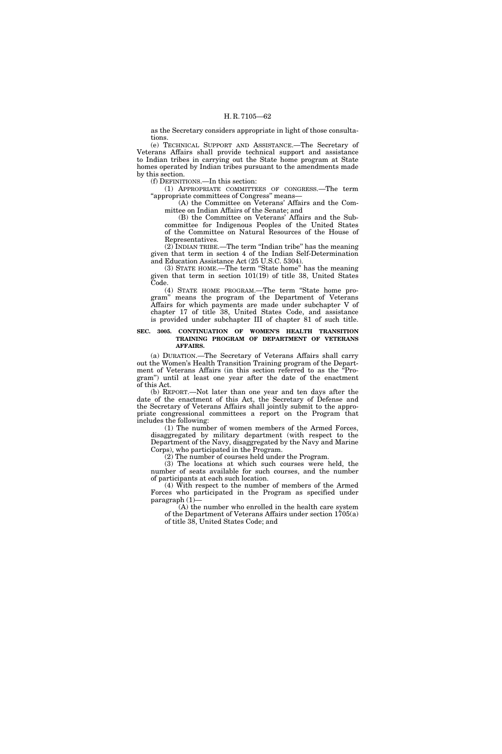as the Secretary considers appropriate in light of those consultations.

(e) TECHNICAL SUPPORT AND ASSISTANCE.—The Secretary of Veterans Affairs shall provide technical support and assistance to Indian tribes in carrying out the State home program at State homes operated by Indian tribes pursuant to the amendments made by this section.

(f) DEFINITIONS.—In this section:

(1) APPROPRIATE COMMITTEES OF CONGRESS.—The term "appropriate committees of Congress" means—

(A) the Committee on Veterans' Affairs and the Committee on Indian Affairs of the Senate; and

(B) the Committee on Veterans' Affairs and the Subcommittee for Indigenous Peoples of the United States of the Committee on Natural Resources of the House of Representatives.

(2) INDIAN TRIBE.—The term "Indian tribe" has the meaning given that term in section 4 of the Indian Self-Determination and Education Assistance Act (25 U.S.C. 5304).

(3) STATE HOME.—The term "State home" has the meaning given that term in section 101(19) of title 38, United States Code.

(4) STATE HOME PROGRAM.—The term "State home program" means the program of the Department of Veterans Affairs for which payments are made under subchapter V of chapter 17 of title 38, United States Code, and assistance is provided under subchapter III of chapter 81 of such title.

**SEC. 3005. CONTINUATION OF WOMEN'S HEALTH TRANSITION TRAINING PROGRAM OF DEPARTMENT OF VETERANS AFFAIRS.**

(a) DURATION.—The Secretary of Veterans Affairs shall carry out the Women's Health Transition Training program of the Department of Veterans Affairs (in this section referred to as the "Program") until at least one year after the date of the enactment of this Act.

(b) REPORT.—Not later than one year and ten days after the date of the enactment of this Act, the Secretary of Defense and the Secretary of Veterans Affairs shall jointly submit to the appropriate congressional committees a report on the Program that includes the following:

(1) The number of women members of the Armed Forces, disaggregated by military department (with respect to the Department of the Navy, disaggregated by the Navy and Marine Corps), who participated in the Program.

(2) The number of courses held under the Program.

(3) The locations at which such courses were held, the number of seats available for such courses, and the number of participants at each such location.

(4) With respect to the number of members of the Armed Forces who participated in the Program as specified under paragraph (1)—

(A) the number who enrolled in the health care system of the Department of Veterans Affairs under section 1705(a) of title 38, United States Code; and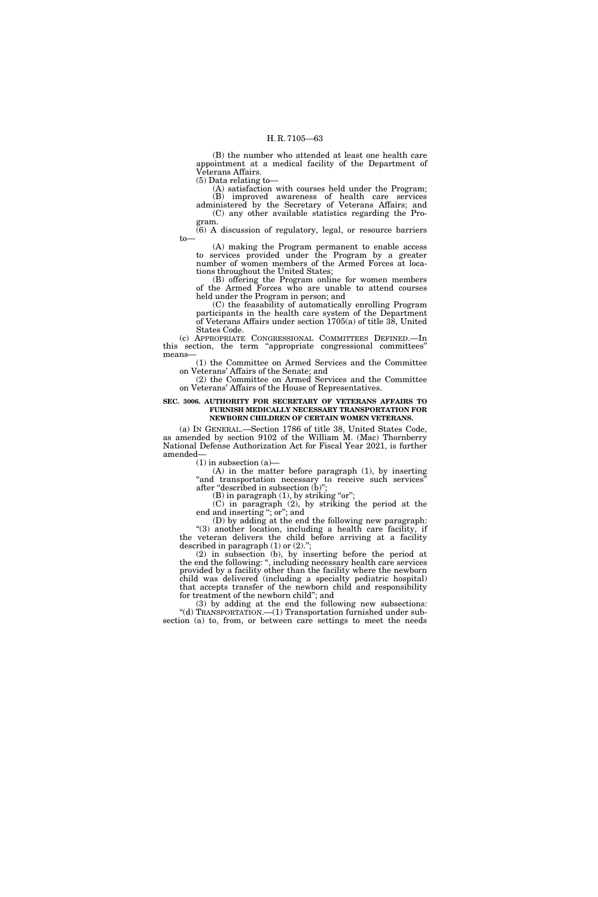(B) the number who attended at least one health care appointment at a medical facility of the Department of Veterans Affairs.

(5) Data relating to—

(A) satisfaction with courses held under the Program;

(B) improved awareness of health care services administered by the Secretary of Veterans Affairs; and

(C) any other available statistics regarding the Program.

(6) A discussion of regulatory, legal, or resource barriers to—

(A) making the Program permanent to enable access to services provided under the Program by a greater number of women members of the Armed Forces at locations throughout the United States;

(B) offering the Program online for women members of the Armed Forces who are unable to attend courses held under the Program in person; and

(C) the feasability of automatically enrolling Program participants in the health care system of the Department of Veterans Affairs under section 1705(a) of title 38, United States Code.

(c) APPROPRIATE CONGRESSIONAL COMMITTEES DEFINED.—In this section, the term "appropriate congressional committees" means—

(1) the Committee on Armed Services and the Committee on Veterans' Affairs of the Senate; and

(2) the Committee on Armed Services and the Committee on Veterans' Affairs of the House of Representatives.

**SEC. 3006. AUTHORITY FOR SECRETARY OF VETERANS AFFAIRS TO FURNISH MEDICALLY NECESSARY TRANSPORTATION FOR NEWBORN CHILDREN OF CERTAIN WOMEN VETERANS.**

(a) IN GENERAL.—Section 1786 of title 38, United States Code, as amended by section 9102 of the William M. (Mac) Thornberry National Defense Authorization Act for Fiscal Year 2021, is further amended—

(1) in subsection (a)—

(A) in the matter before paragraph (1), by inserting "and transportation necessary to receive such services" after "described in subsection (b)";

(B) in paragraph (1), by striking "or";

(C) in paragraph (2), by striking the period at the end and inserting "; or"; and

(D) by adding at the end the following new paragraph:

"(3) another location, including a health care facility, if the veteran delivers the child before arriving at a facility described in paragraph (1) or (2).";

(2) in subsection (b), by inserting before the period at the end the following: ", including necessary health care services provided by a facility other than the facility where the newborn child was delivered (including a specialty pediatric hospital) that accepts transfer of the newborn child and responsibility for treatment of the newborn child"; and

(3) by adding at the end the following new subsections:

"(d) TRANSPORTATION.—(1) Transportation furnished under subsection (a) to, from, or between care settings to meet the needs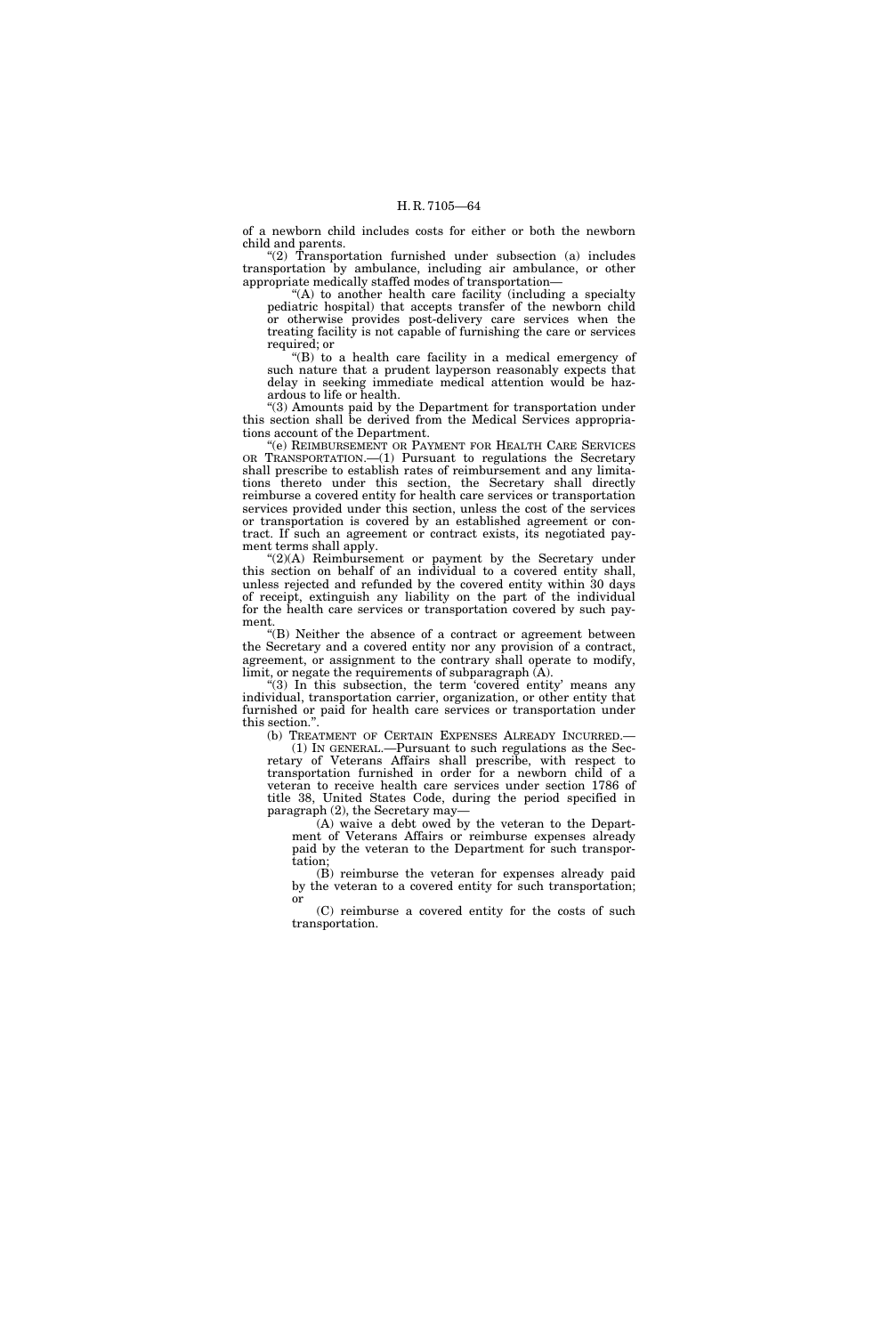of a newborn child includes costs for either or both the newborn child and parents.

"(2) Transportation furnished under subsection (a) includes transportation by ambulance, including air ambulance, or other appropriate medically staffed modes of transportation—

"(A) to another health care facility (including a specialty pediatric hospital) that accepts transfer of the newborn child or otherwise provides post-delivery care services when the treating facility is not capable of furnishing the care or services required; or

"(B) to a health care facility in a medical emergency of such nature that a prudent layperson reasonably expects that delay in seeking immediate medical attention would be hazardous to life or health.

"(3) Amounts paid by the Department for transportation under this section shall be derived from the Medical Services appropriations account of the Department.

"(e) REIMBURSEMENT OR PAYMENT FOR HEALTH CARE SERVICES OR TRANSPORTATION.—(1) Pursuant to regulations the Secretary shall prescribe to establish rates of reimbursement and any limitations thereto under this section, the Secretary shall directly reimburse a covered entity for health care services or transportation services provided under this section, unless the cost of the services or transportation is covered by an established agreement or contract. If such an agreement or contract exists, its negotiated payment terms shall apply.

"(2)(A) Reimbursement or payment by the Secretary under this section on behalf of an individual to a covered entity shall, unless rejected and refunded by the covered entity within 30 days of receipt, extinguish any liability on the part of the individual for the health care services or transportation covered by such payment.

"(B) Neither the absence of a contract or agreement between the Secretary and a covered entity nor any provision of a contract, agreement, or assignment to the contrary shall operate to modify, limit, or negate the requirements of subparagraph (A).

"(3) In this subsection, the term 'covered entity' means any individual, transportation carrier, organization, or other entity that furnished or paid for health care services or transportation under this section.".

(b) TREATMENT OF CERTAIN EXPENSES ALREADY INCURRED.—

(1) IN GENERAL.—Pursuant to such regulations as the Secretary of Veterans Affairs shall prescribe, with respect to transportation furnished in order for a newborn child of a veteran to receive health care services under section 1786 of title 38, United States Code, during the period specified in paragraph (2), the Secretary may—

(A) waive a debt owed by the veteran to the Department of Veterans Affairs or reimburse expenses already paid by the veteran to the Department for such transportation;

(B) reimburse the veteran for expenses already paid by the veteran to a covered entity for such transportation; or

(C) reimburse a covered entity for the costs of such transportation.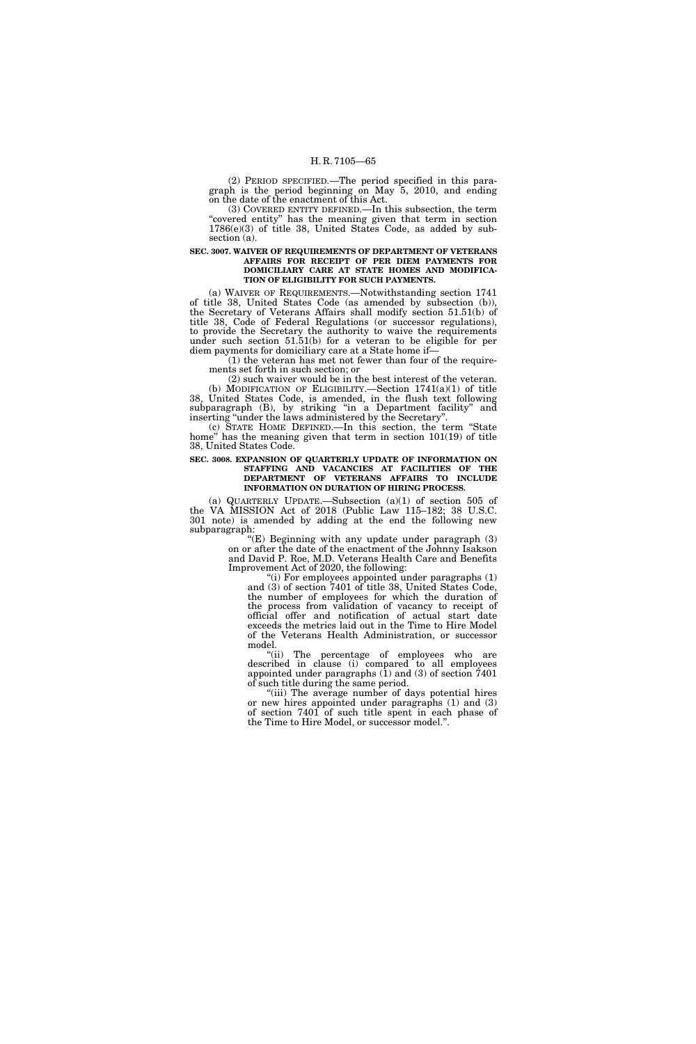(2) PERIOD SPECIFIED.—The period specified in this paragraph is the period beginning on May 5, 2010, and ending on the date of the enactment of this Act.

(3) COVERED ENTITY DEFINED.—In this subsection, the term "covered entity" has the meaning given that term in section 1786(e)(3) of title 38, United States Code, as added by subsection (a).

**SEC. 3007. WAIVER OF REQUIREMENTS OF DEPARTMENT OF VETERANS AFFAIRS FOR RECEIPT OF PER DIEM PAYMENTS FOR DOMICILIARY CARE AT STATE HOMES AND MODIFICATION OF ELIGIBILITY FOR SUCH PAYMENTS.**

(a) WAIVER OF REQUIREMENTS.—Notwithstanding section 1741 of title 38, United States Code (as amended by subsection (b)), the Secretary of Veterans Affairs shall modify section 51.51(b) of title 38, Code of Federal Regulations (or successor regulations), to provide the Secretary the authority to waive the requirements under such section 51.51(b) for a veteran to be eligible for per diem payments for domiciliary care at a State home if—

(1) the veteran has met not fewer than four of the requirements set forth in such section; or

(2) such waiver would be in the best interest of the veteran.

(b) MODIFICATION OF ELIGIBILITY.—Section 1741(a)(1) of title 38, United States Code, is amended, in the flush text following subparagraph (B), by striking "in a Department facility" and inserting "under the laws administered by the Secretary".

(c) STATE HOME DEFINED.—In this section, the term "State home" has the meaning given that term in section 101(19) of title 38, United States Code.

**SEC. 3008. EXPANSION OF QUARTERLY UPDATE OF INFORMATION ON STAFFING AND VACANCIES AT FACILITIES OF THE DEPARTMENT OF VETERANS AFFAIRS TO INCLUDE INFORMATION ON DURATION OF HIRING PROCESS.**

(a) QUARTERLY UPDATE.—Subsection (a)(1) of section 505 of the VA MISSION Act of 2018 (Public Law 115–182; 38 U.S.C. 301 note) is amended by adding at the end the following new subparagraph:

"(E) Beginning with any update under paragraph (3) on or after the date of the enactment of the Johnny Isakson and David P. Roe, M.D. Veterans Health Care and Benefits Improvement Act of 2020, the following:

"(i) For employees appointed under paragraphs (1) and (3) of section 7401 of title 38, United States Code, the number of employees for which the duration of the process from validation of vacancy to receipt of official offer and notification of actual start date exceeds the metrics laid out in the Time to Hire Model of the Veterans Health Administration, or successor model.

"(ii) The percentage of employees who are described in clause (i) compared to all employees appointed under paragraphs (1) and (3) of section 7401 of such title during the same period.

"(iii) The average number of days potential hires or new hires appointed under paragraphs (1) and (3) of section 7401 of such title spent in each phase of the Time to Hire Model, or successor model.".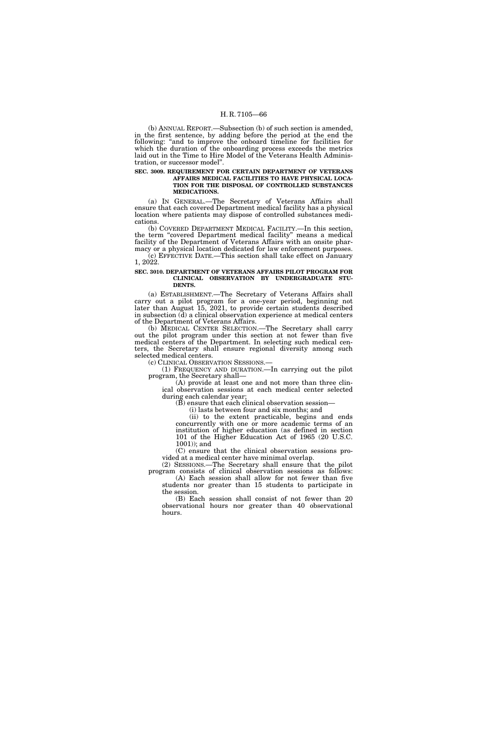(b) ANNUAL REPORT.—Subsection (b) of such section is amended, in the first sentence, by adding before the period at the end the following: "and to improve the onboard timeline for facilities for which the duration of the onboarding process exceeds the metrics laid out in the Time to Hire Model of the Veterans Health Administration, or successor model".

**SEC. 3009. REQUIREMENT FOR CERTAIN DEPARTMENT OF VETERANS AFFAIRS MEDICAL FACILITIES TO HAVE PHYSICAL LOCATION FOR THE DISPOSAL OF CONTROLLED SUBSTANCES MEDICATIONS.**

(a) IN GENERAL.—The Secretary of Veterans Affairs shall ensure that each covered Department medical facility has a physical location where patients may dispose of controlled substances medications.

(b) COVERED DEPARTMENT MEDICAL FACILITY.—In this section, the term "covered Department medical facility" means a medical facility of the Department of Veterans Affairs with an onsite pharmacy or a physical location dedicated for law enforcement purposes.

(c) EFFECTIVE DATE.—This section shall take effect on January 1, 2022.

**SEC. 3010. DEPARTMENT OF VETERANS AFFAIRS PILOT PROGRAM FOR CLINICAL OBSERVATION BY UNDERGRADUATE STUDENTS.**

(a) ESTABLISHMENT.—The Secretary of Veterans Affairs shall carry out a pilot program for a one-year period, beginning not later than August 15, 2021, to provide certain students described in subsection (d) a clinical observation experience at medical centers of the Department of Veterans Affairs.

(b) MEDICAL CENTER SELECTION.—The Secretary shall carry out the pilot program under this section at not fewer than five medical centers of the Department. In selecting such medical centers, the Secretary shall ensure regional diversity among such selected medical centers.

(c) CLINICAL OBSERVATION SESSIONS.—

(1) FREQUENCY AND DURATION.—In carrying out the pilot program, the Secretary shall—

(A) provide at least one and not more than three clinical observation sessions at each medical center selected during each calendar year;

(B) ensure that each clinical observation session—

(i) lasts between four and six months; and

(ii) to the extent practicable, begins and ends concurrently with one or more academic terms of an institution of higher education (as defined in section 101 of the Higher Education Act of 1965 (20 U.S.C. 1001)); and

(C) ensure that the clinical observation sessions provided at a medical center have minimal overlap.

(2) SESSIONS.—The Secretary shall ensure that the pilot program consists of clinical observation sessions as follows:

(A) Each session shall allow for not fewer than five students nor greater than 15 students to participate in the session.

(B) Each session shall consist of not fewer than 20 observational hours nor greater than 40 observational hours.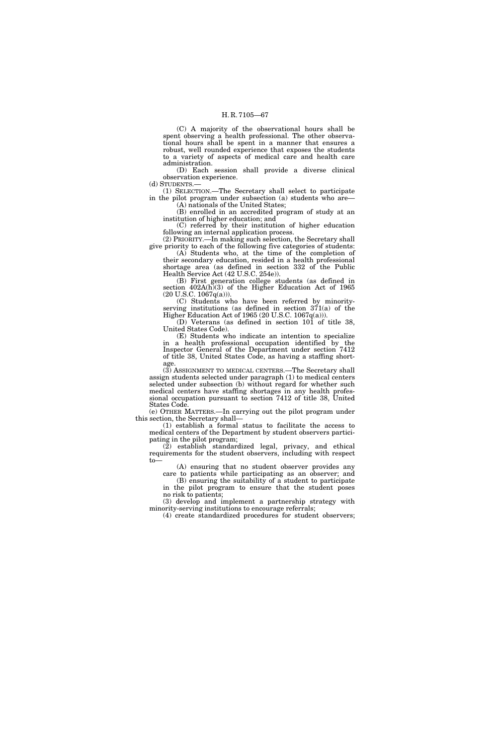(C) A majority of the observational hours shall be spent observing a health professional. The other observational hours shall be spent in a manner that ensures a robust, well rounded experience that exposes the students to a variety of aspects of medical care and health care administration.

(D) Each session shall provide a diverse clinical observation experience.

(d) STUDENTS.—

(1) SELECTION.—The Secretary shall select to participate in the pilot program under subsection (a) students who are—

(A) nationals of the United States;

(B) enrolled in an accredited program of study at an institution of higher education; and

(C) referred by their institution of higher education following an internal application process.

(2) PRIORITY.—In making such selection, the Secretary shall give priority to each of the following five categories of students:

(A) Students who, at the time of the completion of their secondary education, resided in a health professional shortage area (as defined in section 332 of the Public Health Service Act (42 U.S.C. 254e)).

(B) First generation college students (as defined in section 402A(h)(3) of the Higher Education Act of 1965 (20 U.S.C. 1067q(a))).

(C) Students who have been referred by minority-serving institutions (as defined in section 371(a) of the Higher Education Act of 1965 (20 U.S.C. 1067q(a))).

(D) Veterans (as defined in section 101 of title 38, United States Code).

(E) Students who indicate an intention to specialize in a health professional occupation identified by the Inspector General of the Department under section 7412 of title 38, United States Code, as having a staffing shortage.

(3) ASSIGNMENT TO MEDICAL CENTERS.—The Secretary shall assign students selected under paragraph (1) to medical centers selected under subsection (b) without regard for whether such medical centers have staffing shortages in any health professional occupation pursuant to section 7412 of title 38, United States Code.

(e) OTHER MATTERS.—In carrying out the pilot program under this section, the Secretary shall—

(1) establish a formal status to facilitate the access to medical centers of the Department by student observers participating in the pilot program;

(2) establish standardized legal, privacy, and ethical requirements for the student observers, including with respect to—

(A) ensuring that no student observer provides any care to patients while participating as an observer; and

(B) ensuring the suitability of a student to participate in the pilot program to ensure that the student poses no risk to patients;

(3) develop and implement a partnership strategy with minority-serving institutions to encourage referrals;

(4) create standardized procedures for student observers;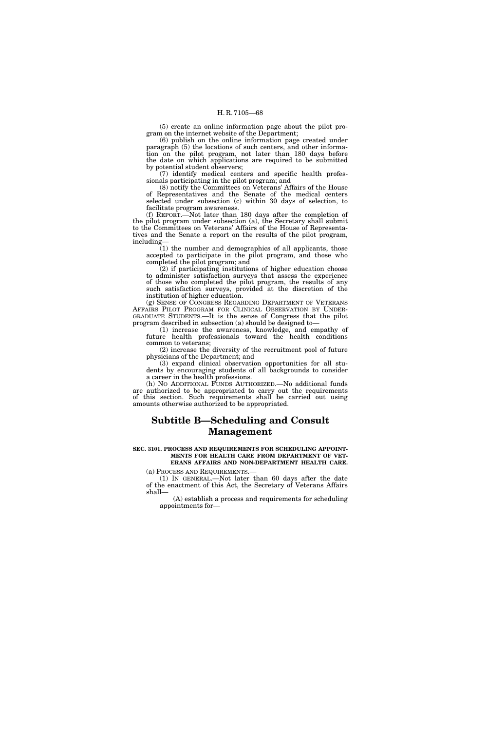(5) create an online information page about the pilot program on the internet website of the Department;

(6) publish on the online information page created under paragraph (5) the locations of such centers, and other information on the pilot program, not later than 180 days before the date on which applications are required to be submitted by potential student observers;

(7) identify medical centers and specific health professionals participating in the pilot program; and

(8) notify the Committees on Veterans' Affairs of the House of Representatives and the Senate of the medical centers selected under subsection (c) within 30 days of selection, to facilitate program awareness.

(f) REPORT.—Not later than 180 days after the completion of the pilot program under subsection (a), the Secretary shall submit to the Committees on Veterans' Affairs of the House of Representatives and the Senate a report on the results of the pilot program, including—

(1) the number and demographics of all applicants, those accepted to participate in the pilot program, and those who completed the pilot program; and

(2) if participating institutions of higher education choose to administer satisfaction surveys that assess the experience of those who completed the pilot program, the results of any such satisfaction surveys, provided at the discretion of the institution of higher education.

(g) SENSE OF CONGRESS REGARDING DEPARTMENT OF VETERANS AFFAIRS PILOT PROGRAM FOR CLINICAL OBSERVATION BY UNDERGRADUATE STUDENTS.—It is the sense of Congress that the pilot program described in subsection (a) should be designed to—

(1) increase the awareness, knowledge, and empathy of future health professionals toward the health conditions common to veterans;

(2) increase the diversity of the recruitment pool of future physicians of the Department; and

(3) expand clinical observation opportunities for all students by encouraging students of all backgrounds to consider a career in the health professions.

(h) NO ADDITIONAL FUNDS AUTHORIZED.—No additional funds are authorized to be appropriated to carry out the requirements of this section. Such requirements shall be carried out using amounts otherwise authorized to be appropriated.

## Subtitle B—Scheduling and Consult Management

**SEC. 3101. PROCESS AND REQUIREMENTS FOR SCHEDULING APPOINTMENTS FOR HEALTH CARE FROM DEPARTMENT OF VETERANS AFFAIRS AND NON-DEPARTMENT HEALTH CARE.**

(a) PROCESS AND REQUIREMENTS.—

(1) IN GENERAL.—Not later than 60 days after the date of the enactment of this Act, the Secretary of Veterans Affairs shall—

(A) establish a process and requirements for scheduling appointments for—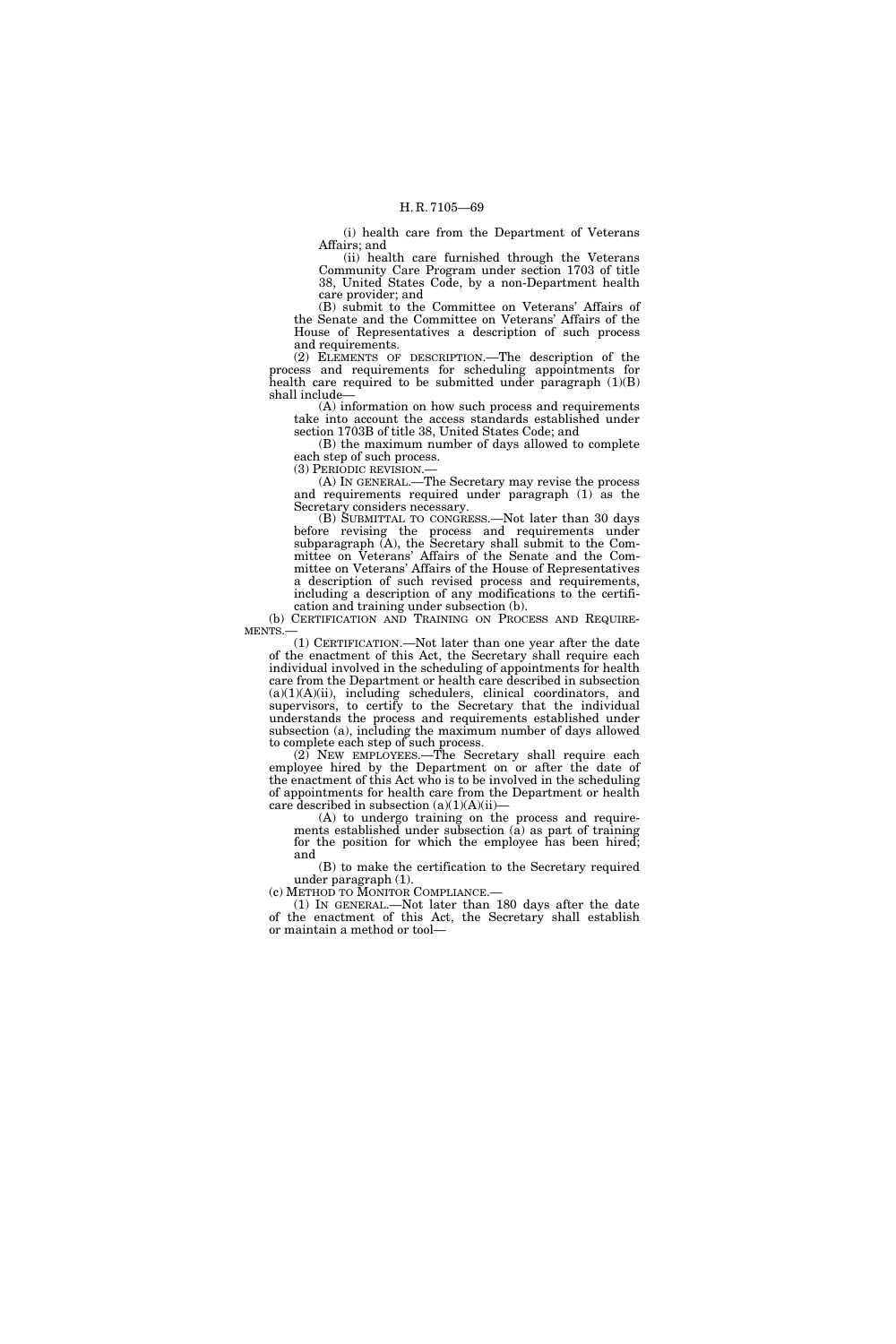(i) health care from the Department of Veterans Affairs; and

(ii) health care furnished through the Veterans Community Care Program under section 1703 of title 38, United States Code, by a non-Department health care provider; and

(B) submit to the Committee on Veterans' Affairs of the Senate and the Committee on Veterans' Affairs of the House of Representatives a description of such process and requirements.

(2) ELEMENTS OF DESCRIPTION.—The description of the process and requirements for scheduling appointments for health care required to be submitted under paragraph (1)(B) shall include—

(A) information on how such process and requirements take into account the access standards established under section 1703B of title 38, United States Code; and

(B) the maximum number of days allowed to complete each step of such process.

(3) PERIODIC REVISION.—

(A) IN GENERAL.—The Secretary may revise the process and requirements required under paragraph (1) as the Secretary considers necessary.

(B) SUBMITTAL TO CONGRESS.—Not later than 30 days before revising the process and requirements under subparagraph (A), the Secretary shall submit to the Committee on Veterans' Affairs of the Senate and the Committee on Veterans' Affairs of the House of Representatives a description of such revised process and requirements, including a description of any modifications to the certification and training under subsection (b).

(b) CERTIFICATION AND TRAINING ON PROCESS AND REQUIREMENTS.—

(1) CERTIFICATION.—Not later than one year after the date of the enactment of this Act, the Secretary shall require each individual involved in the scheduling of appointments for health care from the Department or health care described in subsection (a)(1)(A)(ii), including schedulers, clinical coordinators, and supervisors, to certify to the Secretary that the individual understands the process and requirements established under subsection (a), including the maximum number of days allowed to complete each step of such process.

(2) NEW EMPLOYEES.—The Secretary shall require each employee hired by the Department on or after the date of the enactment of this Act who is to be involved in the scheduling of appointments for health care from the Department or health care described in subsection (a)(1)(A)(ii)—

(A) to undergo training on the process and requirements established under subsection (a) as part of training for the position for which the employee has been hired; and

(B) to make the certification to the Secretary required under paragraph (1).

(c) METHOD TO MONITOR COMPLIANCE.—

(1) IN GENERAL.—Not later than 180 days after the date of the enactment of this Act, the Secretary shall establish or maintain a method or tool—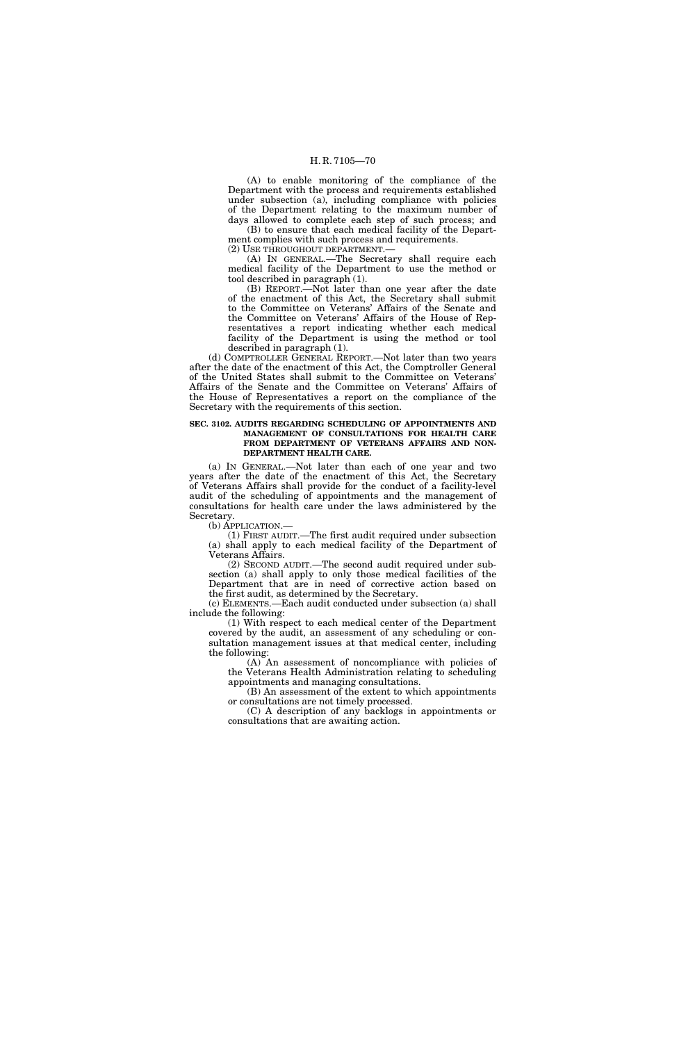(A) to enable monitoring of the compliance of the Department with the process and requirements established under subsection (a), including compliance with policies of the Department relating to the maximum number of days allowed to complete each step of such process; and

(B) to ensure that each medical facility of the Department complies with such process and requirements.

(2) USE THROUGHOUT DEPARTMENT.—

(A) IN GENERAL.—The Secretary shall require each medical facility of the Department to use the method or tool described in paragraph (1).

(B) REPORT.—Not later than one year after the date of the enactment of this Act, the Secretary shall submit to the Committee on Veterans' Affairs of the Senate and the Committee on Veterans' Affairs of the House of Representatives a report indicating whether each medical facility of the Department is using the method or tool described in paragraph (1).

(d) COMPTROLLER GENERAL REPORT.—Not later than two years after the date of the enactment of this Act, the Comptroller General of the United States shall submit to the Committee on Veterans' Affairs of the Senate and the Committee on Veterans' Affairs of the House of Representatives a report on the compliance of the Secretary with the requirements of this section.

**SEC. 3102. AUDITS REGARDING SCHEDULING OF APPOINTMENTS AND MANAGEMENT OF CONSULTATIONS FOR HEALTH CARE FROM DEPARTMENT OF VETERANS AFFAIRS AND NON-DEPARTMENT HEALTH CARE.**

(a) IN GENERAL.—Not later than each of one year and two years after the date of the enactment of this Act, the Secretary of Veterans Affairs shall provide for the conduct of a facility-level audit of the scheduling of appointments and the management of consultations for health care under the laws administered by the Secretary.

(b) APPLICATION.—

(1) FIRST AUDIT.—The first audit required under subsection (a) shall apply to each medical facility of the Department of Veterans Affairs.

(2) SECOND AUDIT.—The second audit required under subsection (a) shall apply to only those medical facilities of the Department that are in need of corrective action based on the first audit, as determined by the Secretary.

(c) ELEMENTS.—Each audit conducted under subsection (a) shall include the following:

(1) With respect to each medical center of the Department covered by the audit, an assessment of any scheduling or consultation management issues at that medical center, including the following:

(A) An assessment of noncompliance with policies of the Veterans Health Administration relating to scheduling appointments and managing consultations.

(B) An assessment of the extent to which appointments or consultations are not timely processed.

(C) A description of any backlogs in appointments or consultations that are awaiting action.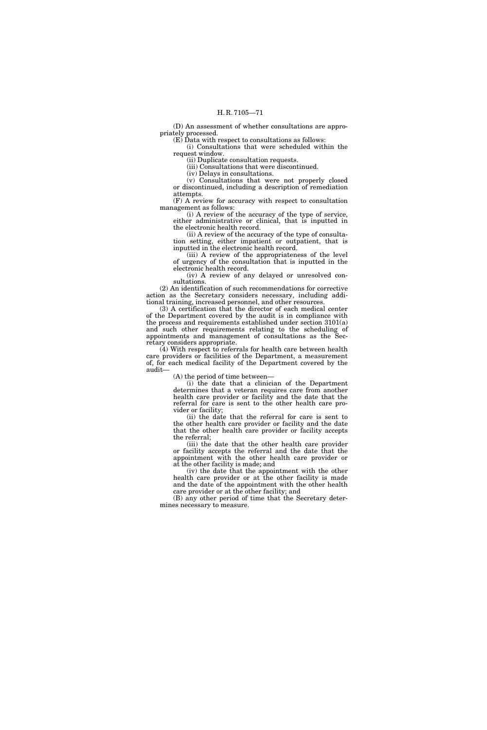(D) An assessment of whether consultations are appropriately processed.

(E) Data with respect to consultations as follows:

(i) Consultations that were scheduled within the request window.

(ii) Duplicate consultation requests.

(iii) Consultations that were discontinued.

(iv) Delays in consultations.

(v) Consultations that were not properly closed or discontinued, including a description of remediation attempts.

(F) A review for accuracy with respect to consultation management as follows:

(i) A review of the accuracy of the type of service, either administrative or clinical, that is inputted in the electronic health record.

(ii) A review of the accuracy of the type of consultation setting, either impatient or outpatient, that is inputted in the electronic health record.

(iii) A review of the appropriateness of the level of urgency of the consultation that is inputted in the electronic health record.

(iv) A review of any delayed or unresolved consultations.

(2) An identification of such recommendations for corrective action as the Secretary considers necessary, including additional training, increased personnel, and other resources.

(3) A certification that the director of each medical center of the Department covered by the audit is in compliance with the process and requirements established under section 3101(a) and such other requirements relating to the scheduling of appointments and management of consultations as the Secretary considers appropriate.

(4) With respect to referrals for health care between health care providers or facilities of the Department, a measurement of, for each medical facility of the Department covered by the audit—

(A) the period of time between—

(i) the date that a clinician of the Department determines that a veteran requires care from another health care provider or facility and the date that the referral for care is sent to the other health care provider or facility;

(ii) the date that the referral for care is sent to the other health care provider or facility and the date that the other health care provider or facility accepts the referral;

(iii) the date that the other health care provider or facility accepts the referral and the date that the appointment with the other health care provider or at the other facility is made; and

(iv) the date that the appointment with the other health care provider or at the other facility is made and the date of the appointment with the other health care provider or at the other facility; and

(B) any other period of time that the Secretary determines necessary to measure.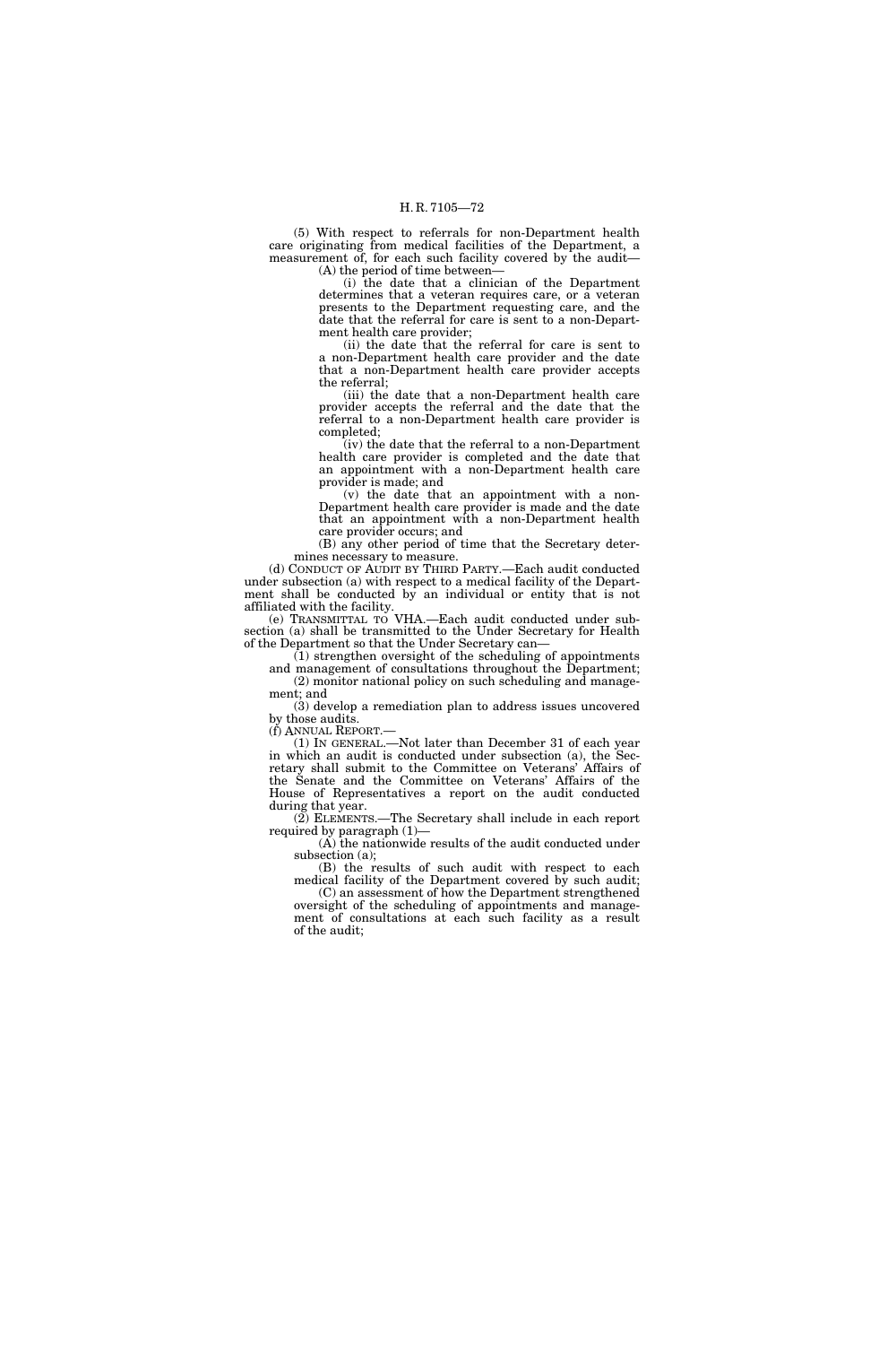(5) With respect to referrals for non-Department health care originating from medical facilities of the Department, a measurement of, for each such facility covered by the audit—

(A) the period of time between—

(i) the date that a clinician of the Department determines that a veteran requires care, or a veteran presents to the Department requesting care, and the date that the referral for care is sent to a non-Department health care provider;

(ii) the date that the referral for care is sent to a non-Department health care provider and the date that a non-Department health care provider accepts the referral;

(iii) the date that a non-Department health care provider accepts the referral and the date that the referral to a non-Department health care provider is completed;

(iv) the date that the referral to a non-Department health care provider is completed and the date that an appointment with a non-Department health care provider is made; and

(v) the date that an appointment with a non-Department health care provider is made and the date that an appointment with a non-Department health care provider occurs; and

(B) any other period of time that the Secretary determines necessary to measure.

(d) CONDUCT OF AUDIT BY THIRD PARTY.—Each audit conducted under subsection (a) with respect to a medical facility of the Department shall be conducted by an individual or entity that is not affiliated with the facility.

(e) TRANSMITTAL TO VHA.—Each audit conducted under subsection (a) shall be transmitted to the Under Secretary for Health of the Department so that the Under Secretary can—

(1) strengthen oversight of the scheduling of appointments and management of consultations throughout the Department;

(2) monitor national policy on such scheduling and management; and

(3) develop a remediation plan to address issues uncovered by those audits.

(f) ANNUAL REPORT.—

(1) IN GENERAL.—Not later than December 31 of each year in which an audit is conducted under subsection (a), the Secretary shall submit to the Committee on Veterans' Affairs of the Senate and the Committee on Veterans' Affairs of the House of Representatives a report on the audit conducted during that year.

(2) ELEMENTS.—The Secretary shall include in each report required by paragraph (1)—

(A) the nationwide results of the audit conducted under subsection (a);

(B) the results of such audit with respect to each medical facility of the Department covered by such audit;

(C) an assessment of how the Department strengthened oversight of the scheduling of appointments and management of consultations at each such facility as a result of the audit;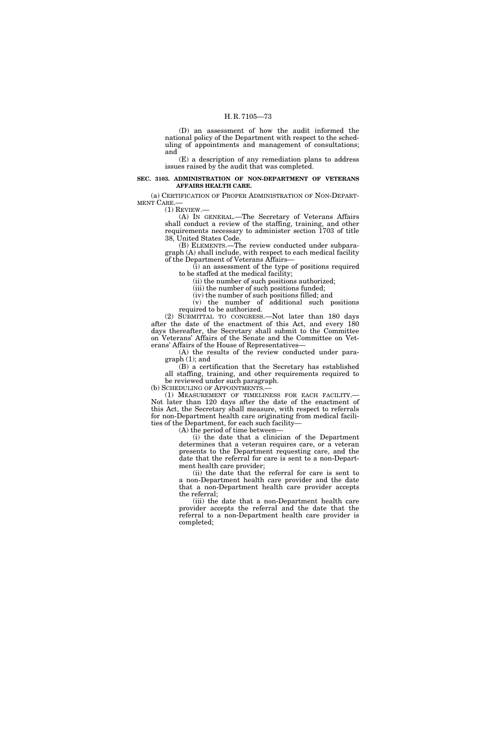(D) an assessment of how the audit informed the national policy of the Department with respect to the scheduling of appointments and management of consultations; and

(E) a description of any remediation plans to address issues raised by the audit that was completed.

**SEC. 3103. ADMINISTRATION OF NON-DEPARTMENT OF VETERANS AFFAIRS HEALTH CARE.**

(a) CERTIFICATION OF PROPER ADMINISTRATION OF NON-DEPARTMENT CARE.—

(1) REVIEW.—

(A) IN GENERAL.—The Secretary of Veterans Affairs shall conduct a review of the staffing, training, and other requirements necessary to administer section 1703 of title 38, United States Code.

(B) ELEMENTS.—The review conducted under subparagraph (A) shall include, with respect to each medical facility of the Department of Veterans Affairs—

(i) an assessment of the type of positions required to be staffed at the medical facility;

(ii) the number of such positions authorized;

(iii) the number of such positions funded;

(iv) the number of such positions filled; and

(v) the number of additional such positions required to be authorized.

(2) SUBMITTAL TO CONGRESS.—Not later than 180 days after the date of the enactment of this Act, and every 180 days thereafter, the Secretary shall submit to the Committee on Veterans' Affairs of the Senate and the Committee on Veterans' Affairs of the House of Representatives—

(A) the results of the review conducted under paragraph (1); and

(B) a certification that the Secretary has established all staffing, training, and other requirements required to be reviewed under such paragraph.

(b) SCHEDULING OF APPOINTMENTS.—

(1) MEASUREMENT OF TIMELINESS FOR EACH FACILITY.—Not later than 120 days after the date of the enactment of this Act, the Secretary shall measure, with respect to referrals for non-Department health care originating from medical facilities of the Department, for each such facility—

(A) the period of time between—

(i) the date that a clinician of the Department determines that a veteran requires care, or a veteran presents to the Department requesting care, and the date that the referral for care is sent to a non-Department health care provider;

(ii) the date that the referral for care is sent to a non-Department health care provider and the date that a non-Department health care provider accepts the referral;

(iii) the date that a non-Department health care provider accepts the referral and the date that the referral to a non-Department health care provider is completed;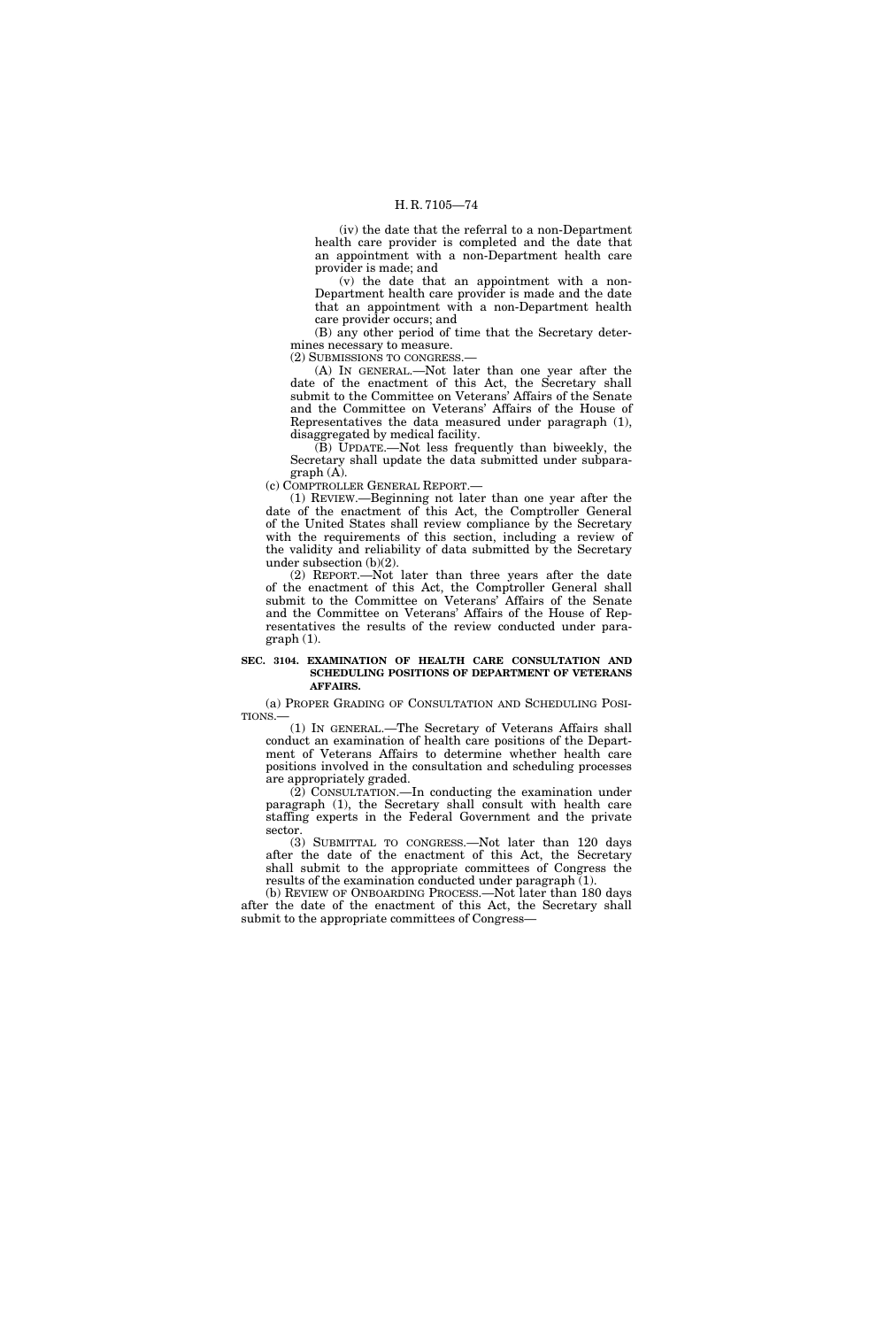(iv) the date that the referral to a non-Department health care provider is completed and the date that an appointment with a non-Department health care provider is made; and

(v) the date that an appointment with a non-Department health care provider is made and the date that an appointment with a non-Department health care provider occurs; and

(B) any other period of time that the Secretary determines necessary to measure.

(2) SUBMISSIONS TO CONGRESS.—

(A) IN GENERAL.—Not later than one year after the date of the enactment of this Act, the Secretary shall submit to the Committee on Veterans' Affairs of the Senate and the Committee on Veterans' Affairs of the House of Representatives the data measured under paragraph (1), disaggregated by medical facility.

(B) UPDATE.—Not less frequently than biweekly, the Secretary shall update the data submitted under subparagraph (A).

(c) COMPTROLLER GENERAL REPORT.—

(1) REVIEW.—Beginning not later than one year after the date of the enactment of this Act, the Comptroller General of the United States shall review compliance by the Secretary with the requirements of this section, including a review of the validity and reliability of data submitted by the Secretary under subsection (b)(2).

(2) REPORT.—Not later than three years after the date of the enactment of this Act, the Comptroller General shall submit to the Committee on Veterans' Affairs of the Senate and the Committee on Veterans' Affairs of the House of Representatives the results of the review conducted under paragraph (1).

**SEC. 3104. EXAMINATION OF HEALTH CARE CONSULTATION AND SCHEDULING POSITIONS OF DEPARTMENT OF VETERANS AFFAIRS.**

(a) PROPER GRADING OF CONSULTATION AND SCHEDULING POSITIONS.—

(1) IN GENERAL.—The Secretary of Veterans Affairs shall conduct an examination of health care positions of the Department of Veterans Affairs to determine whether health care positions involved in the consultation and scheduling processes are appropriately graded.

(2) CONSULTATION.—In conducting the examination under paragraph (1), the Secretary shall consult with health care staffing experts in the Federal Government and the private sector.

(3) SUBMITTAL TO CONGRESS.—Not later than 120 days after the date of the enactment of this Act, the Secretary shall submit to the appropriate committees of Congress the results of the examination conducted under paragraph (1).

(b) REVIEW OF ONBOARDING PROCESS.—Not later than 180 days after the date of the enactment of this Act, the Secretary shall submit to the appropriate committees of Congress—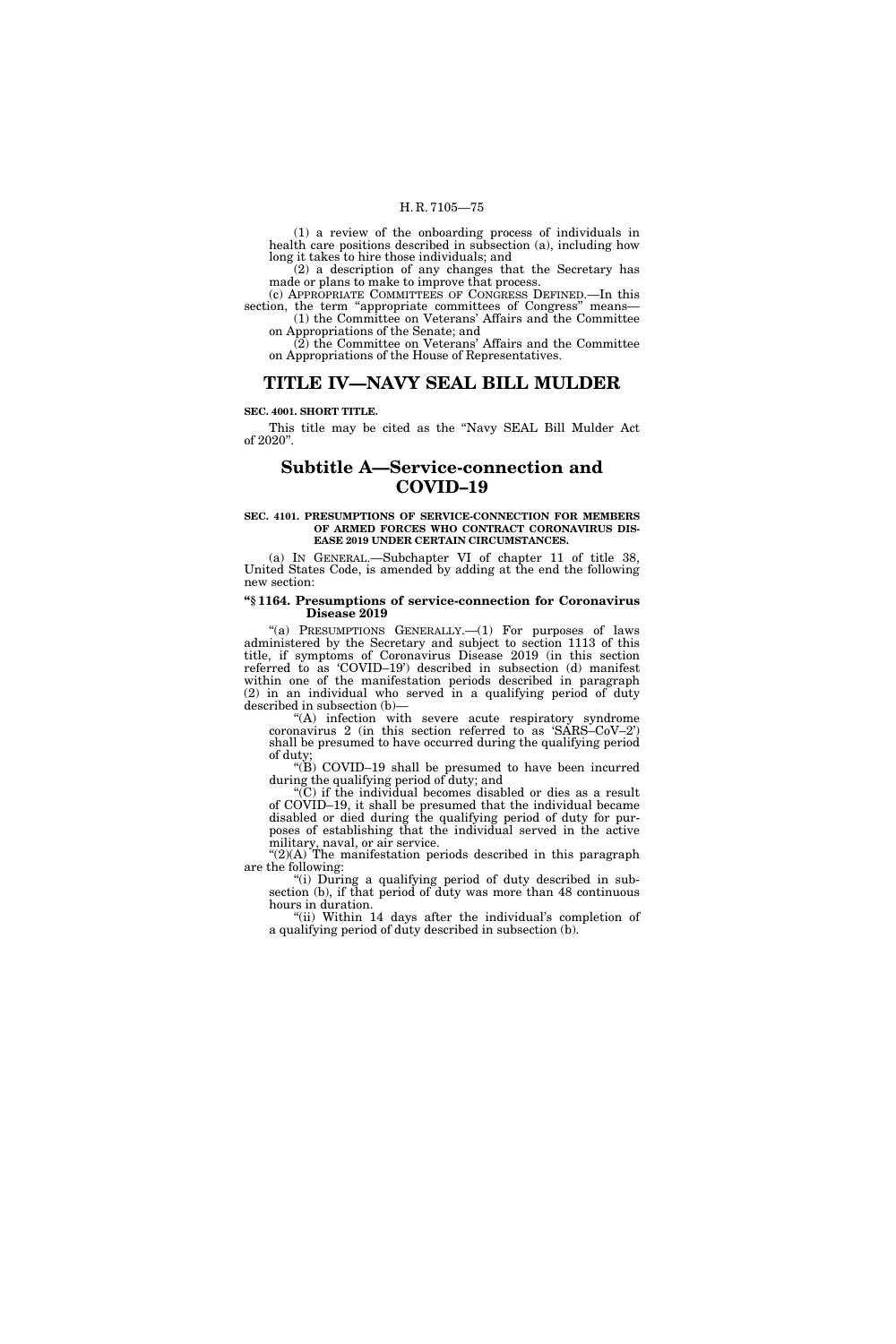(1) a review of the onboarding process of individuals in health care positions described in subsection (a), including how long it takes to hire those individuals; and

(2) a description of any changes that the Secretary has made or plans to make to improve that process.

(c) APPROPRIATE COMMITTEES OF CONGRESS DEFINED.—In this section, the term "appropriate committees of Congress" means—

(1) the Committee on Veterans' Affairs and the Committee on Appropriations of the Senate; and

(2) the Committee on Veterans' Affairs and the Committee on Appropriations of the House of Representatives.

# TITLE IV—NAVY SEAL BILL MULDER

**SEC. 4001. SHORT TITLE.**

This title may be cited as the "Navy SEAL Bill Mulder Act of 2020".

## Subtitle A—Service-connection and COVID–19

**SEC. 4101. PRESUMPTIONS OF SERVICE-CONNECTION FOR MEMBERS OF ARMED FORCES WHO CONTRACT CORONAVIRUS DISEASE 2019 UNDER CERTAIN CIRCUMSTANCES.**

(a) IN GENERAL.—Subchapter VI of chapter 11 of title 38, United States Code, is amended by adding at the end the following new section:

**"§ 1164. Presumptions of service-connection for Coronavirus Disease 2019**

"(a) PRESUMPTIONS GENERALLY.—(1) For purposes of laws administered by the Secretary and subject to section 1113 of this title, if symptoms of Coronavirus Disease 2019 (in this section referred to as 'COVID–19') described in subsection (d) manifest within one of the manifestation periods described in paragraph (2) in an individual who served in a qualifying period of duty described in subsection (b)—

"(A) infection with severe acute respiratory syndrome coronavirus 2 (in this section referred to as 'SARS–CoV–2') shall be presumed to have occurred during the qualifying period of duty;

"(B) COVID–19 shall be presumed to have been incurred during the qualifying period of duty; and

"(C) if the individual becomes disabled or dies as a result of COVID–19, it shall be presumed that the individual became disabled or died during the qualifying period of duty for purposes of establishing that the individual served in the active military, naval, or air service.

"(2)(A) The manifestation periods described in this paragraph are the following:

"(i) During a qualifying period of duty described in subsection (b), if that period of duty was more than 48 continuous hours in duration.

"(ii) Within 14 days after the individual's completion of a qualifying period of duty described in subsection (b).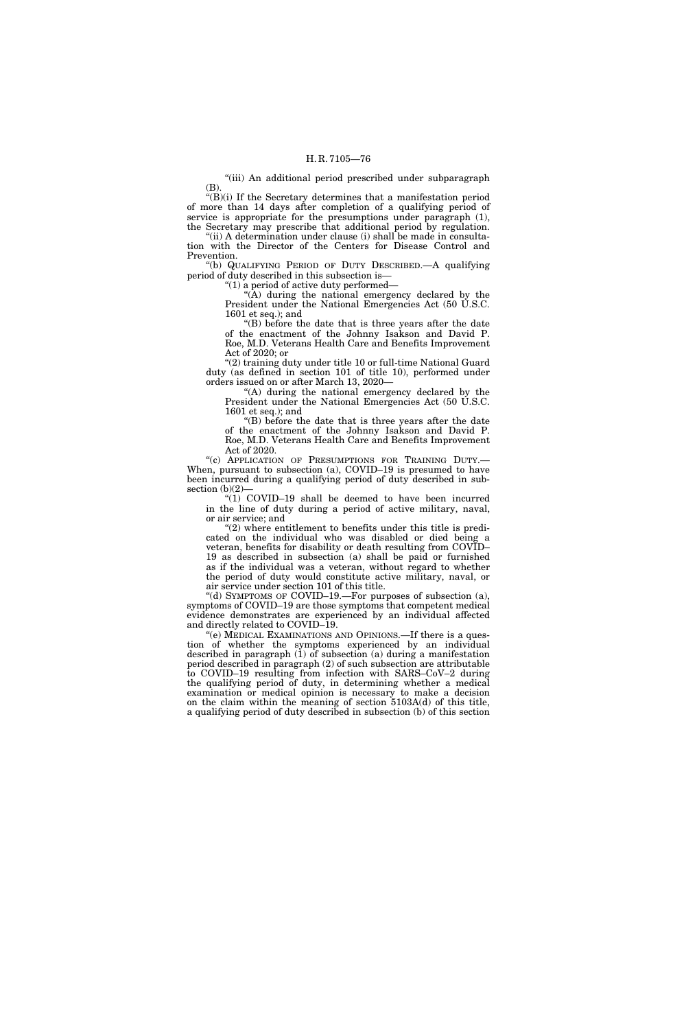"(iii) An additional period prescribed under subparagraph (B).

"(B)(i) If the Secretary determines that a manifestation period of more than 14 days after completion of a qualifying period of service is appropriate for the presumptions under paragraph (1), the Secretary may prescribe that additional period by regulation.

"(ii) A determination under clause (i) shall be made in consultation with the Director of the Centers for Disease Control and Prevention.

"(b) QUALIFYING PERIOD OF DUTY DESCRIBED.—A qualifying period of duty described in this subsection is—

"(1) a period of active duty performed—

"(A) during the national emergency declared by the President under the National Emergencies Act (50 U.S.C. 1601 et seq.); and

"(B) before the date that is three years after the date of the enactment of the Johnny Isakson and David P. Roe, M.D. Veterans Health Care and Benefits Improvement Act of 2020; or

"(2) training duty under title 10 or full-time National Guard duty (as defined in section 101 of title 10), performed under orders issued on or after March 13, 2020—

"(A) during the national emergency declared by the President under the National Emergencies Act (50 U.S.C. 1601 et seq.); and

"(B) before the date that is three years after the date of the enactment of the Johnny Isakson and David P. Roe, M.D. Veterans Health Care and Benefits Improvement Act of 2020.

"(c) APPLICATION OF PRESUMPTIONS FOR TRAINING DUTY.—When, pursuant to subsection (a), COVID–19 is presumed to have been incurred during a qualifying period of duty described in subsection (b)(2)—

"(1) COVID–19 shall be deemed to have been incurred in the line of duty during a period of active military, naval, or air service; and

"(2) where entitlement to benefits under this title is predicated on the individual who was disabled or died being a veteran, benefits for disability or death resulting from COVID–19 as described in subsection (a) shall be paid or furnished as if the individual was a veteran, without regard to whether the period of duty would constitute active military, naval, or air service under section 101 of this title.

"(d) SYMPTOMS OF COVID–19.—For purposes of subsection (a), symptoms of COVID–19 are those symptoms that competent medical evidence demonstrates are experienced by an individual affected and directly related to COVID–19.

"(e) MEDICAL EXAMINATIONS AND OPINIONS.—If there is a question of whether the symptoms experienced by an individual described in paragraph (1) of subsection (a) during a manifestation period described in paragraph (2) of such subsection are attributable to COVID–19 resulting from infection with SARS–CoV–2 during the qualifying period of duty, in determining whether a medical examination or medical opinion is necessary to make a decision on the claim within the meaning of section 5103A(d) of this title, a qualifying period of duty described in subsection (b) of this section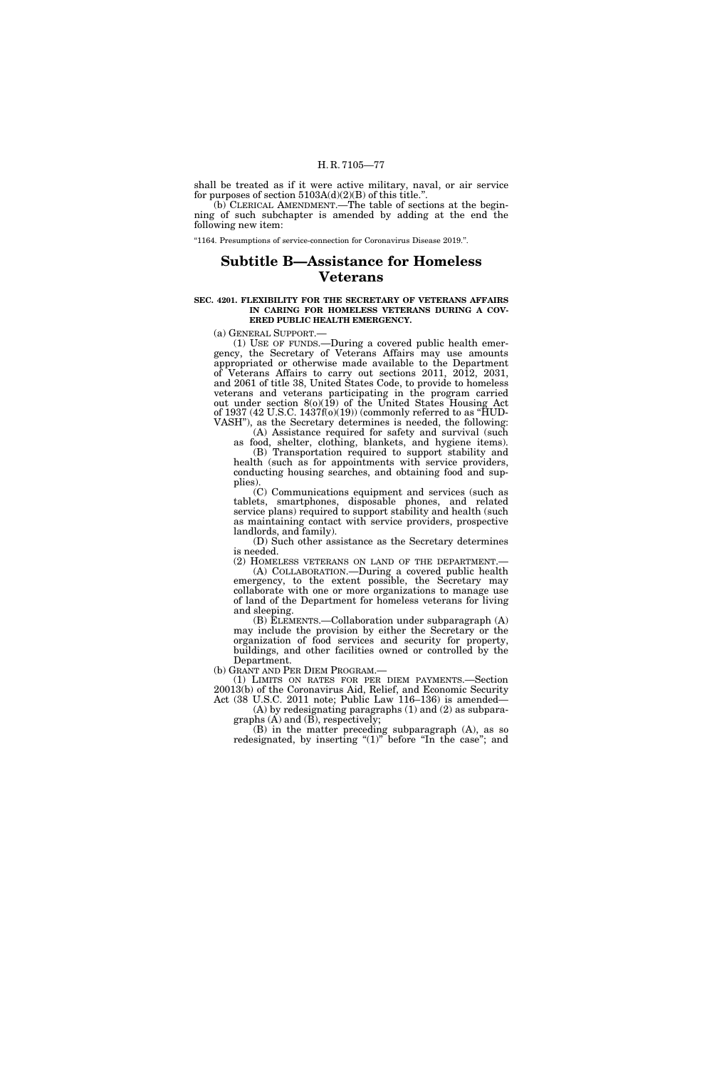shall be treated as if it were active military, naval, or air service for purposes of section 5103A(d)(2)(B) of this title.".

(b) CLERICAL AMENDMENT.—The table of sections at the beginning of such subchapter is amended by adding at the end the following new item:

"1164. Presumptions of service-connection for Coronavirus Disease 2019.".

## Subtitle B—Assistance for Homeless Veterans

**SEC. 4201. FLEXIBILITY FOR THE SECRETARY OF VETERANS AFFAIRS IN CARING FOR HOMELESS VETERANS DURING A COVERED PUBLIC HEALTH EMERGENCY.**

(a) GENERAL SUPPORT.—

(1) USE OF FUNDS.—During a covered public health emergency, the Secretary of Veterans Affairs may use amounts appropriated or otherwise made available to the Department of Veterans Affairs to carry out sections 2011, 2012, 2031, and 2061 of title 38, United States Code, to provide to homeless veterans and veterans participating in the program carried out under section 8(o)(19) of the United States Housing Act of 1937 (42 U.S.C. 1437f(o)(19)) (commonly referred to as "HUD-VASH"), as the Secretary determines is needed, the following:

(A) Assistance required for safety and survival (such as food, shelter, clothing, blankets, and hygiene items).

(B) Transportation required to support stability and health (such as for appointments with service providers, conducting housing searches, and obtaining food and supplies).

(C) Communications equipment and services (such as tablets, smartphones, disposable phones, and related service plans) required to support stability and health (such as maintaining contact with service providers, prospective landlords, and family).

(D) Such other assistance as the Secretary determines is needed.

(2) HOMELESS VETERANS ON LAND OF THE DEPARTMENT.—

(A) COLLABORATION.—During a covered public health emergency, to the extent possible, the Secretary may collaborate with one or more organizations to manage use of land of the Department for homeless veterans for living and sleeping.

(B) ELEMENTS.—Collaboration under subparagraph (A) may include the provision by either the Secretary or the organization of food services and security for property, buildings, and other facilities owned or controlled by the Department.

(b) GRANT AND PER DIEM PROGRAM.—

(1) LIMITS ON RATES FOR PER DIEM PAYMENTS.—Section 20013(b) of the Coronavirus Aid, Relief, and Economic Security Act (38 U.S.C. 2011 note; Public Law 116–136) is amended—

(A) by redesignating paragraphs (1) and (2) as subparagraphs (A) and (B), respectively;

(B) in the matter preceding subparagraph (A), as so redesignated, by inserting "(1)" before "In the case"; and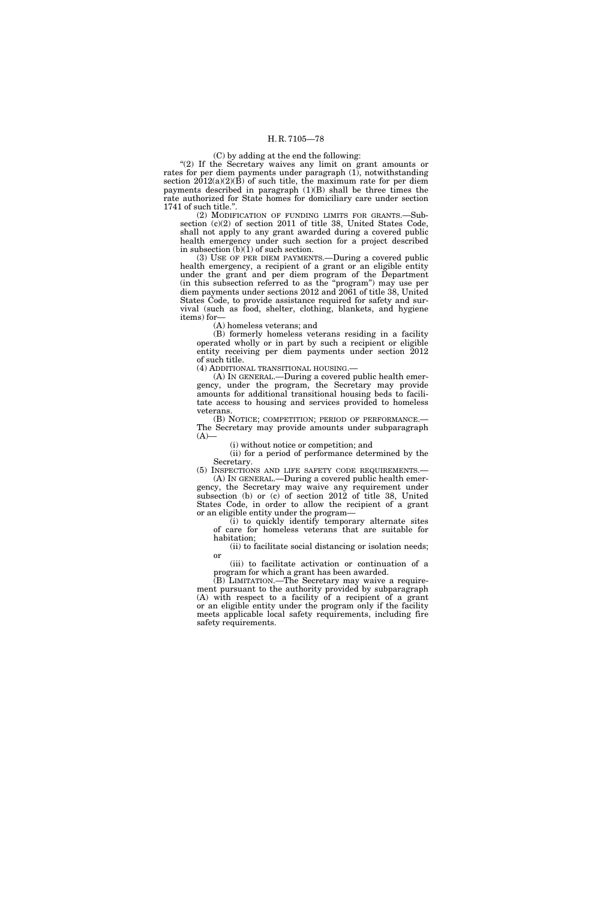(C) by adding at the end the following:

"(2) If the Secretary waives any limit on grant amounts or rates for per diem payments under paragraph (1), notwithstanding section 2012(a)(2)(B) of such title, the maximum rate for per diem payments described in paragraph (1)(B) shall be three times the rate authorized for State homes for domiciliary care under section 1741 of such title.".

(2) MODIFICATION OF FUNDING LIMITS FOR GRANTS.—Subsection (c)(2) of section 2011 of title 38, United States Code, shall not apply to any grant awarded during a covered public health emergency under such section for a project described in subsection (b)(1) of such section.

(3) USE OF PER DIEM PAYMENTS.—During a covered public health emergency, a recipient of a grant or an eligible entity under the grant and per diem program of the Department (in this subsection referred to as the "program") may use per diem payments under sections 2012 and 2061 of title 38, United States Code, to provide assistance required for safety and survival (such as food, shelter, clothing, blankets, and hygiene items) for—

(A) homeless veterans; and

(B) formerly homeless veterans residing in a facility operated wholly or in part by such a recipient or eligible entity receiving per diem payments under section 2012 of such title.

(4) ADDITIONAL TRANSITIONAL HOUSING.—

(A) IN GENERAL.—During a covered public health emergency, under the program, the Secretary may provide amounts for additional transitional housing beds to facilitate access to housing and services provided to homeless veterans.

(B) NOTICE; COMPETITION; PERIOD OF PERFORMANCE.—The Secretary may provide amounts under subparagraph (A)—

(i) without notice or competition; and

(ii) for a period of performance determined by the Secretary.

(5) INSPECTIONS AND LIFE SAFETY CODE REQUIREMENTS.—

(A) IN GENERAL.—During a covered public health emergency, the Secretary may waive any requirement under subsection (b) or (c) of section 2012 of title 38, United States Code, in order to allow the recipient of a grant or an eligible entity under the program—

(i) to quickly identify temporary alternate sites of care for homeless veterans that are suitable for habitation;

(ii) to facilitate social distancing or isolation needs; or

(iii) to facilitate activation or continuation of a program for which a grant has been awarded.

(B) LIMITATION.—The Secretary may waive a requirement pursuant to the authority provided by subparagraph (A) with respect to a facility of a recipient of a grant or an eligible entity under the program only if the facility meets applicable local safety requirements, including fire safety requirements.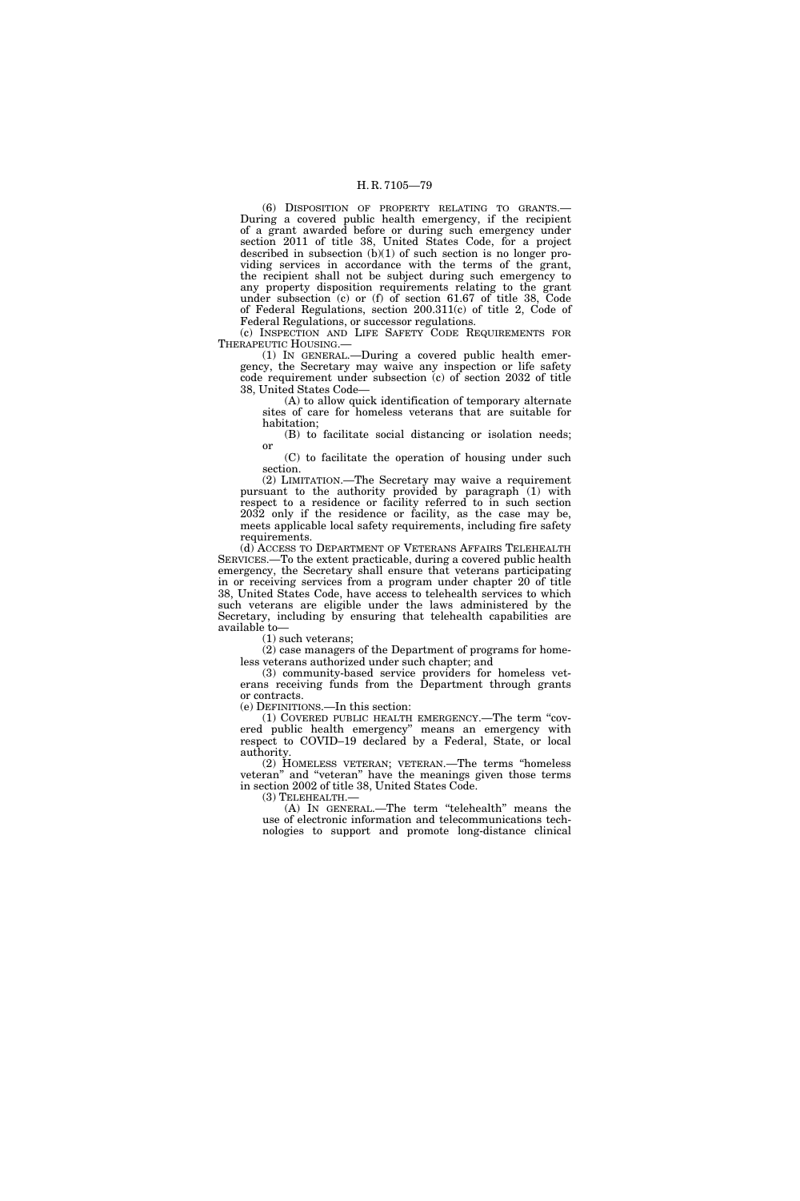(6) DISPOSITION OF PROPERTY RELATING TO GRANTS.—During a covered public health emergency, if the recipient of a grant awarded before or during such emergency under section 2011 of title 38, United States Code, for a project described in subsection (b)(1) of such section is no longer providing services in accordance with the terms of the grant, the recipient shall not be subject during such emergency to any property disposition requirements relating to the grant under subsection (c) or (f) of section 61.67 of title 38, Code of Federal Regulations, section 200.311(c) of title 2, Code of Federal Regulations, or successor regulations.

(c) INSPECTION AND LIFE SAFETY CODE REQUIREMENTS FOR THERAPEUTIC HOUSING.—

(1) IN GENERAL.—During a covered public health emergency, the Secretary may waive any inspection or life safety code requirement under subsection (c) of section 2032 of title 38, United States Code—

(A) to allow quick identification of temporary alternate sites of care for homeless veterans that are suitable for habitation;

(B) to facilitate social distancing or isolation needs; or

(C) to facilitate the operation of housing under such section.

(2) LIMITATION.—The Secretary may waive a requirement pursuant to the authority provided by paragraph (1) with respect to a residence or facility referred to in such section 2032 only if the residence or facility, as the case may be, meets applicable local safety requirements, including fire safety requirements.

(d) ACCESS TO DEPARTMENT OF VETERANS AFFAIRS TELEHEALTH SERVICES.—To the extent practicable, during a covered public health emergency, the Secretary shall ensure that veterans participating in or receiving services from a program under chapter 20 of title 38, United States Code, have access to telehealth services to which such veterans are eligible under the laws administered by the Secretary, including by ensuring that telehealth capabilities are available to—

(1) such veterans;

(2) case managers of the Department of programs for homeless veterans authorized under such chapter; and

(3) community-based service providers for homeless veterans receiving funds from the Department through grants or contracts.

(e) DEFINITIONS.—In this section:

(1) COVERED PUBLIC HEALTH EMERGENCY.—The term "covered public health emergency" means an emergency with respect to COVID–19 declared by a Federal, State, or local authority.

(2) HOMELESS VETERAN; VETERAN.—The terms "homeless veteran" and "veteran" have the meanings given those terms in section 2002 of title 38, United States Code.

(3) TELEHEALTH.—

(A) IN GENERAL.—The term "telehealth" means the use of electronic information and telecommunications technologies to support and promote long-distance clinical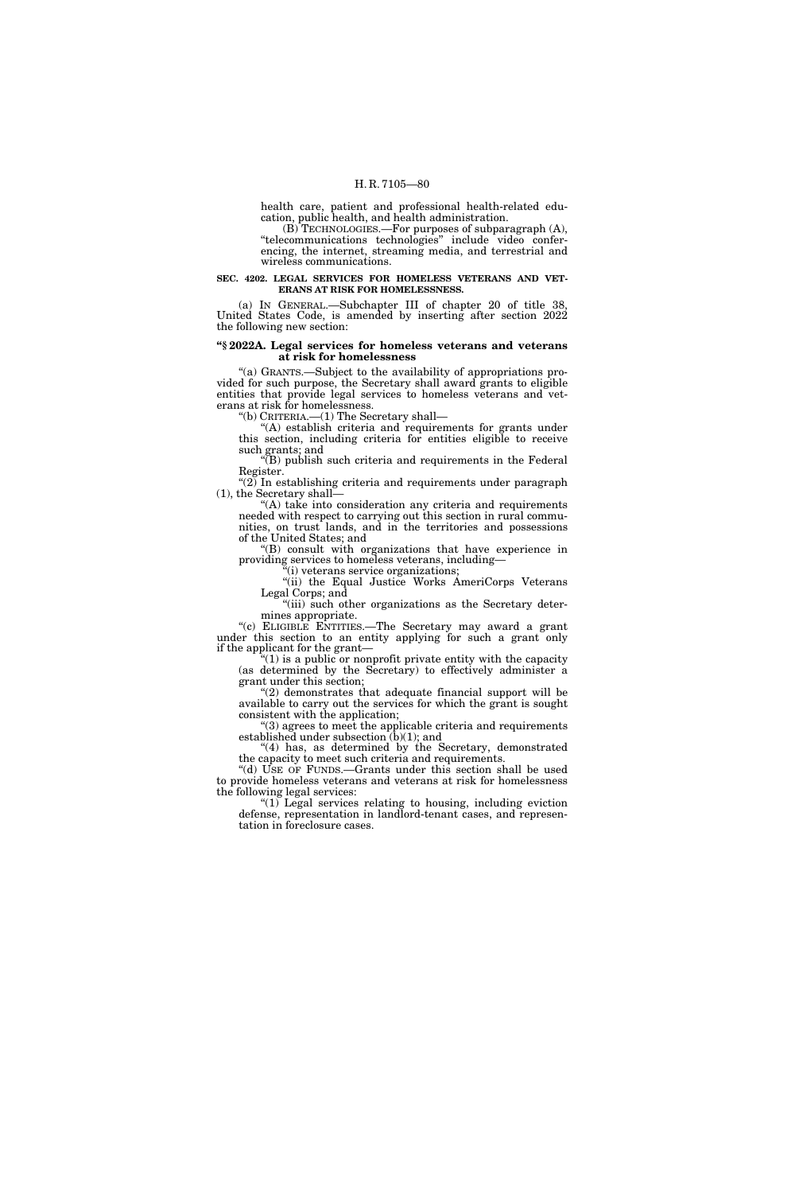health care, patient and professional health-related education, public health, and health administration.

(B) TECHNOLOGIES.—For purposes of subparagraph (A), "telecommunications technologies" include video conferencing, the internet, streaming media, and terrestrial and wireless communications.

**SEC. 4202. LEGAL SERVICES FOR HOMELESS VETERANS AND VETERANS AT RISK FOR HOMELESSNESS.**

(a) IN GENERAL.—Subchapter III of chapter 20 of title 38, United States Code, is amended by inserting after section 2022 the following new section:

**"§ 2022A. Legal services for homeless veterans and veterans at risk for homelessness**

"(a) GRANTS.—Subject to the availability of appropriations provided for such purpose, the Secretary shall award grants to eligible entities that provide legal services to homeless veterans and veterans at risk for homelessness.

"(b) CRITERIA.—(1) The Secretary shall—

"(A) establish criteria and requirements for grants under this section, including criteria for entities eligible to receive such grants; and

"(B) publish such criteria and requirements in the Federal Register.

"(2) In establishing criteria and requirements under paragraph (1), the Secretary shall—

"(A) take into consideration any criteria and requirements needed with respect to carrying out this section in rural communities, on trust lands, and in the territories and possessions of the United States; and

"(B) consult with organizations that have experience in providing services to homeless veterans, including—

"(i) veterans service organizations;

"(ii) the Equal Justice Works AmeriCorps Veterans Legal Corps; and

"(iii) such other organizations as the Secretary determines appropriate.

"(c) ELIGIBLE ENTITIES.—The Secretary may award a grant under this section to an entity applying for such a grant only if the applicant for the grant—

"(1) is a public or nonprofit private entity with the capacity (as determined by the Secretary) to effectively administer a grant under this section;

"(2) demonstrates that adequate financial support will be available to carry out the services for which the grant is sought consistent with the application;

"(3) agrees to meet the applicable criteria and requirements established under subsection (b)(1); and

"(4) has, as determined by the Secretary, demonstrated the capacity to meet such criteria and requirements.

"(d) USE OF FUNDS.—Grants under this section shall be used to provide homeless veterans and veterans at risk for homelessness the following legal services:

"(1) Legal services relating to housing, including eviction defense, representation in landlord-tenant cases, and representation in foreclosure cases.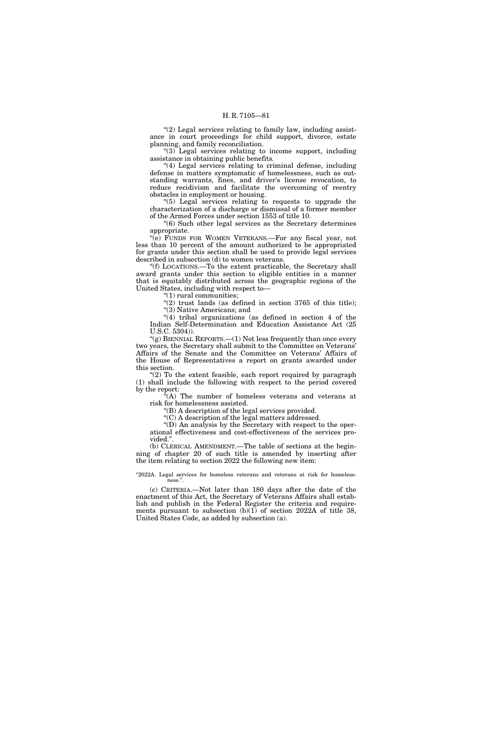"(2) Legal services relating to family law, including assistance in court proceedings for child support, divorce, estate planning, and family reconciliation.

"(3) Legal services relating to income support, including assistance in obtaining public benefits.

"(4) Legal services relating to criminal defense, including defense in matters symptomatic of homelessness, such as outstanding warrants, fines, and driver's license revocation, to reduce recidivism and facilitate the overcoming of reentry obstacles in employment or housing.

"(5) Legal services relating to requests to upgrade the characterization of a discharge or dismissal of a former member of the Armed Forces under section 1553 of title 10.

"(6) Such other legal services as the Secretary determines appropriate.

"(e) FUNDS FOR WOMEN VETERANS.—For any fiscal year, not less than 10 percent of the amount authorized to be appropriated for grants under this section shall be used to provide legal services described in subsection (d) to women veterans.

"(f) LOCATIONS.—To the extent practicable, the Secretary shall award grants under this section to eligible entities in a manner that is equitably distributed across the geographic regions of the United States, including with respect to—

"(1) rural communities;

"(2) trust lands (as defined in section 3765 of this title);

"(3) Native Americans; and

"(4) tribal organizations (as defined in section 4 of the Indian Self-Determination and Education Assistance Act (25 U.S.C. 5304)).

"(g) BIENNIAL REPORTS.—(1) Not less frequently than once every two years, the Secretary shall submit to the Committee on Veterans' Affairs of the Senate and the Committee on Veterans' Affairs of the House of Representatives a report on grants awarded under this section.

"(2) To the extent feasible, each report required by paragraph (1) shall include the following with respect to the period covered by the report:

"(A) The number of homeless veterans and veterans at risk for homelessness assisted.

"(B) A description of the legal services provided.

"(C) A description of the legal matters addressed.

"(D) An analysis by the Secretary with respect to the operational effectiveness and cost-effectiveness of the services provided.".

(b) CLERICAL AMENDMENT.—The table of sections at the beginning of chapter 20 of such title is amended by inserting after the item relating to section 2022 the following new item:

"2022A. Legal services for homeless veterans and veterans at risk for homelessness.".

(c) CRITERIA.—Not later than 180 days after the date of the enactment of this Act, the Secretary of Veterans Affairs shall establish and publish in the Federal Register the criteria and requirements pursuant to subsection (b)(1) of section 2022A of title 38, United States Code, as added by subsection (a).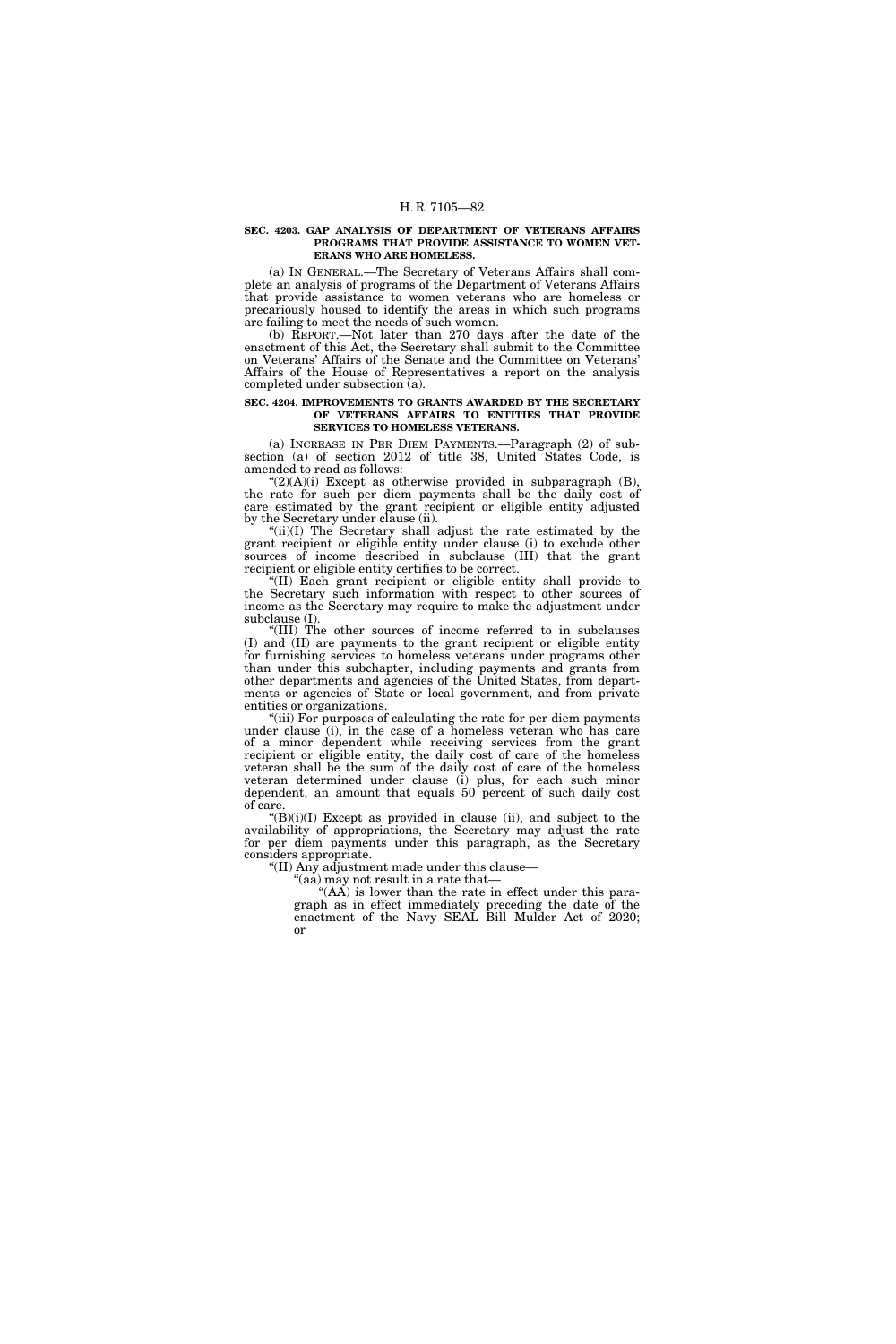**SEC. 4203. GAP ANALYSIS OF DEPARTMENT OF VETERANS AFFAIRS PROGRAMS THAT PROVIDE ASSISTANCE TO WOMEN VETERANS WHO ARE HOMELESS.**

(a) IN GENERAL.—The Secretary of Veterans Affairs shall complete an analysis of programs of the Department of Veterans Affairs that provide assistance to women veterans who are homeless or precariously housed to identify the areas in which such programs are failing to meet the needs of such women.

(b) REPORT.—Not later than 270 days after the date of the enactment of this Act, the Secretary shall submit to the Committee on Veterans' Affairs of the Senate and the Committee on Veterans' Affairs of the House of Representatives a report on the analysis completed under subsection (a).

**SEC. 4204. IMPROVEMENTS TO GRANTS AWARDED BY THE SECRETARY OF VETERANS AFFAIRS TO ENTITIES THAT PROVIDE SERVICES TO HOMELESS VETERANS.**

(a) INCREASE IN PER DIEM PAYMENTS.—Paragraph (2) of subsection (a) of section 2012 of title 38, United States Code, is amended to read as follows:

"(2)(A)(i) Except as otherwise provided in subparagraph (B), the rate for such per diem payments shall be the daily cost of care estimated by the grant recipient or eligible entity adjusted by the Secretary under clause (ii).

"(ii)(I) The Secretary shall adjust the rate estimated by the grant recipient or eligible entity under clause (i) to exclude other sources of income described in subclause (III) that the grant recipient or eligible entity certifies to be correct.

"(II) Each grant recipient or eligible entity shall provide to the Secretary such information with respect to other sources of income as the Secretary may require to make the adjustment under subclause (I).

"(III) The other sources of income referred to in subclauses (I) and (II) are payments to the grant recipient or eligible entity for furnishing services to homeless veterans under programs other than under this subchapter, including payments and grants from other departments and agencies of the United States, from departments or agencies of State or local government, and from private entities or organizations.

"(iii) For purposes of calculating the rate for per diem payments under clause (i), in the case of a homeless veteran who has care of a minor dependent while receiving services from the grant recipient or eligible entity, the daily cost of care of the homeless veteran shall be the sum of the daily cost of care of the homeless veteran determined under clause (i) plus, for each such minor dependent, an amount that equals 50 percent of such daily cost of care.

"(B)(i)(I) Except as provided in clause (ii), and subject to the availability of appropriations, the Secretary may adjust the rate for per diem payments under this paragraph, as the Secretary considers appropriate.

"(II) Any adjustment made under this clause—

"(aa) may not result in a rate that—

"(AA) is lower than the rate in effect under this paragraph as in effect immediately preceding the date of the enactment of the Navy SEAL Bill Mulder Act of 2020; or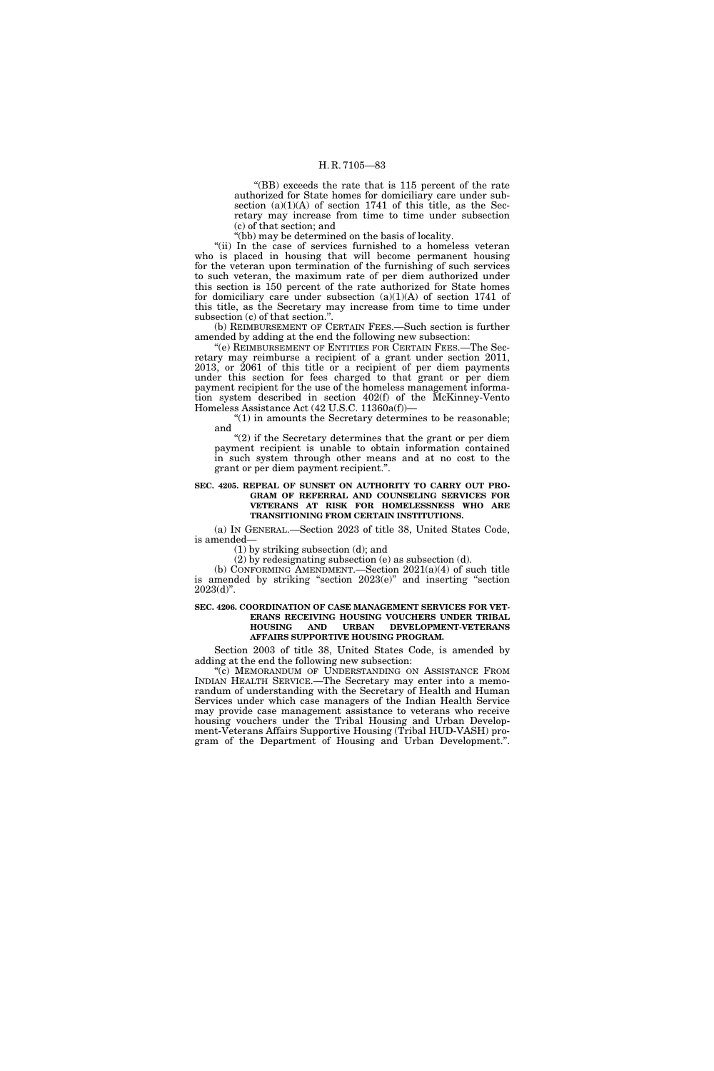"(BB) exceeds the rate that is 115 percent of the rate authorized for State homes for domiciliary care under subsection (a)(1)(A) of section 1741 of this title, as the Secretary may increase from time to time under subsection (c) of that section; and

"(bb) may be determined on the basis of locality.

"(ii) In the case of services furnished to a homeless veteran who is placed in housing that will become permanent housing for the veteran upon termination of the furnishing of such services to such veteran, the maximum rate of per diem authorized under this section is 150 percent of the rate authorized for State homes for domiciliary care under subsection (a)(1)(A) of section 1741 of this title, as the Secretary may increase from time to time under subsection (c) of that section.".

(b) REIMBURSEMENT OF CERTAIN FEES.—Such section is further amended by adding at the end the following new subsection:

"(e) REIMBURSEMENT OF ENTITIES FOR CERTAIN FEES.—The Secretary may reimburse a recipient of a grant under section 2011, 2013, or 2061 of this title or a recipient of per diem payments under this section for fees charged to that grant or per diem payment recipient for the use of the homeless management information system described in section 402(f) of the McKinney-Vento Homeless Assistance Act (42 U.S.C. 11360a(f))—

"(1) in amounts the Secretary determines to be reasonable; and

"(2) if the Secretary determines that the grant or per diem payment recipient is unable to obtain information contained in such system through other means and at no cost to the grant or per diem payment recipient.".

**SEC. 4205. REPEAL OF SUNSET ON AUTHORITY TO CARRY OUT PROGRAM OF REFERRAL AND COUNSELING SERVICES FOR VETERANS AT RISK FOR HOMELESSNESS WHO ARE TRANSITIONING FROM CERTAIN INSTITUTIONS.**

(a) IN GENERAL.—Section 2023 of title 38, United States Code, is amended—

(1) by striking subsection (d); and

(2) by redesignating subsection (e) as subsection (d).

(b) CONFORMING AMENDMENT.—Section 2021(a)(4) of such title is amended by striking "section 2023(e)" and inserting "section 2023(d)".

**SEC. 4206. COORDINATION OF CASE MANAGEMENT SERVICES FOR VETERANS RECEIVING HOUSING VOUCHERS UNDER TRIBAL HOUSING AND URBAN DEVELOPMENT-VETERANS AFFAIRS SUPPORTIVE HOUSING PROGRAM.**

Section 2003 of title 38, United States Code, is amended by adding at the end the following new subsection:

"(c) MEMORANDUM OF UNDERSTANDING ON ASSISTANCE FROM INDIAN HEALTH SERVICE.—The Secretary may enter into a memorandum of understanding with the Secretary of Health and Human Services under which case managers of the Indian Health Service may provide case management assistance to veterans who receive housing vouchers under the Tribal Housing and Urban Development-Veterans Affairs Supportive Housing (Tribal HUD-VASH) program of the Department of Housing and Urban Development.".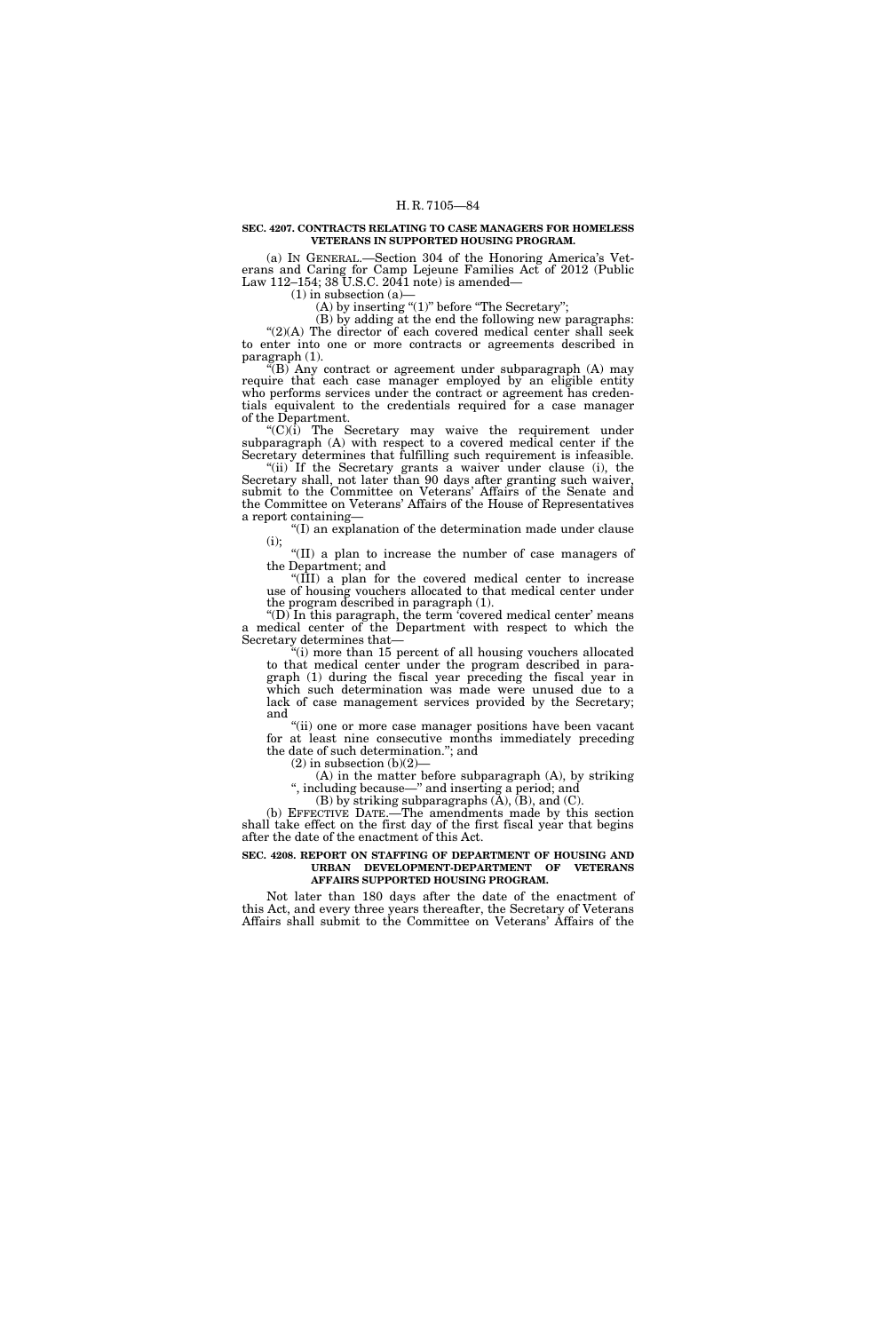**SEC. 4207. CONTRACTS RELATING TO CASE MANAGERS FOR HOMELESS VETERANS IN SUPPORTED HOUSING PROGRAM.**

(a) IN GENERAL.—Section 304 of the Honoring America's Veterans and Caring for Camp Lejeune Families Act of 2012 (Public Law 112–154; 38 U.S.C. 2041 note) is amended—

(1) in subsection (a)—

(A) by inserting "(1)" before "The Secretary";

(B) by adding at the end the following new paragraphs:

"(2)(A) The director of each covered medical center shall seek to enter into one or more contracts or agreements described in paragraph (1).

"(B) Any contract or agreement under subparagraph (A) may require that each case manager employed by an eligible entity who performs services under the contract or agreement has credentials equivalent to the credentials required for a case manager of the Department.

"(C)(i) The Secretary may waive the requirement under subparagraph (A) with respect to a covered medical center if the Secretary determines that fulfilling such requirement is infeasible.

"(ii) If the Secretary grants a waiver under clause (i), the Secretary shall, not later than 90 days after granting such waiver, submit to the Committee on Veterans' Affairs of the Senate and the Committee on Veterans' Affairs of the House of Representatives a report containing—

"(I) an explanation of the determination made under clause (i);

"(II) a plan to increase the number of case managers of the Department; and

"(III) a plan for the covered medical center to increase use of housing vouchers allocated to that medical center under the program described in paragraph (1).

"(D) In this paragraph, the term 'covered medical center' means a medical center of the Department with respect to which the Secretary determines that—

"(i) more than 15 percent of all housing vouchers allocated to that medical center under the program described in paragraph (1) during the fiscal year preceding the fiscal year in which such determination was made were unused due to a lack of case management services provided by the Secretary; and

"(ii) one or more case manager positions have been vacant for at least nine consecutive months immediately preceding the date of such determination."; and

(2) in subsection (b)(2)—

(A) in the matter before subparagraph (A), by striking ", including because—" and inserting a period; and

(B) by striking subparagraphs (A), (B), and (C).

(b) EFFECTIVE DATE.—The amendments made by this section shall take effect on the first day of the first fiscal year that begins after the date of the enactment of this Act.

**SEC. 4208. REPORT ON STAFFING OF DEPARTMENT OF HOUSING AND URBAN DEVELOPMENT-DEPARTMENT OF VETERANS AFFAIRS SUPPORTED HOUSING PROGRAM.**

Not later than 180 days after the date of the enactment of this Act, and every three years thereafter, the Secretary of Veterans Affairs shall submit to the Committee on Veterans' Affairs of the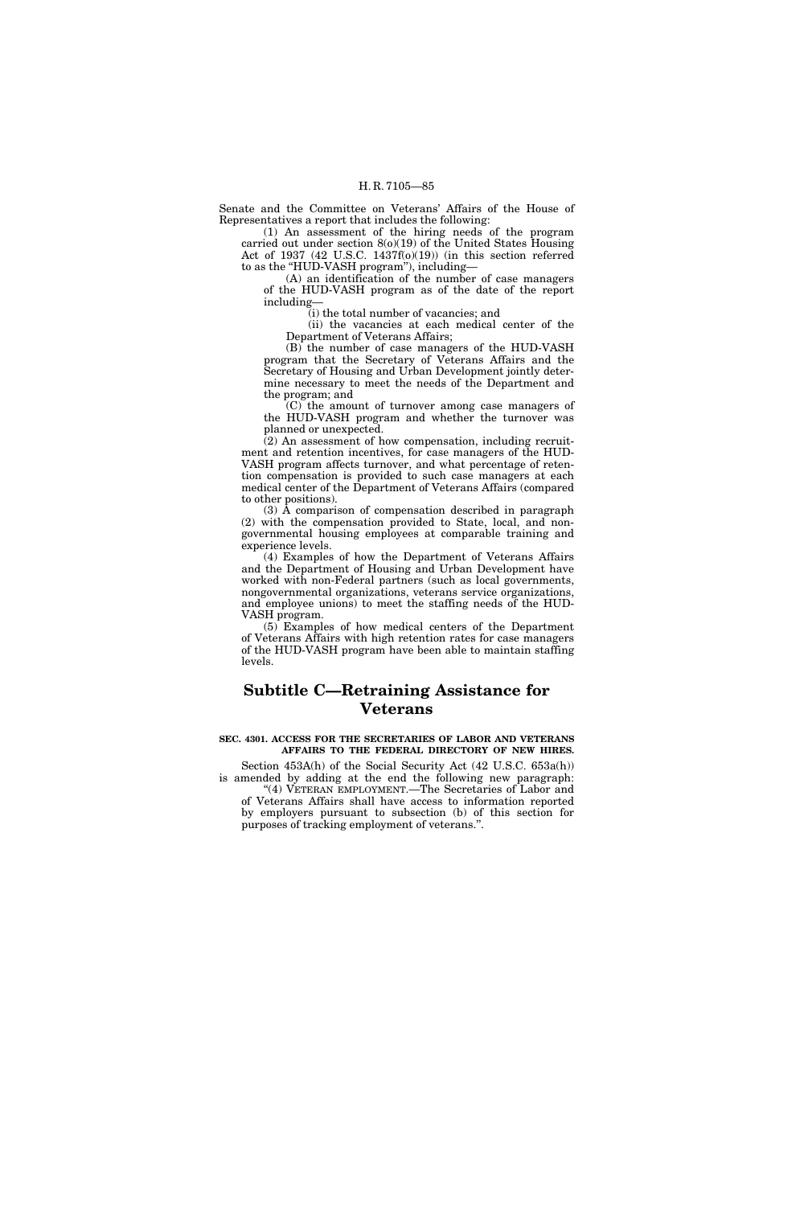Senate and the Committee on Veterans' Affairs of the House of Representatives a report that includes the following:

(1) An assessment of the hiring needs of the program carried out under section 8(o)(19) of the United States Housing Act of 1937 (42 U.S.C. 1437f(o)(19)) (in this section referred to as the "HUD-VASH program"), including—

(A) an identification of the number of case managers of the HUD-VASH program as of the date of the report including—

(i) the total number of vacancies; and

(ii) the vacancies at each medical center of the Department of Veterans Affairs;

(B) the number of case managers of the HUD-VASH program that the Secretary of Veterans Affairs and the Secretary of Housing and Urban Development jointly determine necessary to meet the needs of the Department and the program; and

(C) the amount of turnover among case managers of the HUD-VASH program and whether the turnover was planned or unexpected.

(2) An assessment of how compensation, including recruitment and retention incentives, for case managers of the HUD-VASH program affects turnover, and what percentage of retention compensation is provided to such case managers at each medical center of the Department of Veterans Affairs (compared to other positions).

(3) A comparison of compensation described in paragraph (2) with the compensation provided to State, local, and nongovernmental housing employees at comparable training and experience levels.

(4) Examples of how the Department of Veterans Affairs and the Department of Housing and Urban Development have worked with non-Federal partners (such as local governments, nongovernmental organizations, veterans service organizations, and employee unions) to meet the staffing needs of the HUD-VASH program.

(5) Examples of how medical centers of the Department of Veterans Affairs with high retention rates for case managers of the HUD-VASH program have been able to maintain staffing levels.

## Subtitle C—Retraining Assistance for Veterans

**SEC. 4301. ACCESS FOR THE SECRETARIES OF LABOR AND VETERANS AFFAIRS TO THE FEDERAL DIRECTORY OF NEW HIRES.**

Section 453A(h) of the Social Security Act (42 U.S.C. 653a(h)) is amended by adding at the end the following new paragraph:

"(4) VETERAN EMPLOYMENT.—The Secretaries of Labor and of Veterans Affairs shall have access to information reported by employers pursuant to subsection (b) of this section for purposes of tracking employment of veterans.".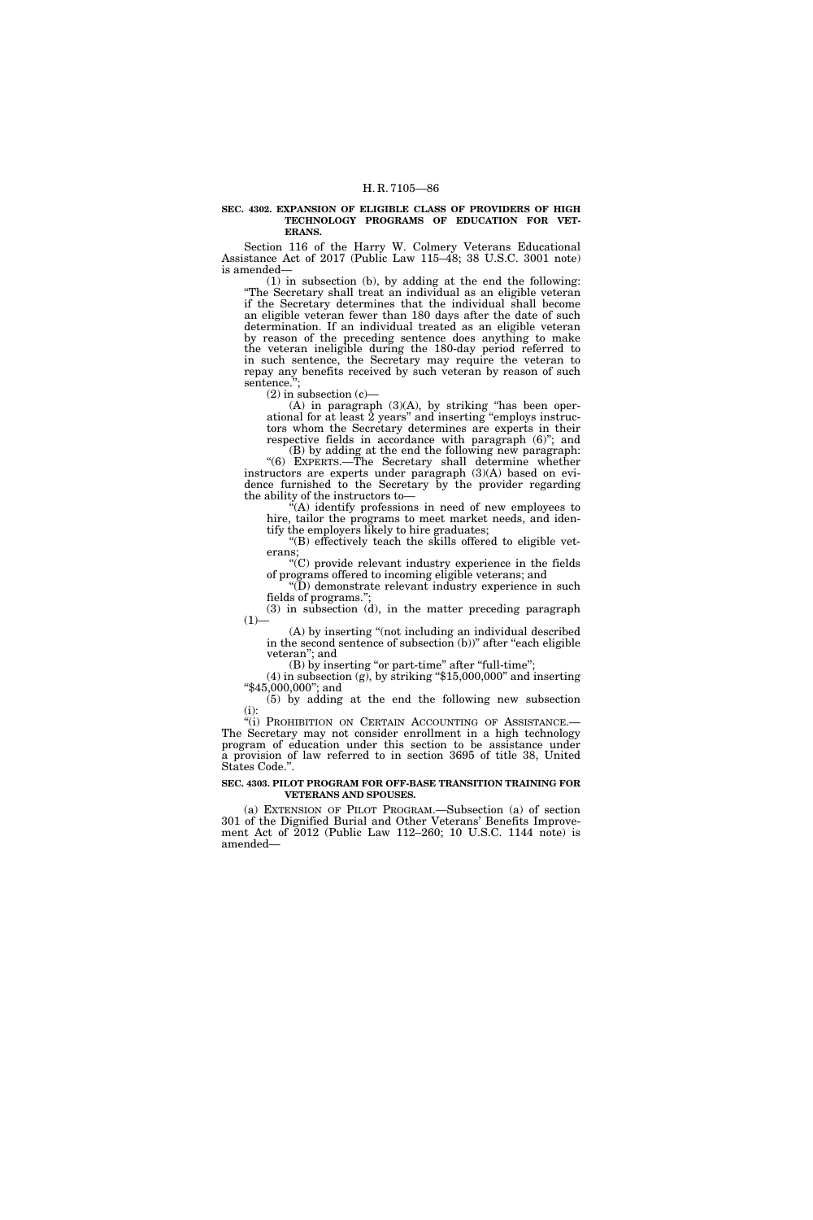**SEC. 4302. EXPANSION OF ELIGIBLE CLASS OF PROVIDERS OF HIGH TECHNOLOGY PROGRAMS OF EDUCATION FOR VETERANS.**

Section 116 of the Harry W. Colmery Veterans Educational Assistance Act of 2017 (Public Law 115–48; 38 U.S.C. 3001 note) is amended—

(1) in subsection (b), by adding at the end the following: "The Secretary shall treat an individual as an eligible veteran if the Secretary determines that the individual shall become an eligible veteran fewer than 180 days after the date of such determination. If an individual treated as an eligible veteran by reason of the preceding sentence does anything to make the veteran ineligible during the 180-day period referred to in such sentence, the Secretary may require the veteran to repay any benefits received by such veteran by reason of such sentence.";

(2) in subsection (c)—

(A) in paragraph (3)(A), by striking "has been operational for at least 2 years" and inserting "employs instructors whom the Secretary determines are experts in their respective fields in accordance with paragraph (6)"; and

(B) by adding at the end the following new paragraph:

"(6) EXPERTS.—The Secretary shall determine whether instructors are experts under paragraph (3)(A) based on evidence furnished to the Secretary by the provider regarding the ability of the instructors to—

"(A) identify professions in need of new employees to hire, tailor the programs to meet market needs, and identify the employers likely to hire graduates;

"(B) effectively teach the skills offered to eligible veterans;

"(C) provide relevant industry experience in the fields of programs offered to incoming eligible veterans; and

"(D) demonstrate relevant industry experience in such fields of programs.";

(3) in subsection (d), in the matter preceding paragraph (1)—

(A) by inserting "(not including an individual described in the second sentence of subsection (b))" after "each eligible veteran"; and

(B) by inserting "or part-time" after "full-time";

(4) in subsection (g), by striking "$15,000,000" and inserting "$45,000,000"; and

(5) by adding at the end the following new subsection (i):

"(i) PROHIBITION ON CERTAIN ACCOUNTING OF ASSISTANCE.—The Secretary may not consider enrollment in a high technology program of education under this section to be assistance under a provision of law referred to in section 3695 of title 38, United States Code.".

**SEC. 4303. PILOT PROGRAM FOR OFF-BASE TRANSITION TRAINING FOR VETERANS AND SPOUSES.**

(a) EXTENSION OF PILOT PROGRAM.—Subsection (a) of section 301 of the Dignified Burial and Other Veterans' Benefits Improvement Act of 2012 (Public Law 112–260; 10 U.S.C. 1144 note) is amended—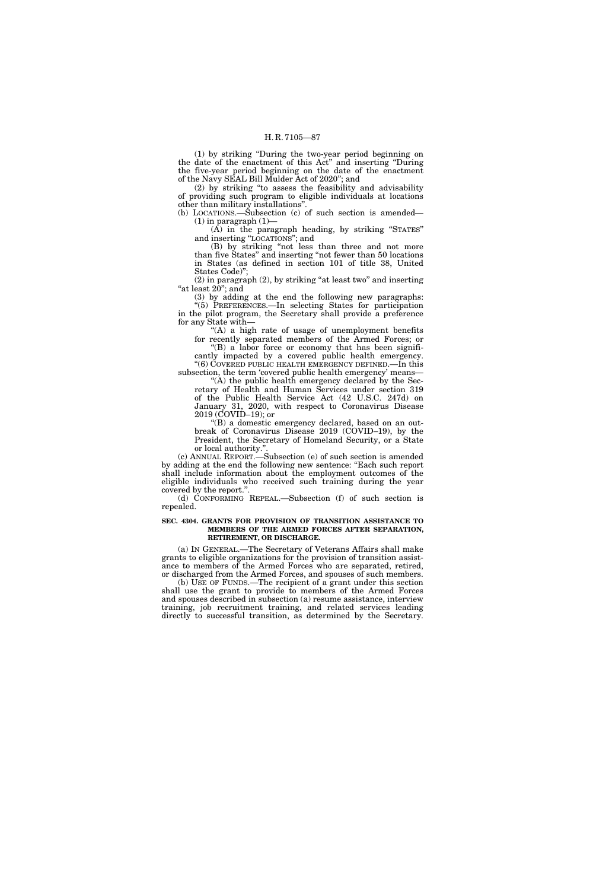(1) by striking "During the two-year period beginning on the date of the enactment of this Act" and inserting "During the five-year period beginning on the date of the enactment of the Navy SEAL Bill Mulder Act of 2020"; and

(2) by striking "to assess the feasibility and advisability of providing such program to eligible individuals at locations other than military installations".

(b) LOCATIONS.—Subsection (c) of such section is amended—

(1) in paragraph (1)—

(A) in the paragraph heading, by striking "STATES" and inserting "LOCATIONS"; and

(B) by striking "not less than three and not more than five States" and inserting "not fewer than 50 locations in States (as defined in section 101 of title 38, United States Code)";

(2) in paragraph (2), by striking "at least two" and inserting "at least 20"; and

(3) by adding at the end the following new paragraphs:

"(5) PREFERENCES.—In selecting States for participation in the pilot program, the Secretary shall provide a preference for any State with—

"(A) a high rate of usage of unemployment benefits for recently separated members of the Armed Forces; or

"(B) a labor force or economy that has been significantly impacted by a covered public health emergency.

"(6) COVERED PUBLIC HEALTH EMERGENCY DEFINED.—In this subsection, the term 'covered public health emergency' means—

"(A) the public health emergency declared by the Secretary of Health and Human Services under section 319 of the Public Health Service Act (42 U.S.C. 247d) on January 31, 2020, with respect to Coronavirus Disease 2019 (COVID–19); or

"(B) a domestic emergency declared, based on an outbreak of Coronavirus Disease 2019 (COVID–19), by the President, the Secretary of Homeland Security, or a State or local authority.".

(c) ANNUAL REPORT.—Subsection (e) of such section is amended by adding at the end the following new sentence: "Each such report shall include information about the employment outcomes of the eligible individuals who received such training during the year covered by the report.".

(d) CONFORMING REPEAL.—Subsection (f) of such section is repealed.

**SEC. 4304. GRANTS FOR PROVISION OF TRANSITION ASSISTANCE TO MEMBERS OF THE ARMED FORCES AFTER SEPARATION, RETIREMENT, OR DISCHARGE.**

(a) IN GENERAL.—The Secretary of Veterans Affairs shall make grants to eligible organizations for the provision of transition assistance to members of the Armed Forces who are separated, retired, or discharged from the Armed Forces, and spouses of such members.

(b) USE OF FUNDS.—The recipient of a grant under this section shall use the grant to provide to members of the Armed Forces and spouses described in subsection (a) resume assistance, interview training, job recruitment training, and related services leading directly to successful transition, as determined by the Secretary.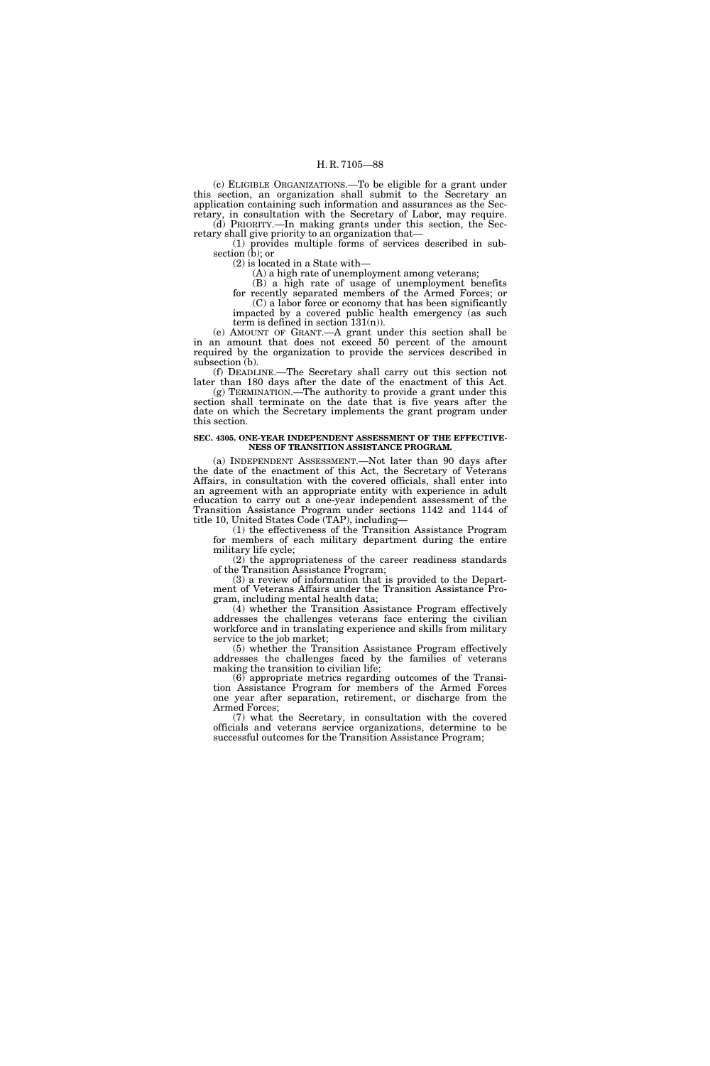(c) ELIGIBLE ORGANIZATIONS.—To be eligible for a grant under this section, an organization shall submit to the Secretary an application containing such information and assurances as the Secretary, in consultation with the Secretary of Labor, may require.

(d) PRIORITY.—In making grants under this section, the Secretary shall give priority to an organization that—

(1) provides multiple forms of services described in subsection (b); or

(2) is located in a State with—

(A) a high rate of unemployment among veterans;

(B) a high rate of usage of unemployment benefits for recently separated members of the Armed Forces; or

(C) a labor force or economy that has been significantly impacted by a covered public health emergency (as such term is defined in section 131(n)).

(e) AMOUNT OF GRANT.—A grant under this section shall be in an amount that does not exceed 50 percent of the amount required by the organization to provide the services described in subsection (b).

(f) DEADLINE.—The Secretary shall carry out this section not later than 180 days after the date of the enactment of this Act.

(g) TERMINATION.—The authority to provide a grant under this section shall terminate on the date that is five years after the date on which the Secretary implements the grant program under this section.

**SEC. 4305. ONE-YEAR INDEPENDENT ASSESSMENT OF THE EFFECTIVENESS OF TRANSITION ASSISTANCE PROGRAM.**

(a) INDEPENDENT ASSESSMENT.—Not later than 90 days after the date of the enactment of this Act, the Secretary of Veterans Affairs, in consultation with the covered officials, shall enter into an agreement with an appropriate entity with experience in adult education to carry out a one-year independent assessment of the Transition Assistance Program under sections 1142 and 1144 of title 10, United States Code (TAP), including—

(1) the effectiveness of the Transition Assistance Program for members of each military department during the entire military life cycle;

(2) the appropriateness of the career readiness standards of the Transition Assistance Program;

(3) a review of information that is provided to the Department of Veterans Affairs under the Transition Assistance Program, including mental health data;

(4) whether the Transition Assistance Program effectively addresses the challenges veterans face entering the civilian workforce and in translating experience and skills from military service to the job market;

(5) whether the Transition Assistance Program effectively addresses the challenges faced by the families of veterans making the transition to civilian life;

(6) appropriate metrics regarding outcomes of the Transition Assistance Program for members of the Armed Forces one year after separation, retirement, or discharge from the Armed Forces;

(7) what the Secretary, in consultation with the covered officials and veterans service organizations, determine to be successful outcomes for the Transition Assistance Program;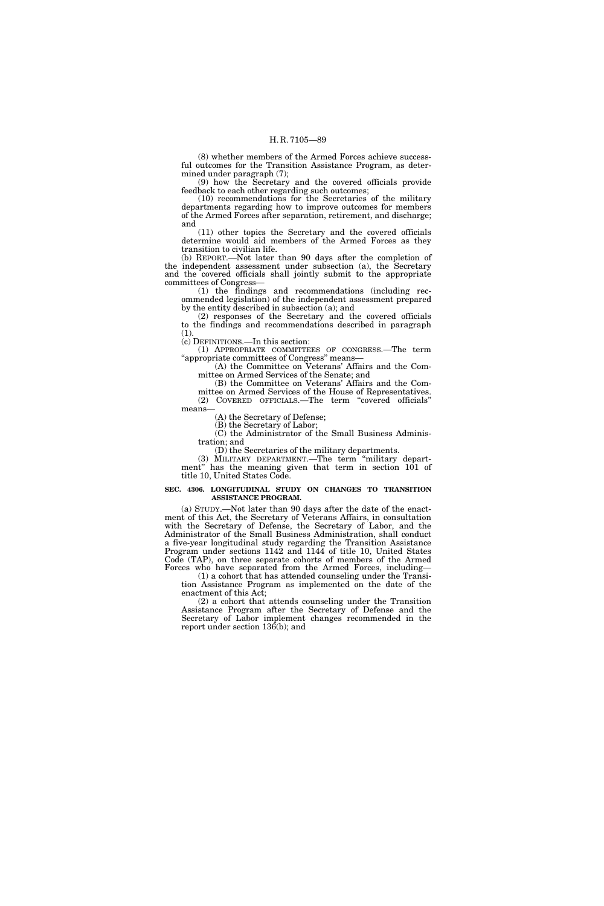(8) whether members of the Armed Forces achieve successful outcomes for the Transition Assistance Program, as determined under paragraph (7);

(9) how the Secretary and the covered officials provide feedback to each other regarding such outcomes;

(10) recommendations for the Secretaries of the military departments regarding how to improve outcomes for members of the Armed Forces after separation, retirement, and discharge; and

(11) other topics the Secretary and the covered officials determine would aid members of the Armed Forces as they transition to civilian life.

(b) REPORT.—Not later than 90 days after the completion of the independent assessment under subsection (a), the Secretary and the covered officials shall jointly submit to the appropriate committees of Congress—

(1) the findings and recommendations (including recommended legislation) of the independent assessment prepared by the entity described in subsection (a); and

(2) responses of the Secretary and the covered officials to the findings and recommendations described in paragraph (1).

(c) DEFINITIONS.—In this section:

(1) APPROPRIATE COMMITTEES OF CONGRESS.—The term "appropriate committees of Congress" means—

(A) the Committee on Veterans' Affairs and the Committee on Armed Services of the Senate; and

(B) the Committee on Veterans' Affairs and the Committee on Armed Services of the House of Representatives.

(2) COVERED OFFICIALS.—The term "covered officials" means—

(A) the Secretary of Defense;

(B) the Secretary of Labor;

(C) the Administrator of the Small Business Administration; and

(D) the Secretaries of the military departments.

(3) MILITARY DEPARTMENT.—The term "military department" has the meaning given that term in section 101 of title 10, United States Code.

**SEC. 4306. LONGITUDINAL STUDY ON CHANGES TO TRANSITION ASSISTANCE PROGRAM.**

(a) STUDY.—Not later than 90 days after the date of the enactment of this Act, the Secretary of Veterans Affairs, in consultation with the Secretary of Defense, the Secretary of Labor, and the Administrator of the Small Business Administration, shall conduct a five-year longitudinal study regarding the Transition Assistance Program under sections 1142 and 1144 of title 10, United States Code (TAP), on three separate cohorts of members of the Armed Forces who have separated from the Armed Forces, including—

(1) a cohort that has attended counseling under the Transition Assistance Program as implemented on the date of the enactment of this Act;

(2) a cohort that attends counseling under the Transition Assistance Program after the Secretary of Defense and the Secretary of Labor implement changes recommended in the report under section 136(b); and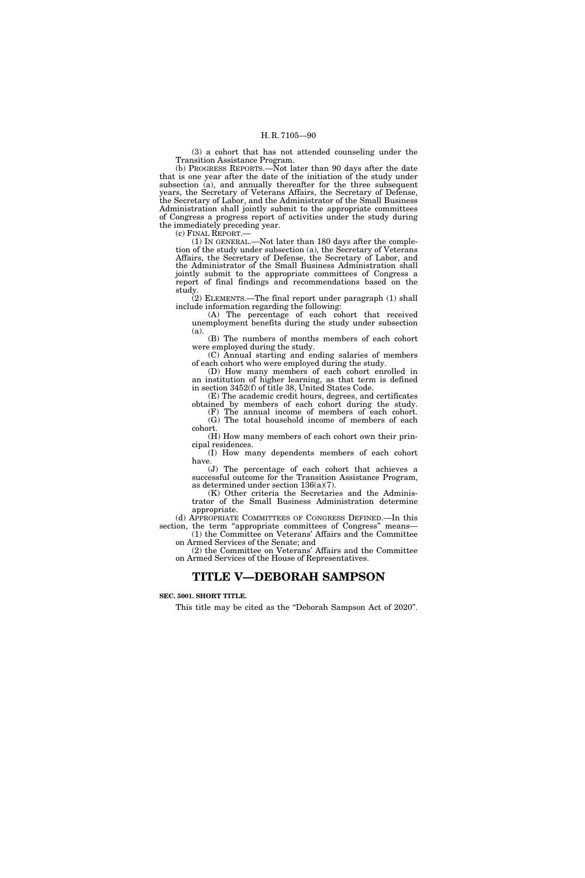(3) a cohort that has not attended counseling under the Transition Assistance Program.

(b) PROGRESS REPORTS.—Not later than 90 days after the date that is one year after the date of the initiation of the study under subsection (a), and annually thereafter for the three subsequent years, the Secretary of Veterans Affairs, the Secretary of Defense, the Secretary of Labor, and the Administrator of the Small Business Administration shall jointly submit to the appropriate committees of Congress a progress report of activities under the study during the immediately preceding year.

(c) FINAL REPORT.—

(1) IN GENERAL.—Not later than 180 days after the completion of the study under subsection (a), the Secretary of Veterans Affairs, the Secretary of Defense, the Secretary of Labor, and the Administrator of the Small Business Administration shall jointly submit to the appropriate committees of Congress a report of final findings and recommendations based on the study.

(2) ELEMENTS.—The final report under paragraph (1) shall include information regarding the following:

(A) The percentage of each cohort that received unemployment benefits during the study under subsection (a).

(B) The numbers of months members of each cohort were employed during the study.

(C) Annual starting and ending salaries of members of each cohort who were employed during the study.

(D) How many members of each cohort enrolled in an institution of higher learning, as that term is defined in section 3452(f) of title 38, United States Code.

(E) The academic credit hours, degrees, and certificates obtained by members of each cohort during the study.

(F) The annual income of members of each cohort.

(G) The total household income of members of each cohort.

(H) How many members of each cohort own their principal residences.

(I) How many dependents members of each cohort have.

(J) The percentage of each cohort that achieves a successful outcome for the Transition Assistance Program, as determined under section 136(a)(7).

(K) Other criteria the Secretaries and the Administrator of the Small Business Administration determine appropriate.

(d) APPROPRIATE COMMITTEES OF CONGRESS DEFINED.—In this section, the term "appropriate committees of Congress" means—

(1) the Committee on Veterans' Affairs and the Committee on Armed Services of the Senate; and

(2) the Committee on Veterans' Affairs and the Committee on Armed Services of the House of Representatives.

# TITLE V—DEBORAH SAMPSON

**SEC. 5001. SHORT TITLE.**

This title may be cited as the "Deborah Sampson Act of 2020".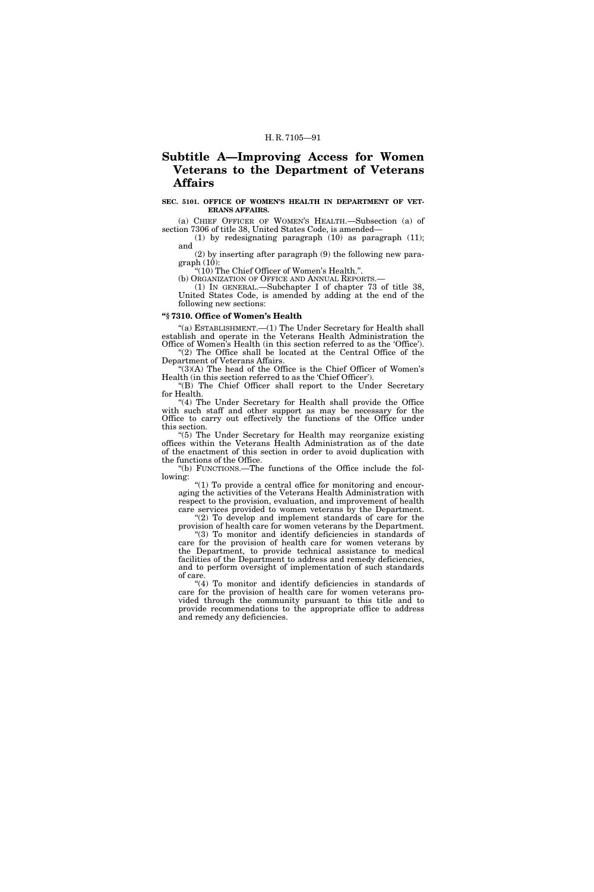## Subtitle A—Improving Access for Women Veterans to the Department of Veterans Affairs

**SEC. 5101. OFFICE OF WOMEN'S HEALTH IN DEPARTMENT OF VETERANS AFFAIRS.**

(a) CHIEF OFFICER OF WOMEN'S HEALTH.—Subsection (a) of section 7306 of title 38, United States Code, is amended—

(1) by redesignating paragraph (10) as paragraph (11); and

(2) by inserting after paragraph (9) the following new paragraph (10):

"(10) The Chief Officer of Women's Health.".

(b) ORGANIZATION OF OFFICE AND ANNUAL REPORTS.—

(1) IN GENERAL.—Subchapter I of chapter 73 of title 38, United States Code, is amended by adding at the end of the following new sections:

**"§ 7310. Office of Women's Health**

"(a) ESTABLISHMENT.—(1) The Under Secretary for Health shall establish and operate in the Veterans Health Administration the Office of Women's Health (in this section referred to as the 'Office').

"(2) The Office shall be located at the Central Office of the Department of Veterans Affairs.

"(3)(A) The head of the Office is the Chief Officer of Women's Health (in this section referred to as the 'Chief Officer').

"(B) The Chief Officer shall report to the Under Secretary for Health.

"(4) The Under Secretary for Health shall provide the Office with such staff and other support as may be necessary for the Office to carry out effectively the functions of the Office under this section.

"(5) The Under Secretary for Health may reorganize existing offices within the Veterans Health Administration as of the date of the enactment of this section in order to avoid duplication with the functions of the Office.

"(b) FUNCTIONS.—The functions of the Office include the following:

"(1) To provide a central office for monitoring and encouraging the activities of the Veterans Health Administration with respect to the provision, evaluation, and improvement of health care services provided to women veterans by the Department.

"(2) To develop and implement standards of care for the provision of health care for women veterans by the Department.

"(3) To monitor and identify deficiencies in standards of care for the provision of health care for women veterans by the Department, to provide technical assistance to medical facilities of the Department to address and remedy deficiencies, and to perform oversight of implementation of such standards of care.

"(4) To monitor and identify deficiencies in standards of care for the provision of health care for women veterans provided through the community pursuant to this title and to provide recommendations to the appropriate office to address and remedy any deficiencies.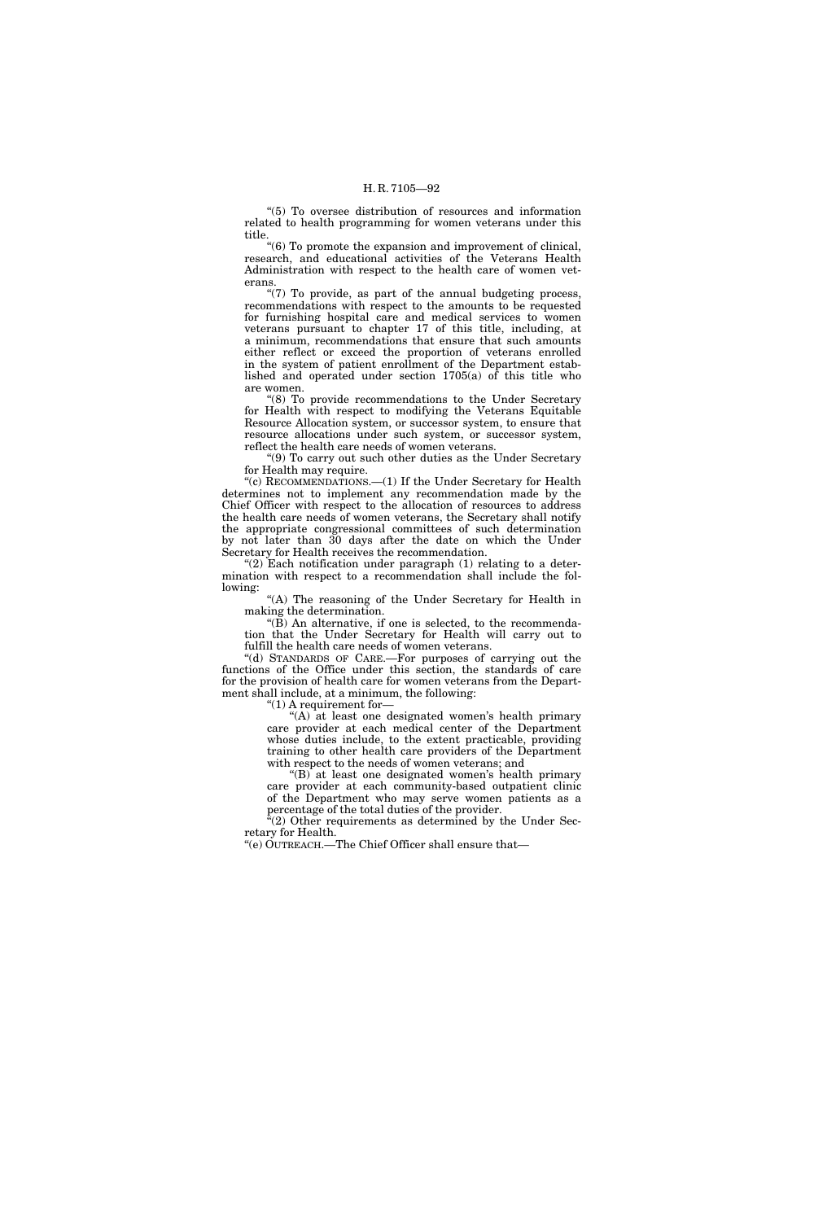"(5) To oversee distribution of resources and information related to health programming for women veterans under this title.

"(6) To promote the expansion and improvement of clinical, research, and educational activities of the Veterans Health Administration with respect to the health care of women veterans.

"(7) To provide, as part of the annual budgeting process, recommendations with respect to the amounts to be requested for furnishing hospital care and medical services to women veterans pursuant to chapter 17 of this title, including, at a minimum, recommendations that ensure that such amounts either reflect or exceed the proportion of veterans enrolled in the system of patient enrollment of the Department established and operated under section 1705(a) of this title who are women.

"(8) To provide recommendations to the Under Secretary for Health with respect to modifying the Veterans Equitable Resource Allocation system, or successor system, to ensure that resource allocations under such system, or successor system, reflect the health care needs of women veterans.

"(9) To carry out such other duties as the Under Secretary for Health may require.

"(c) RECOMMENDATIONS.—(1) If the Under Secretary for Health determines not to implement any recommendation made by the Chief Officer with respect to the allocation of resources to address the health care needs of women veterans, the Secretary shall notify the appropriate congressional committees of such determination by not later than 30 days after the date on which the Under Secretary for Health receives the recommendation.

"(2) Each notification under paragraph (1) relating to a determination with respect to a recommendation shall include the following:

"(A) The reasoning of the Under Secretary for Health in making the determination.

"(B) An alternative, if one is selected, to the recommendation that the Under Secretary for Health will carry out to fulfill the health care needs of women veterans.

"(d) STANDARDS OF CARE.—For purposes of carrying out the functions of the Office under this section, the standards of care for the provision of health care for women veterans from the Department shall include, at a minimum, the following:

"(1) A requirement for—

"(A) at least one designated women's health primary care provider at each medical center of the Department whose duties include, to the extent practicable, providing training to other health care providers of the Department with respect to the needs of women veterans; and

"(B) at least one designated women's health primary care provider at each community-based outpatient clinic of the Department who may serve women patients as a percentage of the total duties of the provider.

"(2) Other requirements as determined by the Under Secretary for Health.

"(e) OUTREACH.—The Chief Officer shall ensure that—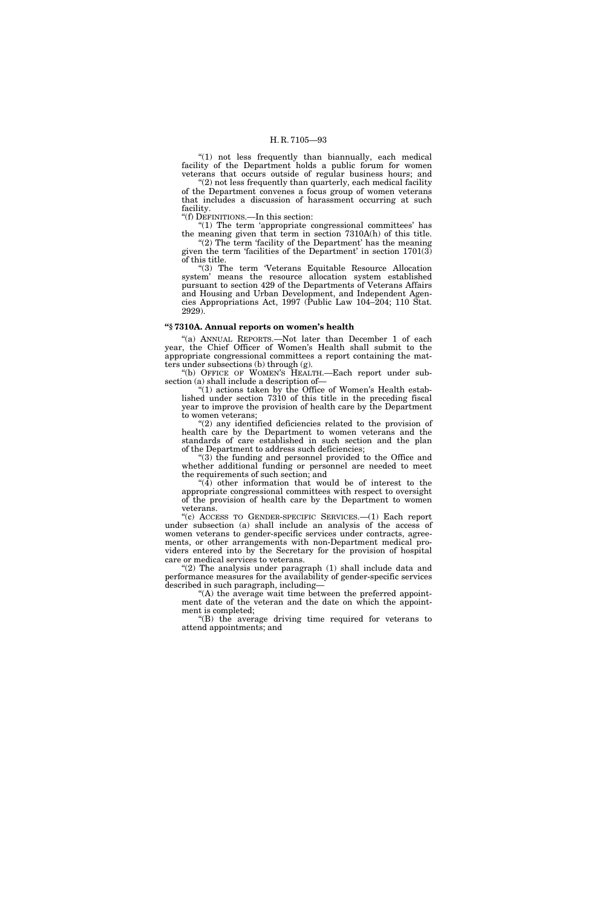"(1) not less frequently than biannually, each medical facility of the Department holds a public forum for women veterans that occurs outside of regular business hours; and

"(2) not less frequently than quarterly, each medical facility of the Department convenes a focus group of women veterans that includes a discussion of harassment occurring at such facility.

"(f) DEFINITIONS.—In this section:

"(1) The term 'appropriate congressional committees' has the meaning given that term in section 7310A(h) of this title.

"(2) The term 'facility of the Department' has the meaning given the term 'facilities of the Department' in section 1701(3) of this title.

"(3) The term 'Veterans Equitable Resource Allocation system' means the resource allocation system established pursuant to section 429 of the Departments of Veterans Affairs and Housing and Urban Development, and Independent Agencies Appropriations Act, 1997 (Public Law 104–204; 110 Stat. 2929).

**"§ 7310A. Annual reports on women's health**

"(a) ANNUAL REPORTS.—Not later than December 1 of each year, the Chief Officer of Women's Health shall submit to the appropriate congressional committees a report containing the matters under subsections (b) through (g).

"(b) OFFICE OF WOMEN'S HEALTH.—Each report under subsection (a) shall include a description of—

"(1) actions taken by the Office of Women's Health established under section 7310 of this title in the preceding fiscal year to improve the provision of health care by the Department to women veterans;

"(2) any identified deficiencies related to the provision of health care by the Department to women veterans and the standards of care established in such section and the plan of the Department to address such deficiencies;

"(3) the funding and personnel provided to the Office and whether additional funding or personnel are needed to meet the requirements of such section; and

"(4) other information that would be of interest to the appropriate congressional committees with respect to oversight of the provision of health care by the Department to women veterans.

"(c) ACCESS TO GENDER-SPECIFIC SERVICES.—(1) Each report under subsection (a) shall include an analysis of the access of women veterans to gender-specific services under contracts, agreements, or other arrangements with non-Department medical providers entered into by the Secretary for the provision of hospital care or medical services to veterans.

"(2) The analysis under paragraph (1) shall include data and performance measures for the availability of gender-specific services described in such paragraph, including—

"(A) the average wait time between the preferred appointment date of the veteran and the date on which the appointment is completed;

"(B) the average driving time required for veterans to attend appointments; and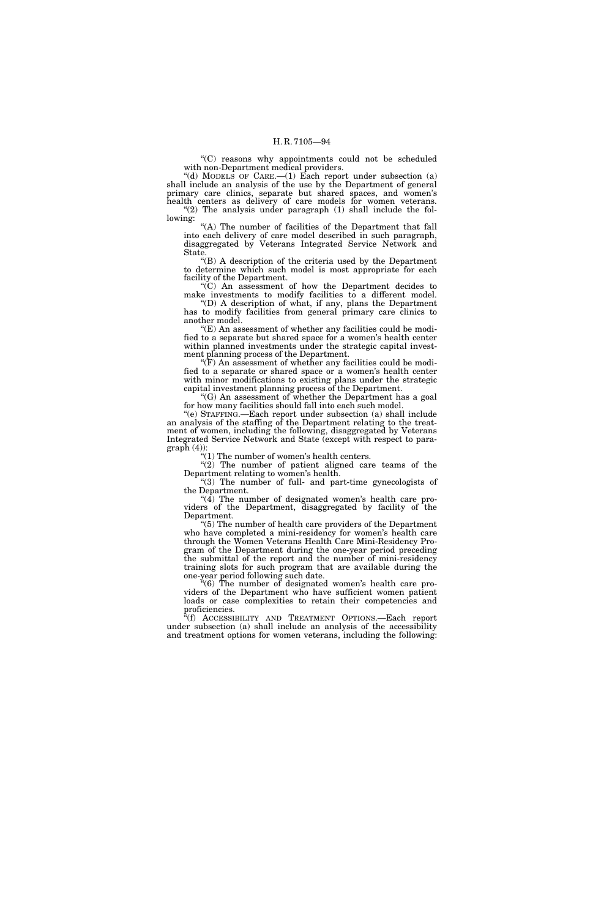"(C) reasons why appointments could not be scheduled with non-Department medical providers.

"(d) MODELS OF CARE.—(1) Each report under subsection (a) shall include an analysis of the use by the Department of general primary care clinics, separate but shared spaces, and women's health centers as delivery of care models for women veterans.

"(2) The analysis under paragraph (1) shall include the following:

"(A) The number of facilities of the Department that fall into each delivery of care model described in such paragraph, disaggregated by Veterans Integrated Service Network and State.

"(B) A description of the criteria used by the Department to determine which such model is most appropriate for each facility of the Department.

"(C) An assessment of how the Department decides to make investments to modify facilities to a different model.

"(D) A description of what, if any, plans the Department has to modify facilities from general primary care clinics to another model.

"(E) An assessment of whether any facilities could be modified to a separate but shared space for a women's health center within planned investments under the strategic capital investment planning process of the Department.

"(F) An assessment of whether any facilities could be modified to a separate or shared space or a women's health center with minor modifications to existing plans under the strategic capital investment planning process of the Department.

"(G) An assessment of whether the Department has a goal for how many facilities should fall into each such model.

"(e) STAFFING.—Each report under subsection (a) shall include an analysis of the staffing of the Department relating to the treatment of women, including the following, disaggregated by Veterans Integrated Service Network and State (except with respect to paragraph (4)):

"(1) The number of women's health centers.

"(2) The number of patient aligned care teams of the Department relating to women's health.

"(3) The number of full- and part-time gynecologists of the Department.

"(4) The number of designated women's health care providers of the Department, disaggregated by facility of the Department.

"(5) The number of health care providers of the Department who have completed a mini-residency for women's health care through the Women Veterans Health Care Mini-Residency Program of the Department during the one-year period preceding the submittal of the report and the number of mini-residency training slots for such program that are available during the one-year period following such date.

"(6) The number of designated women's health care providers of the Department who have sufficient women patient loads or case complexities to retain their competencies and proficiencies.

"(f) ACCESSIBILITY AND TREATMENT OPTIONS.—Each report under subsection (a) shall include an analysis of the accessibility and treatment options for women veterans, including the following: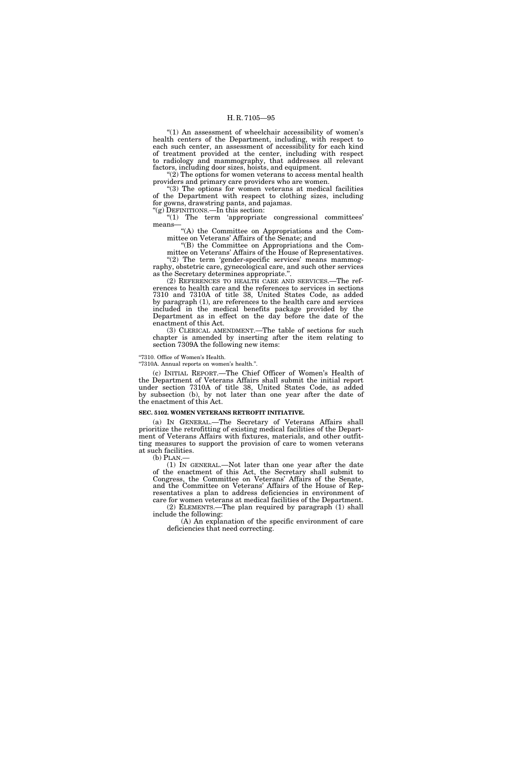"(1) An assessment of wheelchair accessibility of women's health centers of the Department, including, with respect to each such center, an assessment of accessibility for each kind of treatment provided at the center, including with respect to radiology and mammography, that addresses all relevant factors, including door sizes, hoists, and equipment.

"(2) The options for women veterans to access mental health providers and primary care providers who are women.

"(3) The options for women veterans at medical facilities of the Department with respect to clothing sizes, including for gowns, drawstring pants, and pajamas.

"(g) DEFINITIONS.—In this section:

"(1) The term 'appropriate congressional committees' means—

"(A) the Committee on Appropriations and the Committee on Veterans' Affairs of the Senate; and

"(B) the Committee on Appropriations and the Committee on Veterans' Affairs of the House of Representatives.

"(2) The term 'gender-specific services' means mammography, obstetric care, gynecological care, and such other services as the Secretary determines appropriate.".

(2) REFERENCES TO HEALTH CARE AND SERVICES.—The references to health care and the references to services in sections 7310 and 7310A of title 38, United States Code, as added by paragraph (1), are references to the health care and services included in the medical benefits package provided by the Department as in effect on the day before the date of the enactment of this Act.

(3) CLERICAL AMENDMENT.—The table of sections for such chapter is amended by inserting after the item relating to section 7309A the following new items:

"7310. Office of Women's Health.
"7310A. Annual reports on women's health.".

(c) INITIAL REPORT.—The Chief Officer of Women's Health of the Department of Veterans Affairs shall submit the initial report under section 7310A of title 38, United States Code, as added by subsection (b), by not later than one year after the date of the enactment of this Act.

**SEC. 5102. WOMEN VETERANS RETROFIT INITIATIVE.**

(a) IN GENERAL.—The Secretary of Veterans Affairs shall prioritize the retrofitting of existing medical facilities of the Department of Veterans Affairs with fixtures, materials, and other outfitting measures to support the provision of care to women veterans at such facilities.

(b) PLAN.—

(1) IN GENERAL.—Not later than one year after the date of the enactment of this Act, the Secretary shall submit to Congress, the Committee on Veterans' Affairs of the Senate, and the Committee on Veterans' Affairs of the House of Representatives a plan to address deficiencies in environment of care for women veterans at medical facilities of the Department.

(2) ELEMENTS.—The plan required by paragraph (1) shall include the following:

(A) An explanation of the specific environment of care deficiencies that need correcting.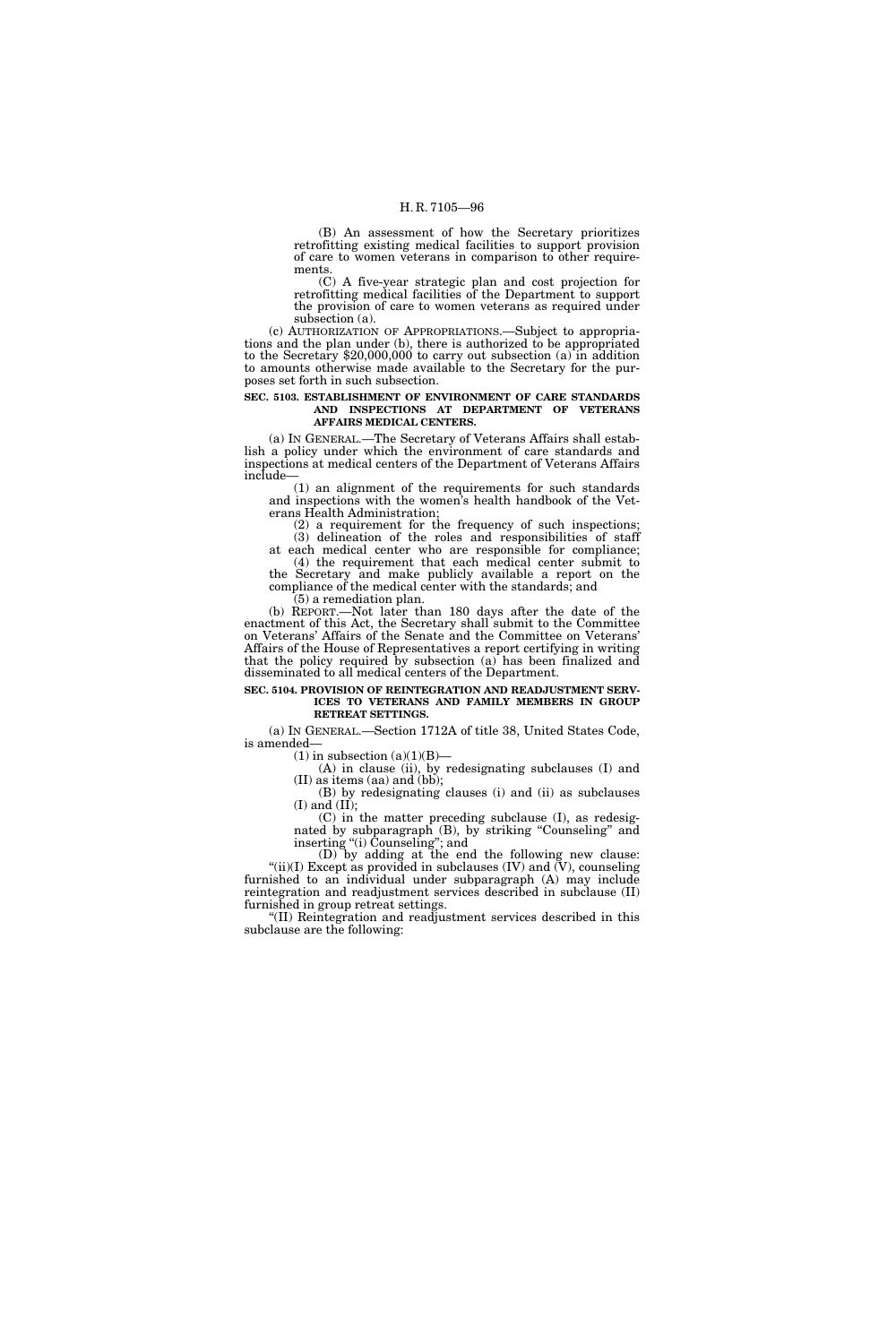(B) An assessment of how the Secretary prioritizes retrofitting existing medical facilities to support provision of care to women veterans in comparison to other requirements.

(C) A five-year strategic plan and cost projection for retrofitting medical facilities of the Department to support the provision of care to women veterans as required under subsection (a).

(c) AUTHORIZATION OF APPROPRIATIONS.—Subject to appropriations and the plan under (b), there is authorized to be appropriated to the Secretary $20,000,000 to carry out subsection (a) in addition to amounts otherwise made available to the Secretary for the purposes set forth in such subsection.

**SEC. 5103. ESTABLISHMENT OF ENVIRONMENT OF CARE STANDARDS AND INSPECTIONS AT DEPARTMENT OF VETERANS AFFAIRS MEDICAL CENTERS.**

(a) IN GENERAL.—The Secretary of Veterans Affairs shall establish a policy under which the environment of care standards and inspections at medical centers of the Department of Veterans Affairs include—

(1) an alignment of the requirements for such standards and inspections with the women's health handbook of the Veterans Health Administration;

(2) a requirement for the frequency of such inspections;

(3) delineation of the roles and responsibilities of staff at each medical center who are responsible for compliance;

(4) the requirement that each medical center submit to the Secretary and make publicly available a report on the compliance of the medical center with the standards; and

(5) a remediation plan.

(b) REPORT.—Not later than 180 days after the date of the enactment of this Act, the Secretary shall submit to the Committee on Veterans' Affairs of the Senate and the Committee on Veterans' Affairs of the House of Representatives a report certifying in writing that the policy required by subsection (a) has been finalized and disseminated to all medical centers of the Department.

**SEC. 5104. PROVISION OF REINTEGRATION AND READJUSTMENT SERVICES TO VETERANS AND FAMILY MEMBERS IN GROUP RETREAT SETTINGS.**

(a) IN GENERAL.—Section 1712A of title 38, United States Code, is amended—

(1) in subsection (a)(1)(B)—

(A) in clause (ii), by redesignating subclauses (I) and (II) as items (aa) and (bb);

(B) by redesignating clauses (i) and (ii) as subclauses (I) and (II);

(C) in the matter preceding subclause (I), as redesignated by subparagraph (B), by striking "Counseling" and inserting "(i) Counseling"; and

(D) by adding at the end the following new clause:

"(ii)(I) Except as provided in subclauses (IV) and (V), counseling furnished to an individual under subparagraph (A) may include reintegration and readjustment services described in subclause (II) furnished in group retreat settings.

"(II) Reintegration and readjustment services described in this subclause are the following: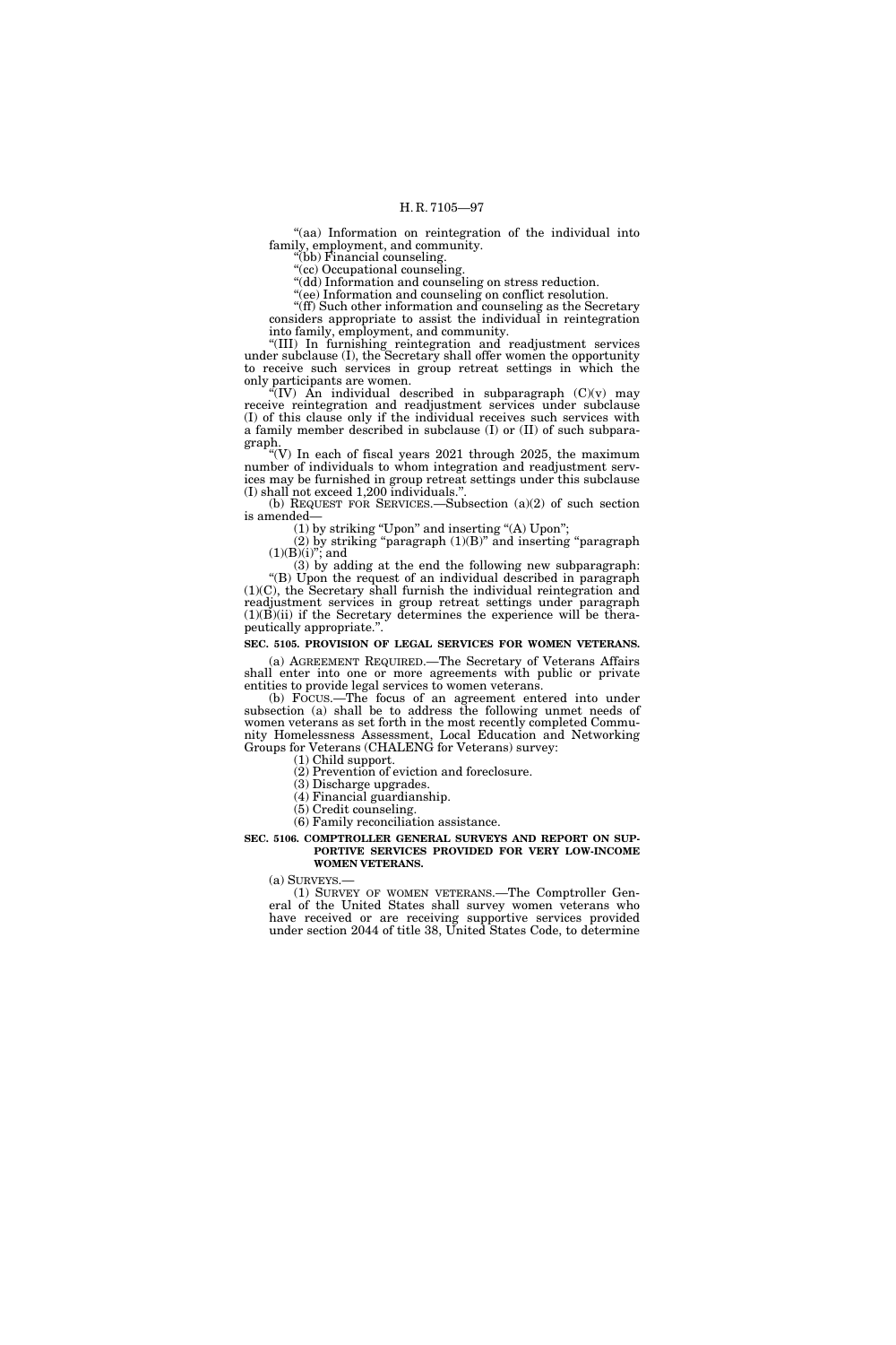"(aa) Information on reintegration of the individual into family, employment, and community.

"(bb) Financial counseling.

"(cc) Occupational counseling.

"(dd) Information and counseling on stress reduction.

"(ee) Information and counseling on conflict resolution.

"(ff) Such other information and counseling as the Secretary considers appropriate to assist the individual in reintegration into family, employment, and community.

"(III) In furnishing reintegration and readjustment services under subclause (I), the Secretary shall offer women the opportunity to receive such services in group retreat settings in which the only participants are women.

"(IV) An individual described in subparagraph (C)(v) may receive reintegration and readjustment services under subclause (I) of this clause only if the individual receives such services with a family member described in subclause (I) or (II) of such subparagraph.

"(V) In each of fiscal years 2021 through 2025, the maximum number of individuals to whom integration and readjustment services may be furnished in group retreat settings under this subclause (I) shall not exceed 1,200 individuals.".

(b) REQUEST FOR SERVICES.—Subsection (a)(2) of such section is amended—

(1) by striking "Upon" and inserting "(A) Upon";

(2) by striking "paragraph (1)(B)" and inserting "paragraph (1)(B)(i)"; and

(3) by adding at the end the following new subparagraph:

"(B) Upon the request of an individual described in paragraph (1)(C), the Secretary shall furnish the individual reintegration and readjustment services in group retreat settings under paragraph (1)(B)(ii) if the Secretary determines the experience will be therapeutically appropriate.".

**SEC. 5105. PROVISION OF LEGAL SERVICES FOR WOMEN VETERANS.**

(a) AGREEMENT REQUIRED.—The Secretary of Veterans Affairs shall enter into one or more agreements with public or private entities to provide legal services to women veterans.

(b) FOCUS.—The focus of an agreement entered into under subsection (a) shall be to address the following unmet needs of women veterans as set forth in the most recently completed Community Homelessness Assessment, Local Education and Networking Groups for Veterans (CHALENG for Veterans) survey:

(1) Child support.

(2) Prevention of eviction and foreclosure.

(3) Discharge upgrades.

(4) Financial guardianship.

(5) Credit counseling.

(6) Family reconciliation assistance.

**SEC. 5106. COMPTROLLER GENERAL SURVEYS AND REPORT ON SUPPORTIVE SERVICES PROVIDED FOR VERY LOW-INCOME WOMEN VETERANS.**

(a) SURVEYS.—

(1) SURVEY OF WOMEN VETERANS.—The Comptroller General of the United States shall survey women veterans who have received or are receiving supportive services provided under section 2044 of title 38, United States Code, to determine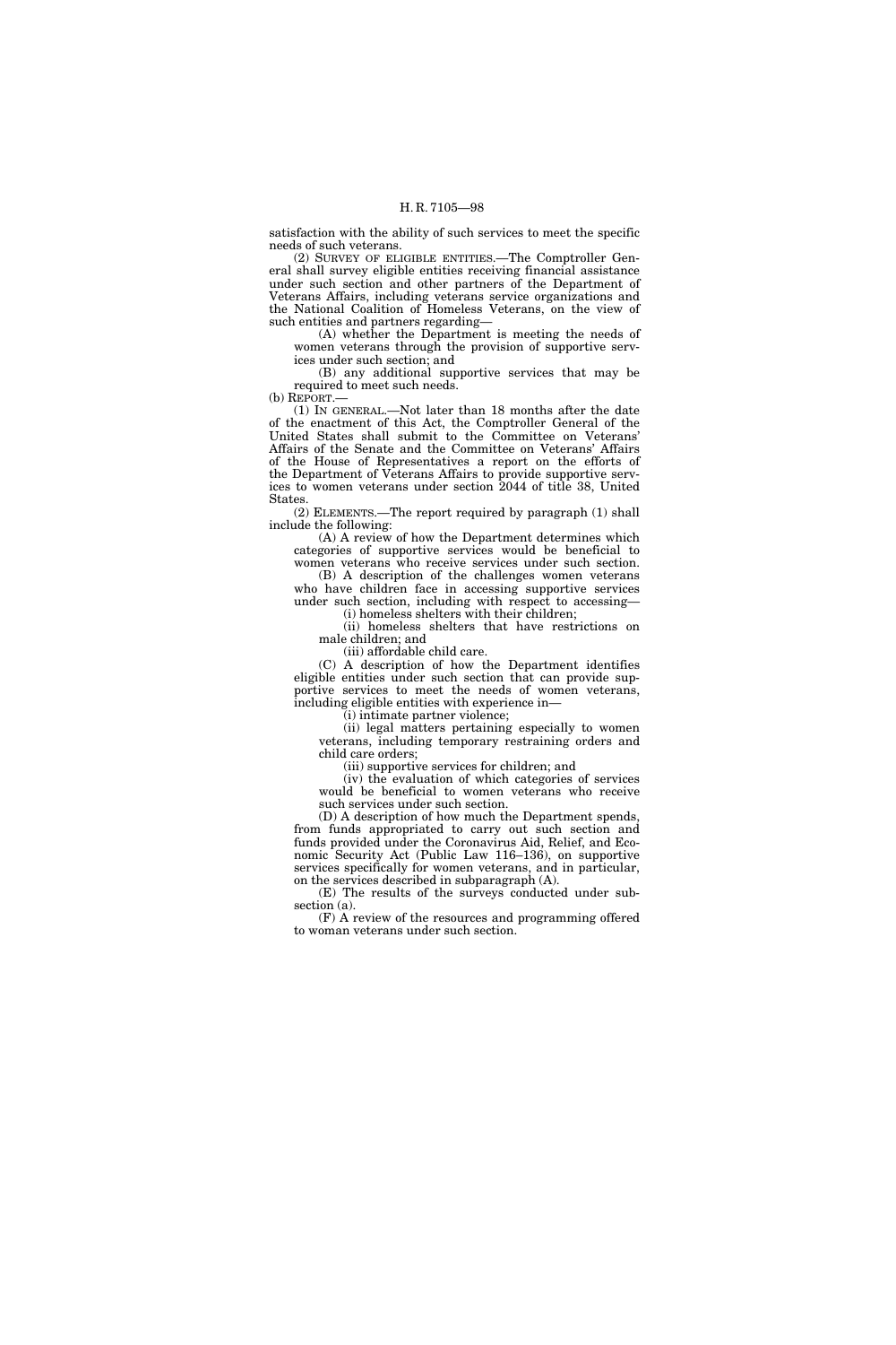satisfaction with the ability of such services to meet the specific needs of such veterans.

(2) SURVEY OF ELIGIBLE ENTITIES.—The Comptroller General shall survey eligible entities receiving financial assistance under such section and other partners of the Department of Veterans Affairs, including veterans service organizations and the National Coalition of Homeless Veterans, on the view of such entities and partners regarding—

(A) whether the Department is meeting the needs of women veterans through the provision of supportive services under such section; and

(B) any additional supportive services that may be required to meet such needs.

(b) REPORT.—

(1) IN GENERAL.—Not later than 18 months after the date of the enactment of this Act, the Comptroller General of the United States shall submit to the Committee on Veterans' Affairs of the Senate and the Committee on Veterans' Affairs of the House of Representatives a report on the efforts of the Department of Veterans Affairs to provide supportive services to women veterans under section 2044 of title 38, United States.

(2) ELEMENTS.—The report required by paragraph (1) shall include the following:

(A) A review of how the Department determines which categories of supportive services would be beneficial to women veterans who receive services under such section.

(B) A description of the challenges women veterans who have children face in accessing supportive services under such section, including with respect to accessing—

(i) homeless shelters with their children;

(ii) homeless shelters that have restrictions on male children; and

(iii) affordable child care.

(C) A description of how the Department identifies eligible entities under such section that can provide supportive services to meet the needs of women veterans, including eligible entities with experience in—

(i) intimate partner violence;

(ii) legal matters pertaining especially to women veterans, including temporary restraining orders and child care orders;

(iii) supportive services for children; and

(iv) the evaluation of which categories of services would be beneficial to women veterans who receive such services under such section.

(D) A description of how much the Department spends, from funds appropriated to carry out such section and funds provided under the Coronavirus Aid, Relief, and Economic Security Act (Public Law 116–136), on supportive services specifically for women veterans, and in particular, on the services described in subparagraph (A).

(E) The results of the surveys conducted under subsection (a).

(F) A review of the resources and programming offered to woman veterans under such section.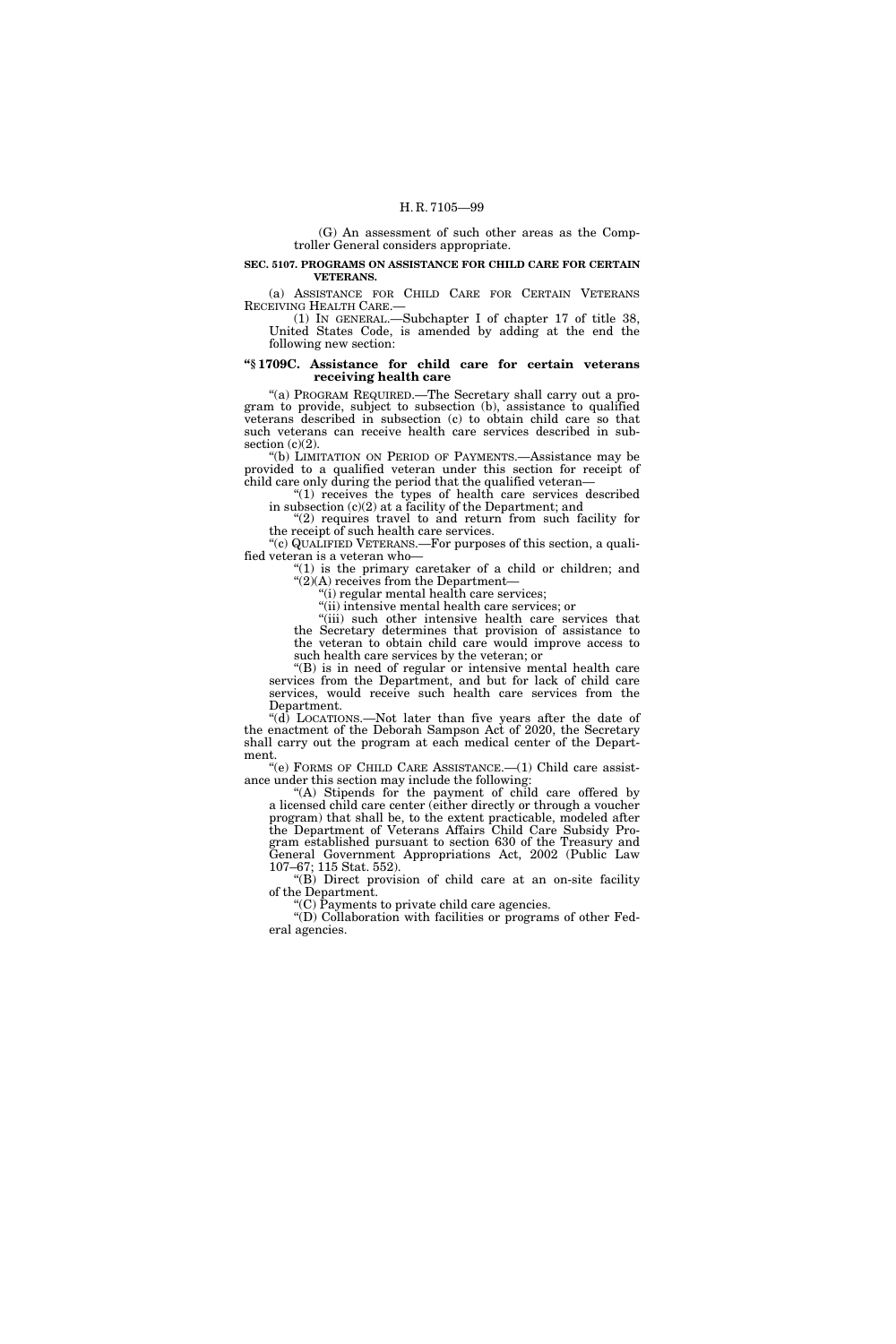(G) An assessment of such other areas as the Comptroller General considers appropriate.

**SEC. 5107. PROGRAMS ON ASSISTANCE FOR CHILD CARE FOR CERTAIN VETERANS.**

(a) ASSISTANCE FOR CHILD CARE FOR CERTAIN VETERANS RECEIVING HEALTH CARE.—

(1) IN GENERAL.—Subchapter I of chapter 17 of title 38, United States Code, is amended by adding at the end the following new section:

**"§ 1709C. Assistance for child care for certain veterans receiving health care**

"(a) PROGRAM REQUIRED.—The Secretary shall carry out a program to provide, subject to subsection (b), assistance to qualified veterans described in subsection (c) to obtain child care so that such veterans can receive health care services described in subsection (c)(2).

"(b) LIMITATION ON PERIOD OF PAYMENTS.—Assistance may be provided to a qualified veteran under this section for receipt of child care only during the period that the qualified veteran—

"(1) receives the types of health care services described in subsection (c)(2) at a facility of the Department; and

"(2) requires travel to and return from such facility for the receipt of such health care services.

"(c) QUALIFIED VETERANS.—For purposes of this section, a qualified veteran is a veteran who—

"(1) is the primary caretaker of a child or children; and

"(2)(A) receives from the Department—

"(i) regular mental health care services;

"(ii) intensive mental health care services; or

"(iii) such other intensive health care services that the Secretary determines that provision of assistance to the veteran to obtain child care would improve access to such health care services by the veteran; or

"(B) is in need of regular or intensive mental health care services from the Department, and but for lack of child care services, would receive such health care services from the Department.

"(d) LOCATIONS.—Not later than five years after the date of the enactment of the Deborah Sampson Act of 2020, the Secretary shall carry out the program at each medical center of the Department.

"(e) FORMS OF CHILD CARE ASSISTANCE.—(1) Child care assistance under this section may include the following:

"(A) Stipends for the payment of child care offered by a licensed child care center (either directly or through a voucher program) that shall be, to the extent practicable, modeled after the Department of Veterans Affairs Child Care Subsidy Program established pursuant to section 630 of the Treasury and General Government Appropriations Act, 2002 (Public Law 107–67; 115 Stat. 552).

"(B) Direct provision of child care at an on-site facility of the Department.

"(C) Payments to private child care agencies.

"(D) Collaboration with facilities or programs of other Federal agencies.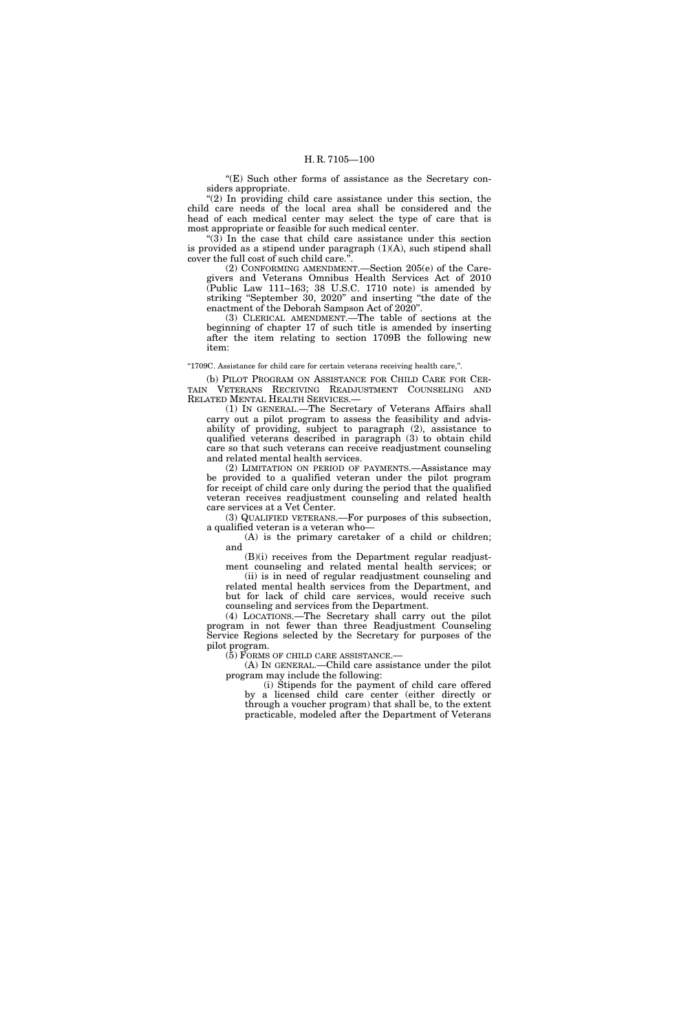"(E) Such other forms of assistance as the Secretary considers appropriate.

"(2) In providing child care assistance under this section, the child care needs of the local area shall be considered and the head of each medical center may select the type of care that is most appropriate or feasible for such medical center.

"(3) In the case that child care assistance under this section is provided as a stipend under paragraph (1)(A), such stipend shall cover the full cost of such child care.".

(2) CONFORMING AMENDMENT.—Section 205(e) of the Caregivers and Veterans Omnibus Health Services Act of 2010 (Public Law 111–163; 38 U.S.C. 1710 note) is amended by striking "September 30, 2020" and inserting "the date of the enactment of the Deborah Sampson Act of 2020".

(3) CLERICAL AMENDMENT.—The table of sections at the beginning of chapter 17 of such title is amended by inserting after the item relating to section 1709B the following new item:

"1709C. Assistance for child care for certain veterans receiving health care,".

(b) PILOT PROGRAM ON ASSISTANCE FOR CHILD CARE FOR CERTAIN VETERANS RECEIVING READJUSTMENT COUNSELING AND RELATED MENTAL HEALTH SERVICES.—

(1) IN GENERAL.—The Secretary of Veterans Affairs shall carry out a pilot program to assess the feasibility and advisability of providing, subject to paragraph (2), assistance to qualified veterans described in paragraph (3) to obtain child care so that such veterans can receive readjustment counseling and related mental health services.

(2) LIMITATION ON PERIOD OF PAYMENTS.—Assistance may be provided to a qualified veteran under the pilot program for receipt of child care only during the period that the qualified veteran receives readjustment counseling and related health care services at a Vet Center.

(3) QUALIFIED VETERANS.—For purposes of this subsection, a qualified veteran is a veteran who—

(A) is the primary caretaker of a child or children; and

(B)(i) receives from the Department regular readjustment counseling and related mental health services; or

(ii) is in need of regular readjustment counseling and related mental health services from the Department, and but for lack of child care services, would receive such counseling and services from the Department.

(4) LOCATIONS.—The Secretary shall carry out the pilot program in not fewer than three Readjustment Counseling Service Regions selected by the Secretary for purposes of the pilot program.

(5) FORMS OF CHILD CARE ASSISTANCE.—

(A) IN GENERAL.—Child care assistance under the pilot program may include the following:

(i) Stipends for the payment of child care offered by a licensed child care center (either directly or through a voucher program) that shall be, to the extent practicable, modeled after the Department of Veterans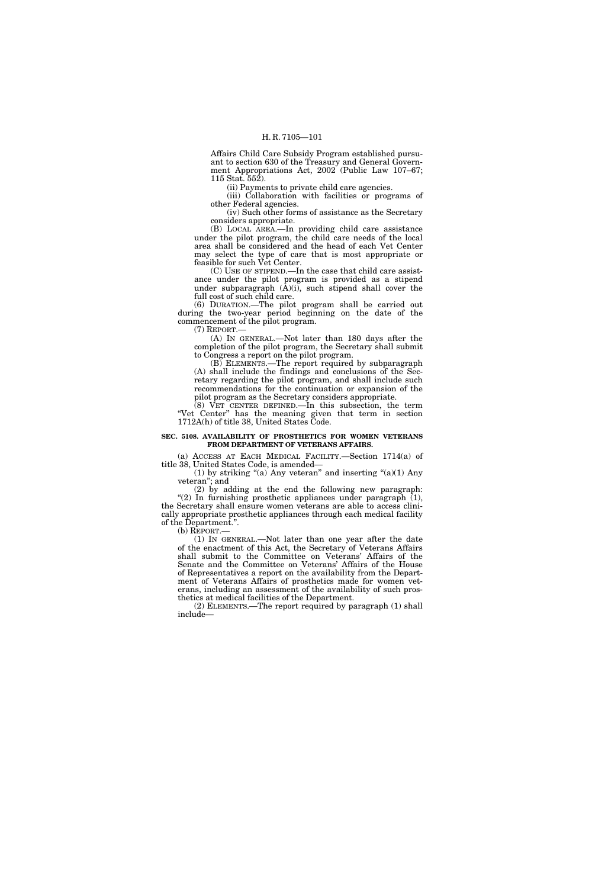Affairs Child Care Subsidy Program established pursuant to section 630 of the Treasury and General Government Appropriations Act, 2002 (Public Law 107–67; 115 Stat. 552).

(ii) Payments to private child care agencies.

(iii) Collaboration with facilities or programs of other Federal agencies.

(iv) Such other forms of assistance as the Secretary considers appropriate.

(B) LOCAL AREA.—In providing child care assistance under the pilot program, the child care needs of the local area shall be considered and the head of each Vet Center may select the type of care that is most appropriate or feasible for such Vet Center.

(C) USE OF STIPEND.—In the case that child care assistance under the pilot program is provided as a stipend under subparagraph (A)(i), such stipend shall cover the full cost of such child care.

(6) DURATION.—The pilot program shall be carried out during the two-year period beginning on the date of the commencement of the pilot program.

(7) REPORT.—

(A) IN GENERAL.—Not later than 180 days after the completion of the pilot program, the Secretary shall submit to Congress a report on the pilot program.

(B) ELEMENTS.—The report required by subparagraph (A) shall include the findings and conclusions of the Secretary regarding the pilot program, and shall include such recommendations for the continuation or expansion of the pilot program as the Secretary considers appropriate.

(8) VET CENTER DEFINED.—In this subsection, the term "Vet Center" has the meaning given that term in section 1712A(h) of title 38, United States Code.

**SEC. 5108. AVAILABILITY OF PROSTHETICS FOR WOMEN VETERANS FROM DEPARTMENT OF VETERANS AFFAIRS.**

(a) ACCESS AT EACH MEDICAL FACILITY.—Section 1714(a) of title 38, United States Code, is amended—

(1) by striking "(a) Any veteran" and inserting "(a)(1) Any veteran"; and

(2) by adding at the end the following new paragraph: "(2) In furnishing prosthetic appliances under paragraph (1), the Secretary shall ensure women veterans are able to access clinically appropriate prosthetic appliances through each medical facility of the Department.".

(b) REPORT.—

(1) IN GENERAL.—Not later than one year after the date of the enactment of this Act, the Secretary of Veterans Affairs shall submit to the Committee on Veterans' Affairs of the Senate and the Committee on Veterans' Affairs of the House of Representatives a report on the availability from the Department of Veterans Affairs of prosthetics made for women veterans, including an assessment of the availability of such prosthetics at medical facilities of the Department.

(2) ELEMENTS.—The report required by paragraph (1) shall include—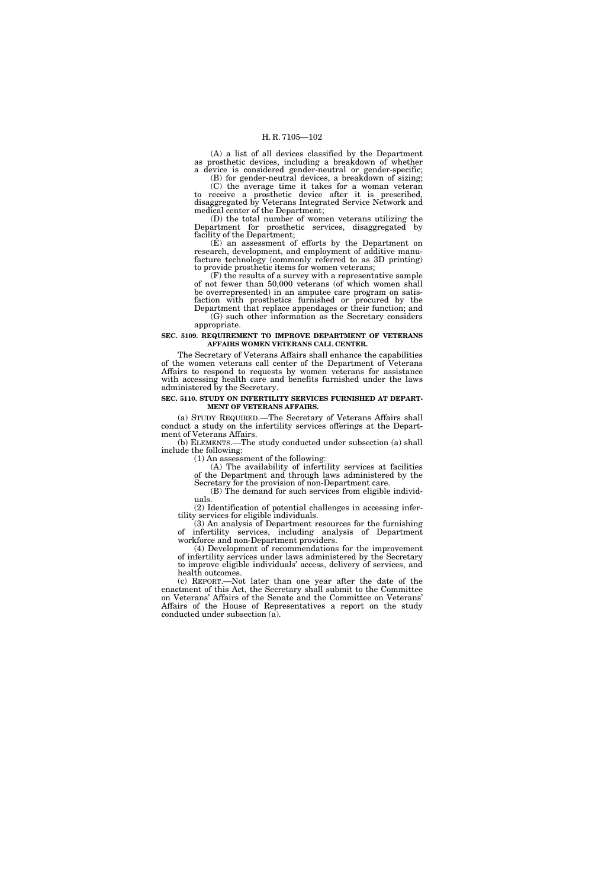(A) a list of all devices classified by the Department as prosthetic devices, including a breakdown of whether a device is considered gender-neutral or gender-specific;

(B) for gender-neutral devices, a breakdown of sizing;

(C) the average time it takes for a woman veteran to receive a prosthetic device after it is prescribed, disaggregated by Veterans Integrated Service Network and medical center of the Department;

(D) the total number of women veterans utilizing the Department for prosthetic services, disaggregated by facility of the Department;

(E) an assessment of efforts by the Department on research, development, and employment of additive manufacture technology (commonly referred to as 3D printing) to provide prosthetic items for women veterans;

(F) the results of a survey with a representative sample of not fewer than 50,000 veterans (of which women shall be overrepresented) in an amputee care program on satisfaction with prosthetics furnished or procured by the Department that replace appendages or their function; and

(G) such other information as the Secretary considers appropriate.

**SEC. 5109. REQUIREMENT TO IMPROVE DEPARTMENT OF VETERANS AFFAIRS WOMEN VETERANS CALL CENTER.**

The Secretary of Veterans Affairs shall enhance the capabilities of the women veterans call center of the Department of Veterans Affairs to respond to requests by women veterans for assistance with accessing health care and benefits furnished under the laws administered by the Secretary.

**SEC. 5110. STUDY ON INFERTILITY SERVICES FURNISHED AT DEPARTMENT OF VETERANS AFFAIRS.**

(a) STUDY REQUIRED.—The Secretary of Veterans Affairs shall conduct a study on the infertility services offerings at the Department of Veterans Affairs.

(b) ELEMENTS.—The study conducted under subsection (a) shall include the following:

(1) An assessment of the following:

(A) The availability of infertility services at facilities of the Department and through laws administered by the Secretary for the provision of non-Department care.

(B) The demand for such services from eligible individuals.

(2) Identification of potential challenges in accessing infertility services for eligible individuals.

(3) An analysis of Department resources for the furnishing of infertility services, including analysis of Department workforce and non-Department providers.

(4) Development of recommendations for the improvement of infertility services under laws administered by the Secretary to improve eligible individuals' access, delivery of services, and health outcomes.

(c) REPORT.—Not later than one year after the date of the enactment of this Act, the Secretary shall submit to the Committee on Veterans' Affairs of the Senate and the Committee on Veterans' Affairs of the House of Representatives a report on the study conducted under subsection (a).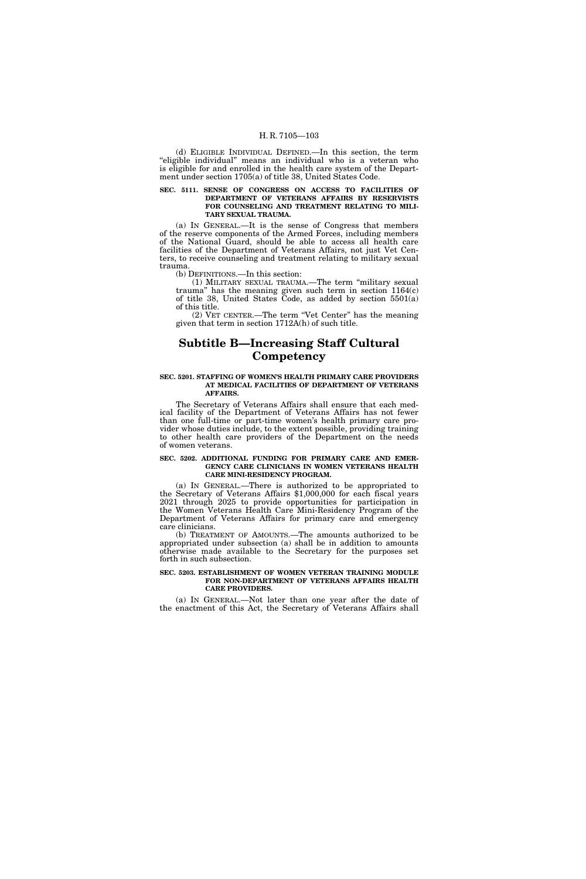(d) ELIGIBLE INDIVIDUAL DEFINED.—In this section, the term "eligible individual" means an individual who is a veteran who is eligible for and enrolled in the health care system of the Department under section 1705(a) of title 38, United States Code.

**SEC. 5111. SENSE OF CONGRESS ON ACCESS TO FACILITIES OF DEPARTMENT OF VETERANS AFFAIRS BY RESERVISTS FOR COUNSELING AND TREATMENT RELATING TO MILITARY SEXUAL TRAUMA.**

(a) IN GENERAL.—It is the sense of Congress that members of the reserve components of the Armed Forces, including members of the National Guard, should be able to access all health care facilities of the Department of Veterans Affairs, not just Vet Centers, to receive counseling and treatment relating to military sexual trauma.

(b) DEFINITIONS.—In this section:

(1) MILITARY SEXUAL TRAUMA.—The term "military sexual trauma" has the meaning given such term in section 1164(c) of title 38, United States Code, as added by section 5501(a) of this title.

(2) VET CENTER.—The term "Vet Center" has the meaning given that term in section 1712A(h) of such title.

## Subtitle B—Increasing Staff Cultural Competency

**SEC. 5201. STAFFING OF WOMEN'S HEALTH PRIMARY CARE PROVIDERS AT MEDICAL FACILITIES OF DEPARTMENT OF VETERANS AFFAIRS.**

The Secretary of Veterans Affairs shall ensure that each medical facility of the Department of Veterans Affairs has not fewer than one full-time or part-time women's health primary care provider whose duties include, to the extent possible, providing training to other health care providers of the Department on the needs of women veterans.

**SEC. 5202. ADDITIONAL FUNDING FOR PRIMARY CARE AND EMERGENCY CARE CLINICIANS IN WOMEN VETERANS HEALTH CARE MINI-RESIDENCY PROGRAM.**

(a) IN GENERAL.—There is authorized to be appropriated to the Secretary of Veterans Affairs $1,000,000 for each fiscal years 2021 through 2025 to provide opportunities for participation in the Women Veterans Health Care Mini-Residency Program of the Department of Veterans Affairs for primary care and emergency care clinicians.

(b) TREATMENT OF AMOUNTS.—The amounts authorized to be appropriated under subsection (a) shall be in addition to amounts otherwise made available to the Secretary for the purposes set forth in such subsection.

**SEC. 5203. ESTABLISHMENT OF WOMEN VETERAN TRAINING MODULE FOR NON-DEPARTMENT OF VETERANS AFFAIRS HEALTH CARE PROVIDERS.**

(a) IN GENERAL.—Not later than one year after the date of the enactment of this Act, the Secretary of Veterans Affairs shall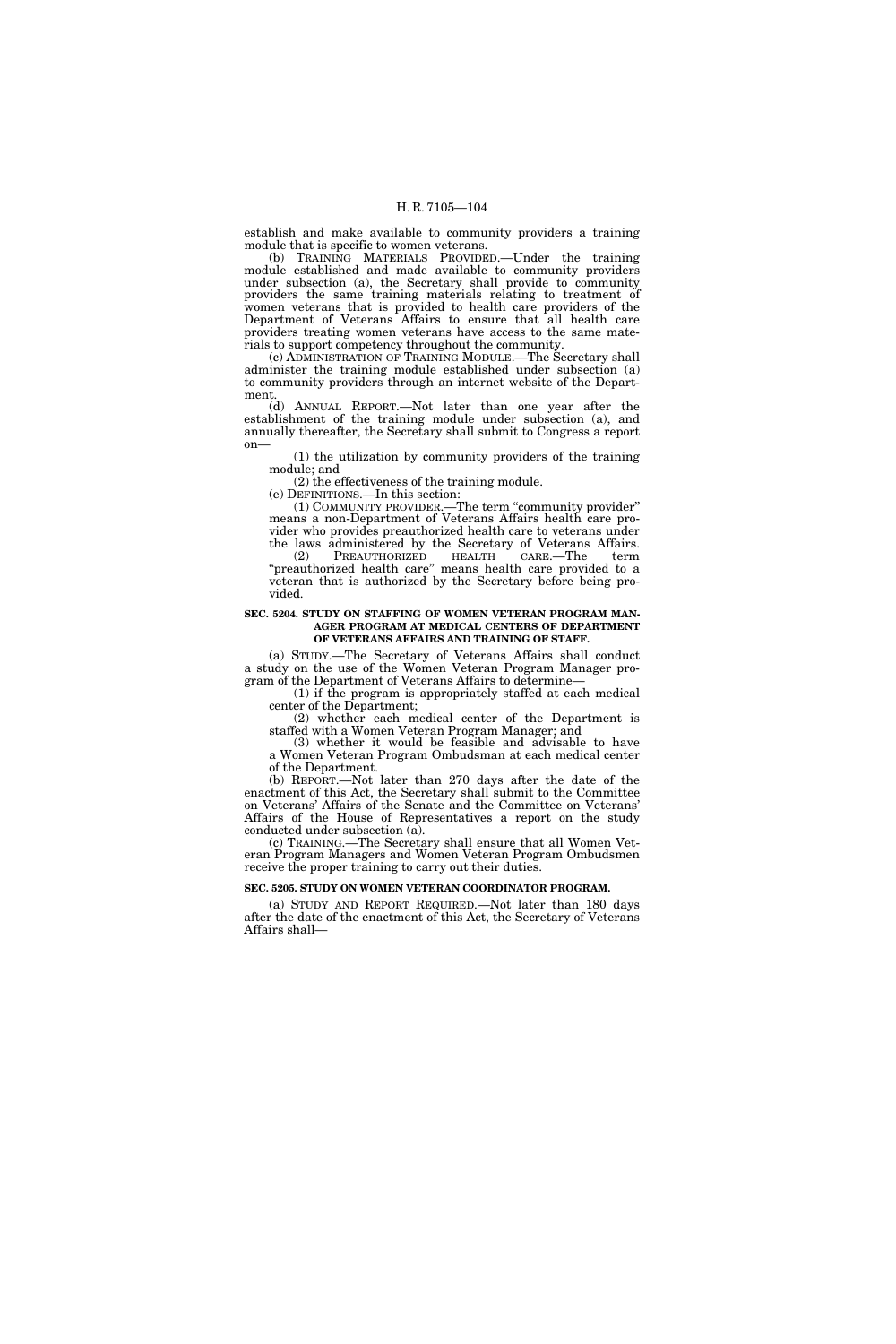establish and make available to community providers a training module that is specific to women veterans.

(b) TRAINING MATERIALS PROVIDED.—Under the training module established and made available to community providers under subsection (a), the Secretary shall provide to community providers the same training materials relating to treatment of women veterans that is provided to health care providers of the Department of Veterans Affairs to ensure that all health care providers treating women veterans have access to the same materials to support competency throughout the community.

(c) ADMINISTRATION OF TRAINING MODULE.—The Secretary shall administer the training module established under subsection (a) to community providers through an internet website of the Department.

(d) ANNUAL REPORT.—Not later than one year after the establishment of the training module under subsection (a), and annually thereafter, the Secretary shall submit to Congress a report on—

(1) the utilization by community providers of the training module; and

(2) the effectiveness of the training module.

(e) DEFINITIONS.—In this section:

(1) COMMUNITY PROVIDER.—The term "community provider" means a non-Department of Veterans Affairs health care provider who provides preauthorized health care to veterans under the laws administered by the Secretary of Veterans Affairs.

(2) PREAUTHORIZED HEALTH CARE.—The term "preauthorized health care" means health care provided to a veteran that is authorized by the Secretary before being provided.

**SEC. 5204. STUDY ON STAFFING OF WOMEN VETERAN PROGRAM MANAGER PROGRAM AT MEDICAL CENTERS OF DEPARTMENT OF VETERANS AFFAIRS AND TRAINING OF STAFF.**

(a) STUDY.—The Secretary of Veterans Affairs shall conduct a study on the use of the Women Veteran Program Manager program of the Department of Veterans Affairs to determine—

(1) if the program is appropriately staffed at each medical center of the Department;

(2) whether each medical center of the Department is staffed with a Women Veteran Program Manager; and

(3) whether it would be feasible and advisable to have a Women Veteran Program Ombudsman at each medical center of the Department.

(b) REPORT.—Not later than 270 days after the date of the enactment of this Act, the Secretary shall submit to the Committee on Veterans' Affairs of the Senate and the Committee on Veterans' Affairs of the House of Representatives a report on the study conducted under subsection (a).

(c) TRAINING.—The Secretary shall ensure that all Women Veteran Program Managers and Women Veteran Program Ombudsmen receive the proper training to carry out their duties.

**SEC. 5205. STUDY ON WOMEN VETERAN COORDINATOR PROGRAM.**

(a) STUDY AND REPORT REQUIRED.—Not later than 180 days after the date of the enactment of this Act, the Secretary of Veterans Affairs shall—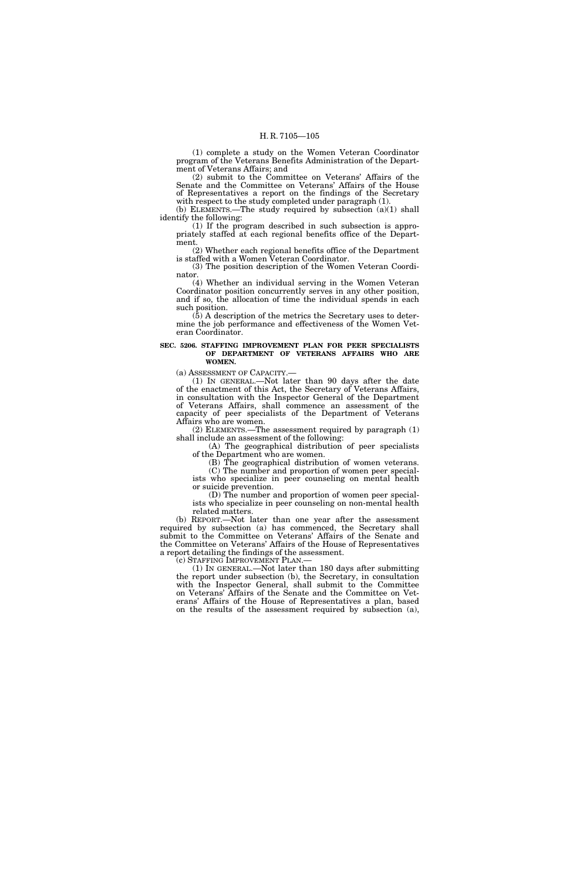(1) complete a study on the Women Veteran Coordinator program of the Veterans Benefits Administration of the Department of Veterans Affairs; and

(2) submit to the Committee on Veterans' Affairs of the Senate and the Committee on Veterans' Affairs of the House of Representatives a report on the findings of the Secretary with respect to the study completed under paragraph (1).

(b) ELEMENTS.—The study required by subsection (a)(1) shall identify the following:

(1) If the program described in such subsection is appropriately staffed at each regional benefits office of the Department.

(2) Whether each regional benefits office of the Department is staffed with a Women Veteran Coordinator.

(3) The position description of the Women Veteran Coordinator.

(4) Whether an individual serving in the Women Veteran Coordinator position concurrently serves in any other position, and if so, the allocation of time the individual spends in each such position.

(5) A description of the metrics the Secretary uses to determine the job performance and effectiveness of the Women Veteran Coordinator.

**SEC. 5206. STAFFING IMPROVEMENT PLAN FOR PEER SPECIALISTS OF DEPARTMENT OF VETERANS AFFAIRS WHO ARE WOMEN.**

(a) ASSESSMENT OF CAPACITY.—

(1) IN GENERAL.—Not later than 90 days after the date of the enactment of this Act, the Secretary of Veterans Affairs, in consultation with the Inspector General of the Department of Veterans Affairs, shall commence an assessment of the capacity of peer specialists of the Department of Veterans Affairs who are women.

(2) ELEMENTS.—The assessment required by paragraph (1) shall include an assessment of the following:

(A) The geographical distribution of peer specialists of the Department who are women.

(B) The geographical distribution of women veterans.

(C) The number and proportion of women peer specialists who specialize in peer counseling on mental health or suicide prevention.

(D) The number and proportion of women peer specialists who specialize in peer counseling on non-mental health related matters.

(b) REPORT.—Not later than one year after the assessment required by subsection (a) has commenced, the Secretary shall submit to the Committee on Veterans' Affairs of the Senate and the Committee on Veterans' Affairs of the House of Representatives a report detailing the findings of the assessment.

(c) STAFFING IMPROVEMENT PLAN.—

(1) IN GENERAL.—Not later than 180 days after submitting the report under subsection (b), the Secretary, in consultation with the Inspector General, shall submit to the Committee on Veterans' Affairs of the Senate and the Committee on Veterans' Affairs of the House of Representatives a plan, based on the results of the assessment required by subsection (a),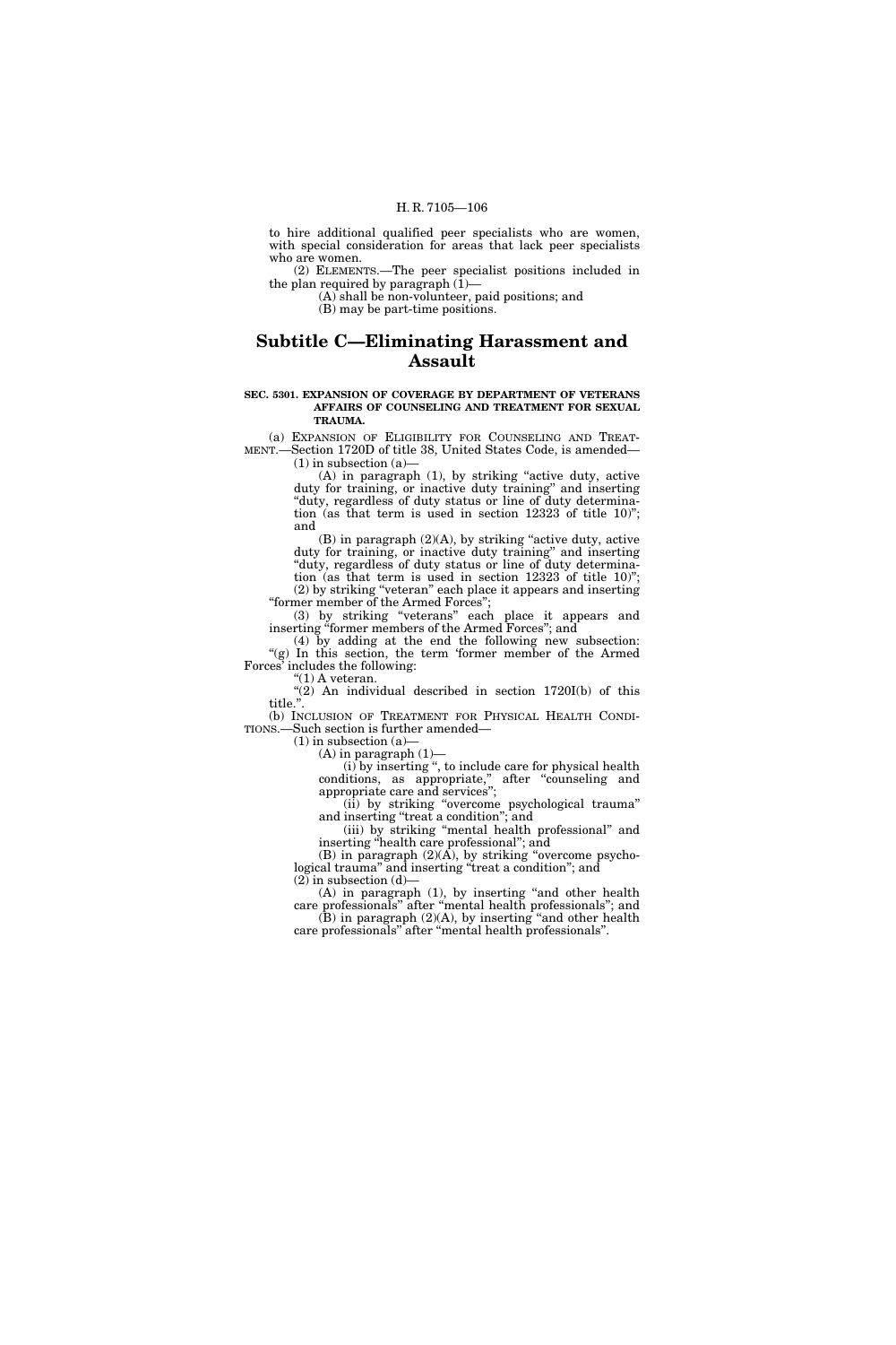to hire additional qualified peer specialists who are women, with special consideration for areas that lack peer specialists who are women.

(2) ELEMENTS.—The peer specialist positions included in the plan required by paragraph (1)—

(A) shall be non-volunteer, paid positions; and

(B) may be part-time positions.

# Subtitle C—Eliminating Harassment and Assault

**SEC. 5301. EXPANSION OF COVERAGE BY DEPARTMENT OF VETERANS AFFAIRS OF COUNSELING AND TREATMENT FOR SEXUAL TRAUMA.**

(a) EXPANSION OF ELIGIBILITY FOR COUNSELING AND TREATMENT.—Section 1720D of title 38, United States Code, is amended—

(1) in subsection (a)—

(A) in paragraph (1), by striking "active duty, active duty for training, or inactive duty training" and inserting "duty, regardless of duty status or line of duty determination (as that term is used in section 12323 of title 10)"; and

(B) in paragraph (2)(A), by striking "active duty, active duty for training, or inactive duty training" and inserting "duty, regardless of duty status or line of duty determination (as that term is used in section 12323 of title 10)";

(2) by striking "veteran" each place it appears and inserting "former member of the Armed Forces";

(3) by striking "veterans" each place it appears and inserting "former members of the Armed Forces"; and

(4) by adding at the end the following new subsection:

"(g) In this section, the term 'former member of the Armed Forces' includes the following:

"(1) A veteran.

"(2) An individual described in section 1720I(b) of this title.".

(b) INCLUSION OF TREATMENT FOR PHYSICAL HEALTH CONDITIONS.—Such section is further amended—

(1) in subsection (a)—

(A) in paragraph (1)—

(i) by inserting ", to include care for physical health conditions, as appropriate," after "counseling and appropriate care and services";

(ii) by striking "overcome psychological trauma" and inserting "treat a condition"; and

(iii) by striking "mental health professional" and inserting "health care professional"; and

(B) in paragraph (2)(A), by striking "overcome psychological trauma" and inserting "treat a condition"; and

(2) in subsection (d)—

(A) in paragraph (1), by inserting "and other health care professionals" after "mental health professionals"; and

(B) in paragraph (2)(A), by inserting "and other health care professionals" after "mental health professionals".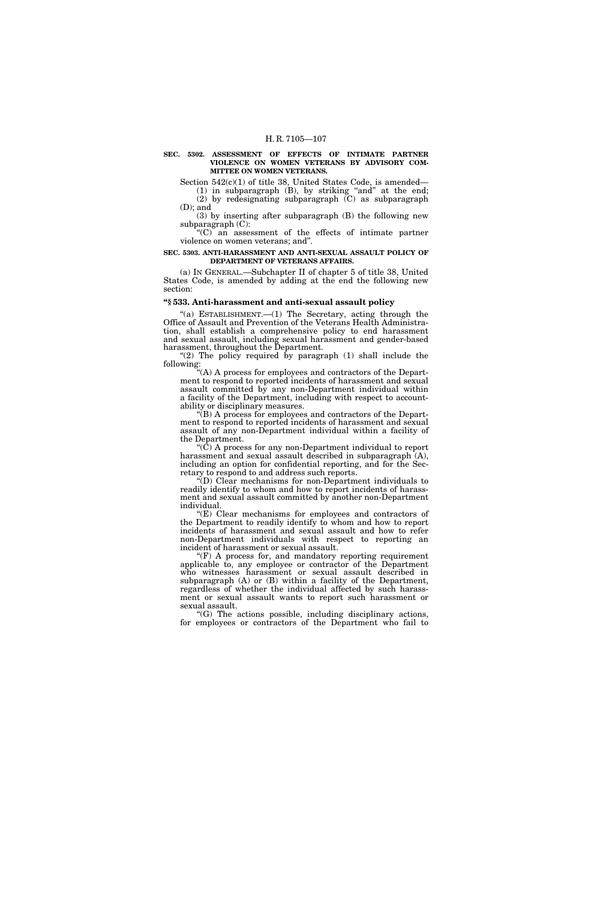**SEC. 5302. ASSESSMENT OF EFFECTS OF INTIMATE PARTNER VIOLENCE ON WOMEN VETERANS BY ADVISORY COMMITTEE ON WOMEN VETERANS.**

Section 542(c)(1) of title 38, United States Code, is amended—

(1) in subparagraph (B), by striking "and" at the end;

(2) by redesignating subparagraph (C) as subparagraph (D); and

(3) by inserting after subparagraph (B) the following new subparagraph (C):

"(C) an assessment of the effects of intimate partner violence on women veterans; and".

**SEC. 5303. ANTI-HARASSMENT AND ANTI-SEXUAL ASSAULT POLICY OF DEPARTMENT OF VETERANS AFFAIRS.**

(a) IN GENERAL.—Subchapter II of chapter 5 of title 38, United States Code, is amended by adding at the end the following new section:

**"§ 533. Anti-harassment and anti-sexual assault policy**

"(a) ESTABLISHMENT.—(1) The Secretary, acting through the Office of Assault and Prevention of the Veterans Health Administration, shall establish a comprehensive policy to end harassment and sexual assault, including sexual harassment and gender-based harassment, throughout the Department.

"(2) The policy required by paragraph (1) shall include the following:

"(A) A process for employees and contractors of the Department to respond to reported incidents of harassment and sexual assault committed by any non-Department individual within a facility of the Department, including with respect to accountability or disciplinary measures.

"(B) A process for employees and contractors of the Department to respond to reported incidents of harassment and sexual assault of any non-Department individual within a facility of the Department.

"(C) A process for any non-Department individual to report harassment and sexual assault described in subparagraph (A), including an option for confidential reporting, and for the Secretary to respond to and address such reports.

"(D) Clear mechanisms for non-Department individuals to readily identify to whom and how to report incidents of harassment and sexual assault committed by another non-Department individual.

"(E) Clear mechanisms for employees and contractors of the Department to readily identify to whom and how to report incidents of harassment and sexual assault and how to refer non-Department individuals with respect to reporting an incident of harassment or sexual assault.

"(F) A process for, and mandatory reporting requirement applicable to, any employee or contractor of the Department who witnesses harassment or sexual assault described in subparagraph (A) or (B) within a facility of the Department, regardless of whether the individual affected by such harassment or sexual assault wants to report such harassment or sexual assault.

"(G) The actions possible, including disciplinary actions, for employees or contractors of the Department who fail to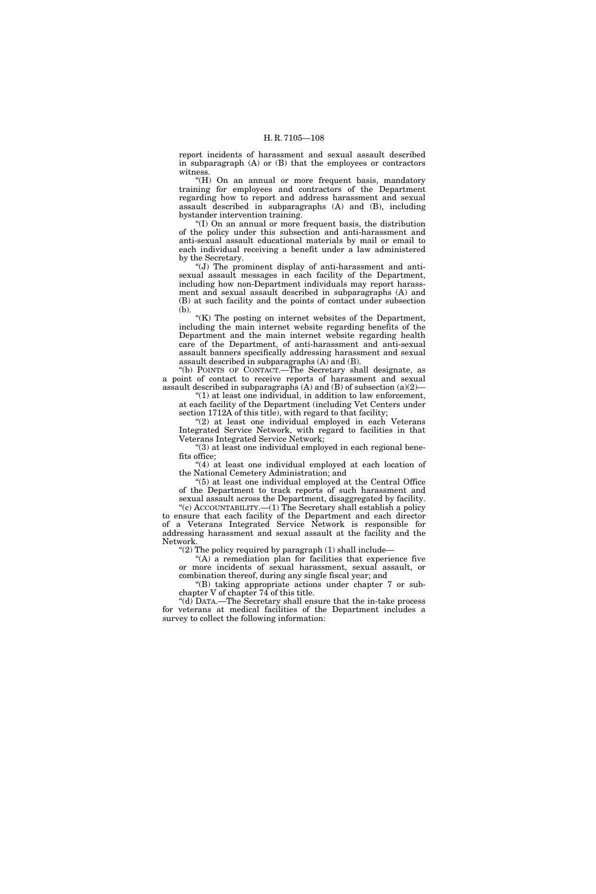report incidents of harassment and sexual assault described in subparagraph (A) or (B) that the employees or contractors witness.

"(H) On an annual or more frequent basis, mandatory training for employees and contractors of the Department regarding how to report and address harassment and sexual assault described in subparagraphs (A) and (B), including bystander intervention training.

"(I) On an annual or more frequent basis, the distribution of the policy under this subsection and anti-harassment and anti-sexual assault educational materials by mail or email to each individual receiving a benefit under a law administered by the Secretary.

"(J) The prominent display of anti-harassment and anti-sexual assault messages in each facility of the Department, including how non-Department individuals may report harassment and sexual assault described in subparagraphs (A) and (B) at such facility and the points of contact under subsection (b).

"(K) The posting on internet websites of the Department, including the main internet website regarding benefits of the Department and the main internet website regarding health care of the Department, of anti-harassment and anti-sexual assault banners specifically addressing harassment and sexual assault described in subparagraphs (A) and (B).

"(b) POINTS OF CONTACT.—The Secretary shall designate, as a point of contact to receive reports of harassment and sexual assault described in subparagraphs (A) and (B) of subsection (a)(2)—

"(1) at least one individual, in addition to law enforcement, at each facility of the Department (including Vet Centers under section 1712A of this title), with regard to that facility;

"(2) at least one individual employed in each Veterans Integrated Service Network, with regard to facilities in that Veterans Integrated Service Network;

"(3) at least one individual employed in each regional benefits office;

"(4) at least one individual employed at each location of the National Cemetery Administration; and

"(5) at least one individual employed at the Central Office of the Department to track reports of such harassment and sexual assault across the Department, disaggregated by facility.

"(c) ACCOUNTABILITY.—(1) The Secretary shall establish a policy to ensure that each facility of the Department and each director of a Veterans Integrated Service Network is responsible for addressing harassment and sexual assault at the facility and the Network.

"(2) The policy required by paragraph (1) shall include—

"(A) a remediation plan for facilities that experience five or more incidents of sexual harassment, sexual assault, or combination thereof, during any single fiscal year; and

"(B) taking appropriate actions under chapter 7 or subchapter V of chapter 74 of this title.

"(d) DATA.—The Secretary shall ensure that the in-take process for veterans at medical facilities of the Department includes a survey to collect the following information: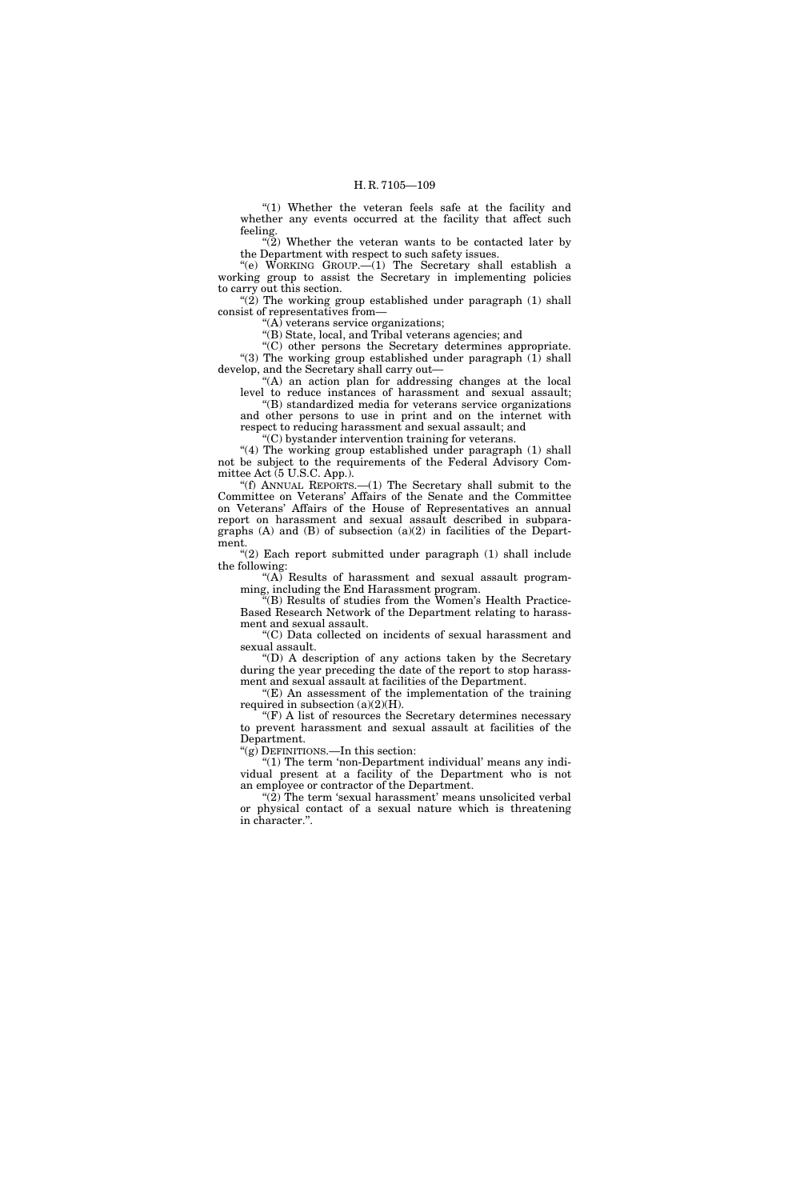"(1) Whether the veteran feels safe at the facility and whether any events occurred at the facility that affect such feeling.

"(2) Whether the veteran wants to be contacted later by the Department with respect to such safety issues.

"(e) WORKING GROUP.—(1) The Secretary shall establish a working group to assist the Secretary in implementing policies to carry out this section.

"(2) The working group established under paragraph (1) shall consist of representatives from—

"(A) veterans service organizations;

"(B) State, local, and Tribal veterans agencies; and

"(C) other persons the Secretary determines appropriate.

"(3) The working group established under paragraph (1) shall develop, and the Secretary shall carry out—

"(A) an action plan for addressing changes at the local level to reduce instances of harassment and sexual assault;

"(B) standardized media for veterans service organizations and other persons to use in print and on the internet with respect to reducing harassment and sexual assault; and

"(C) bystander intervention training for veterans.

"(4) The working group established under paragraph (1) shall not be subject to the requirements of the Federal Advisory Committee Act (5 U.S.C. App.).

"(f) ANNUAL REPORTS.—(1) The Secretary shall submit to the Committee on Veterans' Affairs of the Senate and the Committee on Veterans' Affairs of the House of Representatives an annual report on harassment and sexual assault described in subparagraphs (A) and (B) of subsection (a)(2) in facilities of the Department.

"(2) Each report submitted under paragraph (1) shall include the following:

"(A) Results of harassment and sexual assault programming, including the End Harassment program.

"(B) Results of studies from the Women's Health Practice-Based Research Network of the Department relating to harassment and sexual assault.

"(C) Data collected on incidents of sexual harassment and sexual assault.

"(D) A description of any actions taken by the Secretary during the year preceding the date of the report to stop harassment and sexual assault at facilities of the Department.

"(E) An assessment of the implementation of the training required in subsection (a)(2)(H).

"(F) A list of resources the Secretary determines necessary to prevent harassment and sexual assault at facilities of the Department.

"(g) DEFINITIONS.—In this section:

"(1) The term 'non-Department individual' means any individual present at a facility of the Department who is not an employee or contractor of the Department.

"(2) The term 'sexual harassment' means unsolicited verbal or physical contact of a sexual nature which is threatening in character.".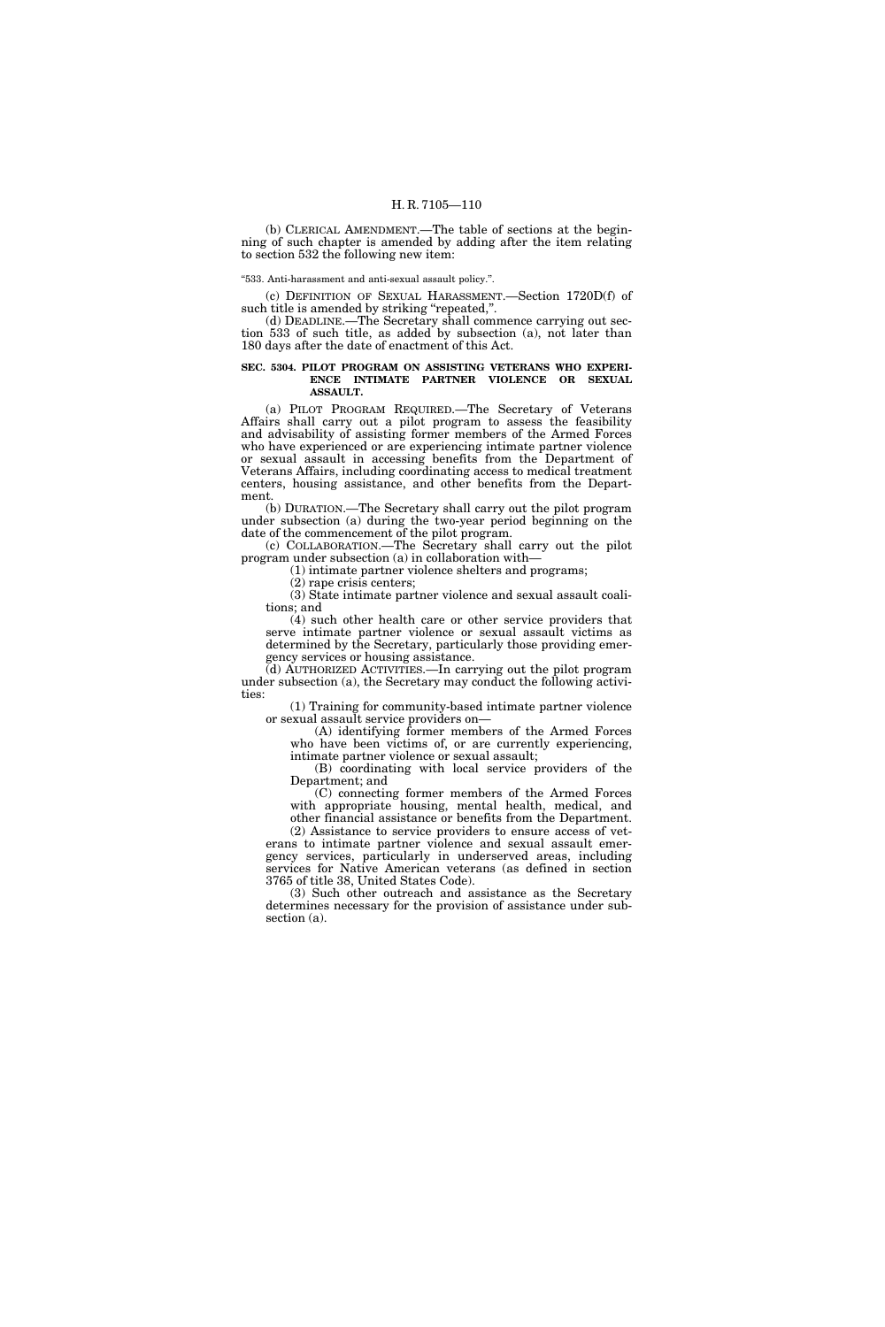(b) CLERICAL AMENDMENT.—The table of sections at the beginning of such chapter is amended by adding after the item relating to section 532 the following new item:

"533. Anti-harassment and anti-sexual assault policy.".

(c) DEFINITION OF SEXUAL HARASSMENT.—Section 1720D(f) of such title is amended by striking "repeated,".

(d) DEADLINE.—The Secretary shall commence carrying out section 533 of such title, as added by subsection (a), not later than 180 days after the date of enactment of this Act.

**SEC. 5304. PILOT PROGRAM ON ASSISTING VETERANS WHO EXPERIENCE INTIMATE PARTNER VIOLENCE OR SEXUAL ASSAULT.**

(a) PILOT PROGRAM REQUIRED.—The Secretary of Veterans Affairs shall carry out a pilot program to assess the feasibility and advisability of assisting former members of the Armed Forces who have experienced or are experiencing intimate partner violence or sexual assault in accessing benefits from the Department of Veterans Affairs, including coordinating access to medical treatment centers, housing assistance, and other benefits from the Department.

(b) DURATION.—The Secretary shall carry out the pilot program under subsection (a) during the two-year period beginning on the date of the commencement of the pilot program.

(c) COLLABORATION.—The Secretary shall carry out the pilot program under subsection (a) in collaboration with—

(1) intimate partner violence shelters and programs;

(2) rape crisis centers;

(3) State intimate partner violence and sexual assault coalitions; and

(4) such other health care or other service providers that serve intimate partner violence or sexual assault victims as determined by the Secretary, particularly those providing emergency services or housing assistance.

(d) AUTHORIZED ACTIVITIES.—In carrying out the pilot program under subsection (a), the Secretary may conduct the following activities:

(1) Training for community-based intimate partner violence or sexual assault service providers on—

(A) identifying former members of the Armed Forces who have been victims of, or are currently experiencing, intimate partner violence or sexual assault;

(B) coordinating with local service providers of the Department; and

(C) connecting former members of the Armed Forces with appropriate housing, mental health, medical, and other financial assistance or benefits from the Department.

(2) Assistance to service providers to ensure access of veterans to intimate partner violence and sexual assault emergency services, particularly in underserved areas, including services for Native American veterans (as defined in section 3765 of title 38, United States Code).

(3) Such other outreach and assistance as the Secretary determines necessary for the provision of assistance under subsection (a).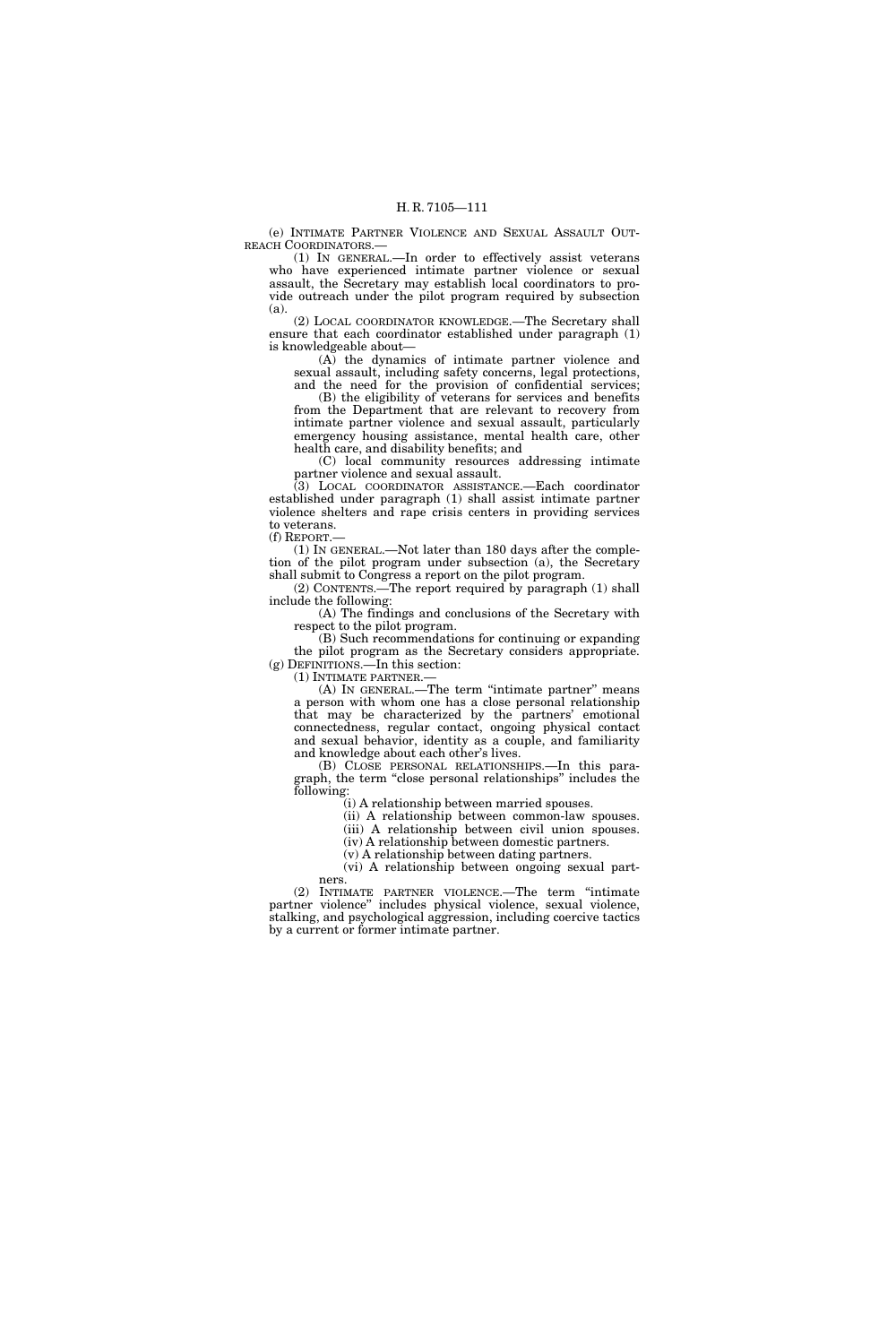(e) INTIMATE PARTNER VIOLENCE AND SEXUAL ASSAULT OUTREACH COORDINATORS.—

(1) IN GENERAL.—In order to effectively assist veterans who have experienced intimate partner violence or sexual assault, the Secretary may establish local coordinators to provide outreach under the pilot program required by subsection (a).

(2) LOCAL COORDINATOR KNOWLEDGE.—The Secretary shall ensure that each coordinator established under paragraph (1) is knowledgeable about—

(A) the dynamics of intimate partner violence and sexual assault, including safety concerns, legal protections, and the need for the provision of confidential services;

(B) the eligibility of veterans for services and benefits from the Department that are relevant to recovery from intimate partner violence and sexual assault, particularly emergency housing assistance, mental health care, other health care, and disability benefits; and

(C) local community resources addressing intimate partner violence and sexual assault.

(3) LOCAL COORDINATOR ASSISTANCE.—Each coordinator established under paragraph (1) shall assist intimate partner violence shelters and rape crisis centers in providing services to veterans.

(f) REPORT.—

(1) IN GENERAL.—Not later than 180 days after the completion of the pilot program under subsection (a), the Secretary shall submit to Congress a report on the pilot program.

(2) CONTENTS.—The report required by paragraph (1) shall include the following:

(A) The findings and conclusions of the Secretary with respect to the pilot program.

(B) Such recommendations for continuing or expanding the pilot program as the Secretary considers appropriate.

(g) DEFINITIONS.—In this section:

(1) INTIMATE PARTNER.—

(A) IN GENERAL.—The term "intimate partner" means a person with whom one has a close personal relationship that may be characterized by the partners' emotional connectedness, regular contact, ongoing physical contact and sexual behavior, identity as a couple, and familiarity and knowledge about each other's lives.

(B) CLOSE PERSONAL RELATIONSHIPS.—In this paragraph, the term "close personal relationships" includes the following:

(i) A relationship between married spouses.

(ii) A relationship between common-law spouses.

(iii) A relationship between civil union spouses.

(iv) A relationship between domestic partners.

(v) A relationship between dating partners.

(vi) A relationship between ongoing sexual partners.

(2) INTIMATE PARTNER VIOLENCE.—The term "intimate partner violence" includes physical violence, sexual violence, stalking, and psychological aggression, including coercive tactics by a current or former intimate partner.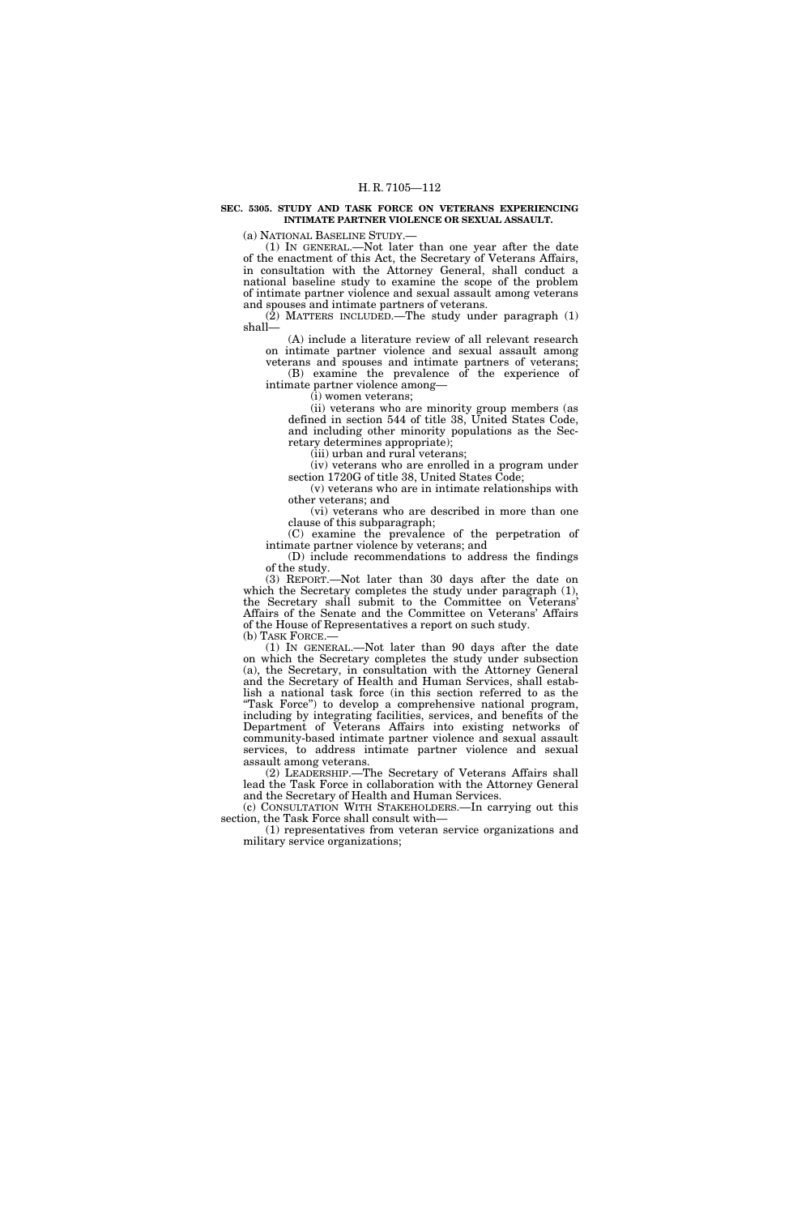**SEC. 5305. STUDY AND TASK FORCE ON VETERANS EXPERIENCING INTIMATE PARTNER VIOLENCE OR SEXUAL ASSAULT.**

(a) NATIONAL BASELINE STUDY.—

(1) IN GENERAL.—Not later than one year after the date of the enactment of this Act, the Secretary of Veterans Affairs, in consultation with the Attorney General, shall conduct a national baseline study to examine the scope of the problem of intimate partner violence and sexual assault among veterans and spouses and intimate partners of veterans.

(2) MATTERS INCLUDED.—The study under paragraph (1) shall—

(A) include a literature review of all relevant research on intimate partner violence and sexual assault among veterans and spouses and intimate partners of veterans;

(B) examine the prevalence of the experience of intimate partner violence among—

(i) women veterans;

(ii) veterans who are minority group members (as defined in section 544 of title 38, United States Code, and including other minority populations as the Secretary determines appropriate);

(iii) urban and rural veterans;

(iv) veterans who are enrolled in a program under section 1720G of title 38, United States Code;

(v) veterans who are in intimate relationships with other veterans; and

(vi) veterans who are described in more than one clause of this subparagraph;

(C) examine the prevalence of the perpetration of intimate partner violence by veterans; and

(D) include recommendations to address the findings of the study.

(3) REPORT.—Not later than 30 days after the date on which the Secretary completes the study under paragraph (1), the Secretary shall submit to the Committee on Veterans' Affairs of the Senate and the Committee on Veterans' Affairs of the House of Representatives a report on such study.

(b) TASK FORCE.—

(1) IN GENERAL.—Not later than 90 days after the date on which the Secretary completes the study under subsection (a), the Secretary, in consultation with the Attorney General and the Secretary of Health and Human Services, shall establish a national task force (in this section referred to as the "Task Force") to develop a comprehensive national program, including by integrating facilities, services, and benefits of the Department of Veterans Affairs into existing networks of community-based intimate partner violence and sexual assault services, to address intimate partner violence and sexual assault among veterans.

(2) LEADERSHIP.—The Secretary of Veterans Affairs shall lead the Task Force in collaboration with the Attorney General and the Secretary of Health and Human Services.

(c) CONSULTATION WITH STAKEHOLDERS.—In carrying out this section, the Task Force shall consult with—

(1) representatives from veteran service organizations and military service organizations;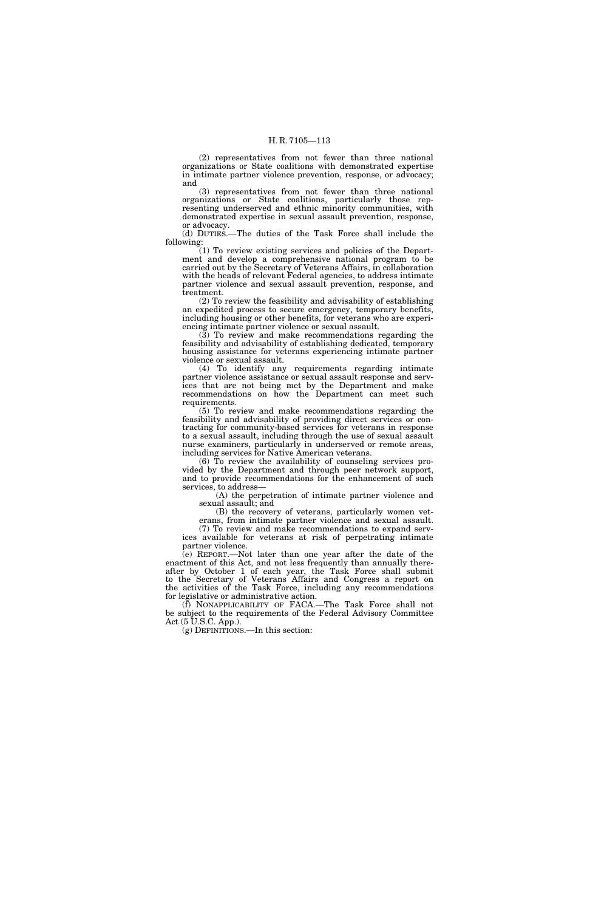(2) representatives from not fewer than three national organizations or State coalitions with demonstrated expertise in intimate partner violence prevention, response, or advocacy; and

(3) representatives from not fewer than three national organizations or State coalitions, particularly those representing underserved and ethnic minority communities, with demonstrated expertise in sexual assault prevention, response, or advocacy.

(d) DUTIES.—The duties of the Task Force shall include the following:

(1) To review existing services and policies of the Department and develop a comprehensive national program to be carried out by the Secretary of Veterans Affairs, in collaboration with the heads of relevant Federal agencies, to address intimate partner violence and sexual assault prevention, response, and treatment.

(2) To review the feasibility and advisability of establishing an expedited process to secure emergency, temporary benefits, including housing or other benefits, for veterans who are experiencing intimate partner violence or sexual assault.

(3) To review and make recommendations regarding the feasibility and advisability of establishing dedicated, temporary housing assistance for veterans experiencing intimate partner violence or sexual assault.

(4) To identify any requirements regarding intimate partner violence assistance or sexual assault response and services that are not being met by the Department and make recommendations on how the Department can meet such requirements.

(5) To review and make recommendations regarding the feasibility and advisability of providing direct services or contracting for community-based services for veterans in response to a sexual assault, including through the use of sexual assault nurse examiners, particularly in underserved or remote areas, including services for Native American veterans.

(6) To review the availability of counseling services provided by the Department and through peer network support, and to provide recommendations for the enhancement of such services, to address—

(A) the perpetration of intimate partner violence and sexual assault; and

(B) the recovery of veterans, particularly women veterans, from intimate partner violence and sexual assault.

(7) To review and make recommendations to expand services available for veterans at risk of perpetrating intimate partner violence.

(e) REPORT.—Not later than one year after the date of the enactment of this Act, and not less frequently than annually thereafter by October 1 of each year, the Task Force shall submit to the Secretary of Veterans Affairs and Congress a report on the activities of the Task Force, including any recommendations for legislative or administrative action.

(f) NONAPPLICABILITY OF FACA.—The Task Force shall not be subject to the requirements of the Federal Advisory Committee Act (5 U.S.C. App.).

(g) DEFINITIONS.—In this section: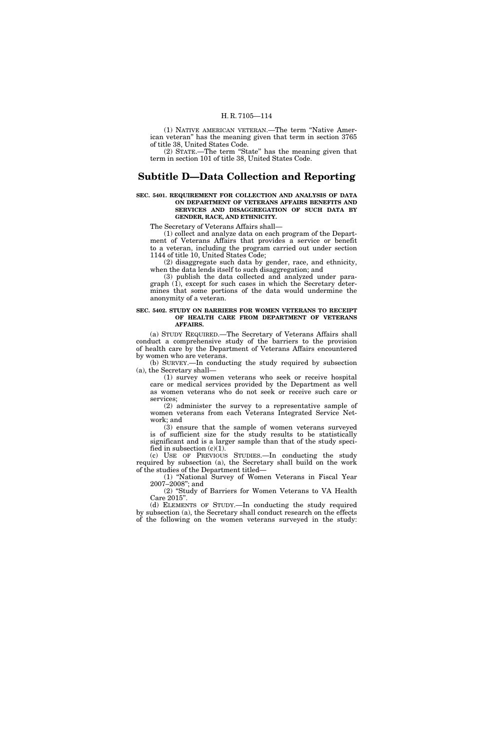(1) NATIVE AMERICAN VETERAN.—The term "Native American veteran" has the meaning given that term in section 3765 of title 38, United States Code.

(2) STATE.—The term "State" has the meaning given that term in section 101 of title 38, United States Code.

## Subtitle D—Data Collection and Reporting

**SEC. 5401. REQUIREMENT FOR COLLECTION AND ANALYSIS OF DATA ON DEPARTMENT OF VETERANS AFFAIRS BENEFITS AND SERVICES AND DISAGGREGATION OF SUCH DATA BY GENDER, RACE, AND ETHNICITY.**

The Secretary of Veterans Affairs shall—

(1) collect and analyze data on each program of the Department of Veterans Affairs that provides a service or benefit to a veteran, including the program carried out under section 1144 of title 10, United States Code;

(2) disaggregate such data by gender, race, and ethnicity, when the data lends itself to such disaggregation; and

(3) publish the data collected and analyzed under paragraph (1), except for such cases in which the Secretary determines that some portions of the data would undermine the anonymity of a veteran.

**SEC. 5402. STUDY ON BARRIERS FOR WOMEN VETERANS TO RECEIPT OF HEALTH CARE FROM DEPARTMENT OF VETERANS AFFAIRS.**

(a) STUDY REQUIRED.—The Secretary of Veterans Affairs shall conduct a comprehensive study of the barriers to the provision of health care by the Department of Veterans Affairs encountered by women who are veterans.

(b) SURVEY.—In conducting the study required by subsection (a), the Secretary shall—

(1) survey women veterans who seek or receive hospital care or medical services provided by the Department as well as women veterans who do not seek or receive such care or services;

(2) administer the survey to a representative sample of women veterans from each Veterans Integrated Service Network; and

(3) ensure that the sample of women veterans surveyed is of sufficient size for the study results to be statistically significant and is a larger sample than that of the study specified in subsection (c)(1).

(c) USE OF PREVIOUS STUDIES.—In conducting the study required by subsection (a), the Secretary shall build on the work of the studies of the Department titled—

(1) "National Survey of Women Veterans in Fiscal Year 2007–2008"; and

(2) "Study of Barriers for Women Veterans to VA Health Care 2015".

(d) ELEMENTS OF STUDY.—In conducting the study required by subsection (a), the Secretary shall conduct research on the effects of the following on the women veterans surveyed in the study: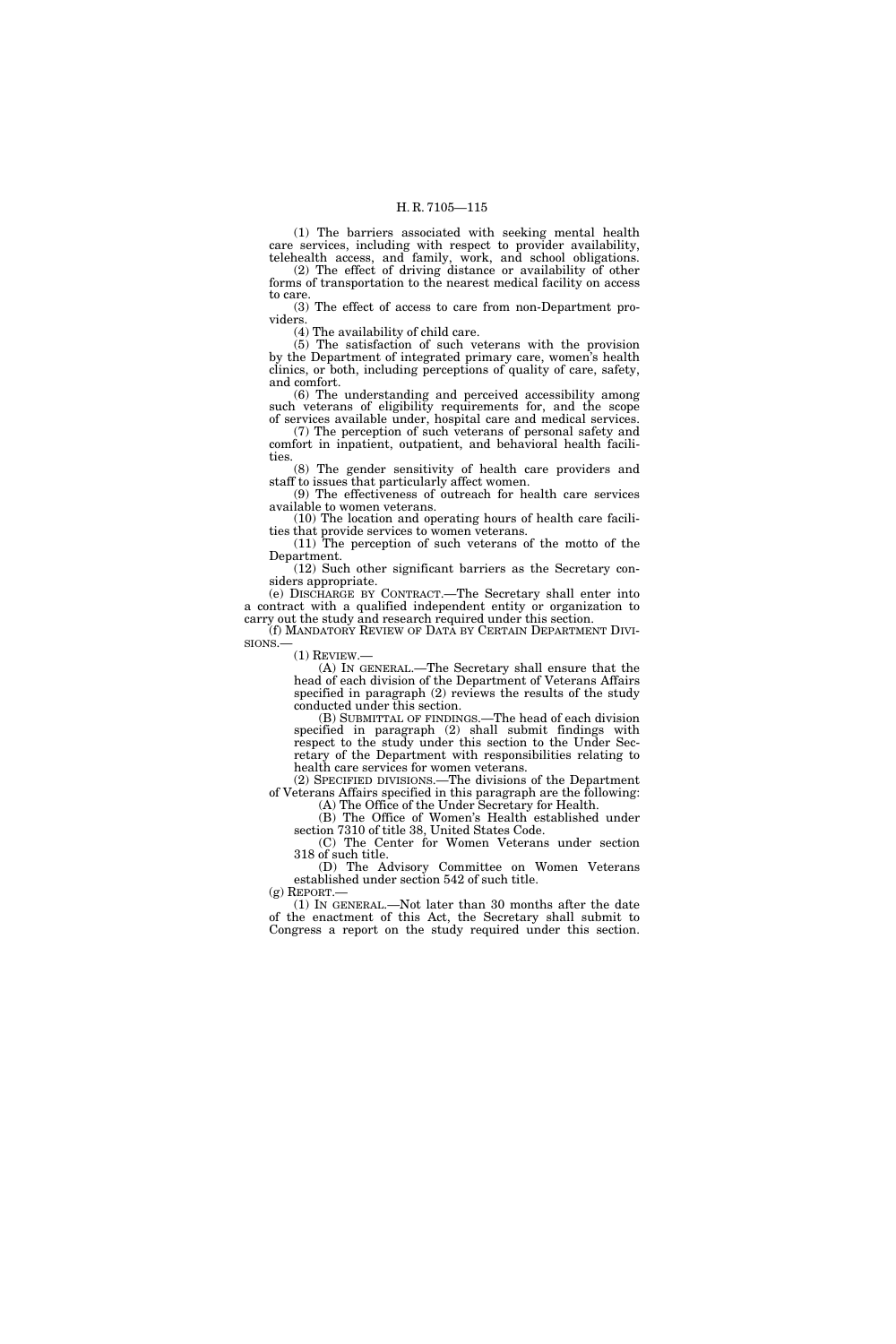(1) The barriers associated with seeking mental health care services, including with respect to provider availability, telehealth access, and family, work, and school obligations.

(2) The effect of driving distance or availability of other forms of transportation to the nearest medical facility on access to care.

(3) The effect of access to care from non-Department providers.

(4) The availability of child care.

(5) The satisfaction of such veterans with the provision by the Department of integrated primary care, women's health clinics, or both, including perceptions of quality of care, safety, and comfort.

(6) The understanding and perceived accessibility among such veterans of eligibility requirements for, and the scope of services available under, hospital care and medical services.

(7) The perception of such veterans of personal safety and comfort in inpatient, outpatient, and behavioral health facilities.

(8) The gender sensitivity of health care providers and staff to issues that particularly affect women.

(9) The effectiveness of outreach for health care services available to women veterans.

(10) The location and operating hours of health care facilities that provide services to women veterans.

(11) The perception of such veterans of the motto of the Department.

(12) Such other significant barriers as the Secretary considers appropriate.

(e) DISCHARGE BY CONTRACT.—The Secretary shall enter into a contract with a qualified independent entity or organization to carry out the study and research required under this section.

(f) MANDATORY REVIEW OF DATA BY CERTAIN DEPARTMENT DIVISIONS.—

(1) REVIEW.—

(A) IN GENERAL.—The Secretary shall ensure that the head of each division of the Department of Veterans Affairs specified in paragraph (2) reviews the results of the study conducted under this section.

(B) SUBMITTAL OF FINDINGS.—The head of each division specified in paragraph (2) shall submit findings with respect to the study under this section to the Under Secretary of the Department with responsibilities relating to health care services for women veterans.

(2) SPECIFIED DIVISIONS.—The divisions of the Department of Veterans Affairs specified in this paragraph are the following:

(A) The Office of the Under Secretary for Health.

(B) The Office of Women's Health established under section 7310 of title 38, United States Code.

(C) The Center for Women Veterans under section 318 of such title.

(D) The Advisory Committee on Women Veterans established under section 542 of such title.

(g) REPORT.—

(1) IN GENERAL.—Not later than 30 months after the date of the enactment of this Act, the Secretary shall submit to Congress a report on the study required under this section.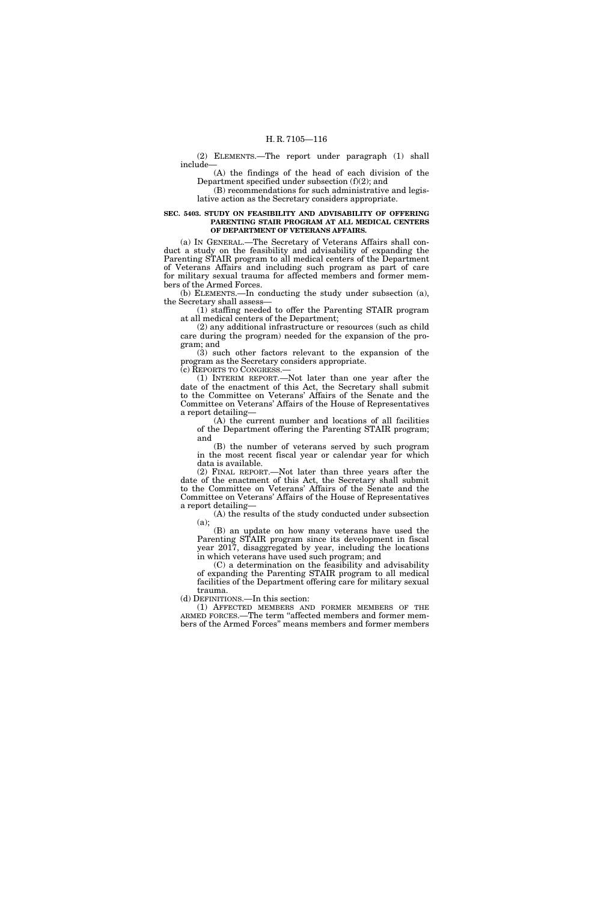(2) ELEMENTS.—The report under paragraph (1) shall include—

(A) the findings of the head of each division of the Department specified under subsection (f)(2); and

(B) recommendations for such administrative and legislative action as the Secretary considers appropriate.

**SEC. 5403. STUDY ON FEASIBILITY AND ADVISABILITY OF OFFERING PARENTING STAIR PROGRAM AT ALL MEDICAL CENTERS OF DEPARTMENT OF VETERANS AFFAIRS.**

(a) IN GENERAL.—The Secretary of Veterans Affairs shall conduct a study on the feasibility and advisability of expanding the Parenting STAIR program to all medical centers of the Department of Veterans Affairs and including such program as part of care for military sexual trauma for affected members and former members of the Armed Forces.

(b) ELEMENTS.—In conducting the study under subsection (a), the Secretary shall assess—

(1) staffing needed to offer the Parenting STAIR program at all medical centers of the Department;

(2) any additional infrastructure or resources (such as child care during the program) needed for the expansion of the program; and

(3) such other factors relevant to the expansion of the program as the Secretary considers appropriate.

(c) REPORTS TO CONGRESS.—

(1) INTERIM REPORT.—Not later than one year after the date of the enactment of this Act, the Secretary shall submit to the Committee on Veterans' Affairs of the Senate and the Committee on Veterans' Affairs of the House of Representatives a report detailing—

(A) the current number and locations of all facilities of the Department offering the Parenting STAIR program; and

(B) the number of veterans served by such program in the most recent fiscal year or calendar year for which data is available.

(2) FINAL REPORT.—Not later than three years after the date of the enactment of this Act, the Secretary shall submit to the Committee on Veterans' Affairs of the Senate and the Committee on Veterans' Affairs of the House of Representatives a report detailing—

(A) the results of the study conducted under subsection (a);

(B) an update on how many veterans have used the Parenting STAIR program since its development in fiscal year 2017, disaggregated by year, including the locations in which veterans have used such program; and

(C) a determination on the feasibility and advisability of expanding the Parenting STAIR program to all medical facilities of the Department offering care for military sexual trauma.

(d) DEFINITIONS.—In this section:

(1) AFFECTED MEMBERS AND FORMER MEMBERS OF THE ARMED FORCES.—The term "affected members and former members of the Armed Forces" means members and former members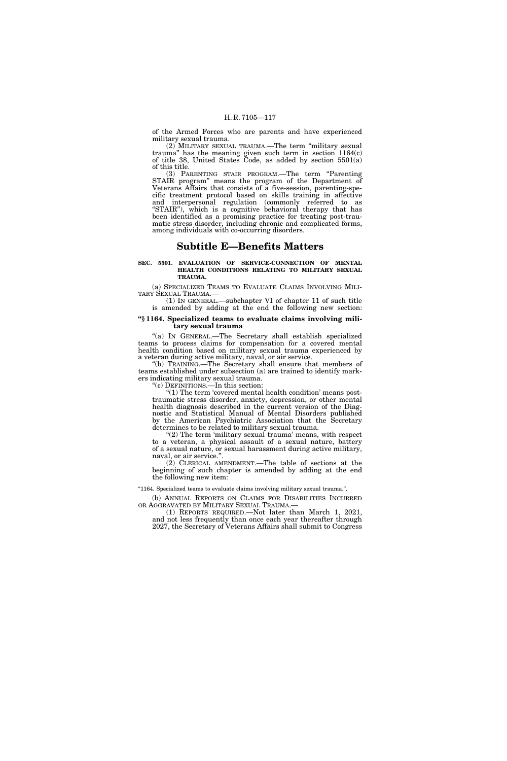of the Armed Forces who are parents and have experienced military sexual trauma.

(2) MILITARY SEXUAL TRAUMA.—The term "military sexual trauma" has the meaning given such term in section 1164(c) of title 38, United States Code, as added by section 5501(a) of this title.

(3) PARENTING STAIR PROGRAM.—The term "Parenting STAIR program" means the program of the Department of Veterans Affairs that consists of a five-session, parenting-specific treatment protocol based on skills training in affective and interpersonal regulation (commonly referred to as "STAIR"), which is a cognitive behavioral therapy that has been identified as a promising practice for treating post-traumatic stress disorder, including chronic and complicated forms, among individuals with co-occurring disorders.

## Subtitle E—Benefits Matters

**SEC. 5501. EVALUATION OF SERVICE-CONNECTION OF MENTAL HEALTH CONDITIONS RELATING TO MILITARY SEXUAL TRAUMA.**

(a) SPECIALIZED TEAMS TO EVALUATE CLAIMS INVOLVING MILITARY SEXUAL TRAUMA.—

(1) IN GENERAL.—subchapter VI of chapter 11 of such title is amended by adding at the end the following new section:

**"§ 1164. Specialized teams to evaluate claims involving military sexual trauma**

"(a) IN GENERAL.—The Secretary shall establish specialized teams to process claims for compensation for a covered mental health condition based on military sexual trauma experienced by a veteran during active military, naval, or air service.

"(b) TRAINING.—The Secretary shall ensure that members of teams established under subsection (a) are trained to identify markers indicating military sexual trauma.

"(c) DEFINITIONS.—In this section:

"(1) The term 'covered mental health condition' means post-traumatic stress disorder, anxiety, depression, or other mental health diagnosis described in the current version of the Diagnostic and Statistical Manual of Mental Disorders published by the American Psychiatric Association that the Secretary determines to be related to military sexual trauma.

"(2) The term 'military sexual trauma' means, with respect to a veteran, a physical assault of a sexual nature, battery of a sexual nature, or sexual harassment during active military, naval, or air service.".

(2) CLERICAL AMENDMENT.—The table of sections at the beginning of such chapter is amended by adding at the end the following new item:

"1164. Specialized teams to evaluate claims involving military sexual trauma.".

(b) ANNUAL REPORTS ON CLAIMS FOR DISABILITIES INCURRED OR AGGRAVATED BY MILITARY SEXUAL TRAUMA.—

(1) REPORTS REQUIRED.—Not later than March 1, 2021, and not less frequently than once each year thereafter through 2027, the Secretary of Veterans Affairs shall submit to Congress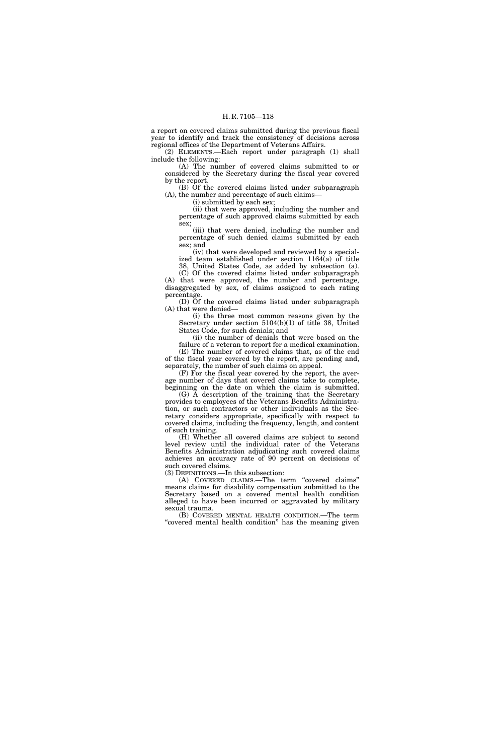a report on covered claims submitted during the previous fiscal year to identify and track the consistency of decisions across regional offices of the Department of Veterans Affairs.

(2) ELEMENTS.—Each report under paragraph (1) shall include the following:

(A) The number of covered claims submitted to or considered by the Secretary during the fiscal year covered by the report.

(B) Of the covered claims listed under subparagraph (A), the number and percentage of such claims—

(i) submitted by each sex;

(ii) that were approved, including the number and percentage of such approved claims submitted by each sex;

(iii) that were denied, including the number and percentage of such denied claims submitted by each sex; and

(iv) that were developed and reviewed by a specialized team established under section 1164(a) of title 38, United States Code, as added by subsection (a).

(C) Of the covered claims listed under subparagraph (A) that were approved, the number and percentage, disaggregated by sex, of claims assigned to each rating percentage.

(D) Of the covered claims listed under subparagraph (A) that were denied—

(i) the three most common reasons given by the Secretary under section 5104(b)(1) of title 38, United States Code, for such denials; and

(ii) the number of denials that were based on the failure of a veteran to report for a medical examination.

(E) The number of covered claims that, as of the end of the fiscal year covered by the report, are pending and, separately, the number of such claims on appeal.

(F) For the fiscal year covered by the report, the average number of days that covered claims take to complete, beginning on the date on which the claim is submitted.

(G) A description of the training that the Secretary provides to employees of the Veterans Benefits Administration, or such contractors or other individuals as the Secretary considers appropriate, specifically with respect to covered claims, including the frequency, length, and content of such training.

(H) Whether all covered claims are subject to second level review until the individual rater of the Veterans Benefits Administration adjudicating such covered claims achieves an accuracy rate of 90 percent on decisions of such covered claims.

(3) DEFINITIONS.—In this subsection:

(A) COVERED CLAIMS.—The term "covered claims" means claims for disability compensation submitted to the Secretary based on a covered mental health condition alleged to have been incurred or aggravated by military sexual trauma.

(B) COVERED MENTAL HEALTH CONDITION.—The term "covered mental health condition" has the meaning given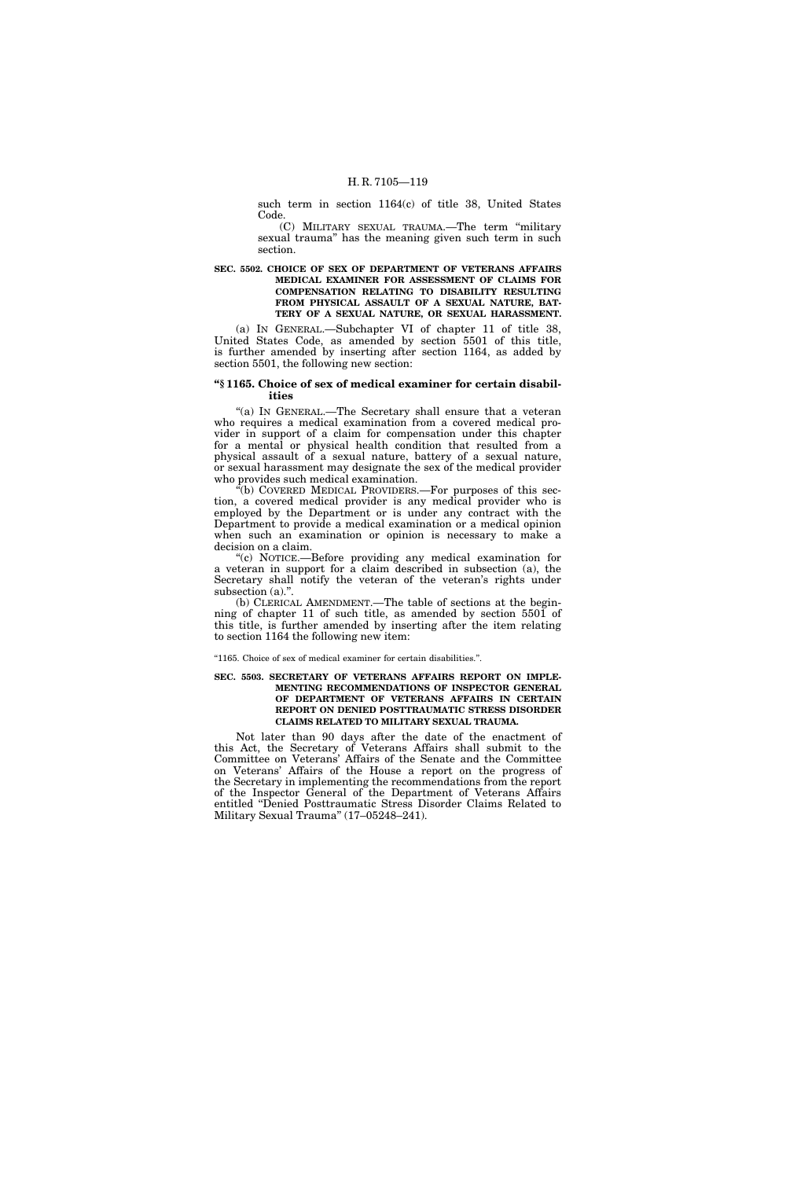such term in section 1164(c) of title 38, United States Code.

(C) MILITARY SEXUAL TRAUMA.—The term "military sexual trauma" has the meaning given such term in such section.

**SEC. 5502. CHOICE OF SEX OF DEPARTMENT OF VETERANS AFFAIRS MEDICAL EXAMINER FOR ASSESSMENT OF CLAIMS FOR COMPENSATION RELATING TO DISABILITY RESULTING FROM PHYSICAL ASSAULT OF A SEXUAL NATURE, BATTERY OF A SEXUAL NATURE, OR SEXUAL HARASSMENT.**

(a) IN GENERAL.—Subchapter VI of chapter 11 of title 38, United States Code, as amended by section 5501 of this title, is further amended by inserting after section 1164, as added by section 5501, the following new section:

**"§ 1165. Choice of sex of medical examiner for certain disabilities**

"(a) IN GENERAL.—The Secretary shall ensure that a veteran who requires a medical examination from a covered medical provider in support of a claim for compensation under this chapter for a mental or physical health condition that resulted from a physical assault of a sexual nature, battery of a sexual nature, or sexual harassment may designate the sex of the medical provider who provides such medical examination.

"(b) COVERED MEDICAL PROVIDERS.—For purposes of this section, a covered medical provider is any medical provider who is employed by the Department or is under any contract with the Department to provide a medical examination or a medical opinion when such an examination or opinion is necessary to make a decision on a claim.

"(c) NOTICE.—Before providing any medical examination for a veteran in support for a claim described in subsection (a), the Secretary shall notify the veteran of the veteran's rights under subsection (a).".

(b) CLERICAL AMENDMENT.—The table of sections at the beginning of chapter 11 of such title, as amended by section 5501 of this title, is further amended by inserting after the item relating to section 1164 the following new item:

"1165. Choice of sex of medical examiner for certain disabilities.".

**SEC. 5503. SECRETARY OF VETERANS AFFAIRS REPORT ON IMPLEMENTING RECOMMENDATIONS OF INSPECTOR GENERAL OF DEPARTMENT OF VETERANS AFFAIRS IN CERTAIN REPORT ON DENIED POSTTRAUMATIC STRESS DISORDER CLAIMS RELATED TO MILITARY SEXUAL TRAUMA.**

Not later than 90 days after the date of the enactment of this Act, the Secretary of Veterans Affairs shall submit to the Committee on Veterans' Affairs of the Senate and the Committee on Veterans' Affairs of the House a report on the progress of the Secretary in implementing the recommendations from the report of the Inspector General of the Department of Veterans Affairs entitled "Denied Posttraumatic Stress Disorder Claims Related to Military Sexual Trauma" (17–05248–241).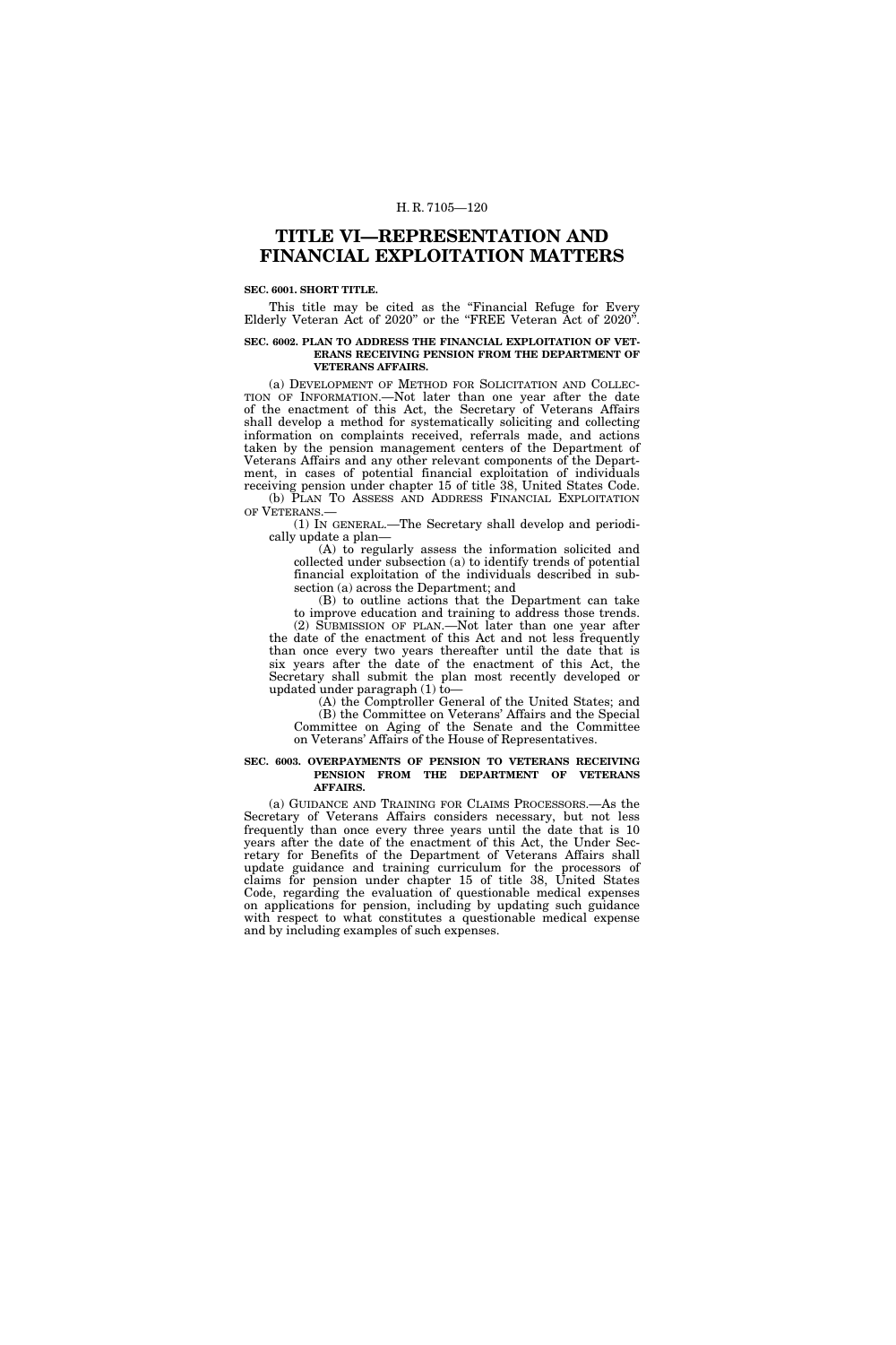# TITLE VI—REPRESENTATION AND FINANCIAL EXPLOITATION MATTERS

**SEC. 6001. SHORT TITLE.**

This title may be cited as the "Financial Refuge for Every Elderly Veteran Act of 2020" or the "FREE Veteran Act of 2020".

**SEC. 6002. PLAN TO ADDRESS THE FINANCIAL EXPLOITATION OF VETERANS RECEIVING PENSION FROM THE DEPARTMENT OF VETERANS AFFAIRS.**

(a) DEVELOPMENT OF METHOD FOR SOLICITATION AND COLLECTION OF INFORMATION.—Not later than one year after the date of the enactment of this Act, the Secretary of Veterans Affairs shall develop a method for systematically soliciting and collecting information on complaints received, referrals made, and actions taken by the pension management centers of the Department of Veterans Affairs and any other relevant components of the Department, in cases of potential financial exploitation of individuals receiving pension under chapter 15 of title 38, United States Code.

(b) PLAN TO ASSESS AND ADDRESS FINANCIAL EXPLOITATION OF VETERANS.—

(1) IN GENERAL.—The Secretary shall develop and periodically update a plan—

(A) to regularly assess the information solicited and collected under subsection (a) to identify trends of potential financial exploitation of the individuals described in subsection (a) across the Department; and

(B) to outline actions that the Department can take to improve education and training to address those trends.

(2) SUBMISSION OF PLAN.—Not later than one year after the date of the enactment of this Act and not less frequently than once every two years thereafter until the date that is six years after the date of the enactment of this Act, the Secretary shall submit the plan most recently developed or updated under paragraph (1) to—

(A) the Comptroller General of the United States; and

(B) the Committee on Veterans' Affairs and the Special Committee on Aging of the Senate and the Committee on Veterans' Affairs of the House of Representatives.

**SEC. 6003. OVERPAYMENTS OF PENSION TO VETERANS RECEIVING PENSION FROM THE DEPARTMENT OF VETERANS AFFAIRS.**

(a) GUIDANCE AND TRAINING FOR CLAIMS PROCESSORS.—As the Secretary of Veterans Affairs considers necessary, but not less frequently than once every three years until the date that is 10 years after the date of the enactment of this Act, the Under Secretary for Benefits of the Department of Veterans Affairs shall update guidance and training curriculum for the processors of claims for pension under chapter 15 of title 38, United States Code, regarding the evaluation of questionable medical expenses on applications for pension, including by updating such guidance with respect to what constitutes a questionable medical expense and by including examples of such expenses.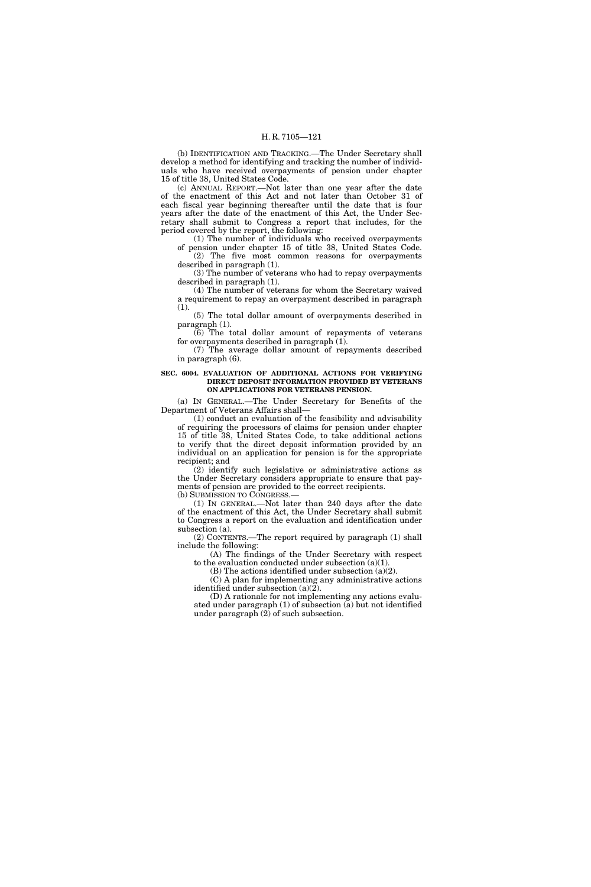(b) IDENTIFICATION AND TRACKING.—The Under Secretary shall develop a method for identifying and tracking the number of individuals who have received overpayments of pension under chapter 15 of title 38, United States Code.

(c) ANNUAL REPORT.—Not later than one year after the date of the enactment of this Act and not later than October 31 of each fiscal year beginning thereafter until the date that is four years after the date of the enactment of this Act, the Under Secretary shall submit to Congress a report that includes, for the period covered by the report, the following:

(1) The number of individuals who received overpayments of pension under chapter 15 of title 38, United States Code.

(2) The five most common reasons for overpayments described in paragraph (1).

(3) The number of veterans who had to repay overpayments described in paragraph (1).

(4) The number of veterans for whom the Secretary waived a requirement to repay an overpayment described in paragraph (1).

(5) The total dollar amount of overpayments described in paragraph (1).

(6) The total dollar amount of repayments of veterans for overpayments described in paragraph (1).

(7) The average dollar amount of repayments described in paragraph (6).

**SEC. 6004. EVALUATION OF ADDITIONAL ACTIONS FOR VERIFYING DIRECT DEPOSIT INFORMATION PROVIDED BY VETERANS ON APPLICATIONS FOR VETERANS PENSION.**

(a) IN GENERAL.—The Under Secretary for Benefits of the Department of Veterans Affairs shall—

(1) conduct an evaluation of the feasibility and advisability of requiring the processors of claims for pension under chapter 15 of title 38, United States Code, to take additional actions to verify that the direct deposit information provided by an individual on an application for pension is for the appropriate recipient; and

(2) identify such legislative or administrative actions as the Under Secretary considers appropriate to ensure that payments of pension are provided to the correct recipients.

(b) SUBMISSION TO CONGRESS.—

(1) IN GENERAL.—Not later than 240 days after the date of the enactment of this Act, the Under Secretary shall submit to Congress a report on the evaluation and identification under subsection (a).

(2) CONTENTS.—The report required by paragraph (1) shall include the following:

(A) The findings of the Under Secretary with respect to the evaluation conducted under subsection (a)(1).

(B) The actions identified under subsection (a)(2).

(C) A plan for implementing any administrative actions identified under subsection (a)(2).

(D) A rationale for not implementing any actions evaluated under paragraph (1) of subsection (a) but not identified under paragraph (2) of such subsection.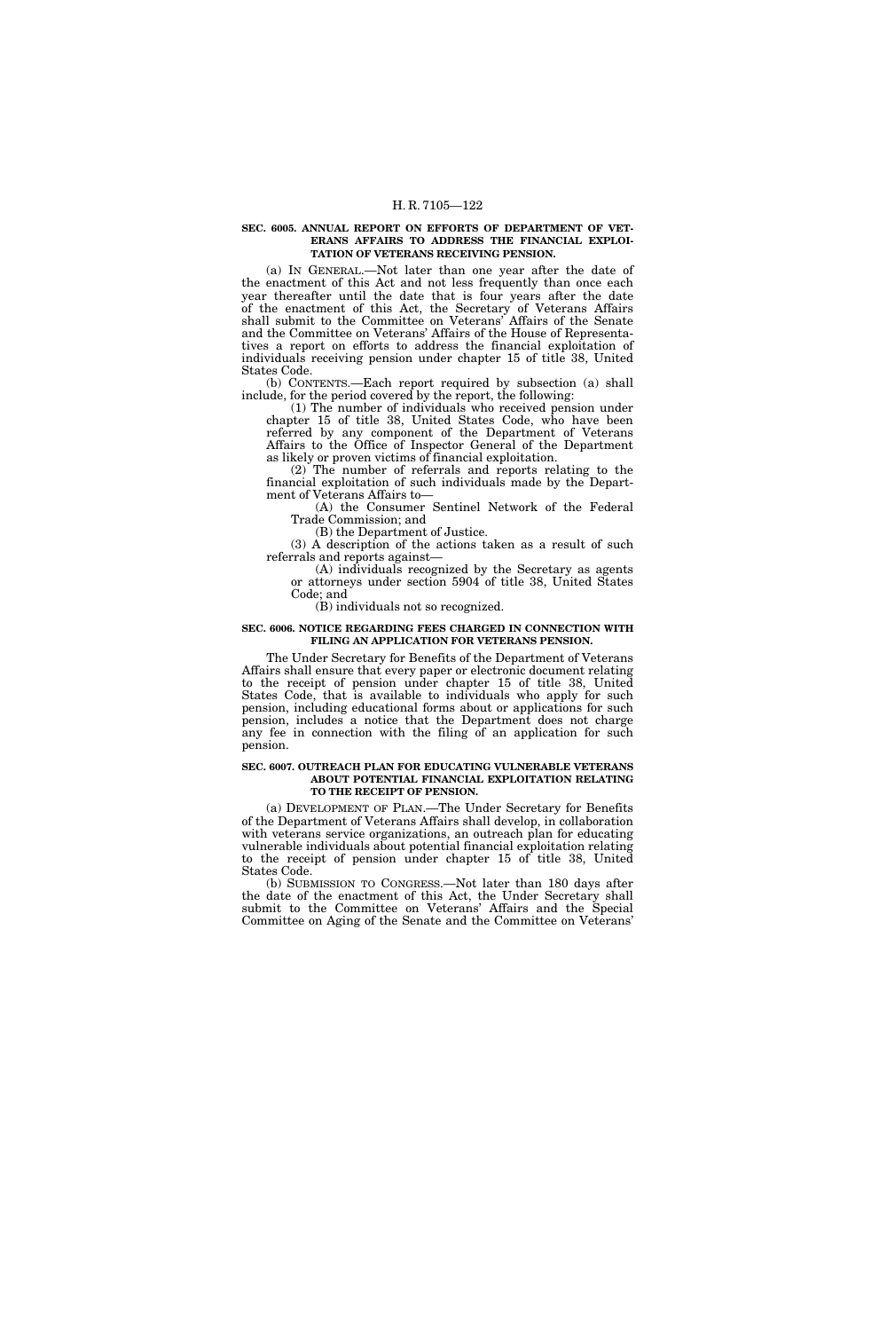**SEC. 6005. ANNUAL REPORT ON EFFORTS OF DEPARTMENT OF VETERANS AFFAIRS TO ADDRESS THE FINANCIAL EXPLOITATION OF VETERANS RECEIVING PENSION.**

(a) IN GENERAL.—Not later than one year after the date of the enactment of this Act and not less frequently than once each year thereafter until the date that is four years after the date of the enactment of this Act, the Secretary of Veterans Affairs shall submit to the Committee on Veterans' Affairs of the Senate and the Committee on Veterans' Affairs of the House of Representatives a report on efforts to address the financial exploitation of individuals receiving pension under chapter 15 of title 38, United States Code.

(b) CONTENTS.—Each report required by subsection (a) shall include, for the period covered by the report, the following:

(1) The number of individuals who received pension under chapter 15 of title 38, United States Code, who have been referred by any component of the Department of Veterans Affairs to the Office of Inspector General of the Department as likely or proven victims of financial exploitation.

(2) The number of referrals and reports relating to the financial exploitation of such individuals made by the Department of Veterans Affairs to—

(A) the Consumer Sentinel Network of the Federal Trade Commission; and

(B) the Department of Justice.

(3) A description of the actions taken as a result of such referrals and reports against—

(A) individuals recognized by the Secretary as agents or attorneys under section 5904 of title 38, United States Code; and

(B) individuals not so recognized.

**SEC. 6006. NOTICE REGARDING FEES CHARGED IN CONNECTION WITH FILING AN APPLICATION FOR VETERANS PENSION.**

The Under Secretary for Benefits of the Department of Veterans Affairs shall ensure that every paper or electronic document relating to the receipt of pension under chapter 15 of title 38, United States Code, that is available to individuals who apply for such pension, including educational forms about or applications for such pension, includes a notice that the Department does not charge any fee in connection with the filing of an application for such pension.

**SEC. 6007. OUTREACH PLAN FOR EDUCATING VULNERABLE VETERANS ABOUT POTENTIAL FINANCIAL EXPLOITATION RELATING TO THE RECEIPT OF PENSION.**

(a) DEVELOPMENT OF PLAN.—The Under Secretary for Benefits of the Department of Veterans Affairs shall develop, in collaboration with veterans service organizations, an outreach plan for educating vulnerable individuals about potential financial exploitation relating to the receipt of pension under chapter 15 of title 38, United States Code.

(b) SUBMISSION TO CONGRESS.—Not later than 180 days after the date of the enactment of this Act, the Under Secretary shall submit to the Committee on Veterans' Affairs and the Special Committee on Aging of the Senate and the Committee on Veterans'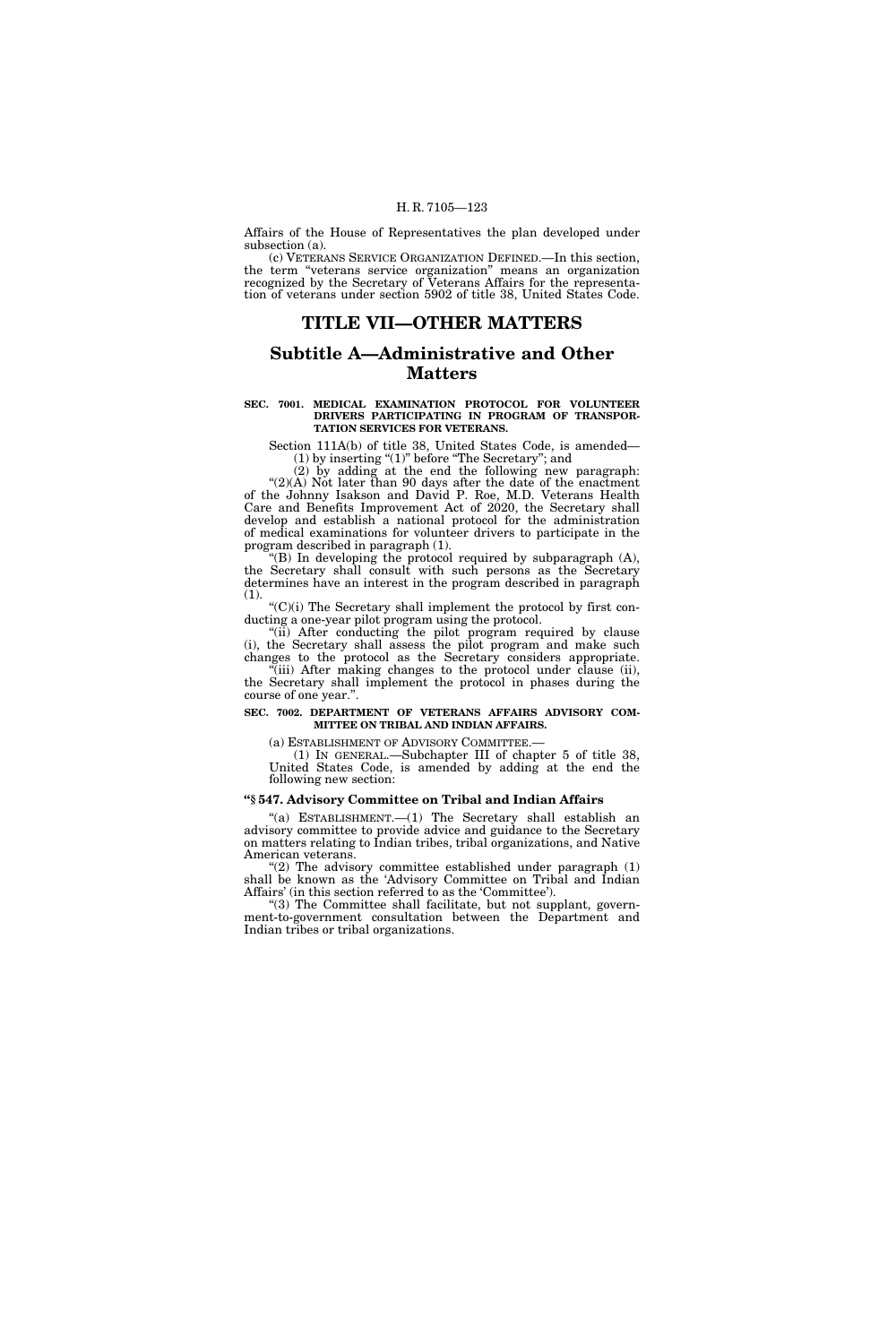Affairs of the House of Representatives the plan developed under subsection (a).

(c) VETERANS SERVICE ORGANIZATION DEFINED.—In this section, the term "veterans service organization" means an organization recognized by the Secretary of Veterans Affairs for the representation of veterans under section 5902 of title 38, United States Code.

# TITLE VII—OTHER MATTERS

## Subtitle A—Administrative and Other Matters

**SEC. 7001. MEDICAL EXAMINATION PROTOCOL FOR VOLUNTEER DRIVERS PARTICIPATING IN PROGRAM OF TRANSPORTATION SERVICES FOR VETERANS.**

Section 111A(b) of title 38, United States Code, is amended—

(1) by inserting "(1)" before "The Secretary"; and

(2) by adding at the end the following new paragraph:

"(2)(A) Not later than 90 days after the date of the enactment of the Johnny Isakson and David P. Roe, M.D. Veterans Health Care and Benefits Improvement Act of 2020, the Secretary shall develop and establish a national protocol for the administration of medical examinations for volunteer drivers to participate in the program described in paragraph (1).

"(B) In developing the protocol required by subparagraph (A), the Secretary shall consult with such persons as the Secretary determines have an interest in the program described in paragraph (1).

"(C)(i) The Secretary shall implement the protocol by first conducting a one-year pilot program using the protocol.

"(ii) After conducting the pilot program required by clause (i), the Secretary shall assess the pilot program and make such changes to the protocol as the Secretary considers appropriate.

"(iii) After making changes to the protocol under clause (ii), the Secretary shall implement the protocol in phases during the course of one year.".

**SEC. 7002. DEPARTMENT OF VETERANS AFFAIRS ADVISORY COMMITTEE ON TRIBAL AND INDIAN AFFAIRS.**

(a) ESTABLISHMENT OF ADVISORY COMMITTEE.—

(1) IN GENERAL.—Subchapter III of chapter 5 of title 38, United States Code, is amended by adding at the end the following new section:

**"§ 547. Advisory Committee on Tribal and Indian Affairs**

"(a) ESTABLISHMENT.—(1) The Secretary shall establish an advisory committee to provide advice and guidance to the Secretary on matters relating to Indian tribes, tribal organizations, and Native American veterans.

"(2) The advisory committee established under paragraph (1) shall be known as the 'Advisory Committee on Tribal and Indian Affairs' (in this section referred to as the 'Committee').

"(3) The Committee shall facilitate, but not supplant, government-to-government consultation between the Department and Indian tribes or tribal organizations.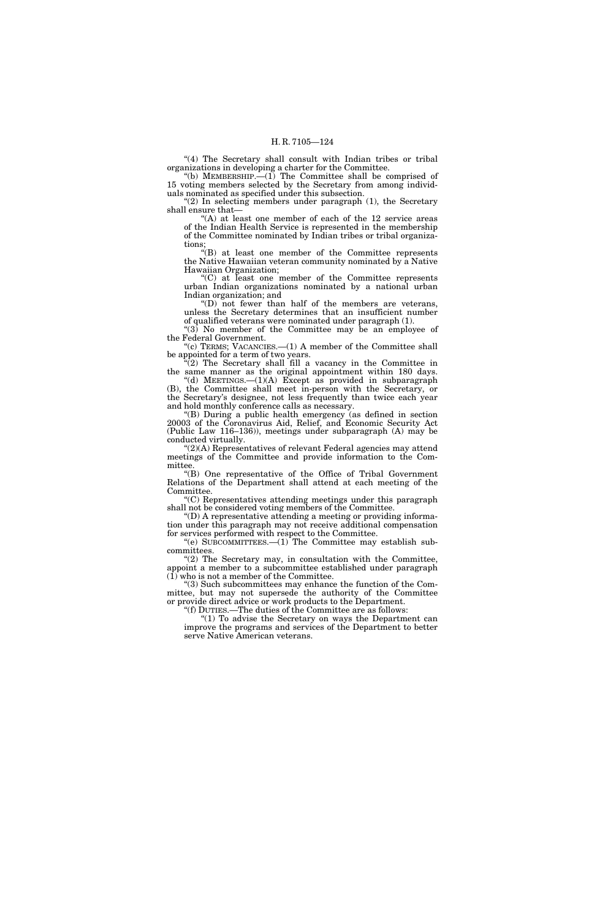"(4) The Secretary shall consult with Indian tribes or tribal organizations in developing a charter for the Committee.

"(b) MEMBERSHIP.—(1) The Committee shall be comprised of 15 voting members selected by the Secretary from among individuals nominated as specified under this subsection.

"(2) In selecting members under paragraph (1), the Secretary shall ensure that—

"(A) at least one member of each of the 12 service areas of the Indian Health Service is represented in the membership of the Committee nominated by Indian tribes or tribal organizations;

"(B) at least one member of the Committee represents the Native Hawaiian veteran community nominated by a Native Hawaiian Organization;

"(C) at least one member of the Committee represents urban Indian organizations nominated by a national urban Indian organization; and

"(D) not fewer than half of the members are veterans, unless the Secretary determines that an insufficient number of qualified veterans were nominated under paragraph (1).

"(3) No member of the Committee may be an employee of the Federal Government.

"(c) TERMS; VACANCIES.—(1) A member of the Committee shall be appointed for a term of two years.

"(2) The Secretary shall fill a vacancy in the Committee in the same manner as the original appointment within 180 days.

"(d) MEETINGS.—(1)(A) Except as provided in subparagraph (B), the Committee shall meet in-person with the Secretary, or the Secretary's designee, not less frequently than twice each year and hold monthly conference calls as necessary.

"(B) During a public health emergency (as defined in section 20003 of the Coronavirus Aid, Relief, and Economic Security Act (Public Law 116–136)), meetings under subparagraph (A) may be conducted virtually.

"(2)(A) Representatives of relevant Federal agencies may attend meetings of the Committee and provide information to the Committee.

"(B) One representative of the Office of Tribal Government Relations of the Department shall attend at each meeting of the Committee.

"(C) Representatives attending meetings under this paragraph shall not be considered voting members of the Committee.

"(D) A representative attending a meeting or providing information under this paragraph may not receive additional compensation for services performed with respect to the Committee.

"(e) SUBCOMMITTEES.—(1) The Committee may establish subcommittees.

"(2) The Secretary may, in consultation with the Committee, appoint a member to a subcommittee established under paragraph (1) who is not a member of the Committee.

"(3) Such subcommittees may enhance the function of the Committee, but may not supersede the authority of the Committee or provide direct advice or work products to the Department.

"(f) DUTIES.—The duties of the Committee are as follows:

"(1) To advise the Secretary on ways the Department can improve the programs and services of the Department to better serve Native American veterans.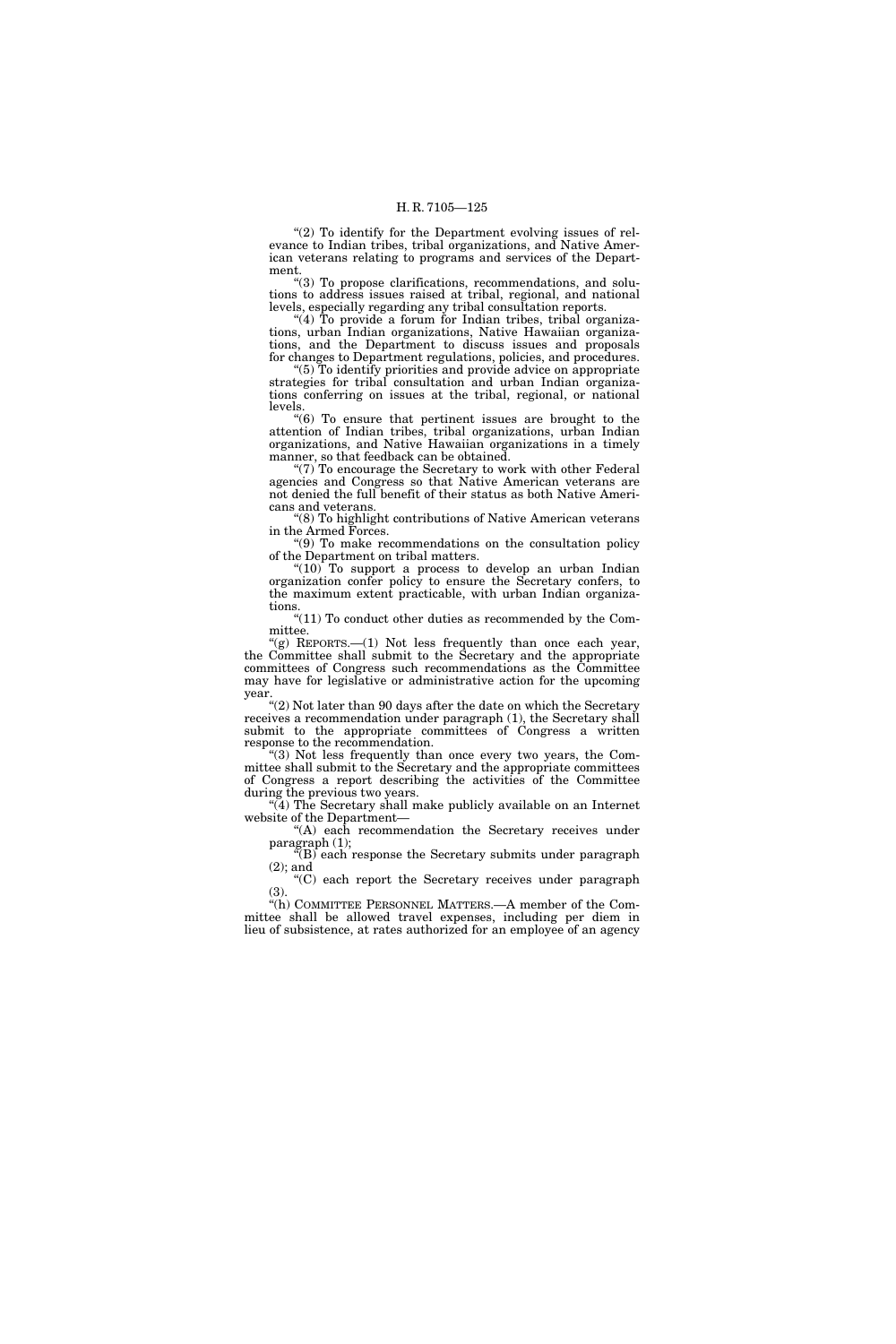"(2) To identify for the Department evolving issues of relevance to Indian tribes, tribal organizations, and Native American veterans relating to programs and services of the Department.

"(3) To propose clarifications, recommendations, and solutions to address issues raised at tribal, regional, and national levels, especially regarding any tribal consultation reports.

"(4) To provide a forum for Indian tribes, tribal organizations, urban Indian organizations, Native Hawaiian organizations, and the Department to discuss issues and proposals for changes to Department regulations, policies, and procedures.

"(5) To identify priorities and provide advice on appropriate strategies for tribal consultation and urban Indian organizations conferring on issues at the tribal, regional, or national levels.

"(6) To ensure that pertinent issues are brought to the attention of Indian tribes, tribal organizations, urban Indian organizations, and Native Hawaiian organizations in a timely manner, so that feedback can be obtained.

"(7) To encourage the Secretary to work with other Federal agencies and Congress so that Native American veterans are not denied the full benefit of their status as both Native Americans and veterans.

"(8) To highlight contributions of Native American veterans in the Armed Forces.

"(9) To make recommendations on the consultation policy of the Department on tribal matters.

"(10) To support a process to develop an urban Indian organization confer policy to ensure the Secretary confers, to the maximum extent practicable, with urban Indian organizations.

"(11) To conduct other duties as recommended by the Committee.

"(g) REPORTS.—(1) Not less frequently than once each year, the Committee shall submit to the Secretary and the appropriate committees of Congress such recommendations as the Committee may have for legislative or administrative action for the upcoming year.

"(2) Not later than 90 days after the date on which the Secretary receives a recommendation under paragraph (1), the Secretary shall submit to the appropriate committees of Congress a written response to the recommendation.

"(3) Not less frequently than once every two years, the Committee shall submit to the Secretary and the appropriate committees of Congress a report describing the activities of the Committee during the previous two years.

"(4) The Secretary shall make publicly available on an Internet website of the Department—

"(A) each recommendation the Secretary receives under paragraph (1);

"(B) each response the Secretary submits under paragraph (2); and

"(C) each report the Secretary receives under paragraph (3).

"(h) COMMITTEE PERSONNEL MATTERS.—A member of the Committee shall be allowed travel expenses, including per diem in lieu of subsistence, at rates authorized for an employee of an agency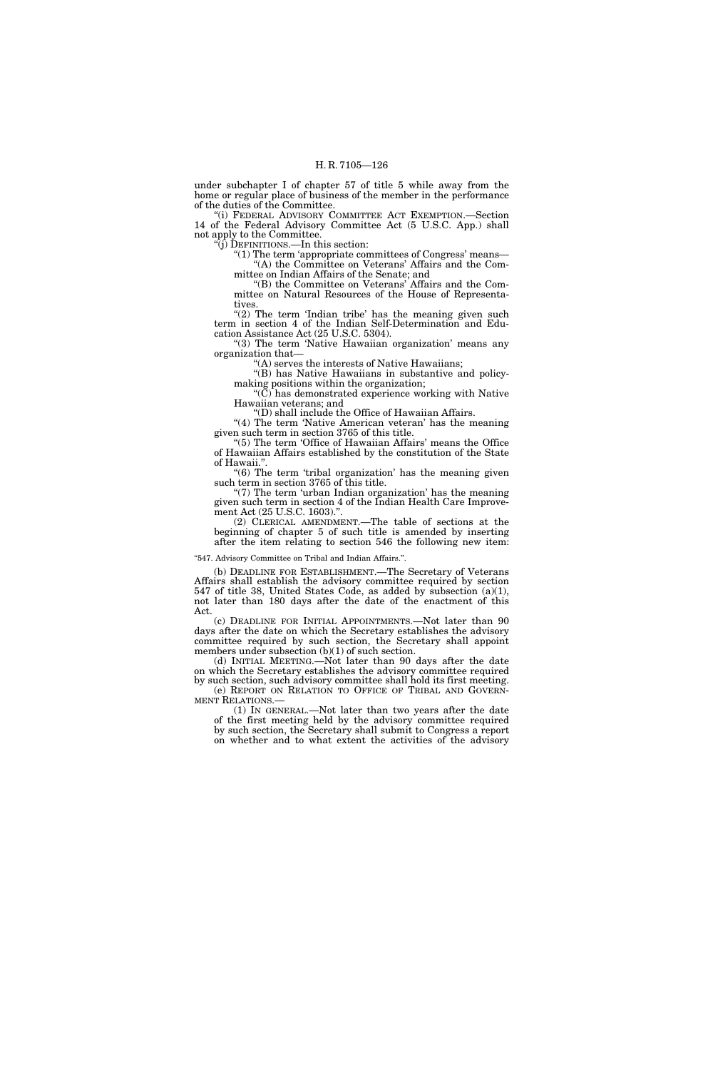under subchapter I of chapter 57 of title 5 while away from the home or regular place of business of the member in the performance of the duties of the Committee.

"(i) FEDERAL ADVISORY COMMITTEE ACT EXEMPTION.—Section 14 of the Federal Advisory Committee Act (5 U.S.C. App.) shall not apply to the Committee.

"(j) DEFINITIONS.—In this section:

"(1) The term 'appropriate committees of Congress' means—

"(A) the Committee on Veterans' Affairs and the Committee on Indian Affairs of the Senate; and

"(B) the Committee on Veterans' Affairs and the Committee on Natural Resources of the House of Representatives.

"(2) The term 'Indian tribe' has the meaning given such term in section 4 of the Indian Self-Determination and Education Assistance Act (25 U.S.C. 5304).

"(3) The term 'Native Hawaiian organization' means any organization that—

"(A) serves the interests of Native Hawaiians;

"(B) has Native Hawaiians in substantive and policymaking positions within the organization;

"(C) has demonstrated experience working with Native Hawaiian veterans; and

"(D) shall include the Office of Hawaiian Affairs.

"(4) The term 'Native American veteran' has the meaning given such term in section 3765 of this title.

"(5) The term 'Office of Hawaiian Affairs' means the Office of Hawaiian Affairs established by the constitution of the State of Hawaii.".

"(6) The term 'tribal organization' has the meaning given such term in section 3765 of this title.

"(7) The term 'urban Indian organization' has the meaning given such term in section 4 of the Indian Health Care Improvement Act (25 U.S.C. 1603).".

(2) CLERICAL AMENDMENT.—The table of sections at the beginning of chapter 5 of such title is amended by inserting after the item relating to section 546 the following new item:

"547. Advisory Committee on Tribal and Indian Affairs.".

(b) DEADLINE FOR ESTABLISHMENT.—The Secretary of Veterans Affairs shall establish the advisory committee required by section 547 of title 38, United States Code, as added by subsection (a)(1), not later than 180 days after the date of the enactment of this Act.

(c) DEADLINE FOR INITIAL APPOINTMENTS.—Not later than 90 days after the date on which the Secretary establishes the advisory committee required by such section, the Secretary shall appoint members under subsection (b)(1) of such section.

(d) INITIAL MEETING.—Not later than 90 days after the date on which the Secretary establishes the advisory committee required by such section, such advisory committee shall hold its first meeting.

(e) REPORT ON RELATION TO OFFICE OF TRIBAL AND GOVERNMENT RELATIONS.—

(1) IN GENERAL.—Not later than two years after the date of the first meeting held by the advisory committee required by such section, the Secretary shall submit to Congress a report on whether and to what extent the activities of the advisory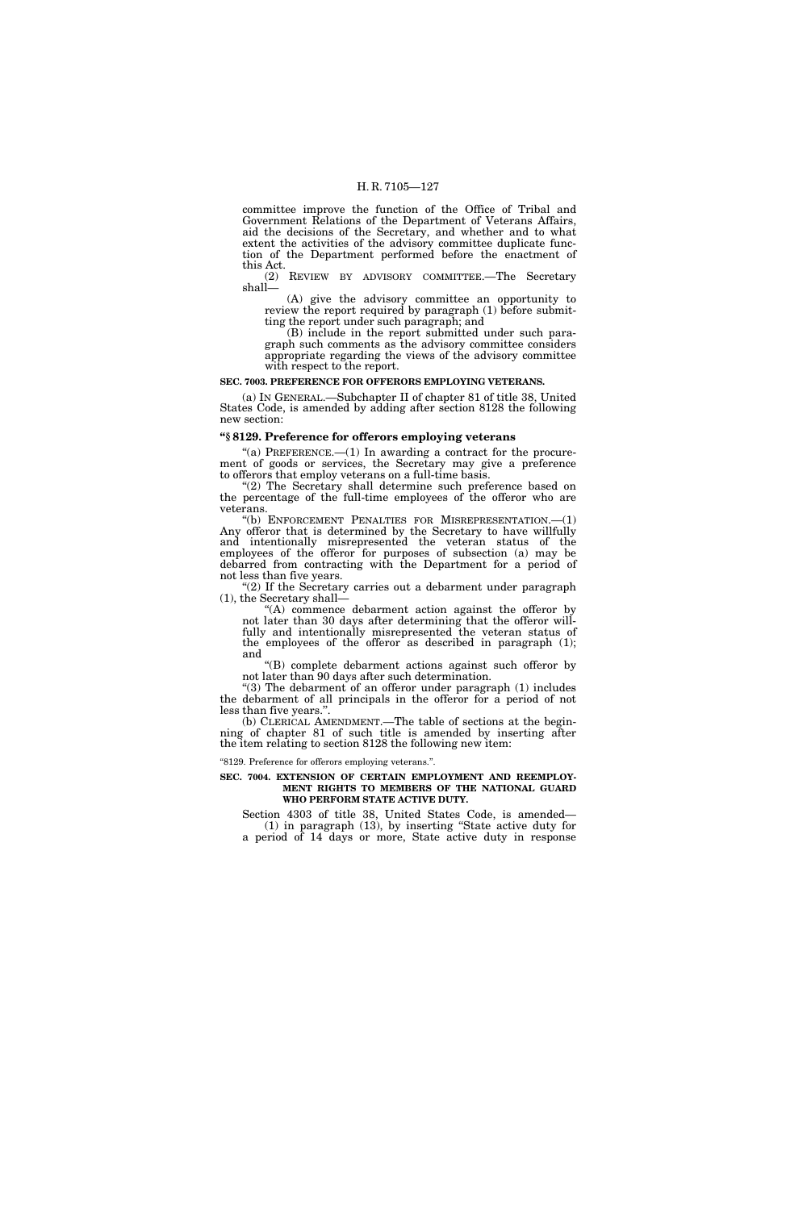committee improve the function of the Office of Tribal and Government Relations of the Department of Veterans Affairs, aid the decisions of the Secretary, and whether and to what extent the activities of the advisory committee duplicate function of the Department performed before the enactment of this Act.

(2) REVIEW BY ADVISORY COMMITTEE.—The Secretary shall—

(A) give the advisory committee an opportunity to review the report required by paragraph (1) before submitting the report under such paragraph; and

(B) include in the report submitted under such paragraph such comments as the advisory committee considers appropriate regarding the views of the advisory committee with respect to the report.

**SEC. 7003. PREFERENCE FOR OFFERORS EMPLOYING VETERANS.**

(a) IN GENERAL.—Subchapter II of chapter 81 of title 38, United States Code, is amended by adding after section 8128 the following new section:

**"§ 8129. Preference for offerors employing veterans**

"(a) PREFERENCE.—(1) In awarding a contract for the procurement of goods or services, the Secretary may give a preference to offerors that employ veterans on a full-time basis.

"(2) The Secretary shall determine such preference based on the percentage of the full-time employees of the offeror who are veterans.

"(b) ENFORCEMENT PENALTIES FOR MISREPRESENTATION.—(1) Any offeror that is determined by the Secretary to have willfully and intentionally misrepresented the veteran status of the employees of the offeror for purposes of subsection (a) may be debarred from contracting with the Department for a period of not less than five years.

"(2) If the Secretary carries out a debarment under paragraph (1), the Secretary shall—

"(A) commence debarment action against the offeror by not later than 30 days after determining that the offeror willfully and intentionally misrepresented the veteran status of the employees of the offeror as described in paragraph (1); and

"(B) complete debarment actions against such offeror by not later than 90 days after such determination.

"(3) The debarment of an offeror under paragraph (1) includes the debarment of all principals in the offeror for a period of not less than five years.".

(b) CLERICAL AMENDMENT.—The table of sections at the beginning of chapter 81 of such title is amended by inserting after the item relating to section 8128 the following new item:

"8129. Preference for offerors employing veterans.".

**SEC. 7004. EXTENSION OF CERTAIN EMPLOYMENT AND REEMPLOYMENT RIGHTS TO MEMBERS OF THE NATIONAL GUARD WHO PERFORM STATE ACTIVE DUTY.**

Section 4303 of title 38, United States Code, is amended—

(1) in paragraph (13), by inserting "State active duty for a period of 14 days or more, State active duty in response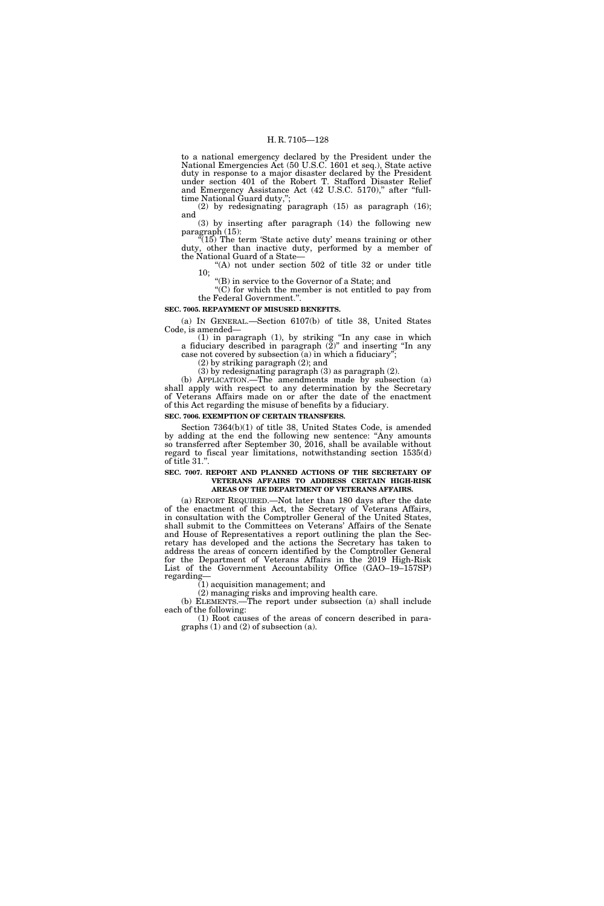to a national emergency declared by the President under the National Emergencies Act (50 U.S.C. 1601 et seq.), State active duty in response to a major disaster declared by the President under section 401 of the Robert T. Stafford Disaster Relief and Emergency Assistance Act (42 U.S.C. 5170)," after "full-time National Guard duty,";

(2) by redesignating paragraph (15) as paragraph (16); and

(3) by inserting after paragraph (14) the following new paragraph (15):

"(15) The term 'State active duty' means training or other duty, other than inactive duty, performed by a member of the National Guard of a State—

"(A) not under section 502 of title 32 or under title 10;

"(B) in service to the Governor of a State; and

"(C) for which the member is not entitled to pay from the Federal Government.".

**SEC. 7005. REPAYMENT OF MISUSED BENEFITS.**

(a) IN GENERAL.—Section 6107(b) of title 38, United States Code, is amended—

(1) in paragraph (1), by striking "In any case in which a fiduciary described in paragraph (2)" and inserting "In any case not covered by subsection (a) in which a fiduciary";

(2) by striking paragraph (2); and

(3) by redesignating paragraph (3) as paragraph (2).

(b) APPLICATION.—The amendments made by subsection (a) shall apply with respect to any determination by the Secretary of Veterans Affairs made on or after the date of the enactment of this Act regarding the misuse of benefits by a fiduciary.

**SEC. 7006. EXEMPTION OF CERTAIN TRANSFERS.**

Section 7364(b)(1) of title 38, United States Code, is amended by adding at the end the following new sentence: "Any amounts so transferred after September 30, 2016, shall be available without regard to fiscal year limitations, notwithstanding section 1535(d) of title 31.".

**SEC. 7007. REPORT AND PLANNED ACTIONS OF THE SECRETARY OF VETERANS AFFAIRS TO ADDRESS CERTAIN HIGH-RISK AREAS OF THE DEPARTMENT OF VETERANS AFFAIRS.**

(a) REPORT REQUIRED.—Not later than 180 days after the date of the enactment of this Act, the Secretary of Veterans Affairs, in consultation with the Comptroller General of the United States, shall submit to the Committees on Veterans' Affairs of the Senate and House of Representatives a report outlining the plan the Secretary has developed and the actions the Secretary has taken to address the areas of concern identified by the Comptroller General for the Department of Veterans Affairs in the 2019 High-Risk List of the Government Accountability Office (GAO–19–157SP) regarding—

(1) acquisition management; and

(2) managing risks and improving health care.

(b) ELEMENTS.—The report under subsection (a) shall include each of the following:

(1) Root causes of the areas of concern described in paragraphs (1) and (2) of subsection (a).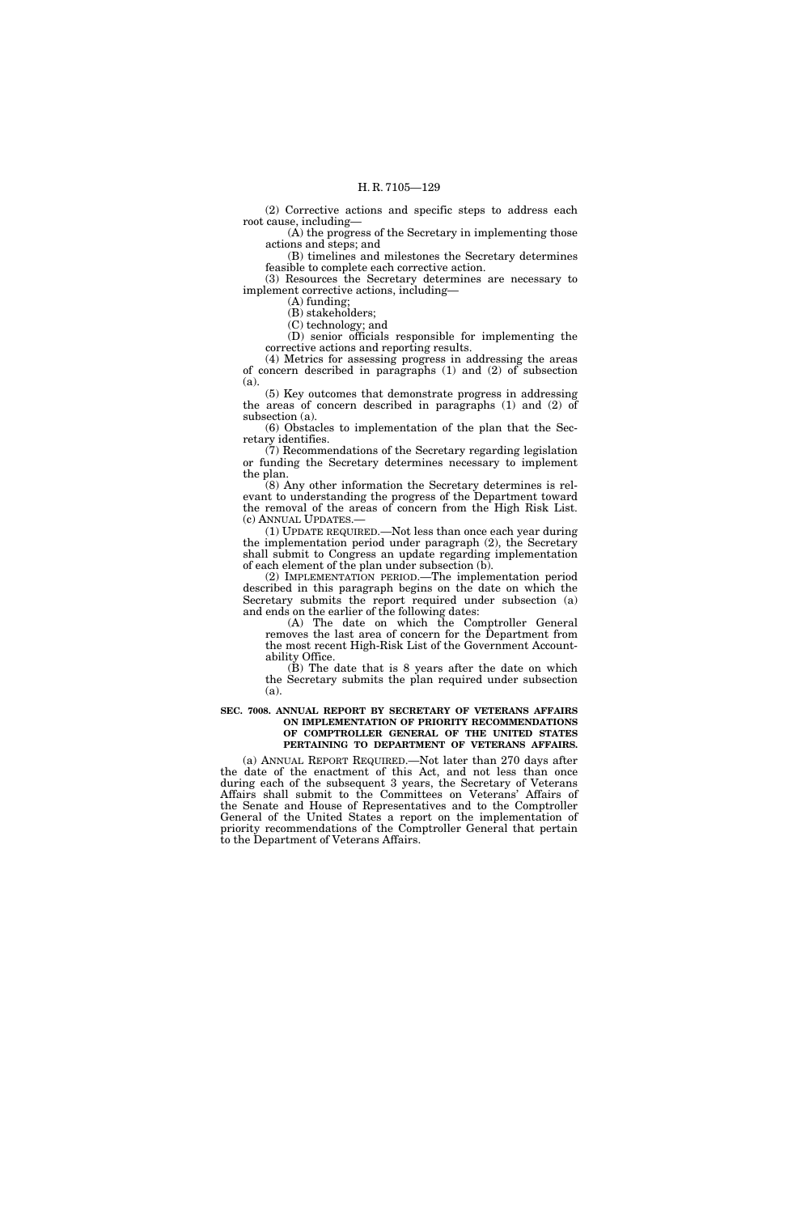(2) Corrective actions and specific steps to address each root cause, including—

(A) the progress of the Secretary in implementing those actions and steps; and

(B) timelines and milestones the Secretary determines feasible to complete each corrective action.

(3) Resources the Secretary determines are necessary to implement corrective actions, including—

(A) funding;

(B) stakeholders;

(C) technology; and

(D) senior officials responsible for implementing the corrective actions and reporting results.

(4) Metrics for assessing progress in addressing the areas of concern described in paragraphs (1) and (2) of subsection (a).

(5) Key outcomes that demonstrate progress in addressing the areas of concern described in paragraphs (1) and (2) of subsection (a).

(6) Obstacles to implementation of the plan that the Secretary identifies.

(7) Recommendations of the Secretary regarding legislation or funding the Secretary determines necessary to implement the plan.

(8) Any other information the Secretary determines is relevant to understanding the progress of the Department toward the removal of the areas of concern from the High Risk List.

(c) ANNUAL UPDATES.—

(1) UPDATE REQUIRED.—Not less than once each year during the implementation period under paragraph (2), the Secretary shall submit to Congress an update regarding implementation of each element of the plan under subsection (b).

(2) IMPLEMENTATION PERIOD.—The implementation period described in this paragraph begins on the date on which the Secretary submits the report required under subsection (a) and ends on the earlier of the following dates:

(A) The date on which the Comptroller General removes the last area of concern for the Department from the most recent High-Risk List of the Government Accountability Office.

(B) The date that is 8 years after the date on which the Secretary submits the plan required under subsection (a).

**SEC. 7008. ANNUAL REPORT BY SECRETARY OF VETERANS AFFAIRS ON IMPLEMENTATION OF PRIORITY RECOMMENDATIONS OF COMPTROLLER GENERAL OF THE UNITED STATES PERTAINING TO DEPARTMENT OF VETERANS AFFAIRS.**

(a) ANNUAL REPORT REQUIRED.—Not later than 270 days after the date of the enactment of this Act, and not less than once during each of the subsequent 3 years, the Secretary of Veterans Affairs shall submit to the Committees on Veterans' Affairs of the Senate and House of Representatives and to the Comptroller General of the United States a report on the implementation of priority recommendations of the Comptroller General that pertain to the Department of Veterans Affairs.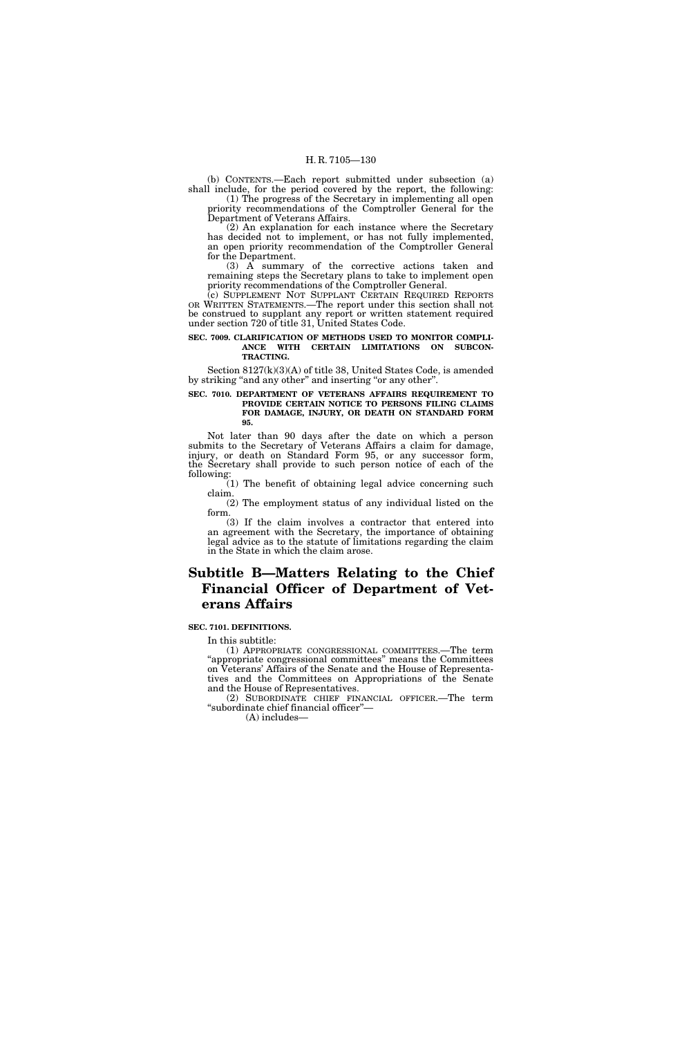(b) CONTENTS.—Each report submitted under subsection (a) shall include, for the period covered by the report, the following:

(1) The progress of the Secretary in implementing all open priority recommendations of the Comptroller General for the Department of Veterans Affairs.

(2) An explanation for each instance where the Secretary has decided not to implement, or has not fully implemented, an open priority recommendation of the Comptroller General for the Department.

(3) A summary of the corrective actions taken and remaining steps the Secretary plans to take to implement open priority recommendations of the Comptroller General.

(c) SUPPLEMENT NOT SUPPLANT CERTAIN REQUIRED REPORTS OR WRITTEN STATEMENTS.—The report under this section shall not be construed to supplant any report or written statement required under section 720 of title 31, United States Code.

**SEC. 7009. CLARIFICATION OF METHODS USED TO MONITOR COMPLIANCE WITH CERTAIN LIMITATIONS ON SUBCONTRACTING.**

Section 8127(k)(3)(A) of title 38, United States Code, is amended by striking "and any other" and inserting "or any other".

**SEC. 7010. DEPARTMENT OF VETERANS AFFAIRS REQUIREMENT TO PROVIDE CERTAIN NOTICE TO PERSONS FILING CLAIMS FOR DAMAGE, INJURY, OR DEATH ON STANDARD FORM 95.**

Not later than 90 days after the date on which a person submits to the Secretary of Veterans Affairs a claim for damage, injury, or death on Standard Form 95, or any successor form, the Secretary shall provide to such person notice of each of the following:

(1) The benefit of obtaining legal advice concerning such claim.

(2) The employment status of any individual listed on the form.

(3) If the claim involves a contractor that entered into an agreement with the Secretary, the importance of obtaining legal advice as to the statute of limitations regarding the claim in the State in which the claim arose.

# Subtitle B—Matters Relating to the Chief Financial Officer of Department of Veterans Affairs

**SEC. 7101. DEFINITIONS.**

In this subtitle:

(1) APPROPRIATE CONGRESSIONAL COMMITTEES.—The term "appropriate congressional committees" means the Committees on Veterans' Affairs of the Senate and the House of Representatives and the Committees on Appropriations of the Senate and the House of Representatives.

(2) SUBORDINATE CHIEF FINANCIAL OFFICER.—The term "subordinate chief financial officer"—

(A) includes—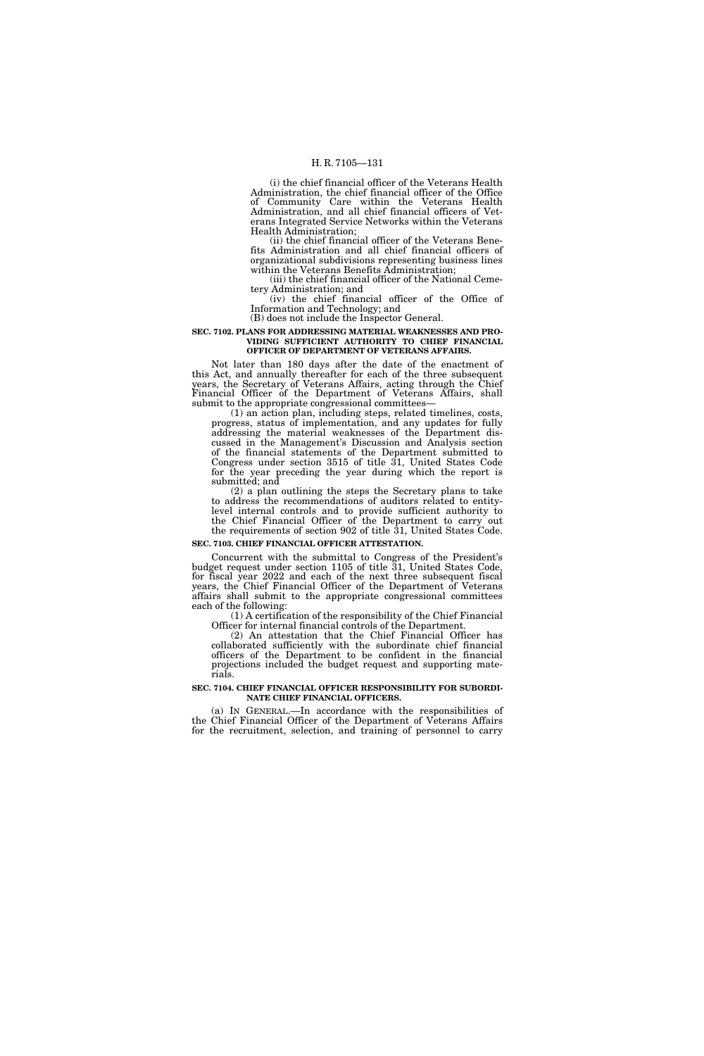(i) the chief financial officer of the Veterans Health Administration, the chief financial officer of the Office of Community Care within the Veterans Health Administration, and all chief financial officers of Veterans Integrated Service Networks within the Veterans Health Administration;

(ii) the chief financial officer of the Veterans Benefits Administration and all chief financial officers of organizational subdivisions representing business lines within the Veterans Benefits Administration;

(iii) the chief financial officer of the National Cemetery Administration; and

(iv) the chief financial officer of the Office of Information and Technology; and

(B) does not include the Inspector General.

**SEC. 7102. PLANS FOR ADDRESSING MATERIAL WEAKNESSES AND PROVIDING SUFFICIENT AUTHORITY TO CHIEF FINANCIAL OFFICER OF DEPARTMENT OF VETERANS AFFAIRS.**

Not later than 180 days after the date of the enactment of this Act, and annually thereafter for each of the three subsequent years, the Secretary of Veterans Affairs, acting through the Chief Financial Officer of the Department of Veterans Affairs, shall submit to the appropriate congressional committees—

(1) an action plan, including steps, related timelines, costs, progress, status of implementation, and any updates for fully addressing the material weaknesses of the Department discussed in the Management's Discussion and Analysis section of the financial statements of the Department submitted to Congress under section 3515 of title 31, United States Code for the year preceding the year during which the report is submitted; and

(2) a plan outlining the steps the Secretary plans to take to address the recommendations of auditors related to entity-level internal controls and to provide sufficient authority to the Chief Financial Officer of the Department to carry out the requirements of section 902 of title 31, United States Code.

**SEC. 7103. CHIEF FINANCIAL OFFICER ATTESTATION.**

Concurrent with the submittal to Congress of the President's budget request under section 1105 of title 31, United States Code, for fiscal year 2022 and each of the next three subsequent fiscal years, the Chief Financial Officer of the Department of Veterans affairs shall submit to the appropriate congressional committees each of the following:

(1) A certification of the responsibility of the Chief Financial Officer for internal financial controls of the Department.

(2) An attestation that the Chief Financial Officer has collaborated sufficiently with the subordinate chief financial officers of the Department to be confident in the financial projections included the budget request and supporting materials.

**SEC. 7104. CHIEF FINANCIAL OFFICER RESPONSIBILITY FOR SUBORDINATE CHIEF FINANCIAL OFFICERS.**

(a) IN GENERAL.—In accordance with the responsibilities of the Chief Financial Officer of the Department of Veterans Affairs for the recruitment, selection, and training of personnel to carry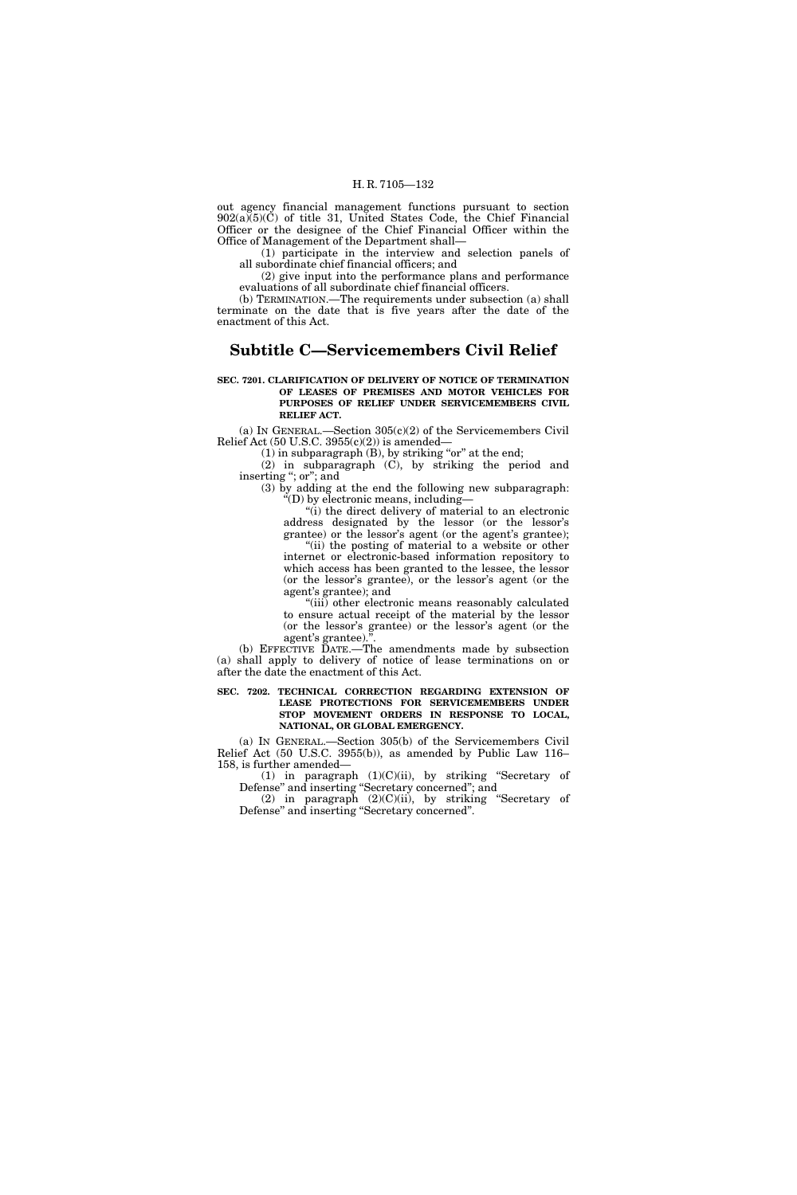out agency financial management functions pursuant to section 902(a)(5)(C) of title 31, United States Code, the Chief Financial Officer or the designee of the Chief Financial Officer within the Office of Management of the Department shall—

(1) participate in the interview and selection panels of all subordinate chief financial officers; and

(2) give input into the performance plans and performance evaluations of all subordinate chief financial officers.

(b) TERMINATION.—The requirements under subsection (a) shall terminate on the date that is five years after the date of the enactment of this Act.

## Subtitle C—Servicemembers Civil Relief

**SEC. 7201. CLARIFICATION OF DELIVERY OF NOTICE OF TERMINATION OF LEASES OF PREMISES AND MOTOR VEHICLES FOR PURPOSES OF RELIEF UNDER SERVICEMEMBERS CIVIL RELIEF ACT.**

(a) IN GENERAL.—Section 305(c)(2) of the Servicemembers Civil Relief Act (50 U.S.C. 3955(c)(2)) is amended—

(1) in subparagraph (B), by striking "or" at the end;

(2) in subparagraph (C), by striking the period and inserting "; or"; and

(3) by adding at the end the following new subparagraph:

"(D) by electronic means, including—

"(i) the direct delivery of material to an electronic address designated by the lessor (or the lessor's grantee) or the lessor's agent (or the agent's grantee);

"(ii) the posting of material to a website or other internet or electronic-based information repository to which access has been granted to the lessee, the lessor (or the lessor's grantee), or the lessor's agent (or the agent's grantee); and

"(iii) other electronic means reasonably calculated to ensure actual receipt of the material by the lessor (or the lessor's grantee) or the lessor's agent (or the agent's grantee).".

(b) EFFECTIVE DATE.—The amendments made by subsection (a) shall apply to delivery of notice of lease terminations on or after the date the enactment of this Act.

**SEC. 7202. TECHNICAL CORRECTION REGARDING EXTENSION OF LEASE PROTECTIONS FOR SERVICEMEMBERS UNDER STOP MOVEMENT ORDERS IN RESPONSE TO LOCAL, NATIONAL, OR GLOBAL EMERGENCY.**

(a) IN GENERAL.—Section 305(b) of the Servicemembers Civil Relief Act (50 U.S.C. 3955(b)), as amended by Public Law 116–158, is further amended—

(1) in paragraph (1)(C)(ii), by striking "Secretary of Defense" and inserting "Secretary concerned"; and

(2) in paragraph (2)(C)(ii), by striking "Secretary of Defense" and inserting "Secretary concerned".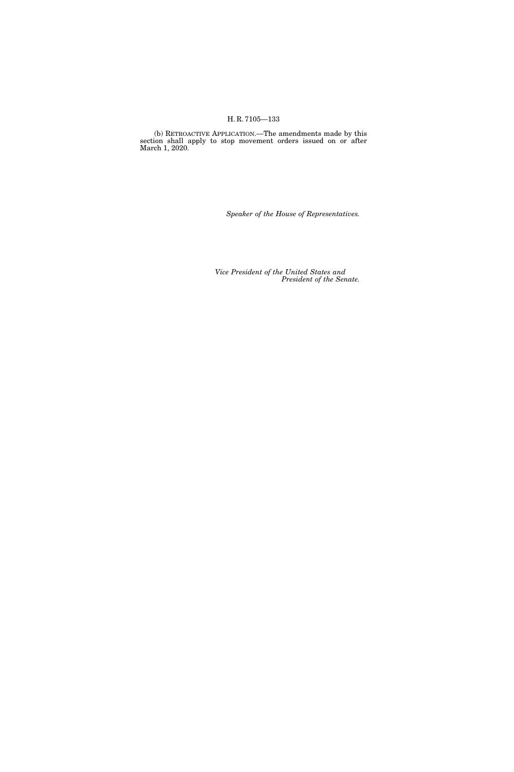(b) RETROACTIVE APPLICATION.—The amendments made by this section shall apply to stop movement orders issued on or after March 1, 2020.

*Speaker of the House of Representatives.*

*Vice President of the United States and President of the Senate.*